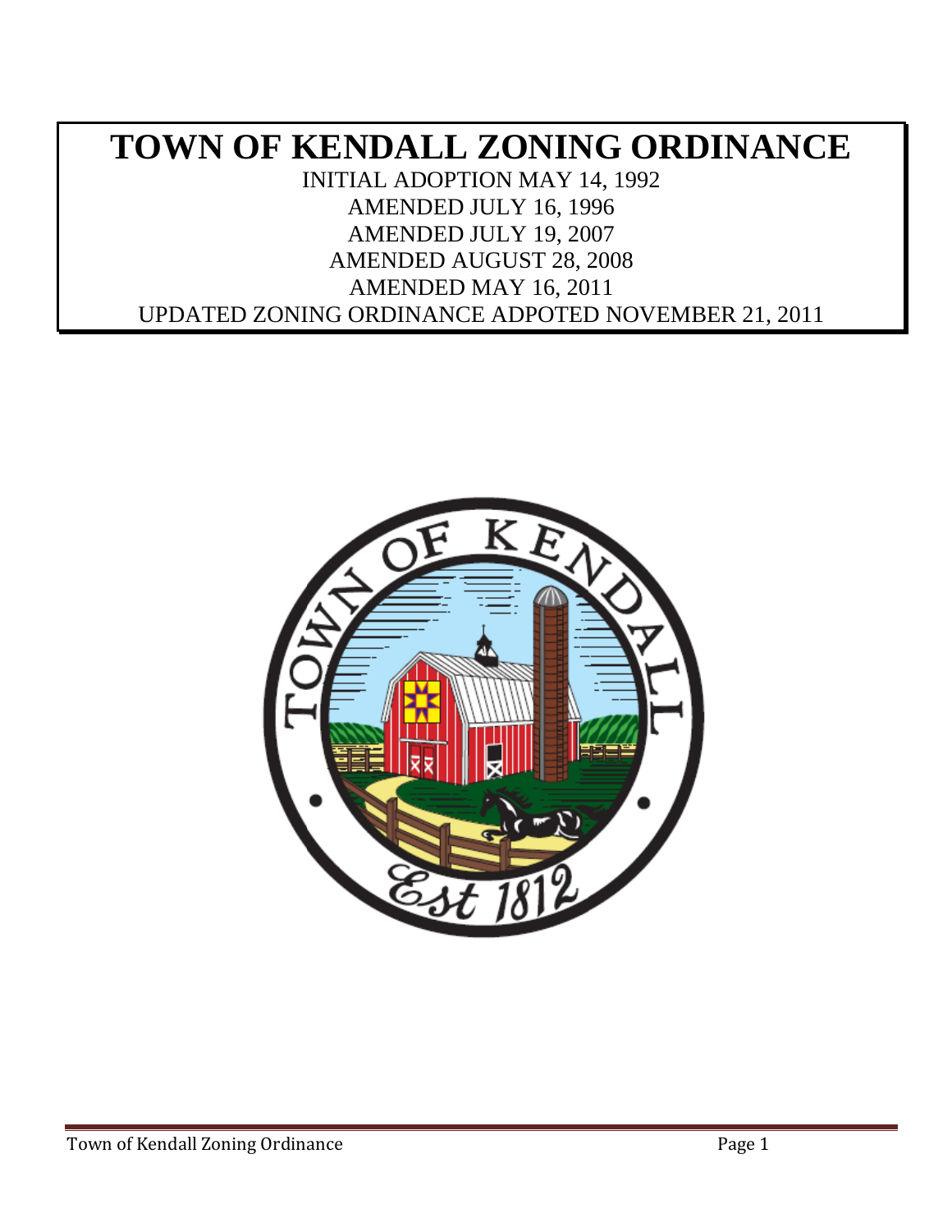# TOWN OF KENDALL ZONING ORDINANCE

INITIAL ADOPTION MAY 14, 1992

AMENDED JULY 16, 1996

AMENDED JULY 19, 2007

AMENDED AUGUST 28, 2008

AMENDED MAY 16, 2011

UPDATED ZONING ORDINANCE ADPOTED NOVEMBER 21, 2011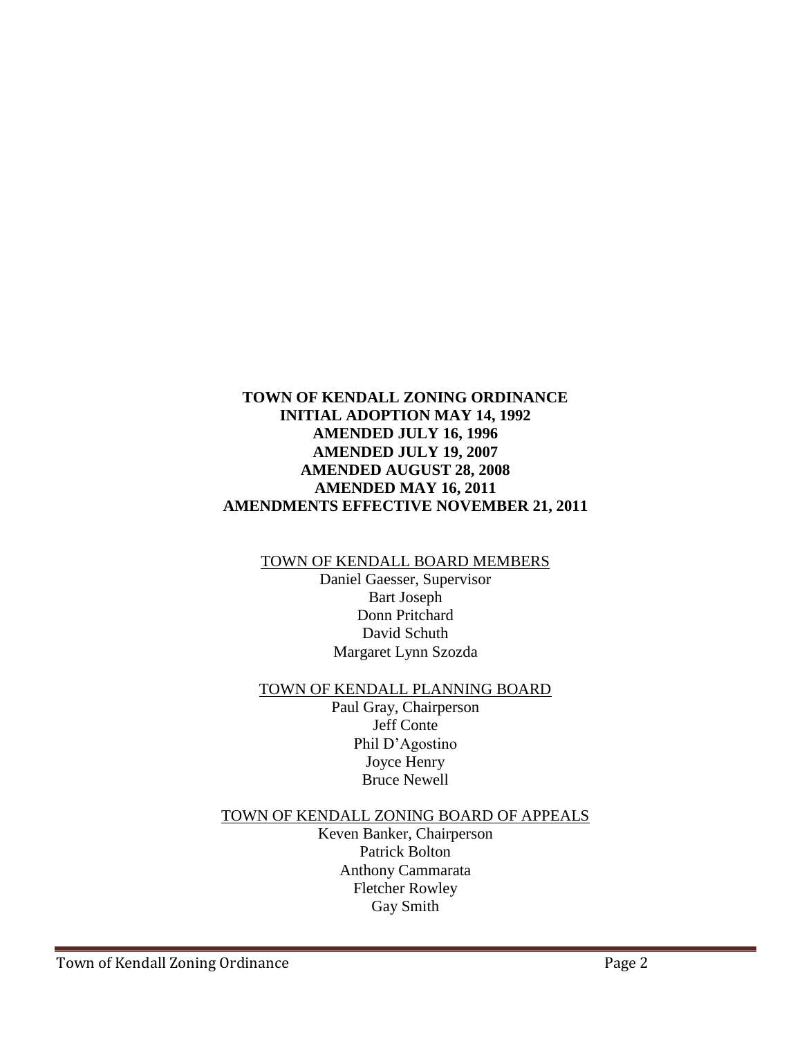**TOWN OF KENDALL ZONING ORDINANCE**
**INITIAL ADOPTION MAY 14, 1992**
**AMENDED JULY 16, 1996**
**AMENDED JULY 19, 2007**
**AMENDED AUGUST 28, 2008**
**AMENDED MAY 16, 2011**
**AMENDMENTS EFFECTIVE NOVEMBER 21, 2011**

TOWN OF KENDALL BOARD MEMBERS

Daniel Gaesser, Supervisor
Bart Joseph
Donn Pritchard
David Schuth
Margaret Lynn Szozda

TOWN OF KENDALL PLANNING BOARD

Paul Gray, Chairperson
Jeff Conte
Phil D'Agostino
Joyce Henry
Bruce Newell

TOWN OF KENDALL ZONING BOARD OF APPEALS

Keven Banker, Chairperson
Patrick Bolton
Anthony Cammarata
Fletcher Rowley
Gay Smith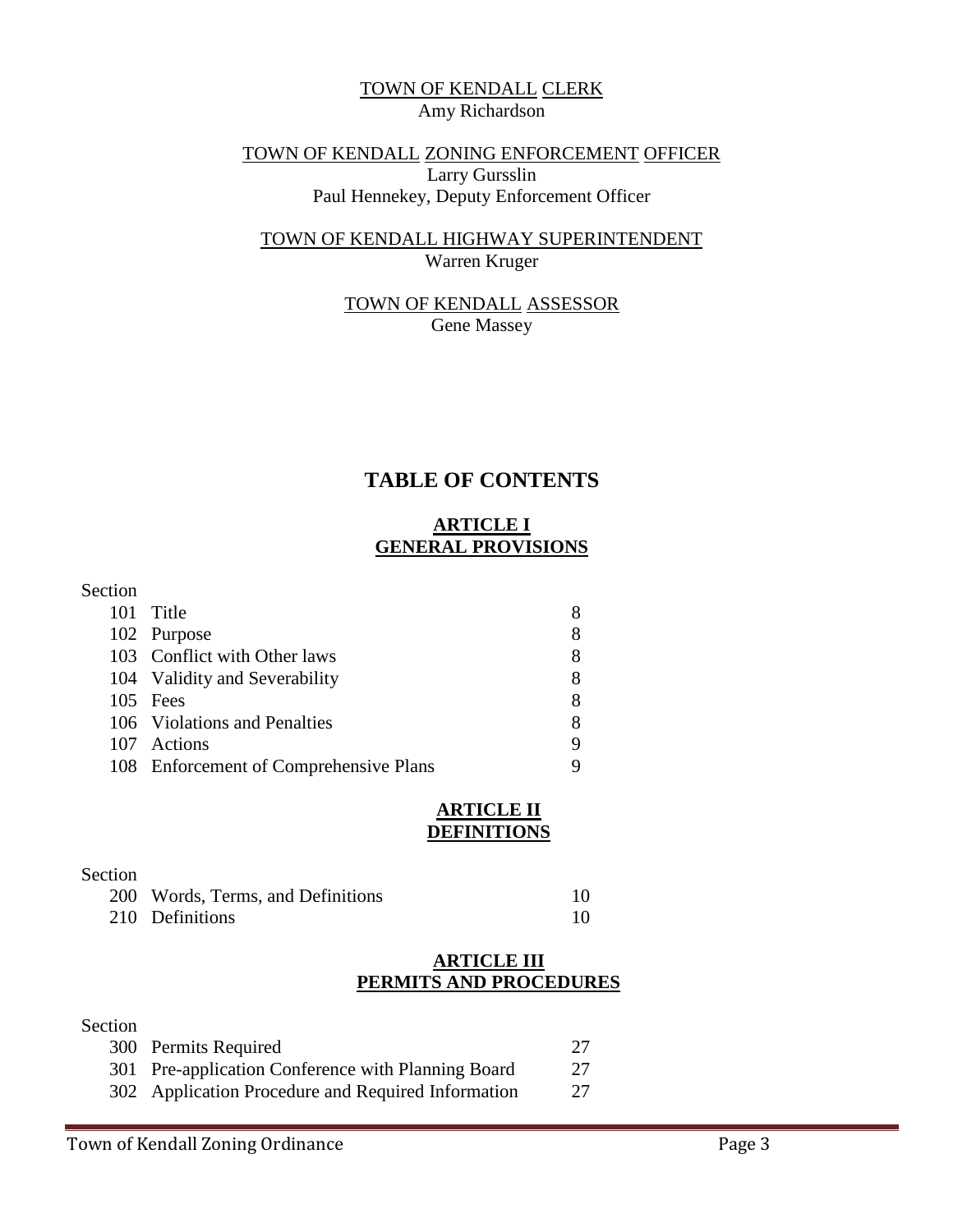TOWN OF KENDALL CLERK
Amy Richardson

TOWN OF KENDALL ZONING ENFORCEMENT OFFICER
Larry Gursslin
Paul Hennekey, Deputy Enforcement Officer

TOWN OF KENDALL HIGHWAY SUPERINTENDENT
Warren Kruger

TOWN OF KENDALL ASSESSOR
Gene Massey

# TABLE OF CONTENTS

## ARTICLE I GENERAL PROVISIONS

| Section | | |
|---|---|---|
| 101 | Title | 8 |
| 102 | Purpose | 8 |
| 103 | Conflict with Other laws | 8 |
| 104 | Validity and Severability | 8 |
| 105 | Fees | 8 |
| 106 | Violations and Penalties | 8 |
| 107 | Actions | 9 |
| 108 | Enforcement of Comprehensive Plans | 9 |

## ARTICLE II DEFINITIONS

| Section | | |
|---|---|---|
| 200 | Words, Terms, and Definitions | 10 |
| 210 | Definitions | 10 |

## ARTICLE III PERMITS AND PROCEDURES

| Section | | |
|---|---|---|
| 300 | Permits Required | 27 |
| 301 | Pre-application Conference with Planning Board | 27 |
| 302 | Application Procedure and Required Information | 27 |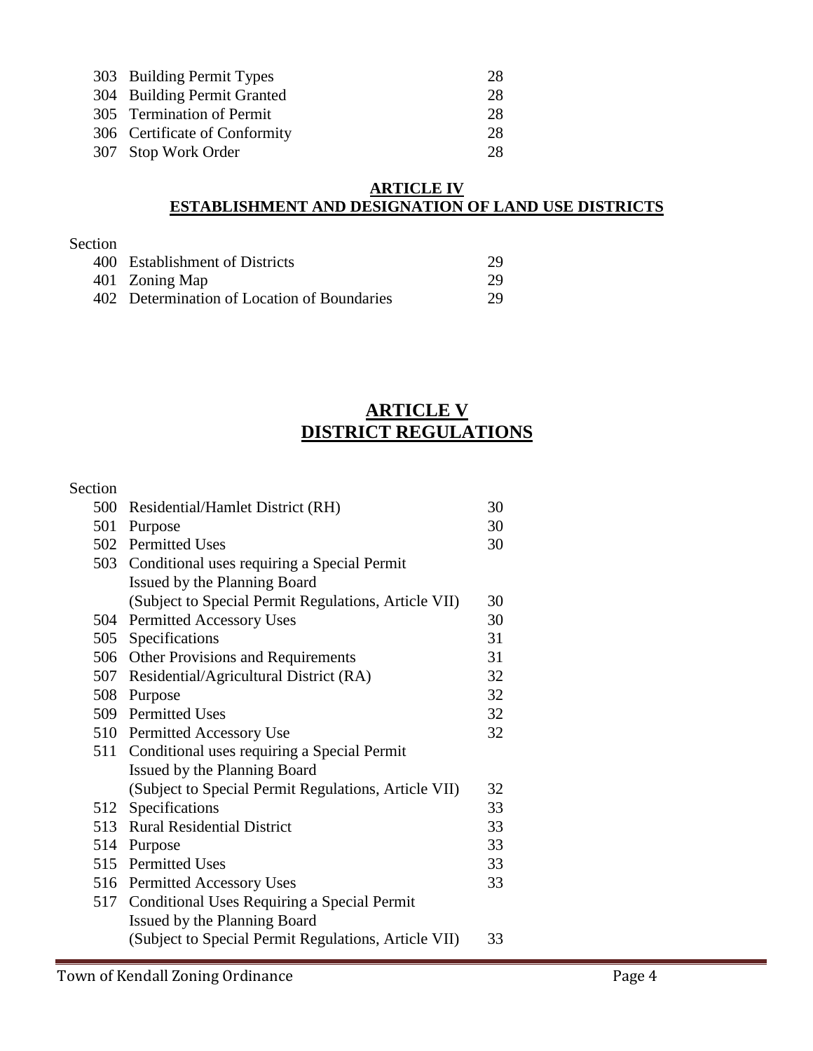| | | |
|---|---|---|
| 303 | Building Permit Types | 28 |
| 304 | Building Permit Granted | 28 |
| 305 | Termination of Permit | 28 |
| 306 | Certificate of Conformity | 28 |
| 307 | Stop Work Order | 28 |

## ARTICLE IV
## ESTABLISHMENT AND DESIGNATION OF LAND USE DISTRICTS

| Section | | |
|---|---|---|
| 400 | Establishment of Districts | 29 |
| 401 | Zoning Map | 29 |
| 402 | Determination of Location of Boundaries | 29 |

# ARTICLE V
# DISTRICT REGULATIONS

| Section | | |
|---|---|---|
| 500 | Residential/Hamlet District (RH) | 30 |
| 501 | Purpose | 30 |
| 502 | Permitted Uses | 30 |
| 503 | Conditional uses requiring a Special Permit Issued by the Planning Board (Subject to Special Permit Regulations, Article VII) | 30 |
| 504 | Permitted Accessory Uses | 30 |
| 505 | Specifications | 31 |
| 506 | Other Provisions and Requirements | 31 |
| 507 | Residential/Agricultural District (RA) | 32 |
| 508 | Purpose | 32 |
| 509 | Permitted Uses | 32 |
| 510 | Permitted Accessory Use | 32 |
| 511 | Conditional uses requiring a Special Permit Issued by the Planning Board (Subject to Special Permit Regulations, Article VII) | 32 |
| 512 | Specifications | 33 |
| 513 | Rural Residential District | 33 |
| 514 | Purpose | 33 |
| 515 | Permitted Uses | 33 |
| 516 | Permitted Accessory Uses | 33 |
| 517 | Conditional Uses Requiring a Special Permit Issued by the Planning Board (Subject to Special Permit Regulations, Article VII) | 33 |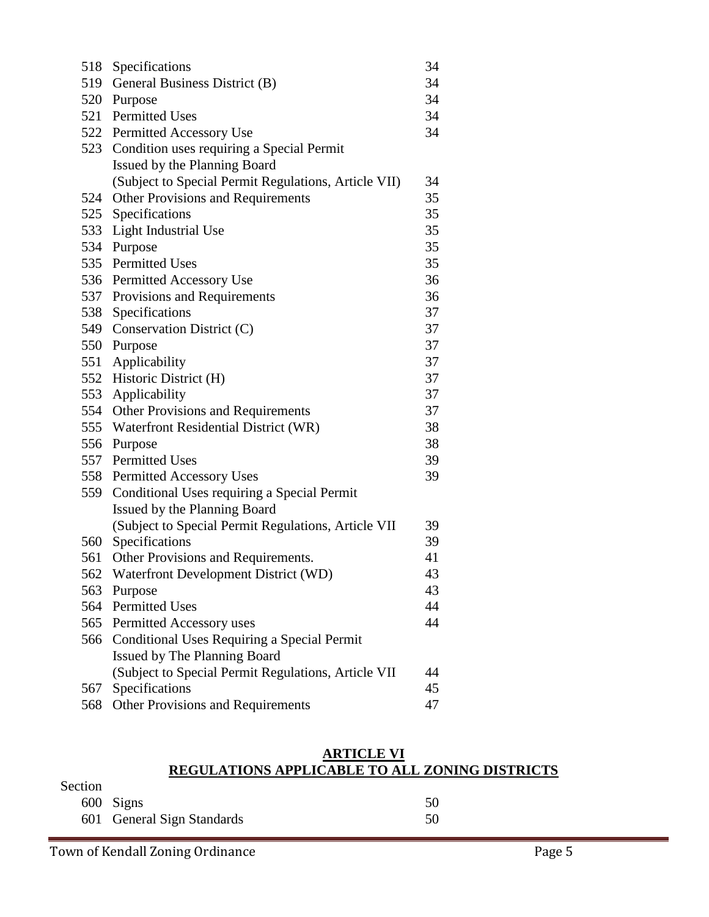| | | |
|---|---|---|
| 518 | Specifications | 34 |
| 519 | General Business District (B) | 34 |
| 520 | Purpose | 34 |
| 521 | Permitted Uses | 34 |
| 522 | Permitted Accessory Use | 34 |
| 523 | Condition uses requiring a Special Permit Issued by the Planning Board (Subject to Special Permit Regulations, Article VII) | 34 |
| 524 | Other Provisions and Requirements | 35 |
| 525 | Specifications | 35 |
| 533 | Light Industrial Use | 35 |
| 534 | Purpose | 35 |
| 535 | Permitted Uses | 35 |
| 536 | Permitted Accessory Use | 36 |
| 537 | Provisions and Requirements | 36 |
| 538 | Specifications | 37 |
| 549 | Conservation District (C) | 37 |
| 550 | Purpose | 37 |
| 551 | Applicability | 37 |
| 552 | Historic District (H) | 37 |
| 553 | Applicability | 37 |
| 554 | Other Provisions and Requirements | 37 |
| 555 | Waterfront Residential District (WR) | 38 |
| 556 | Purpose | 38 |
| 557 | Permitted Uses | 39 |
| 558 | Permitted Accessory Uses | 39 |
| 559 | Conditional Uses requiring a Special Permit Issued by the Planning Board (Subject to Special Permit Regulations, Article VII | 39 |
| 560 | Specifications | 39 |
| 561 | Other Provisions and Requirements. | 41 |
| 562 | Waterfront Development District (WD) | 43 |
| 563 | Purpose | 43 |
| 564 | Permitted Uses | 44 |
| 565 | Permitted Accessory uses | 44 |
| 566 | Conditional Uses Requiring a Special Permit Issued by The Planning Board (Subject to Special Permit Regulations, Article VII | 44 |
| 567 | Specifications | 45 |
| 568 | Other Provisions and Requirements | 47 |

## ARTICLE VI
## REGULATIONS APPLICABLE TO ALL ZONING DISTRICTS

| Section | | |
|---|---|---|
| 600 | Signs | 50 |
| 601 | General Sign Standards | 50 |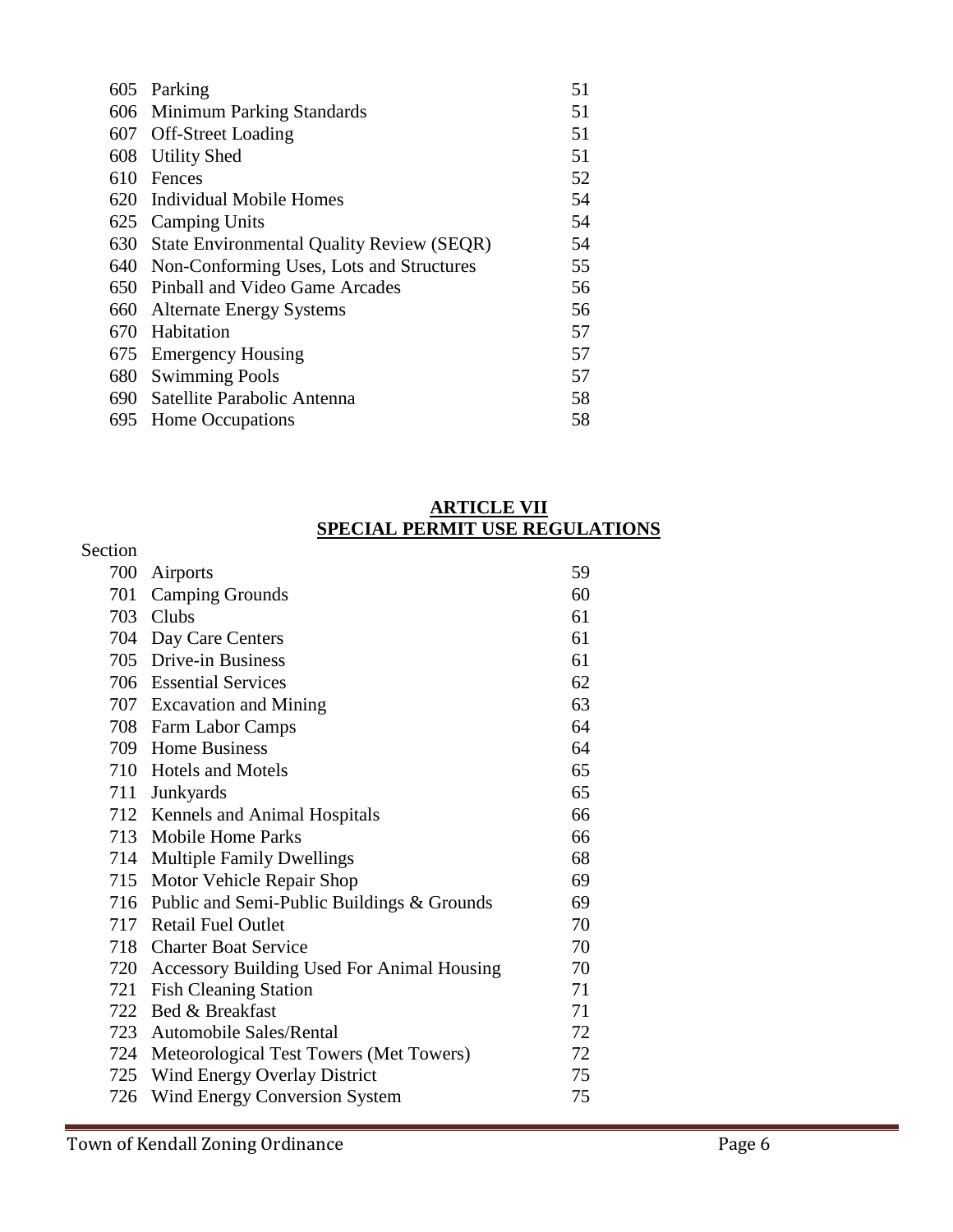| | | |
|---|---|---|
| 605 | Parking | 51 |
| 606 | Minimum Parking Standards | 51 |
| 607 | Off-Street Loading | 51 |
| 608 | Utility Shed | 51 |
| 610 | Fences | 52 |
| 620 | Individual Mobile Homes | 54 |
| 625 | Camping Units | 54 |
| 630 | State Environmental Quality Review (SEQR) | 54 |
| 640 | Non-Conforming Uses, Lots and Structures | 55 |
| 650 | Pinball and Video Game Arcades | 56 |
| 660 | Alternate Energy Systems | 56 |
| 670 | Habitation | 57 |
| 675 | Emergency Housing | 57 |
| 680 | Swimming Pools | 57 |
| 690 | Satellite Parabolic Antenna | 58 |
| 695 | Home Occupations | 58 |

## ARTICLE VII
## SPECIAL PERMIT USE REGULATIONS

| Section | | |
|---|---|---|
| 700 | Airports | 59 |
| 701 | Camping Grounds | 60 |
| 703 | Clubs | 61 |
| 704 | Day Care Centers | 61 |
| 705 | Drive-in Business | 61 |
| 706 | Essential Services | 62 |
| 707 | Excavation and Mining | 63 |
| 708 | Farm Labor Camps | 64 |
| 709 | Home Business | 64 |
| 710 | Hotels and Motels | 65 |
| 711 | Junkyards | 65 |
| 712 | Kennels and Animal Hospitals | 66 |
| 713 | Mobile Home Parks | 66 |
| 714 | Multiple Family Dwellings | 68 |
| 715 | Motor Vehicle Repair Shop | 69 |
| 716 | Public and Semi-Public Buildings & Grounds | 69 |
| 717 | Retail Fuel Outlet | 70 |
| 718 | Charter Boat Service | 70 |
| 720 | Accessory Building Used For Animal Housing | 70 |
| 721 | Fish Cleaning Station | 71 |
| 722 | Bed & Breakfast | 71 |
| 723 | Automobile Sales/Rental | 72 |
| 724 | Meteorological Test Towers (Met Towers) | 72 |
| 725 | Wind Energy Overlay District | 75 |
| 726 | Wind Energy Conversion System | 75 |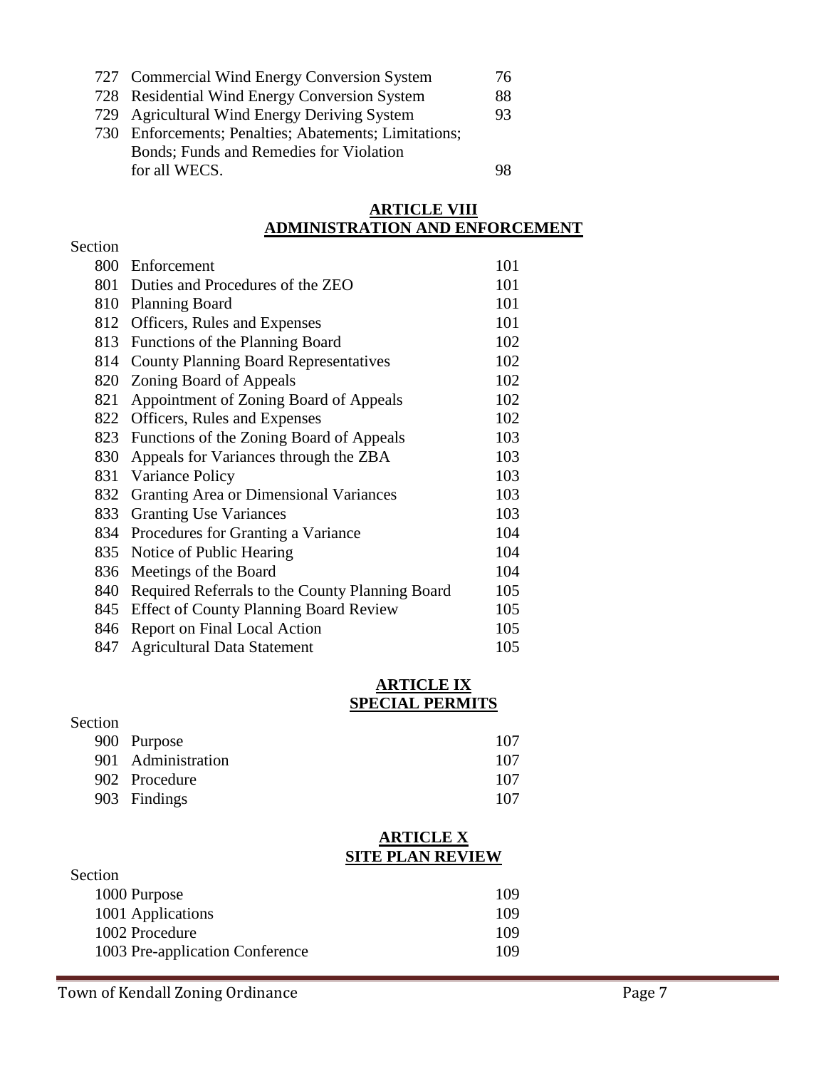| | | |
|---|---|---|
| 727 | Commercial Wind Energy Conversion System | 76 |
| 728 | Residential Wind Energy Conversion System | 88 |
| 729 | Agricultural Wind Energy Deriving System | 93 |
| 730 | Enforcements; Penalties; Abatements; Limitations; Bonds; Funds and Remedies for Violation for all WECS. | 98 |

## ARTICLE VIII
## ADMINISTRATION AND ENFORCEMENT

| Section | | |
|---|---|---|
| 800 | Enforcement | 101 |
| 801 | Duties and Procedures of the ZEO | 101 |
| 810 | Planning Board | 101 |
| 812 | Officers, Rules and Expenses | 101 |
| 813 | Functions of the Planning Board | 102 |
| 814 | County Planning Board Representatives | 102 |
| 820 | Zoning Board of Appeals | 102 |
| 821 | Appointment of Zoning Board of Appeals | 102 |
| 822 | Officers, Rules and Expenses | 102 |
| 823 | Functions of the Zoning Board of Appeals | 103 |
| 830 | Appeals for Variances through the ZBA | 103 |
| 831 | Variance Policy | 103 |
| 832 | Granting Area or Dimensional Variances | 103 |
| 833 | Granting Use Variances | 103 |
| 834 | Procedures for Granting a Variance | 104 |
| 835 | Notice of Public Hearing | 104 |
| 836 | Meetings of the Board | 104 |
| 840 | Required Referrals to the County Planning Board | 105 |
| 845 | Effect of County Planning Board Review | 105 |
| 846 | Report on Final Local Action | 105 |
| 847 | Agricultural Data Statement | 105 |

## ARTICLE IX
## SPECIAL PERMITS

| Section | | |
|---|---|---|
| 900 | Purpose | 107 |
| 901 | Administration | 107 |
| 902 | Procedure | 107 |
| 903 | Findings | 107 |

## ARTICLE X
## SITE PLAN REVIEW

| Section | | |
|---|---|---|
| 1000 | Purpose | 109 |
| 1001 | Applications | 109 |
| 1002 | Procedure | 109 |
| 1003 | Pre-application Conference | 109 |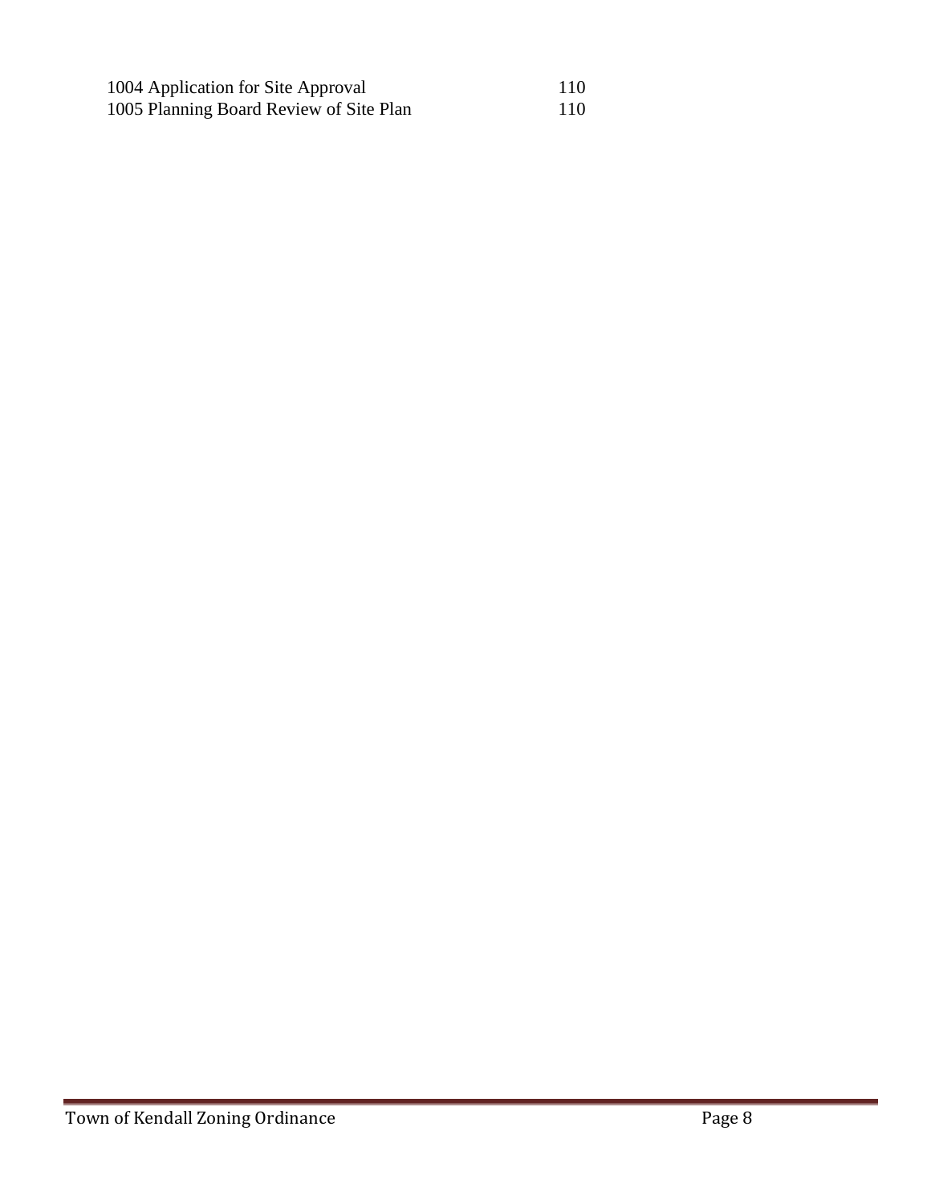| | |
|---|---|
| 1004 Application for Site Approval | 110 |
| 1005 Planning Board Review of Site Plan | 110 |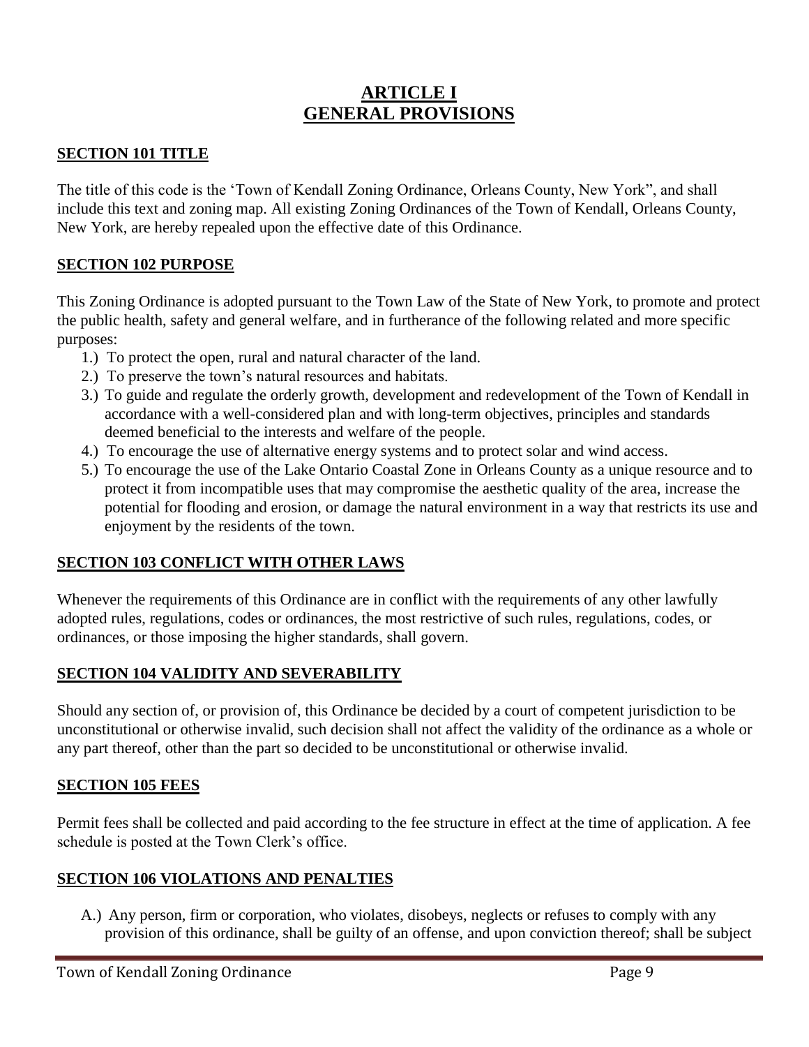# ARTICLE I
# GENERAL PROVISIONS

## SECTION 101 TITLE

The title of this code is the 'Town of Kendall Zoning Ordinance, Orleans County, New York", and shall include this text and zoning map. All existing Zoning Ordinances of the Town of Kendall, Orleans County, New York, are hereby repealed upon the effective date of this Ordinance.

## SECTION 102 PURPOSE

This Zoning Ordinance is adopted pursuant to the Town Law of the State of New York, to promote and protect the public health, safety and general welfare, and in furtherance of the following related and more specific purposes:

1.) To protect the open, rural and natural character of the land.
2.) To preserve the town's natural resources and habitats.
3.) To guide and regulate the orderly growth, development and redevelopment of the Town of Kendall in accordance with a well-considered plan and with long-term objectives, principles and standards deemed beneficial to the interests and welfare of the people.
4.) To encourage the use of alternative energy systems and to protect solar and wind access.
5.) To encourage the use of the Lake Ontario Coastal Zone in Orleans County as a unique resource and to protect it from incompatible uses that may compromise the aesthetic quality of the area, increase the potential for flooding and erosion, or damage the natural environment in a way that restricts its use and enjoyment by the residents of the town.

## SECTION 103 CONFLICT WITH OTHER LAWS

Whenever the requirements of this Ordinance are in conflict with the requirements of any other lawfully adopted rules, regulations, codes or ordinances, the most restrictive of such rules, regulations, codes, or ordinances, or those imposing the higher standards, shall govern.

## SECTION 104 VALIDITY AND SEVERABILITY

Should any section of, or provision of, this Ordinance be decided by a court of competent jurisdiction to be unconstitutional or otherwise invalid, such decision shall not affect the validity of the ordinance as a whole or any part thereof, other than the part so decided to be unconstitutional or otherwise invalid.

## SECTION 105 FEES

Permit fees shall be collected and paid according to the fee structure in effect at the time of application. A fee schedule is posted at the Town Clerk's office.

## SECTION 106 VIOLATIONS AND PENALTIES

A.) Any person, firm or corporation, who violates, disobeys, neglects or refuses to comply with any provision of this ordinance, shall be guilty of an offense, and upon conviction thereof; shall be subject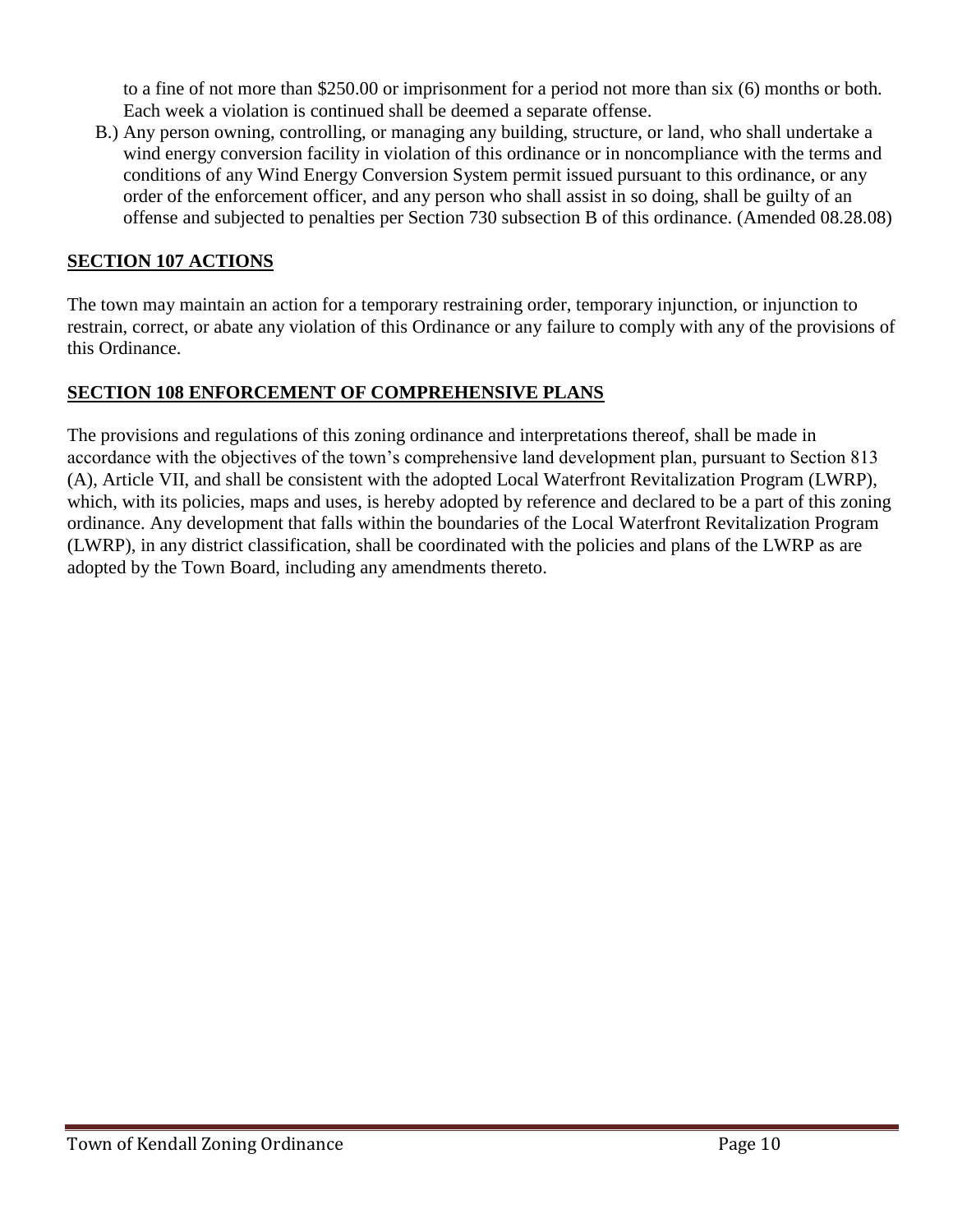to a fine of not more than $250.00 or imprisonment for a period not more than six (6) months or both. Each week a violation is continued shall be deemed a separate offense.

B.) Any person owning, controlling, or managing any building, structure, or land, who shall undertake a wind energy conversion facility in violation of this ordinance or in noncompliance with the terms and conditions of any Wind Energy Conversion System permit issued pursuant to this ordinance, or any order of the enforcement officer, and any person who shall assist in so doing, shall be guilty of an offense and subjected to penalties per Section 730 subsection B of this ordinance. (Amended 08.28.08)

## SECTION 107 ACTIONS

The town may maintain an action for a temporary restraining order, temporary injunction, or injunction to restrain, correct, or abate any violation of this Ordinance or any failure to comply with any of the provisions of this Ordinance.

## SECTION 108 ENFORCEMENT OF COMPREHENSIVE PLANS

The provisions and regulations of this zoning ordinance and interpretations thereof, shall be made in accordance with the objectives of the town's comprehensive land development plan, pursuant to Section 813 (A), Article VII, and shall be consistent with the adopted Local Waterfront Revitalization Program (LWRP), which, with its policies, maps and uses, is hereby adopted by reference and declared to be a part of this zoning ordinance. Any development that falls within the boundaries of the Local Waterfront Revitalization Program (LWRP), in any district classification, shall be coordinated with the policies and plans of the LWRP as are adopted by the Town Board, including any amendments thereto.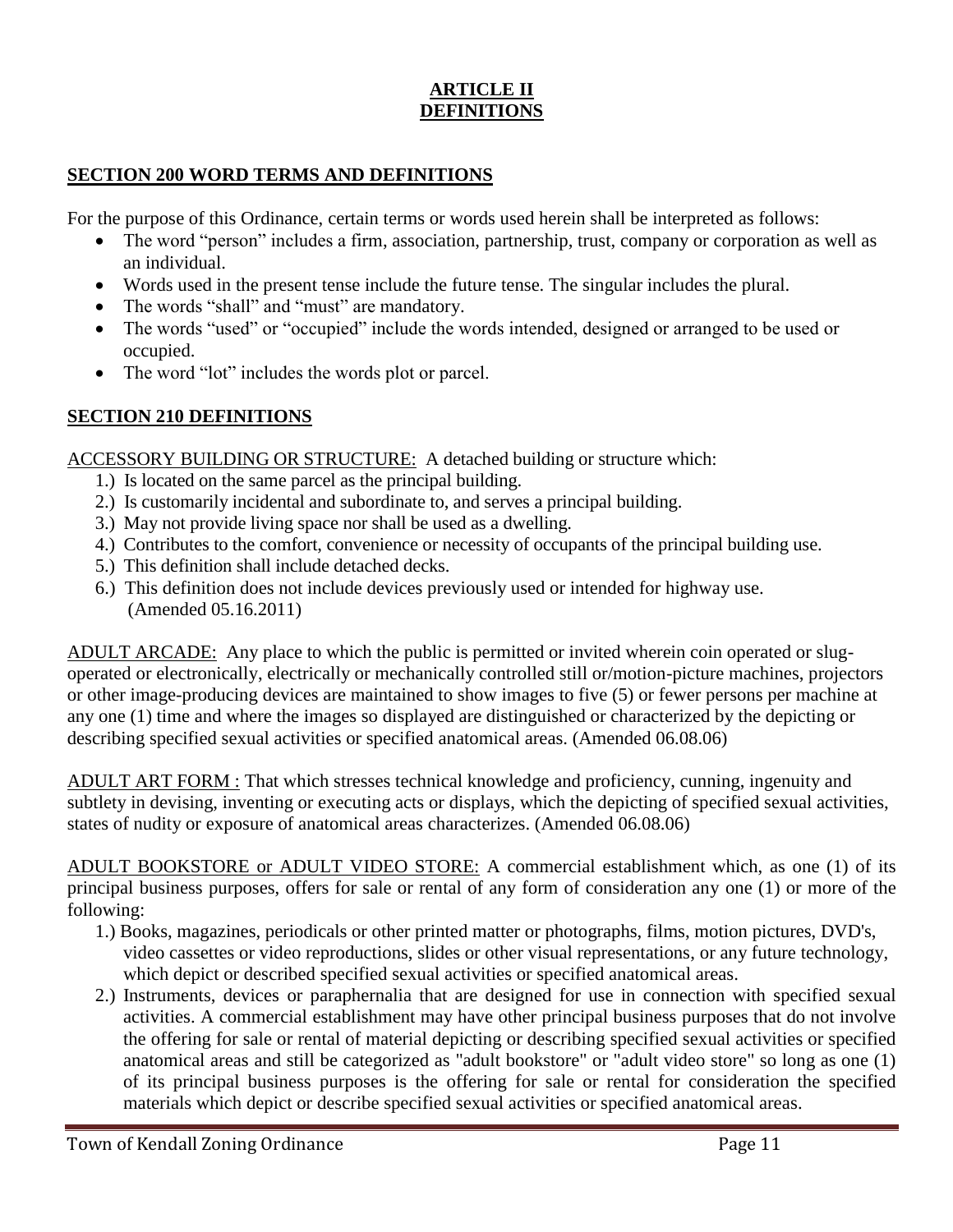# ARTICLE II
# DEFINITIONS

## SECTION 200 WORD TERMS AND DEFINITIONS

For the purpose of this Ordinance, certain terms or words used herein shall be interpreted as follows:

- The word "person" includes a firm, association, partnership, trust, company or corporation as well as an individual.
- Words used in the present tense include the future tense. The singular includes the plural.
- The words "shall" and "must" are mandatory.
- The words "used" or "occupied" include the words intended, designed or arranged to be used or occupied.
- The word "lot" includes the words plot or parcel.

## SECTION 210 DEFINITIONS

ACCESSORY BUILDING OR STRUCTURE: A detached building or structure which:

1.) Is located on the same parcel as the principal building.
2.) Is customarily incidental and subordinate to, and serves a principal building.
3.) May not provide living space nor shall be used as a dwelling.
4.) Contributes to the comfort, convenience or necessity of occupants of the principal building use.
5.) This definition shall include detached decks.
6.) This definition does not include devices previously used or intended for highway use. (Amended 05.16.2011)

ADULT ARCADE: Any place to which the public is permitted or invited wherein coin operated or slug-operated or electronically, electrically or mechanically controlled still or/motion-picture machines, projectors or other image-producing devices are maintained to show images to five (5) or fewer persons per machine at any one (1) time and where the images so displayed are distinguished or characterized by the depicting or describing specified sexual activities or specified anatomical areas. (Amended 06.08.06)

ADULT ART FORM : That which stresses technical knowledge and proficiency, cunning, ingenuity and subtlety in devising, inventing or executing acts or displays, which the depicting of specified sexual activities, states of nudity or exposure of anatomical areas characterizes. (Amended 06.08.06)

ADULT BOOKSTORE or ADULT VIDEO STORE: A commercial establishment which, as one (1) of its principal business purposes, offers for sale or rental of any form of consideration any one (1) or more of the following:

1.) Books, magazines, periodicals or other printed matter or photographs, films, motion pictures, DVD's, video cassettes or video reproductions, slides or other visual representations, or any future technology, which depict or described specified sexual activities or specified anatomical areas.
2.) Instruments, devices or paraphernalia that are designed for use in connection with specified sexual activities. A commercial establishment may have other principal business purposes that do not involve the offering for sale or rental of material depicting or describing specified sexual activities or specified anatomical areas and still be categorized as "adult bookstore" or "adult video store" so long as one (1) of its principal business purposes is the offering for sale or rental for consideration the specified materials which depict or describe specified sexual activities or specified anatomical areas.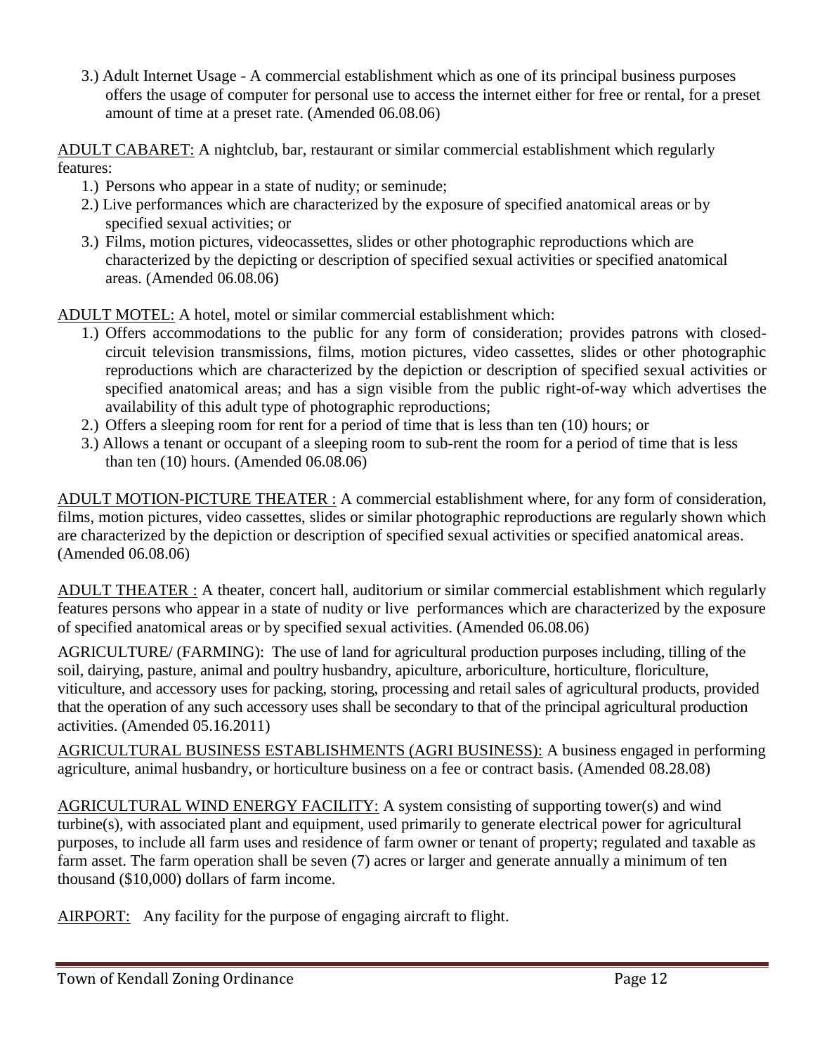3.) Adult Internet Usage - A commercial establishment which as one of its principal business purposes offers the usage of computer for personal use to access the internet either for free or rental, for a preset amount of time at a preset rate. (Amended 06.08.06)

ADULT CABARET: A nightclub, bar, restaurant or similar commercial establishment which regularly features:

1.) Persons who appear in a state of nudity; or seminude;
2.) Live performances which are characterized by the exposure of specified anatomical areas or by specified sexual activities; or
3.) Films, motion pictures, videocassettes, slides or other photographic reproductions which are characterized by the depicting or description of specified sexual activities or specified anatomical areas. (Amended 06.08.06)

ADULT MOTEL: A hotel, motel or similar commercial establishment which:

1.) Offers accommodations to the public for any form of consideration; provides patrons with closed-circuit television transmissions, films, motion pictures, video cassettes, slides or other photographic reproductions which are characterized by the depiction or description of specified sexual activities or specified anatomical areas; and has a sign visible from the public right-of-way which advertises the availability of this adult type of photographic reproductions;
2.) Offers a sleeping room for rent for a period of time that is less than ten (10) hours; or
3.) Allows a tenant or occupant of a sleeping room to sub-rent the room for a period of time that is less than ten (10) hours. (Amended 06.08.06)

ADULT MOTION-PICTURE THEATER : A commercial establishment where, for any form of consideration, films, motion pictures, video cassettes, slides or similar photographic reproductions are regularly shown which are characterized by the depiction or description of specified sexual activities or specified anatomical areas. (Amended 06.08.06)

ADULT THEATER : A theater, concert hall, auditorium or similar commercial establishment which regularly features persons who appear in a state of nudity or live performances which are characterized by the exposure of specified anatomical areas or by specified sexual activities. (Amended 06.08.06)

AGRICULTURE/ (FARMING): The use of land for agricultural production purposes including, tilling of the soil, dairying, pasture, animal and poultry husbandry, apiculture, arboriculture, horticulture, floriculture, viticulture, and accessory uses for packing, storing, processing and retail sales of agricultural products, provided that the operation of any such accessory uses shall be secondary to that of the principal agricultural production activities. (Amended 05.16.2011)

AGRICULTURAL BUSINESS ESTABLISHMENTS (AGRI BUSINESS): A business engaged in performing agriculture, animal husbandry, or horticulture business on a fee or contract basis. (Amended 08.28.08)

AGRICULTURAL WIND ENERGY FACILITY: A system consisting of supporting tower(s) and wind turbine(s), with associated plant and equipment, used primarily to generate electrical power for agricultural purposes, to include all farm uses and residence of farm owner or tenant of property; regulated and taxable as farm asset. The farm operation shall be seven (7) acres or larger and generate annually a minimum of ten thousand ($10,000) dollars of farm income.

AIRPORT: Any facility for the purpose of engaging aircraft to flight.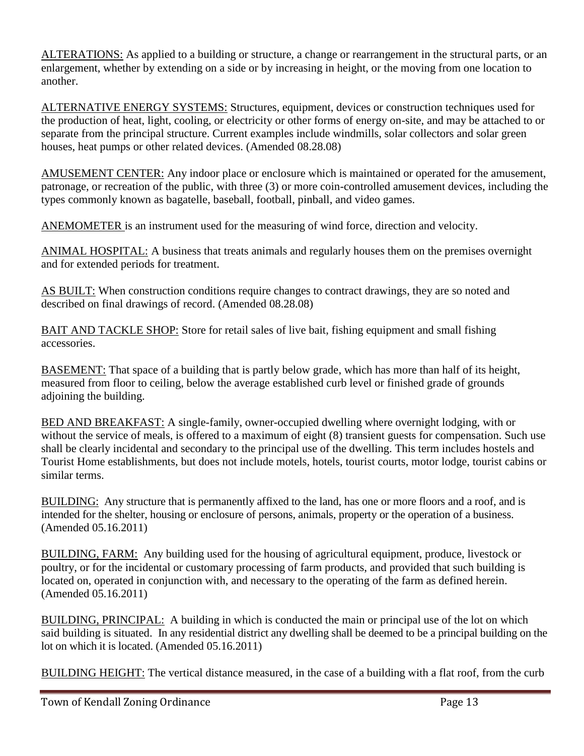<u>ALTERATIONS:</u> As applied to a building or structure, a change or rearrangement in the structural parts, or an enlargement, whether by extending on a side or by increasing in height, or the moving from one location to another.

<u>ALTERNATIVE ENERGY SYSTEMS:</u> Structures, equipment, devices or construction techniques used for the production of heat, light, cooling, or electricity or other forms of energy on-site, and may be attached to or separate from the principal structure. Current examples include windmills, solar collectors and solar green houses, heat pumps or other related devices. (Amended 08.28.08)

<u>AMUSEMENT CENTER:</u> Any indoor place or enclosure which is maintained or operated for the amusement, patronage, or recreation of the public, with three (3) or more coin-controlled amusement devices, including the types commonly known as bagatelle, baseball, football, pinball, and video games.

<u>ANEMOMETER</u> is an instrument used for the measuring of wind force, direction and velocity.

<u>ANIMAL HOSPITAL:</u> A business that treats animals and regularly houses them on the premises overnight and for extended periods for treatment.

<u>AS BUILT:</u> When construction conditions require changes to contract drawings, they are so noted and described on final drawings of record. (Amended 08.28.08)

<u>BAIT AND TACKLE SHOP:</u> Store for retail sales of live bait, fishing equipment and small fishing accessories.

<u>BASEMENT:</u> That space of a building that is partly below grade, which has more than half of its height, measured from floor to ceiling, below the average established curb level or finished grade of grounds adjoining the building.

<u>BED AND BREAKFAST:</u> A single-family, owner-occupied dwelling where overnight lodging, with or without the service of meals, is offered to a maximum of eight (8) transient guests for compensation. Such use shall be clearly incidental and secondary to the principal use of the dwelling. This term includes hostels and Tourist Home establishments, but does not include motels, hotels, tourist courts, motor lodge, tourist cabins or similar terms.

<u>BUILDING:</u> Any structure that is permanently affixed to the land, has one or more floors and a roof, and is intended for the shelter, housing or enclosure of persons, animals, property or the operation of a business. (Amended 05.16.2011)

<u>BUILDING, FARM:</u> Any building used for the housing of agricultural equipment, produce, livestock or poultry, or for the incidental or customary processing of farm products, and provided that such building is located on, operated in conjunction with, and necessary to the operating of the farm as defined herein. (Amended 05.16.2011)

<u>BUILDING, PRINCIPAL:</u> A building in which is conducted the main or principal use of the lot on which said building is situated. In any residential district any dwelling shall be deemed to be a principal building on the lot on which it is located. (Amended 05.16.2011)

<u>BUILDING HEIGHT:</u> The vertical distance measured, in the case of a building with a flat roof, from the curb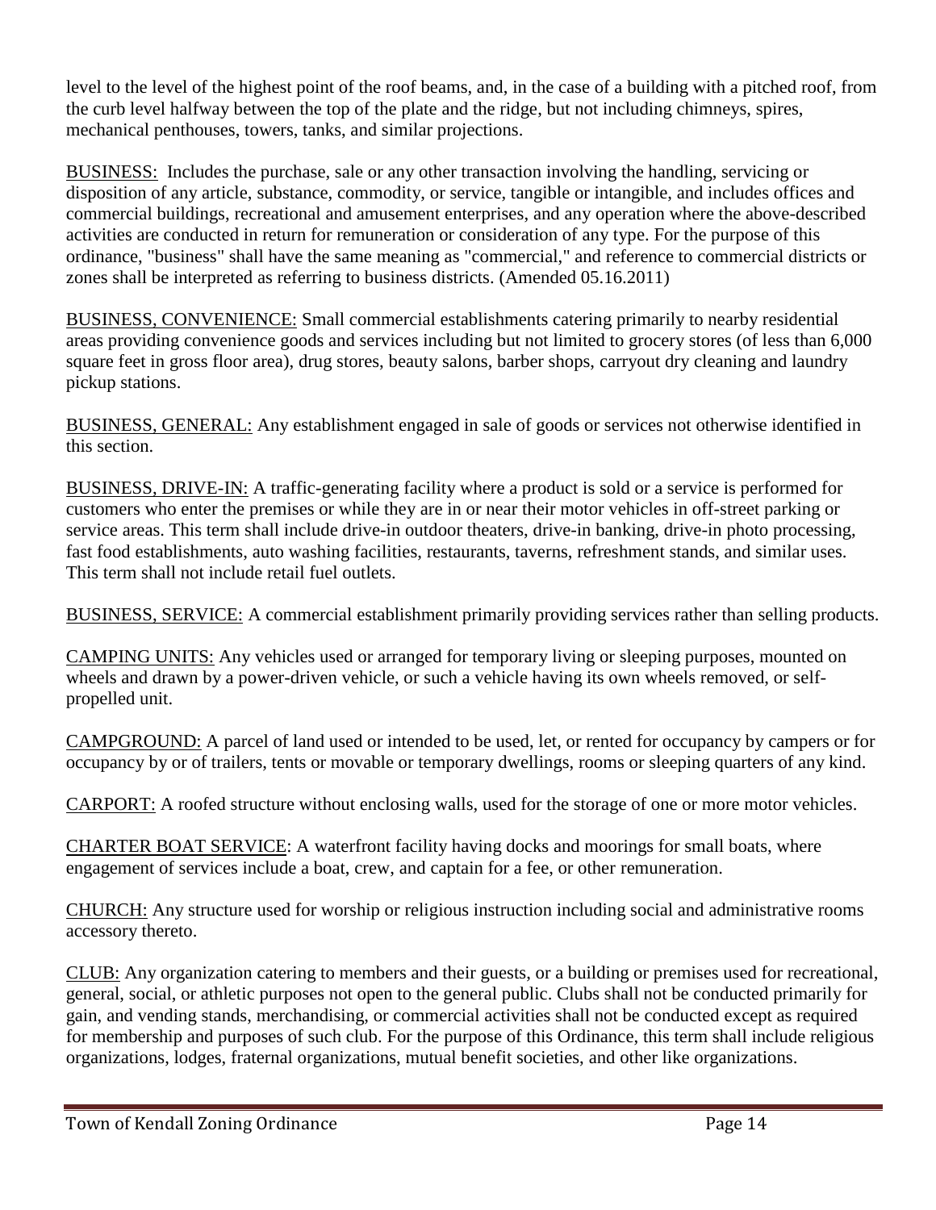level to the level of the highest point of the roof beams, and, in the case of a building with a pitched roof, from the curb level halfway between the top of the plate and the ridge, but not including chimneys, spires, mechanical penthouses, towers, tanks, and similar projections.

<u>BUSINESS:</u> Includes the purchase, sale or any other transaction involving the handling, servicing or disposition of any article, substance, commodity, or service, tangible or intangible, and includes offices and commercial buildings, recreational and amusement enterprises, and any operation where the above-described activities are conducted in return for remuneration or consideration of any type. For the purpose of this ordinance, "business" shall have the same meaning as "commercial," and reference to commercial districts or zones shall be interpreted as referring to business districts. (Amended 05.16.2011)

<u>BUSINESS, CONVENIENCE:</u> Small commercial establishments catering primarily to nearby residential areas providing convenience goods and services including but not limited to grocery stores (of less than 6,000 square feet in gross floor area), drug stores, beauty salons, barber shops, carryout dry cleaning and laundry pickup stations.

<u>BUSINESS, GENERAL:</u> Any establishment engaged in sale of goods or services not otherwise identified in this section.

<u>BUSINESS, DRIVE-IN:</u> A traffic-generating facility where a product is sold or a service is performed for customers who enter the premises or while they are in or near their motor vehicles in off-street parking or service areas. This term shall include drive-in outdoor theaters, drive-in banking, drive-in photo processing, fast food establishments, auto washing facilities, restaurants, taverns, refreshment stands, and similar uses. This term shall not include retail fuel outlets.

<u>BUSINESS, SERVICE:</u> A commercial establishment primarily providing services rather than selling products.

<u>CAMPING UNITS:</u> Any vehicles used or arranged for temporary living or sleeping purposes, mounted on wheels and drawn by a power-driven vehicle, or such a vehicle having its own wheels removed, or self-propelled unit.

<u>CAMPGROUND</u>: A parcel of land used or intended to be used, let, or rented for occupancy by campers or for occupancy by or of trailers, tents or movable or temporary dwellings, rooms or sleeping quarters of any kind.

<u>CARPORT:</u> A roofed structure without enclosing walls, used for the storage of one or more motor vehicles.

<u>CHARTER BOAT SERVICE</u>: A waterfront facility having docks and moorings for small boats, where engagement of services include a boat, crew, and captain for a fee, or other remuneration.

<u>CHURCH:</u> Any structure used for worship or religious instruction including social and administrative rooms accessory thereto.

<u>CLUB:</u> Any organization catering to members and their guests, or a building or premises used for recreational, general, social, or athletic purposes not open to the general public. Clubs shall not be conducted primarily for gain, and vending stands, merchandising, or commercial activities shall not be conducted except as required for membership and purposes of such club. For the purpose of this Ordinance, this term shall include religious organizations, lodges, fraternal organizations, mutual benefit societies, and other like organizations.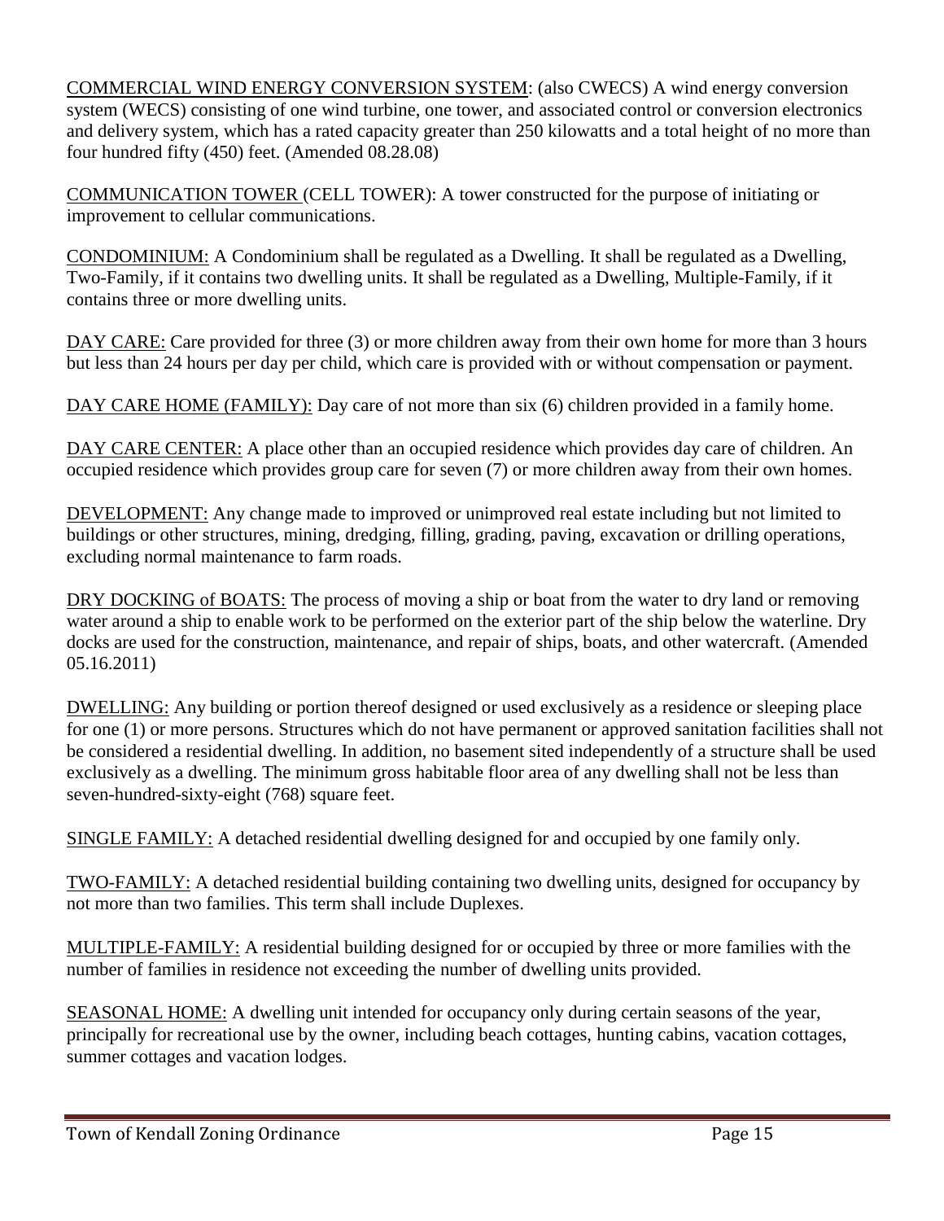COMMERCIAL WIND ENERGY CONVERSION SYSTEM: (also CWECS) A wind energy conversion system (WECS) consisting of one wind turbine, one tower, and associated control or conversion electronics and delivery system, which has a rated capacity greater than 250 kilowatts and a total height of no more than four hundred fifty (450) feet. (Amended 08.28.08)

COMMUNICATION TOWER (CELL TOWER): A tower constructed for the purpose of initiating or improvement to cellular communications.

CONDOMINIUM: A Condominium shall be regulated as a Dwelling. It shall be regulated as a Dwelling, Two-Family, if it contains two dwelling units. It shall be regulated as a Dwelling, Multiple-Family, if it contains three or more dwelling units.

DAY CARE: Care provided for three (3) or more children away from their own home for more than 3 hours but less than 24 hours per day per child, which care is provided with or without compensation or payment.

DAY CARE HOME (FAMILY): Day care of not more than six (6) children provided in a family home.

DAY CARE CENTER: A place other than an occupied residence which provides day care of children. An occupied residence which provides group care for seven (7) or more children away from their own homes.

DEVELOPMENT: Any change made to improved or unimproved real estate including but not limited to buildings or other structures, mining, dredging, filling, grading, paving, excavation or drilling operations, excluding normal maintenance to farm roads.

DRY DOCKING of BOATS: The process of moving a ship or boat from the water to dry land or removing water around a ship to enable work to be performed on the exterior part of the ship below the waterline. Dry docks are used for the construction, maintenance, and repair of ships, boats, and other watercraft. (Amended 05.16.2011)

DWELLING: Any building or portion thereof designed or used exclusively as a residence or sleeping place for one (1) or more persons. Structures which do not have permanent or approved sanitation facilities shall not be considered a residential dwelling. In addition, no basement sited independently of a structure shall be used exclusively as a dwelling. The minimum gross habitable floor area of any dwelling shall not be less than seven-hundred-sixty-eight (768) square feet.

SINGLE FAMILY: A detached residential dwelling designed for and occupied by one family only.

TWO-FAMILY: A detached residential building containing two dwelling units, designed for occupancy by not more than two families. This term shall include Duplexes.

MULTIPLE-FAMILY: A residential building designed for or occupied by three or more families with the number of families in residence not exceeding the number of dwelling units provided.

SEASONAL HOME: A dwelling unit intended for occupancy only during certain seasons of the year, principally for recreational use by the owner, including beach cottages, hunting cabins, vacation cottages, summer cottages and vacation lodges.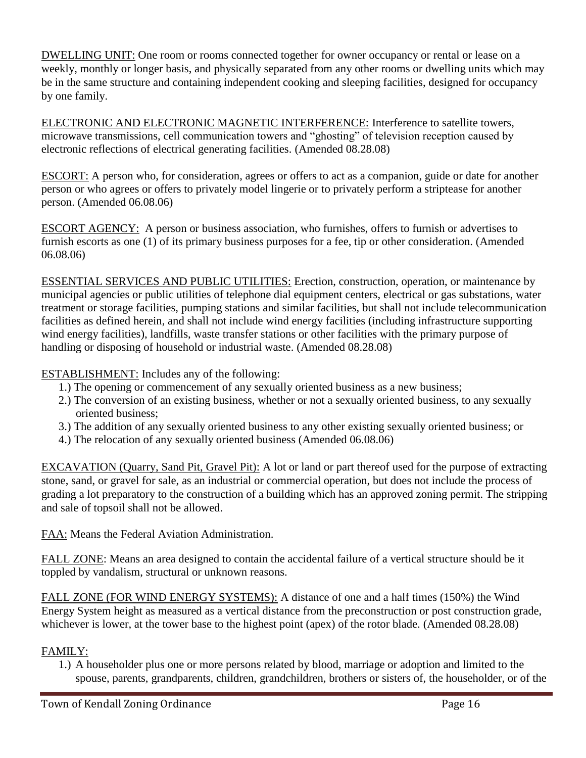DWELLING UNIT: One room or rooms connected together for owner occupancy or rental or lease on a weekly, monthly or longer basis, and physically separated from any other rooms or dwelling units which may be in the same structure and containing independent cooking and sleeping facilities, designed for occupancy by one family.

ELECTRONIC AND ELECTRONIC MAGNETIC INTERFERENCE: Interference to satellite towers, microwave transmissions, cell communication towers and "ghosting" of television reception caused by electronic reflections of electrical generating facilities. (Amended 08.28.08)

ESCORT: A person who, for consideration, agrees or offers to act as a companion, guide or date for another person or who agrees or offers to privately model lingerie or to privately perform a striptease for another person. (Amended 06.08.06)

ESCORT AGENCY: A person or business association, who furnishes, offers to furnish or advertises to furnish escorts as one (1) of its primary business purposes for a fee, tip or other consideration. (Amended 06.08.06)

ESSENTIAL SERVICES AND PUBLIC UTILITIES: Erection, construction, operation, or maintenance by municipal agencies or public utilities of telephone dial equipment centers, electrical or gas substations, water treatment or storage facilities, pumping stations and similar facilities, but shall not include telecommunication facilities as defined herein, and shall not include wind energy facilities (including infrastructure supporting wind energy facilities), landfills, waste transfer stations or other facilities with the primary purpose of handling or disposing of household or industrial waste. (Amended 08.28.08)

ESTABLISHMENT: Includes any of the following:

1.) The opening or commencement of any sexually oriented business as a new business;
2.) The conversion of an existing business, whether or not a sexually oriented business, to any sexually oriented business;
3.) The addition of any sexually oriented business to any other existing sexually oriented business; or
4.) The relocation of any sexually oriented business (Amended 06.08.06)

EXCAVATION (Quarry, Sand Pit, Gravel Pit): A lot or land or part thereof used for the purpose of extracting stone, sand, or gravel for sale, as an industrial or commercial operation, but does not include the process of grading a lot preparatory to the construction of a building which has an approved zoning permit. The stripping and sale of topsoil shall not be allowed.

FAA: Means the Federal Aviation Administration.

FALL ZONE: Means an area designed to contain the accidental failure of a vertical structure should be it toppled by vandalism, structural or unknown reasons.

FALL ZONE (FOR WIND ENERGY SYSTEMS): A distance of one and a half times (150%) the Wind Energy System height as measured as a vertical distance from the preconstruction or post construction grade, whichever is lower, at the tower base to the highest point (apex) of the rotor blade. (Amended 08.28.08)

FAMILY:

1.) A householder plus one or more persons related by blood, marriage or adoption and limited to the spouse, parents, grandparents, children, grandchildren, brothers or sisters of, the householder, or of the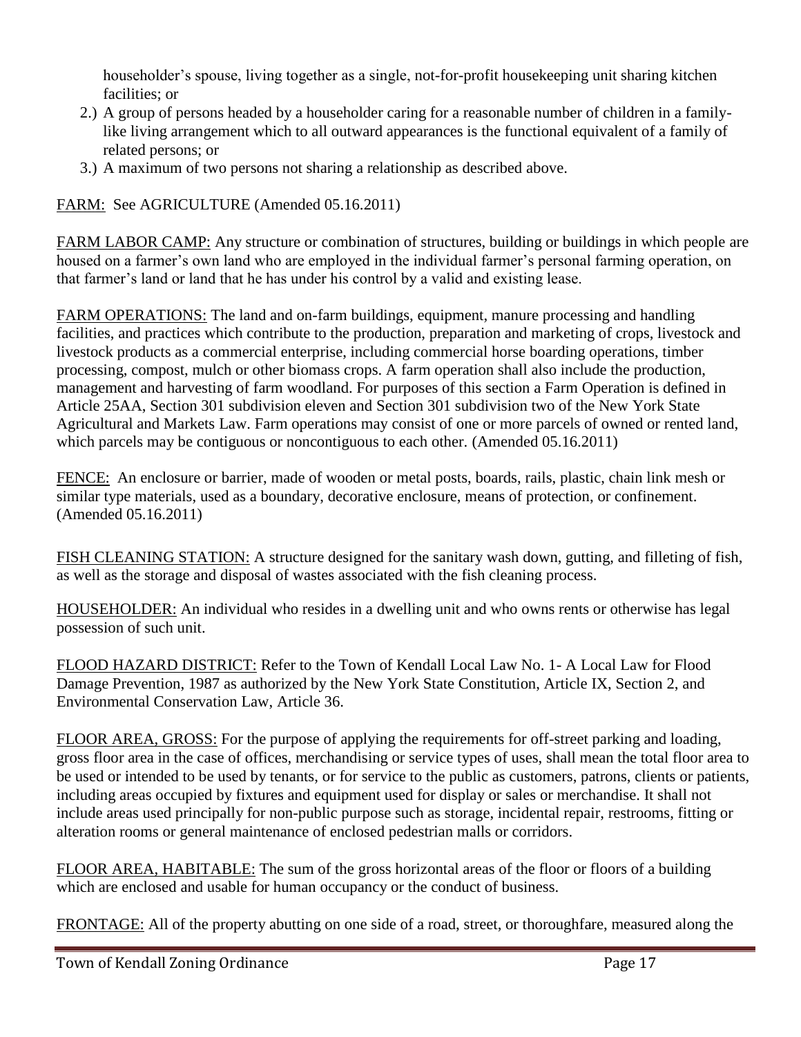householder's spouse, living together as a single, not-for-profit housekeeping unit sharing kitchen facilities; or

2.) A group of persons headed by a householder caring for a reasonable number of children in a family-like living arrangement which to all outward appearances is the functional equivalent of a family of related persons; or
3.) A maximum of two persons not sharing a relationship as described above.

FARM: See AGRICULTURE (Amended 05.16.2011)

FARM LABOR CAMP: Any structure or combination of structures, building or buildings in which people are housed on a farmer's own land who are employed in the individual farmer's personal farming operation, on that farmer's land or land that he has under his control by a valid and existing lease.

FARM OPERATIONS: The land and on-farm buildings, equipment, manure processing and handling facilities, and practices which contribute to the production, preparation and marketing of crops, livestock and livestock products as a commercial enterprise, including commercial horse boarding operations, timber processing, compost, mulch or other biomass crops. A farm operation shall also include the production, management and harvesting of farm woodland. For purposes of this section a Farm Operation is defined in Article 25AA, Section 301 subdivision eleven and Section 301 subdivision two of the New York State Agricultural and Markets Law. Farm operations may consist of one or more parcels of owned or rented land, which parcels may be contiguous or noncontiguous to each other. (Amended 05.16.2011)

FENCE: An enclosure or barrier, made of wooden or metal posts, boards, rails, plastic, chain link mesh or similar type materials, used as a boundary, decorative enclosure, means of protection, or confinement. (Amended 05.16.2011)

FISH CLEANING STATION: A structure designed for the sanitary wash down, gutting, and filleting of fish, as well as the storage and disposal of wastes associated with the fish cleaning process.

HOUSEHOLDER: An individual who resides in a dwelling unit and who owns rents or otherwise has legal possession of such unit.

FLOOD HAZARD DISTRICT: Refer to the Town of Kendall Local Law No. 1- A Local Law for Flood Damage Prevention, 1987 as authorized by the New York State Constitution, Article IX, Section 2, and Environmental Conservation Law, Article 36.

FLOOR AREA, GROSS: For the purpose of applying the requirements for off-street parking and loading, gross floor area in the case of offices, merchandising or service types of uses, shall mean the total floor area to be used or intended to be used by tenants, or for service to the public as customers, patrons, clients or patients, including areas occupied by fixtures and equipment used for display or sales or merchandise. It shall not include areas used principally for non-public purpose such as storage, incidental repair, restrooms, fitting or alteration rooms or general maintenance of enclosed pedestrian malls or corridors.

FLOOR AREA, HABITABLE: The sum of the gross horizontal areas of the floor or floors of a building which are enclosed and usable for human occupancy or the conduct of business.

FRONTAGE: All of the property abutting on one side of a road, street, or thoroughfare, measured along the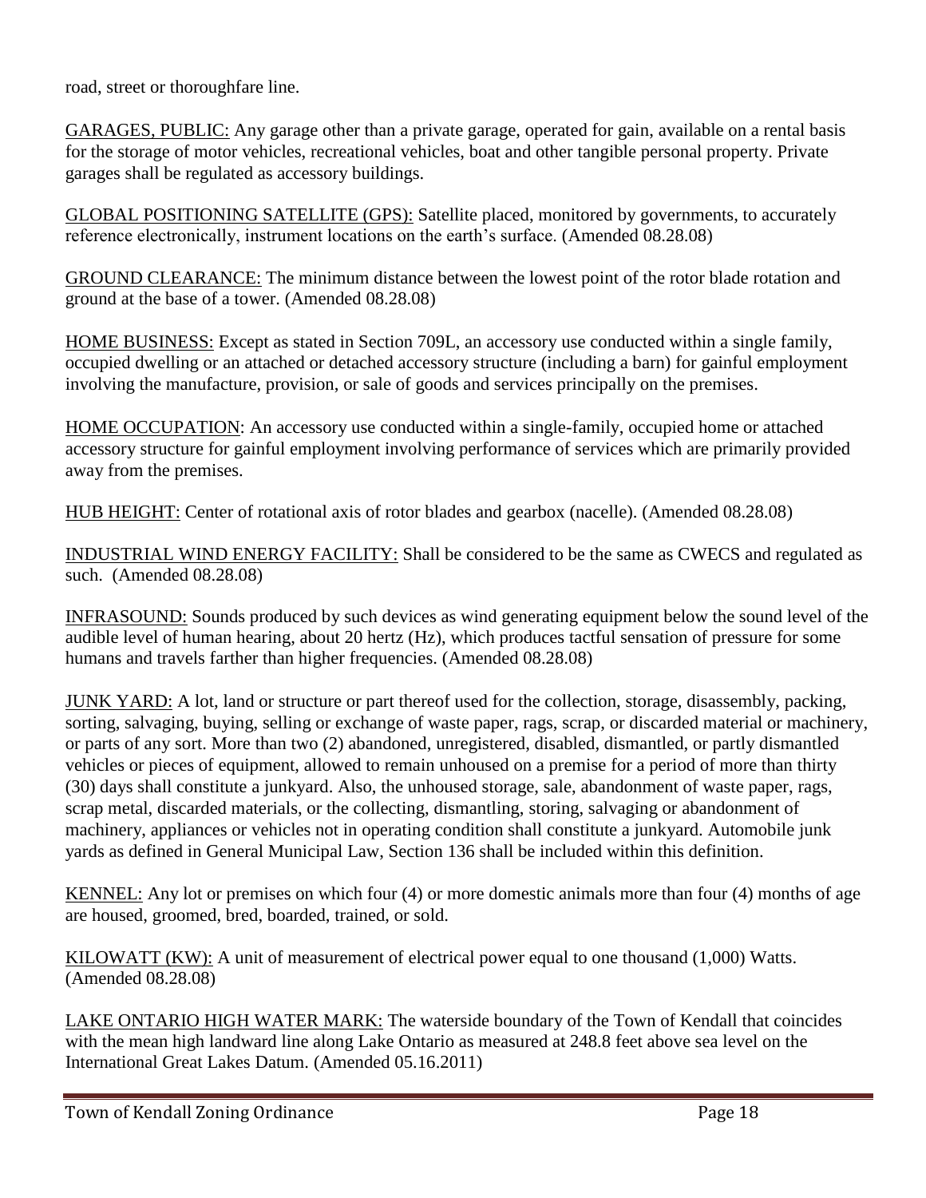road, street or thoroughfare line.

GARAGES, PUBLIC: Any garage other than a private garage, operated for gain, available on a rental basis for the storage of motor vehicles, recreational vehicles, boat and other tangible personal property. Private garages shall be regulated as accessory buildings.

GLOBAL POSITIONING SATELLITE (GPS): Satellite placed, monitored by governments, to accurately reference electronically, instrument locations on the earth's surface. (Amended 08.28.08)

GROUND CLEARANCE: The minimum distance between the lowest point of the rotor blade rotation and ground at the base of a tower. (Amended 08.28.08)

HOME BUSINESS: Except as stated in Section 709L, an accessory use conducted within a single family, occupied dwelling or an attached or detached accessory structure (including a barn) for gainful employment involving the manufacture, provision, or sale of goods and services principally on the premises.

HOME OCCUPATION: An accessory use conducted within a single-family, occupied home or attached accessory structure for gainful employment involving performance of services which are primarily provided away from the premises.

HUB HEIGHT: Center of rotational axis of rotor blades and gearbox (nacelle). (Amended 08.28.08)

INDUSTRIAL WIND ENERGY FACILITY: Shall be considered to be the same as CWECS and regulated as such. (Amended 08.28.08)

INFRASOUND: Sounds produced by such devices as wind generating equipment below the sound level of the audible level of human hearing, about 20 hertz (Hz), which produces tactful sensation of pressure for some humans and travels farther than higher frequencies. (Amended 08.28.08)

JUNK YARD: A lot, land or structure or part thereof used for the collection, storage, disassembly, packing, sorting, salvaging, buying, selling or exchange of waste paper, rags, scrap, or discarded material or machinery, or parts of any sort. More than two (2) abandoned, unregistered, disabled, dismantled, or partly dismantled vehicles or pieces of equipment, allowed to remain unhoused on a premise for a period of more than thirty (30) days shall constitute a junkyard. Also, the unhoused storage, sale, abandonment of waste paper, rags, scrap metal, discarded materials, or the collecting, dismantling, storing, salvaging or abandonment of machinery, appliances or vehicles not in operating condition shall constitute a junkyard. Automobile junk yards as defined in General Municipal Law, Section 136 shall be included within this definition.

KENNEL: Any lot or premises on which four (4) or more domestic animals more than four (4) months of age are housed, groomed, bred, boarded, trained, or sold.

KILOWATT (KW): A unit of measurement of electrical power equal to one thousand (1,000) Watts. (Amended 08.28.08)

LAKE ONTARIO HIGH WATER MARK: The waterside boundary of the Town of Kendall that coincides with the mean high landward line along Lake Ontario as measured at 248.8 feet above sea level on the International Great Lakes Datum. (Amended 05.16.2011)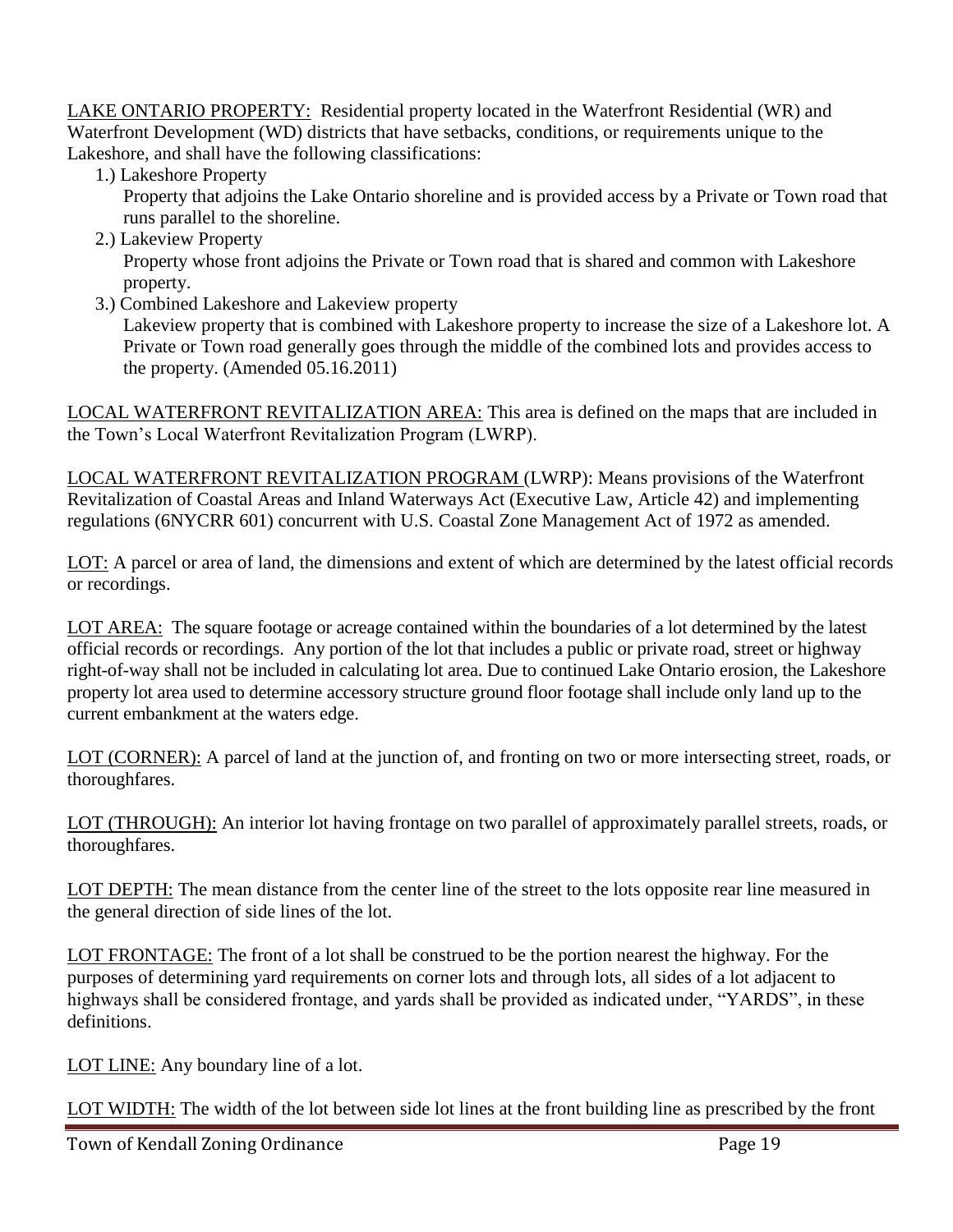LAKE ONTARIO PROPERTY: Residential property located in the Waterfront Residential (WR) and Waterfront Development (WD) districts that have setbacks, conditions, or requirements unique to the Lakeshore, and shall have the following classifications:

1.) Lakeshore Property
   Property that adjoins the Lake Ontario shoreline and is provided access by a Private or Town road that runs parallel to the shoreline.
2.) Lakeview Property
   Property whose front adjoins the Private or Town road that is shared and common with Lakeshore property.
3.) Combined Lakeshore and Lakeview property
   Lakeview property that is combined with Lakeshore property to increase the size of a Lakeshore lot. A Private or Town road generally goes through the middle of the combined lots and provides access to the property. (Amended 05.16.2011)

LOCAL WATERFRONT REVITALIZATION AREA: This area is defined on the maps that are included in the Town's Local Waterfront Revitalization Program (LWRP).

LOCAL WATERFRONT REVITALIZATION PROGRAM (LWRP): Means provisions of the Waterfront Revitalization of Coastal Areas and Inland Waterways Act (Executive Law, Article 42) and implementing regulations (6NYCRR 601) concurrent with U.S. Coastal Zone Management Act of 1972 as amended.

LOT: A parcel or area of land, the dimensions and extent of which are determined by the latest official records or recordings.

LOT AREA: The square footage or acreage contained within the boundaries of a lot determined by the latest official records or recordings. Any portion of the lot that includes a public or private road, street or highway right-of-way shall not be included in calculating lot area. Due to continued Lake Ontario erosion, the Lakeshore property lot area used to determine accessory structure ground floor footage shall include only land up to the current embankment at the waters edge.

LOT (CORNER): A parcel of land at the junction of, and fronting on two or more intersecting street, roads, or thoroughfares.

LOT (THROUGH): An interior lot having frontage on two parallel of approximately parallel streets, roads, or thoroughfares.

LOT DEPTH: The mean distance from the center line of the street to the lots opposite rear line measured in the general direction of side lines of the lot.

LOT FRONTAGE: The front of a lot shall be construed to be the portion nearest the highway. For the purposes of determining yard requirements on corner lots and through lots, all sides of a lot adjacent to highways shall be considered frontage, and yards shall be provided as indicated under, "YARDS", in these definitions.

LOT LINE: Any boundary line of a lot.

LOT WIDTH: The width of the lot between side lot lines at the front building line as prescribed by the front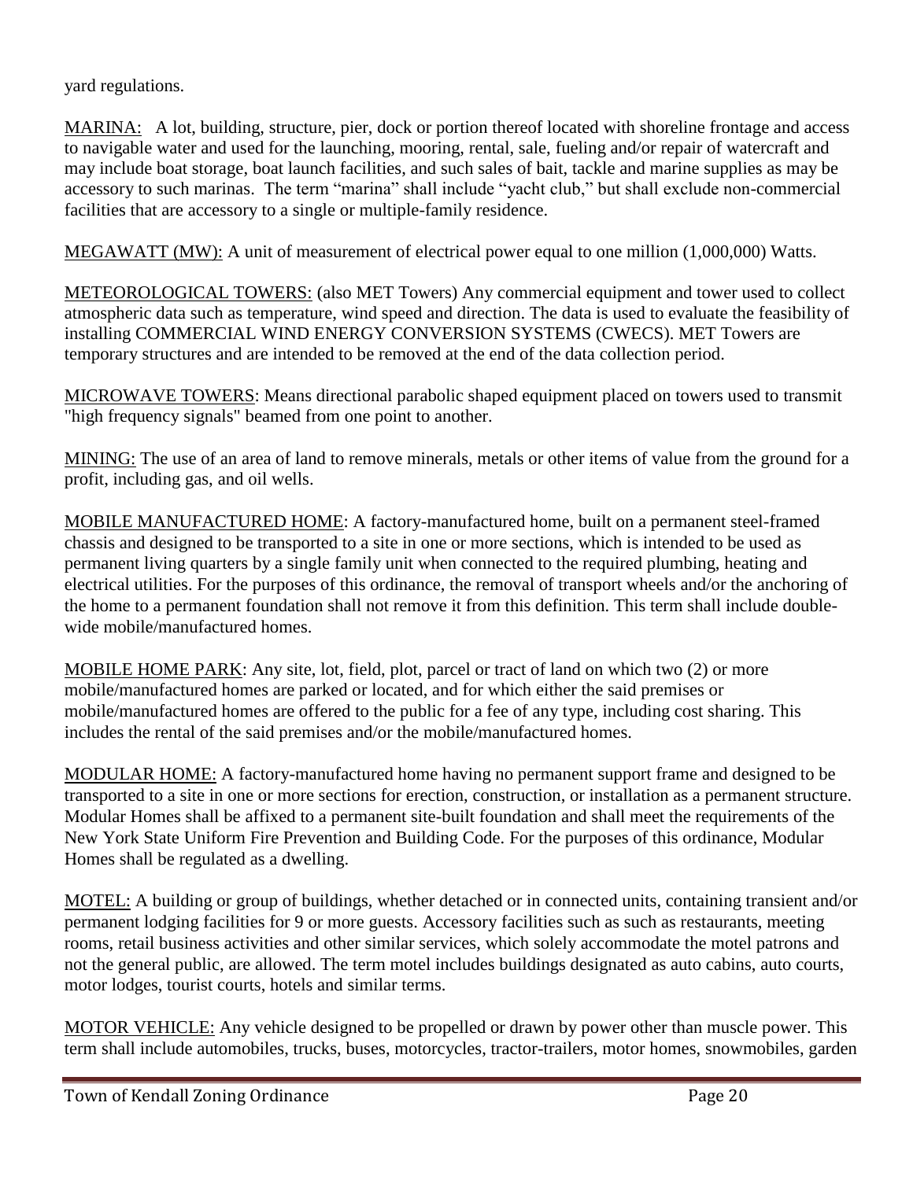yard regulations.

MARINA: A lot, building, structure, pier, dock or portion thereof located with shoreline frontage and access to navigable water and used for the launching, mooring, rental, sale, fueling and/or repair of watercraft and may include boat storage, boat launch facilities, and such sales of bait, tackle and marine supplies as may be accessory to such marinas. The term "marina" shall include "yacht club," but shall exclude non-commercial facilities that are accessory to a single or multiple-family residence.

MEGAWATT (MW): A unit of measurement of electrical power equal to one million (1,000,000) Watts.

METEOROLOGICAL TOWERS: (also MET Towers) Any commercial equipment and tower used to collect atmospheric data such as temperature, wind speed and direction. The data is used to evaluate the feasibility of installing COMMERCIAL WIND ENERGY CONVERSION SYSTEMS (CWECS). MET Towers are temporary structures and are intended to be removed at the end of the data collection period.

MICROWAVE TOWERS: Means directional parabolic shaped equipment placed on towers used to transmit "high frequency signals" beamed from one point to another.

MINING: The use of an area of land to remove minerals, metals or other items of value from the ground for a profit, including gas, and oil wells.

MOBILE MANUFACTURED HOME: A factory-manufactured home, built on a permanent steel-framed chassis and designed to be transported to a site in one or more sections, which is intended to be used as permanent living quarters by a single family unit when connected to the required plumbing, heating and electrical utilities. For the purposes of this ordinance, the removal of transport wheels and/or the anchoring of the home to a permanent foundation shall not remove it from this definition. This term shall include double-wide mobile/manufactured homes.

MOBILE HOME PARK: Any site, lot, field, plot, parcel or tract of land on which two (2) or more mobile/manufactured homes are parked or located, and for which either the said premises or mobile/manufactured homes are offered to the public for a fee of any type, including cost sharing. This includes the rental of the said premises and/or the mobile/manufactured homes.

MODULAR HOME: A factory-manufactured home having no permanent support frame and designed to be transported to a site in one or more sections for erection, construction, or installation as a permanent structure. Modular Homes shall be affixed to a permanent site-built foundation and shall meet the requirements of the New York State Uniform Fire Prevention and Building Code. For the purposes of this ordinance, Modular Homes shall be regulated as a dwelling.

MOTEL: A building or group of buildings, whether detached or in connected units, containing transient and/or permanent lodging facilities for 9 or more guests. Accessory facilities such as such as restaurants, meeting rooms, retail business activities and other similar services, which solely accommodate the motel patrons and not the general public, are allowed. The term motel includes buildings designated as auto cabins, auto courts, motor lodges, tourist courts, hotels and similar terms.

MOTOR VEHICLE: Any vehicle designed to be propelled or drawn by power other than muscle power. This term shall include automobiles, trucks, buses, motorcycles, tractor-trailers, motor homes, snowmobiles, garden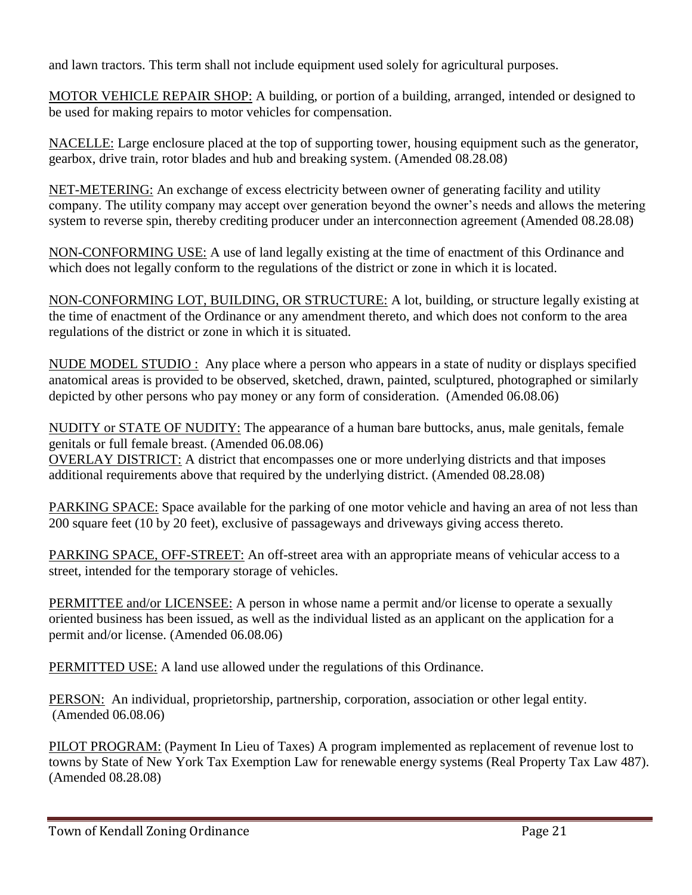and lawn tractors. This term shall not include equipment used solely for agricultural purposes.

MOTOR VEHICLE REPAIR SHOP: A building, or portion of a building, arranged, intended or designed to be used for making repairs to motor vehicles for compensation.

NACELLE: Large enclosure placed at the top of supporting tower, housing equipment such as the generator, gearbox, drive train, rotor blades and hub and breaking system. (Amended 08.28.08)

NET-METERING: An exchange of excess electricity between owner of generating facility and utility company. The utility company may accept over generation beyond the owner's needs and allows the metering system to reverse spin, thereby crediting producer under an interconnection agreement (Amended 08.28.08)

NON-CONFORMING USE: A use of land legally existing at the time of enactment of this Ordinance and which does not legally conform to the regulations of the district or zone in which it is located.

NON-CONFORMING LOT, BUILDING, OR STRUCTURE: A lot, building, or structure legally existing at the time of enactment of the Ordinance or any amendment thereto, and which does not conform to the area regulations of the district or zone in which it is situated.

NUDE MODEL STUDIO : Any place where a person who appears in a state of nudity or displays specified anatomical areas is provided to be observed, sketched, drawn, painted, sculptured, photographed or similarly depicted by other persons who pay money or any form of consideration. (Amended 06.08.06)

NUDITY or STATE OF NUDITY: The appearance of a human bare buttocks, anus, male genitals, female genitals or full female breast. (Amended 06.08.06)

OVERLAY DISTRICT: A district that encompasses one or more underlying districts and that imposes additional requirements above that required by the underlying district. (Amended 08.28.08)

PARKING SPACE: Space available for the parking of one motor vehicle and having an area of not less than 200 square feet (10 by 20 feet), exclusive of passageways and driveways giving access thereto.

PARKING SPACE, OFF-STREET: An off-street area with an appropriate means of vehicular access to a street, intended for the temporary storage of vehicles.

PERMITTEE and/or LICENSEE: A person in whose name a permit and/or license to operate a sexually oriented business has been issued, as well as the individual listed as an applicant on the application for a permit and/or license. (Amended 06.08.06)

PERMITTED USE: A land use allowed under the regulations of this Ordinance.

PERSON: An individual, proprietorship, partnership, corporation, association or other legal entity. (Amended 06.08.06)

PILOT PROGRAM: (Payment In Lieu of Taxes) A program implemented as replacement of revenue lost to towns by State of New York Tax Exemption Law for renewable energy systems (Real Property Tax Law 487). (Amended 08.28.08)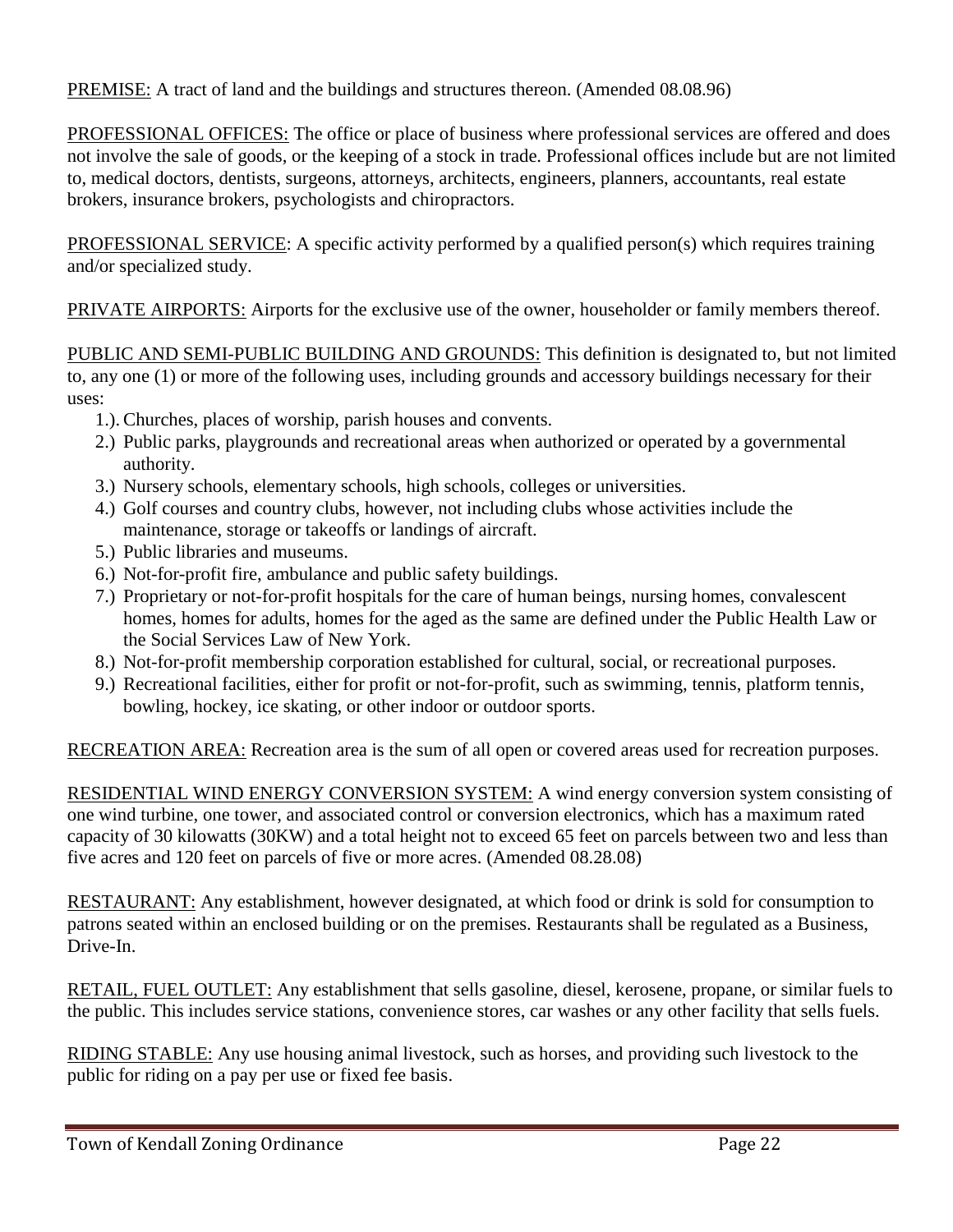PREMISE: A tract of land and the buildings and structures thereon. (Amended 08.08.96)

PROFESSIONAL OFFICES: The office or place of business where professional services are offered and does not involve the sale of goods, or the keeping of a stock in trade. Professional offices include but are not limited to, medical doctors, dentists, surgeons, attorneys, architects, engineers, planners, accountants, real estate brokers, insurance brokers, psychologists and chiropractors.

PROFESSIONAL SERVICE: A specific activity performed by a qualified person(s) which requires training and/or specialized study.

PRIVATE AIRPORTS: Airports for the exclusive use of the owner, householder or family members thereof.

PUBLIC AND SEMI-PUBLIC BUILDING AND GROUNDS: This definition is designated to, but not limited to, any one (1) or more of the following uses, including grounds and accessory buildings necessary for their uses:

1.). Churches, places of worship, parish houses and convents.
2.) Public parks, playgrounds and recreational areas when authorized or operated by a governmental authority.
3.) Nursery schools, elementary schools, high schools, colleges or universities.
4.) Golf courses and country clubs, however, not including clubs whose activities include the maintenance, storage or takeoffs or landings of aircraft.
5.) Public libraries and museums.
6.) Not-for-profit fire, ambulance and public safety buildings.
7.) Proprietary or not-for-profit hospitals for the care of human beings, nursing homes, convalescent homes, homes for adults, homes for the aged as the same are defined under the Public Health Law or the Social Services Law of New York.
8.) Not-for-profit membership corporation established for cultural, social, or recreational purposes.
9.) Recreational facilities, either for profit or not-for-profit, such as swimming, tennis, platform tennis, bowling, hockey, ice skating, or other indoor or outdoor sports.

RECREATION AREA: Recreation area is the sum of all open or covered areas used for recreation purposes.

RESIDENTIAL WIND ENERGY CONVERSION SYSTEM: A wind energy conversion system consisting of one wind turbine, one tower, and associated control or conversion electronics, which has a maximum rated capacity of 30 kilowatts (30KW) and a total height not to exceed 65 feet on parcels between two and less than five acres and 120 feet on parcels of five or more acres. (Amended 08.28.08)

RESTAURANT: Any establishment, however designated, at which food or drink is sold for consumption to patrons seated within an enclosed building or on the premises. Restaurants shall be regulated as a Business, Drive-In.

RETAIL, FUEL OUTLET: Any establishment that sells gasoline, diesel, kerosene, propane, or similar fuels to the public. This includes service stations, convenience stores, car washes or any other facility that sells fuels.

RIDING STABLE: Any use housing animal livestock, such as horses, and providing such livestock to the public for riding on a pay per use or fixed fee basis.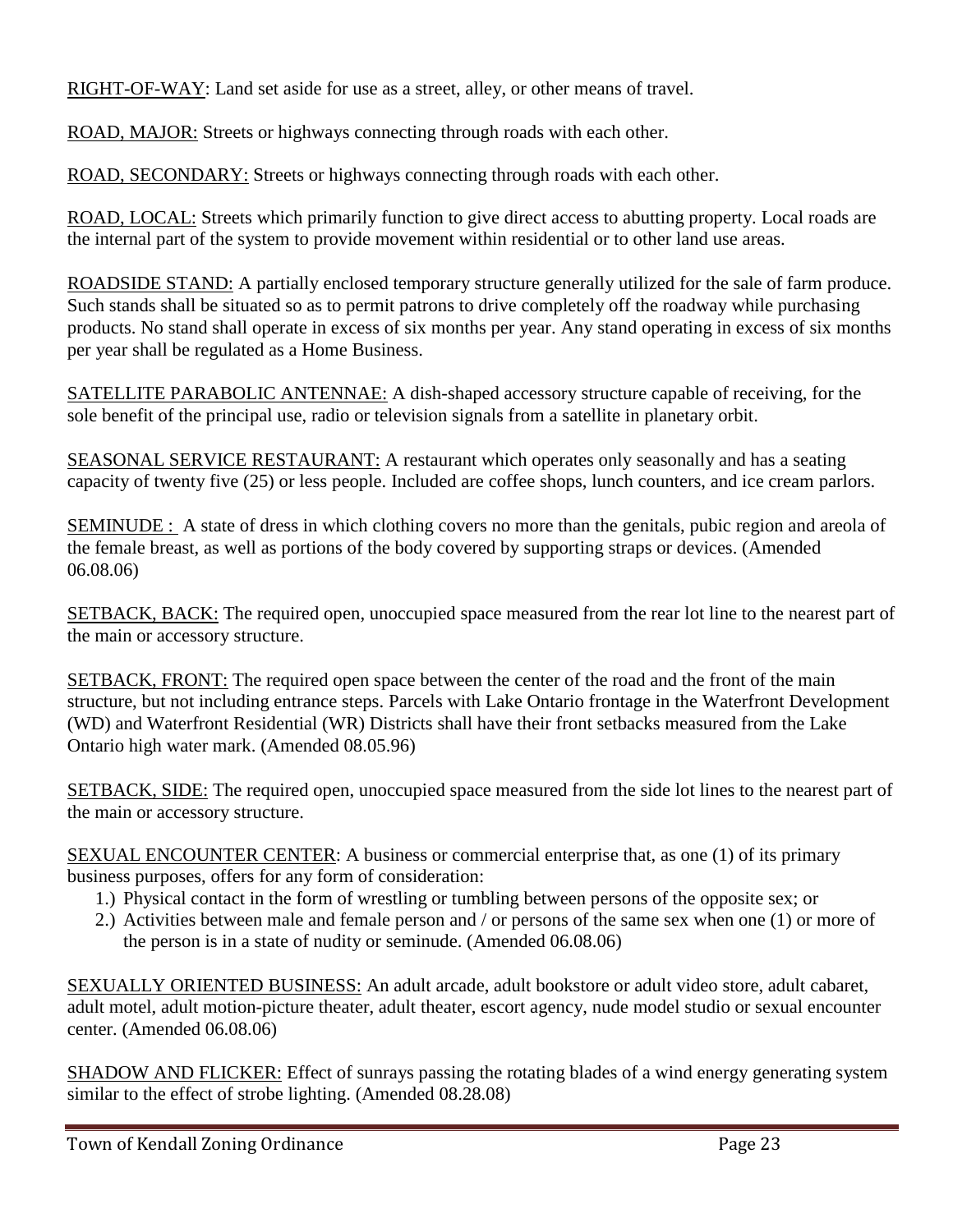RIGHT-OF-WAY: Land set aside for use as a street, alley, or other means of travel.

ROAD, MAJOR: Streets or highways connecting through roads with each other.

ROAD, SECONDARY: Streets or highways connecting through roads with each other.

ROAD, LOCAL: Streets which primarily function to give direct access to abutting property. Local roads are the internal part of the system to provide movement within residential or to other land use areas.

ROADSIDE STAND: A partially enclosed temporary structure generally utilized for the sale of farm produce. Such stands shall be situated so as to permit patrons to drive completely off the roadway while purchasing products. No stand shall operate in excess of six months per year. Any stand operating in excess of six months per year shall be regulated as a Home Business.

SATELLITE PARABOLIC ANTENNAE: A dish-shaped accessory structure capable of receiving, for the sole benefit of the principal use, radio or television signals from a satellite in planetary orbit.

SEASONAL SERVICE RESTAURANT: A restaurant which operates only seasonally and has a seating capacity of twenty five (25) or less people. Included are coffee shops, lunch counters, and ice cream parlors.

SEMINUDE : A state of dress in which clothing covers no more than the genitals, pubic region and areola of the female breast, as well as portions of the body covered by supporting straps or devices. (Amended 06.08.06)

SETBACK, BACK: The required open, unoccupied space measured from the rear lot line to the nearest part of the main or accessory structure.

SETBACK, FRONT: The required open space between the center of the road and the front of the main structure, but not including entrance steps. Parcels with Lake Ontario frontage in the Waterfront Development (WD) and Waterfront Residential (WR) Districts shall have their front setbacks measured from the Lake Ontario high water mark. (Amended 08.05.96)

SETBACK, SIDE: The required open, unoccupied space measured from the side lot lines to the nearest part of the main or accessory structure.

SEXUAL ENCOUNTER CENTER: A business or commercial enterprise that, as one (1) of its primary business purposes, offers for any form of consideration:

1.) Physical contact in the form of wrestling or tumbling between persons of the opposite sex; or
2.) Activities between male and female person and / or persons of the same sex when one (1) or more of the person is in a state of nudity or seminude. (Amended 06.08.06)

SEXUALLY ORIENTED BUSINESS: An adult arcade, adult bookstore or adult video store, adult cabaret, adult motel, adult motion-picture theater, adult theater, escort agency, nude model studio or sexual encounter center. (Amended 06.08.06)

SHADOW AND FLICKER: Effect of sunrays passing the rotating blades of a wind energy generating system similar to the effect of strobe lighting. (Amended 08.28.08)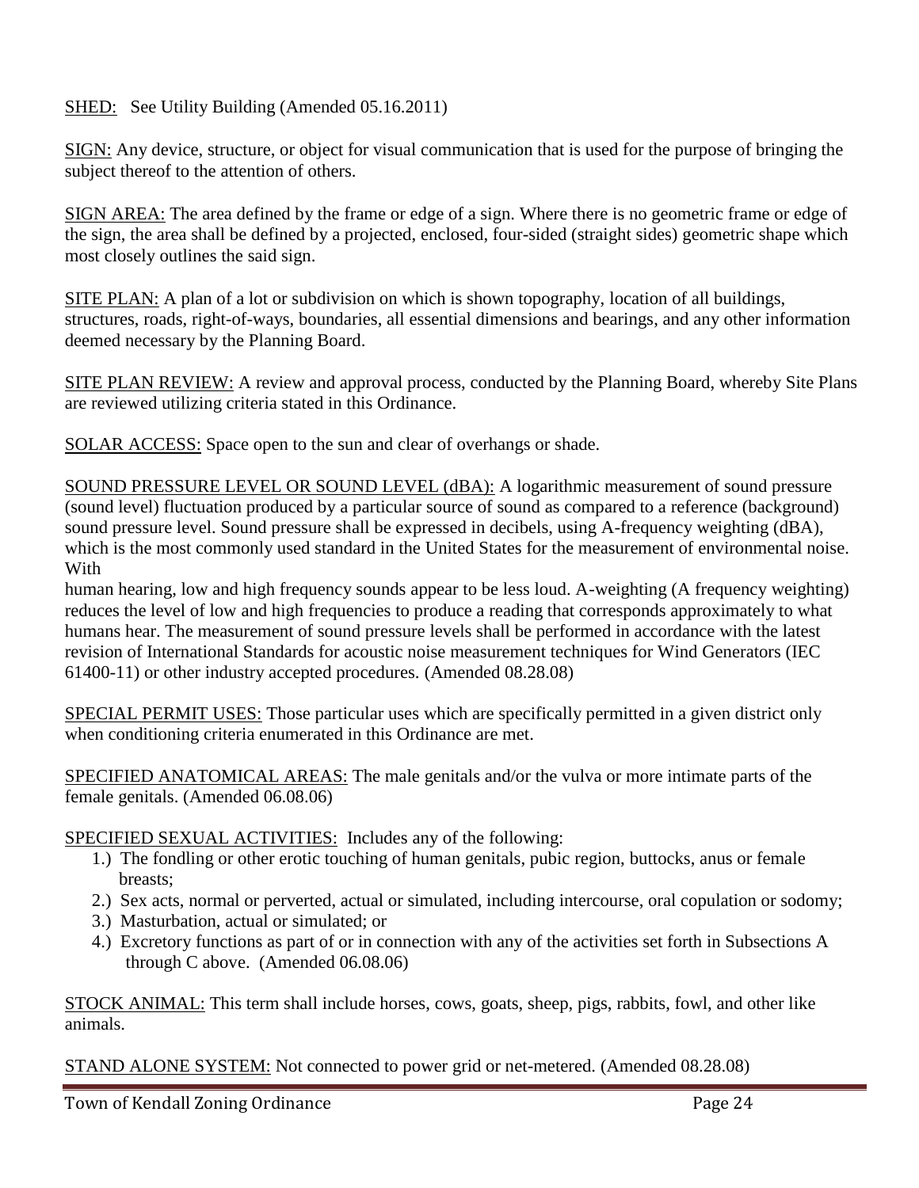SHED: See Utility Building (Amended 05.16.2011)

SIGN: Any device, structure, or object for visual communication that is used for the purpose of bringing the subject thereof to the attention of others.

SIGN AREA: The area defined by the frame or edge of a sign. Where there is no geometric frame or edge of the sign, the area shall be defined by a projected, enclosed, four-sided (straight sides) geometric shape which most closely outlines the said sign.

SITE PLAN: A plan of a lot or subdivision on which is shown topography, location of all buildings, structures, roads, right-of-ways, boundaries, all essential dimensions and bearings, and any other information deemed necessary by the Planning Board.

SITE PLAN REVIEW: A review and approval process, conducted by the Planning Board, whereby Site Plans are reviewed utilizing criteria stated in this Ordinance.

SOLAR ACCESS: Space open to the sun and clear of overhangs or shade.

SOUND PRESSURE LEVEL OR SOUND LEVEL (dBA): A logarithmic measurement of sound pressure (sound level) fluctuation produced by a particular source of sound as compared to a reference (background) sound pressure level. Sound pressure shall be expressed in decibels, using A-frequency weighting (dBA), which is the most commonly used standard in the United States for the measurement of environmental noise. With
human hearing, low and high frequency sounds appear to be less loud. A-weighting (A frequency weighting) reduces the level of low and high frequencies to produce a reading that corresponds approximately to what humans hear. The measurement of sound pressure levels shall be performed in accordance with the latest revision of International Standards for acoustic noise measurement techniques for Wind Generators (IEC 61400-11) or other industry accepted procedures. (Amended 08.28.08)

SPECIAL PERMIT USES: Those particular uses which are specifically permitted in a given district only when conditioning criteria enumerated in this Ordinance are met.

SPECIFIED ANATOMICAL AREAS: The male genitals and/or the vulva or more intimate parts of the female genitals. (Amended 06.08.06)

SPECIFIED SEXUAL ACTIVITIES: Includes any of the following:

1.) The fondling or other erotic touching of human genitals, pubic region, buttocks, anus or female breasts;
2.) Sex acts, normal or perverted, actual or simulated, including intercourse, oral copulation or sodomy;
3.) Masturbation, actual or simulated; or
4.) Excretory functions as part of or in connection with any of the activities set forth in Subsections A through C above. (Amended 06.08.06)

STOCK ANIMAL: This term shall include horses, cows, goats, sheep, pigs, rabbits, fowl, and other like animals.

STAND ALONE SYSTEM: Not connected to power grid or net-metered. (Amended 08.28.08)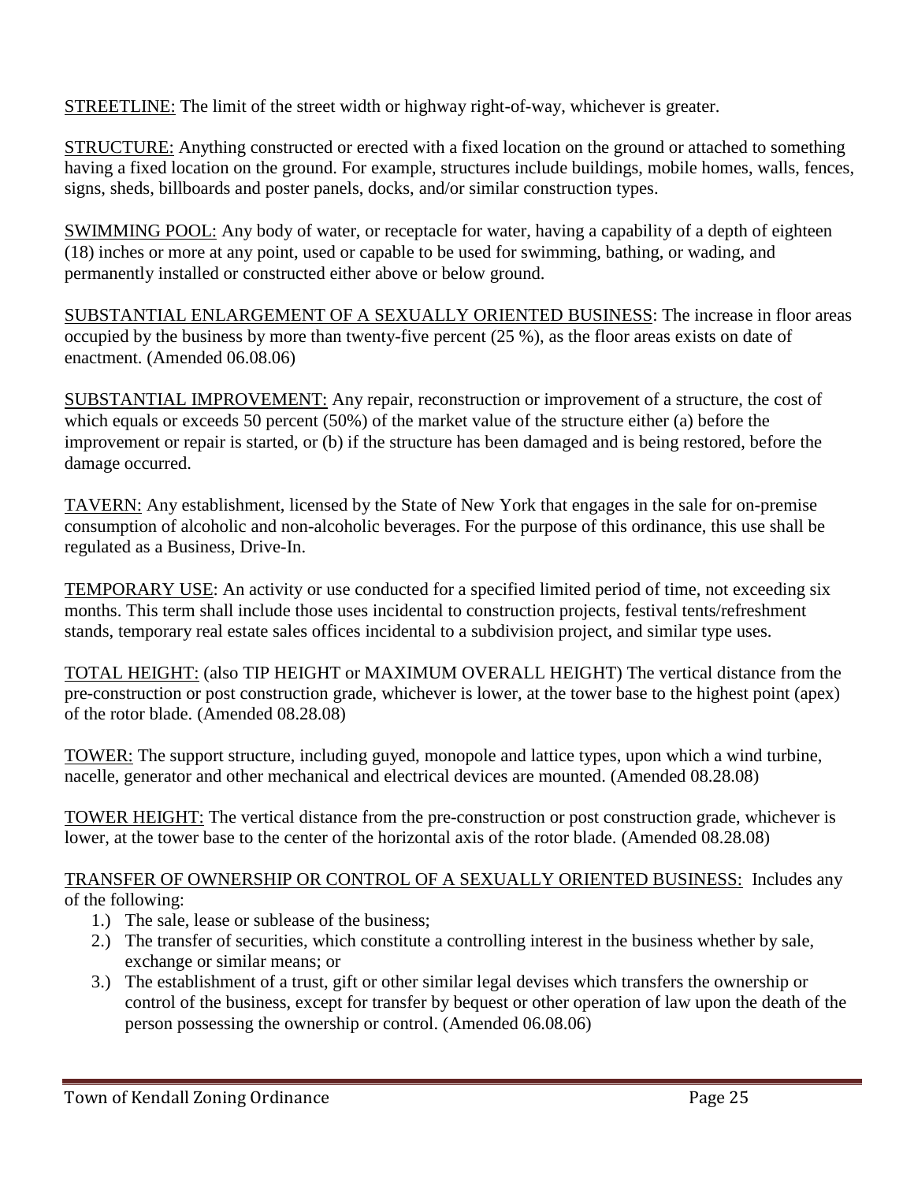STREETLINE: The limit of the street width or highway right-of-way, whichever is greater.

STRUCTURE: Anything constructed or erected with a fixed location on the ground or attached to something having a fixed location on the ground. For example, structures include buildings, mobile homes, walls, fences, signs, sheds, billboards and poster panels, docks, and/or similar construction types.

SWIMMING POOL: Any body of water, or receptacle for water, having a capability of a depth of eighteen (18) inches or more at any point, used or capable to be used for swimming, bathing, or wading, and permanently installed or constructed either above or below ground.

SUBSTANTIAL ENLARGEMENT OF A SEXUALLY ORIENTED BUSINESS: The increase in floor areas occupied by the business by more than twenty-five percent (25 %), as the floor areas exists on date of enactment. (Amended 06.08.06)

SUBSTANTIAL IMPROVEMENT: Any repair, reconstruction or improvement of a structure, the cost of which equals or exceeds 50 percent (50%) of the market value of the structure either (a) before the improvement or repair is started, or (b) if the structure has been damaged and is being restored, before the damage occurred.

TAVERN: Any establishment, licensed by the State of New York that engages in the sale for on-premise consumption of alcoholic and non-alcoholic beverages. For the purpose of this ordinance, this use shall be regulated as a Business, Drive-In.

TEMPORARY USE: An activity or use conducted for a specified limited period of time, not exceeding six months. This term shall include those uses incidental to construction projects, festival tents/refreshment stands, temporary real estate sales offices incidental to a subdivision project, and similar type uses.

TOTAL HEIGHT: (also TIP HEIGHT or MAXIMUM OVERALL HEIGHT) The vertical distance from the pre-construction or post construction grade, whichever is lower, at the tower base to the highest point (apex) of the rotor blade. (Amended 08.28.08)

TOWER: The support structure, including guyed, monopole and lattice types, upon which a wind turbine, nacelle, generator and other mechanical and electrical devices are mounted. (Amended 08.28.08)

TOWER HEIGHT: The vertical distance from the pre-construction or post construction grade, whichever is lower, at the tower base to the center of the horizontal axis of the rotor blade. (Amended 08.28.08)

TRANSFER OF OWNERSHIP OR CONTROL OF A SEXUALLY ORIENTED BUSINESS: Includes any of the following:

1.) The sale, lease or sublease of the business;
2.) The transfer of securities, which constitute a controlling interest in the business whether by sale, exchange or similar means; or
3.) The establishment of a trust, gift or other similar legal devises which transfers the ownership or control of the business, except for transfer by bequest or other operation of law upon the death of the person possessing the ownership or control. (Amended 06.08.06)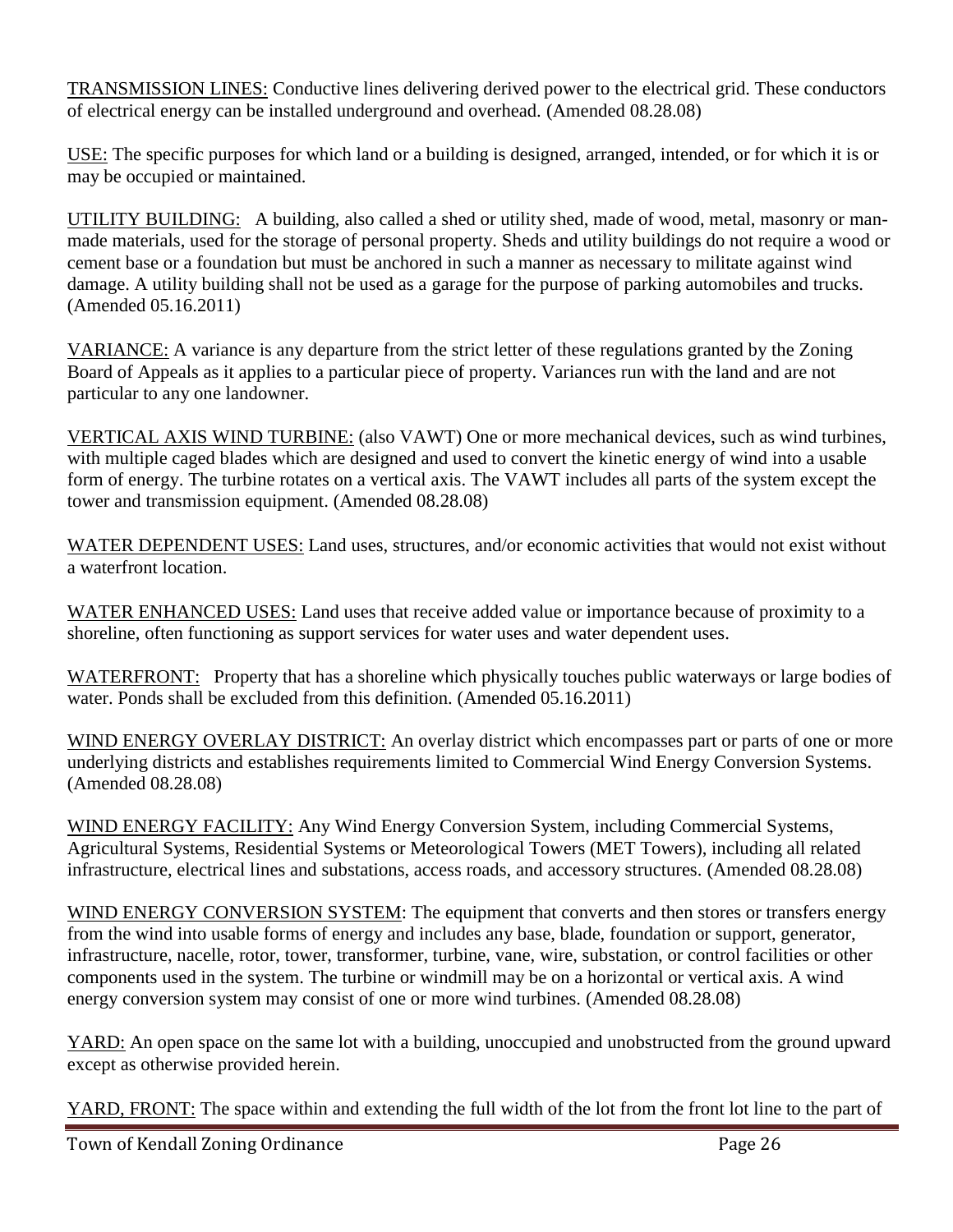<u>TRANSMISSION LINES:</u> Conductive lines delivering derived power to the electrical grid. These conductors of electrical energy can be installed underground and overhead. (Amended 08.28.08)

<u>USE:</u> The specific purposes for which land or a building is designed, arranged, intended, or for which it is or may be occupied or maintained.

<u>UTILITY BUILDING:</u> A building, also called a shed or utility shed, made of wood, metal, masonry or man-made materials, used for the storage of personal property. Sheds and utility buildings do not require a wood or cement base or a foundation but must be anchored in such a manner as necessary to militate against wind damage. A utility building shall not be used as a garage for the purpose of parking automobiles and trucks. (Amended 05.16.2011)

<u>VARIANCE:</u> A variance is any departure from the strict letter of these regulations granted by the Zoning Board of Appeals as it applies to a particular piece of property. Variances run with the land and are not particular to any one landowner.

<u>VERTICAL AXIS WIND TURBINE:</u> (also VAWT) One or more mechanical devices, such as wind turbines, with multiple caged blades which are designed and used to convert the kinetic energy of wind into a usable form of energy. The turbine rotates on a vertical axis. The VAWT includes all parts of the system except the tower and transmission equipment. (Amended 08.28.08)

<u>WATER DEPENDENT USES:</u> Land uses, structures, and/or economic activities that would not exist without a waterfront location.

<u>WATER ENHANCED USES:</u> Land uses that receive added value or importance because of proximity to a shoreline, often functioning as support services for water uses and water dependent uses.

<u>WATERFRONT:</u> Property that has a shoreline which physically touches public waterways or large bodies of water. Ponds shall be excluded from this definition. (Amended 05.16.2011)

<u>WIND ENERGY OVERLAY DISTRICT:</u> An overlay district which encompasses part or parts of one or more underlying districts and establishes requirements limited to Commercial Wind Energy Conversion Systems. (Amended 08.28.08)

<u>WIND ENERGY FACILITY:</u> Any Wind Energy Conversion System, including Commercial Systems, Agricultural Systems, Residential Systems or Meteorological Towers (MET Towers), including all related infrastructure, electrical lines and substations, access roads, and accessory structures. (Amended 08.28.08)

<u>WIND ENERGY CONVERSION SYSTEM</u>: The equipment that converts and then stores or transfers energy from the wind into usable forms of energy and includes any base, blade, foundation or support, generator, infrastructure, nacelle, rotor, tower, transformer, turbine, vane, wire, substation, or control facilities or other components used in the system. The turbine or windmill may be on a horizontal or vertical axis. A wind energy conversion system may consist of one or more wind turbines. (Amended 08.28.08)

<u>YARD</u>: An open space on the same lot with a building, unoccupied and unobstructed from the ground upward except as otherwise provided herein.

<u>YARD, FRONT:</u> The space within and extending the full width of the lot from the front lot line to the part of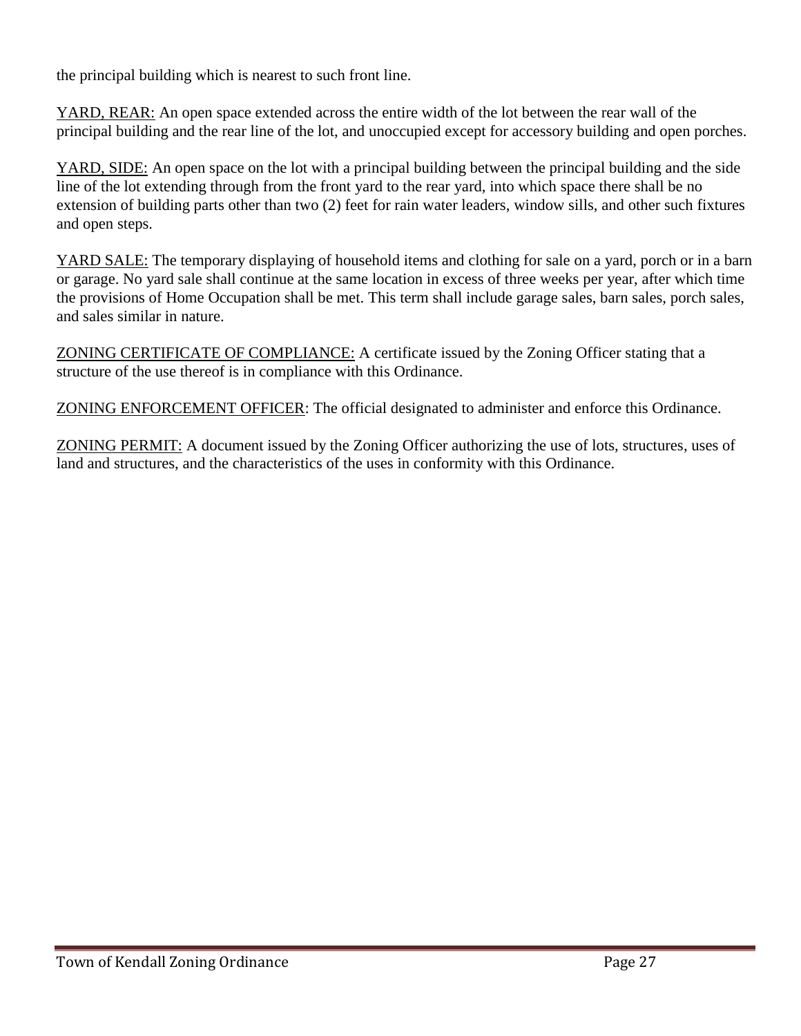the principal building which is nearest to such front line.

<u>YARD, REAR:</u> An open space extended across the entire width of the lot between the rear wall of the principal building and the rear line of the lot, and unoccupied except for accessory building and open porches.

<u>YARD, SIDE:</u> An open space on the lot with a principal building between the principal building and the side line of the lot extending through from the front yard to the rear yard, into which space there shall be no extension of building parts other than two (2) feet for rain water leaders, window sills, and other such fixtures and open steps.

<u>YARD SALE:</u> The temporary displaying of household items and clothing for sale on a yard, porch or in a barn or garage. No yard sale shall continue at the same location in excess of three weeks per year, after which time the provisions of Home Occupation shall be met. This term shall include garage sales, barn sales, porch sales, and sales similar in nature.

<u>ZONING CERTIFICATE OF COMPLIANCE:</u> A certificate issued by the Zoning Officer stating that a structure of the use thereof is in compliance with this Ordinance.

<u>ZONING ENFORCEMENT OFFICER</u>: The official designated to administer and enforce this Ordinance.

<u>ZONING PERMIT:</u> A document issued by the Zoning Officer authorizing the use of lots, structures, uses of land and structures, and the characteristics of the uses in conformity with this Ordinance.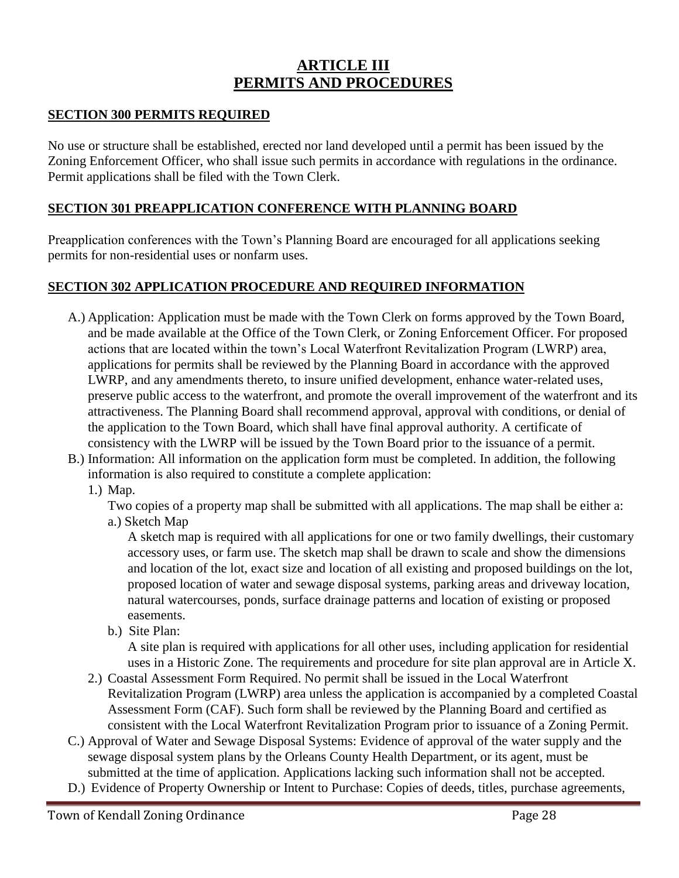# ARTICLE III
# PERMITS AND PROCEDURES

## SECTION 300 PERMITS REQUIRED

No use or structure shall be established, erected nor land developed until a permit has been issued by the Zoning Enforcement Officer, who shall issue such permits in accordance with regulations in the ordinance. Permit applications shall be filed with the Town Clerk.

## SECTION 301 PREAPPLICATION CONFERENCE WITH PLANNING BOARD

Preapplication conferences with the Town's Planning Board are encouraged for all applications seeking permits for non-residential uses or nonfarm uses.

## SECTION 302 APPLICATION PROCEDURE AND REQUIRED INFORMATION

A.) Application: Application must be made with the Town Clerk on forms approved by the Town Board, and be made available at the Office of the Town Clerk, or Zoning Enforcement Officer. For proposed actions that are located within the town's Local Waterfront Revitalization Program (LWRP) area, applications for permits shall be reviewed by the Planning Board in accordance with the approved LWRP, and any amendments thereto, to insure unified development, enhance water-related uses, preserve public access to the waterfront, and promote the overall improvement of the waterfront and its attractiveness. The Planning Board shall recommend approval, approval with conditions, or denial of the application to the Town Board, which shall have final approval authority. A certificate of consistency with the LWRP will be issued by the Town Board prior to the issuance of a permit.

B.) Information: All information on the application form must be completed. In addition, the following information is also required to constitute a complete application:

1.) Map.

Two copies of a property map shall be submitted with all applications. The map shall be either a:

a.) Sketch Map

A sketch map is required with all applications for one or two family dwellings, their customary accessory uses, or farm use. The sketch map shall be drawn to scale and show the dimensions and location of the lot, exact size and location of all existing and proposed buildings on the lot, proposed location of water and sewage disposal systems, parking areas and driveway location, natural watercourses, ponds, surface drainage patterns and location of existing or proposed easements.

b.) Site Plan:

A site plan is required with applications for all other uses, including application for residential uses in a Historic Zone. The requirements and procedure for site plan approval are in Article X.

2.) Coastal Assessment Form Required. No permit shall be issued in the Local Waterfront Revitalization Program (LWRP) area unless the application is accompanied by a completed Coastal Assessment Form (CAF). Such form shall be reviewed by the Planning Board and certified as consistent with the Local Waterfront Revitalization Program prior to issuance of a Zoning Permit.

C.) Approval of Water and Sewage Disposal Systems: Evidence of approval of the water supply and the sewage disposal system plans by the Orleans County Health Department, or its agent, must be submitted at the time of application. Applications lacking such information shall not be accepted.

D.) Evidence of Property Ownership or Intent to Purchase: Copies of deeds, titles, purchase agreements,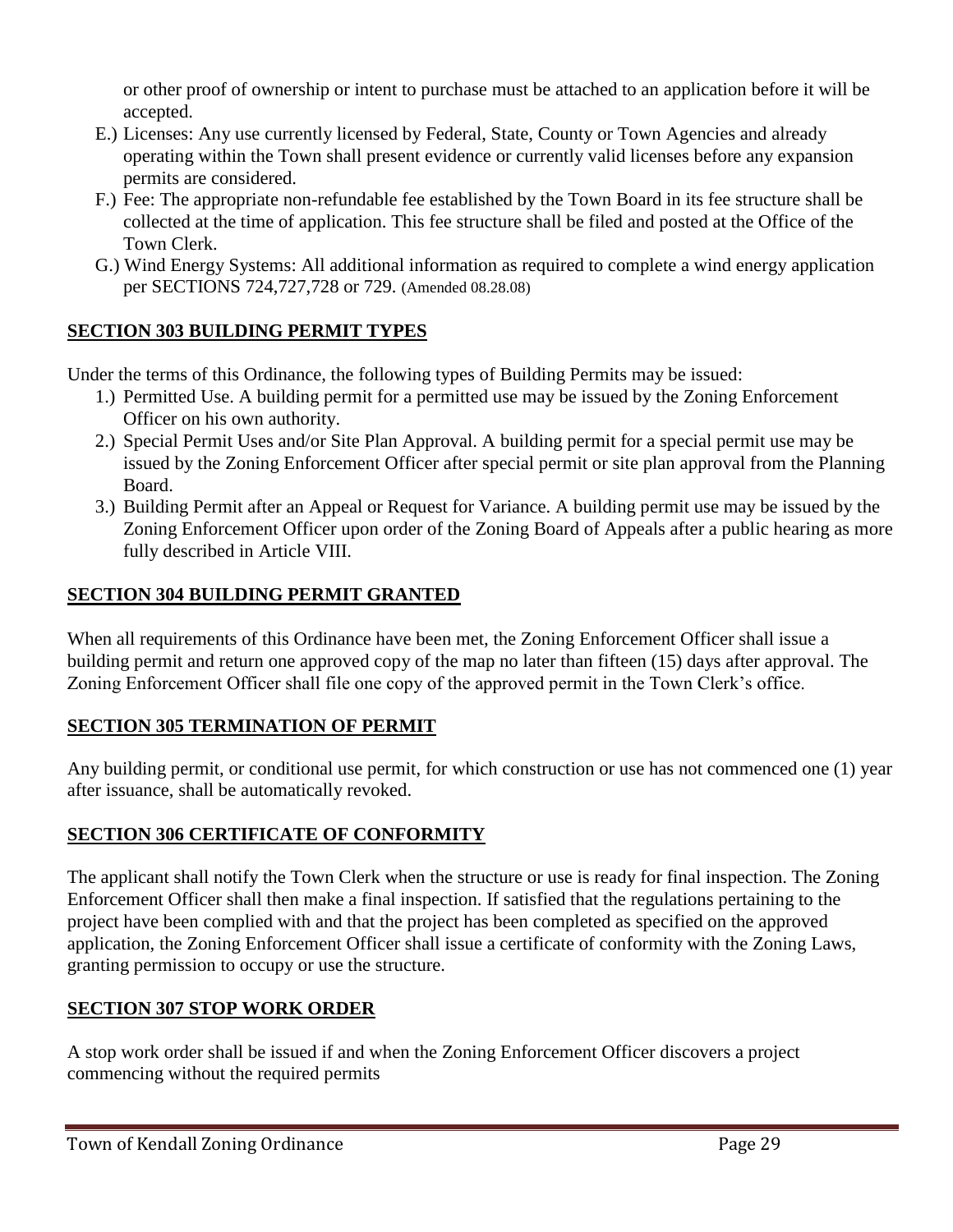or other proof of ownership or intent to purchase must be attached to an application before it will be accepted.

E.) Licenses: Any use currently licensed by Federal, State, County or Town Agencies and already operating within the Town shall present evidence or currently valid licenses before any expansion permits are considered.

F.) Fee: The appropriate non-refundable fee established by the Town Board in its fee structure shall be collected at the time of application. This fee structure shall be filed and posted at the Office of the Town Clerk.

G.) Wind Energy Systems: All additional information as required to complete a wind energy application per SECTIONS 724,727,728 or 729. (Amended 08.28.08)

## SECTION 303 BUILDING PERMIT TYPES

Under the terms of this Ordinance, the following types of Building Permits may be issued:

1.) Permitted Use. A building permit for a permitted use may be issued by the Zoning Enforcement Officer on his own authority.

2.) Special Permit Uses and/or Site Plan Approval. A building permit for a special permit use may be issued by the Zoning Enforcement Officer after special permit or site plan approval from the Planning Board.

3.) Building Permit after an Appeal or Request for Variance. A building permit use may be issued by the Zoning Enforcement Officer upon order of the Zoning Board of Appeals after a public hearing as more fully described in Article VIII.

## SECTION 304 BUILDING PERMIT GRANTED

When all requirements of this Ordinance have been met, the Zoning Enforcement Officer shall issue a building permit and return one approved copy of the map no later than fifteen (15) days after approval. The Zoning Enforcement Officer shall file one copy of the approved permit in the Town Clerk's office.

## SECTION 305 TERMINATION OF PERMIT

Any building permit, or conditional use permit, for which construction or use has not commenced one (1) year after issuance, shall be automatically revoked.

## SECTION 306 CERTIFICATE OF CONFORMITY

The applicant shall notify the Town Clerk when the structure or use is ready for final inspection. The Zoning Enforcement Officer shall then make a final inspection. If satisfied that the regulations pertaining to the project have been complied with and that the project has been completed as specified on the approved application, the Zoning Enforcement Officer shall issue a certificate of conformity with the Zoning Laws, granting permission to occupy or use the structure.

## SECTION 307 STOP WORK ORDER

A stop work order shall be issued if and when the Zoning Enforcement Officer discovers a project commencing without the required permits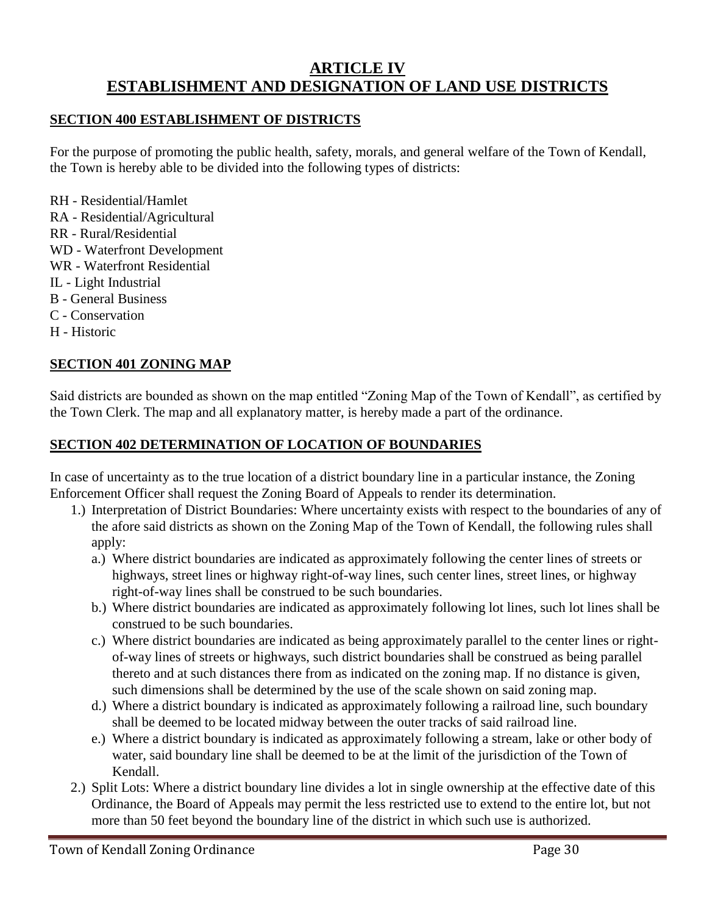# ARTICLE IV
# ESTABLISHMENT AND DESIGNATION OF LAND USE DISTRICTS

## SECTION 400 ESTABLISHMENT OF DISTRICTS

For the purpose of promoting the public health, safety, morals, and general welfare of the Town of Kendall, the Town is hereby able to be divided into the following types of districts:

RH - Residential/Hamlet
RA - Residential/Agricultural
RR - Rural/Residential
WD - Waterfront Development
WR - Waterfront Residential
IL - Light Industrial
B - General Business
C - Conservation
H - Historic

## SECTION 401 ZONING MAP

Said districts are bounded as shown on the map entitled "Zoning Map of the Town of Kendall", as certified by the Town Clerk. The map and all explanatory matter, is hereby made a part of the ordinance.

## SECTION 402 DETERMINATION OF LOCATION OF BOUNDARIES

In case of uncertainty as to the true location of a district boundary line in a particular instance, the Zoning Enforcement Officer shall request the Zoning Board of Appeals to render its determination.

1.) Interpretation of District Boundaries: Where uncertainty exists with respect to the boundaries of any of the afore said districts as shown on the Zoning Map of the Town of Kendall, the following rules shall apply:
   a.) Where district boundaries are indicated as approximately following the center lines of streets or highways, street lines or highway right-of-way lines, such center lines, street lines, or highway right-of-way lines shall be construed to be such boundaries.
   b.) Where district boundaries are indicated as approximately following lot lines, such lot lines shall be construed to be such boundaries.
   c.) Where district boundaries are indicated as being approximately parallel to the center lines or right-of-way lines of streets or highways, such district boundaries shall be construed as being parallel thereto and at such distances there from as indicated on the zoning map. If no distance is given, such dimensions shall be determined by the use of the scale shown on said zoning map.
   d.) Where a district boundary is indicated as approximately following a railroad line, such boundary shall be deemed to be located midway between the outer tracks of said railroad line.
   e.) Where a district boundary is indicated as approximately following a stream, lake or other body of water, said boundary line shall be deemed to be at the limit of the jurisdiction of the Town of Kendall.
2.) Split Lots: Where a district boundary line divides a lot in single ownership at the effective date of this Ordinance, the Board of Appeals may permit the less restricted use to extend to the entire lot, but not more than 50 feet beyond the boundary line of the district in which such use is authorized.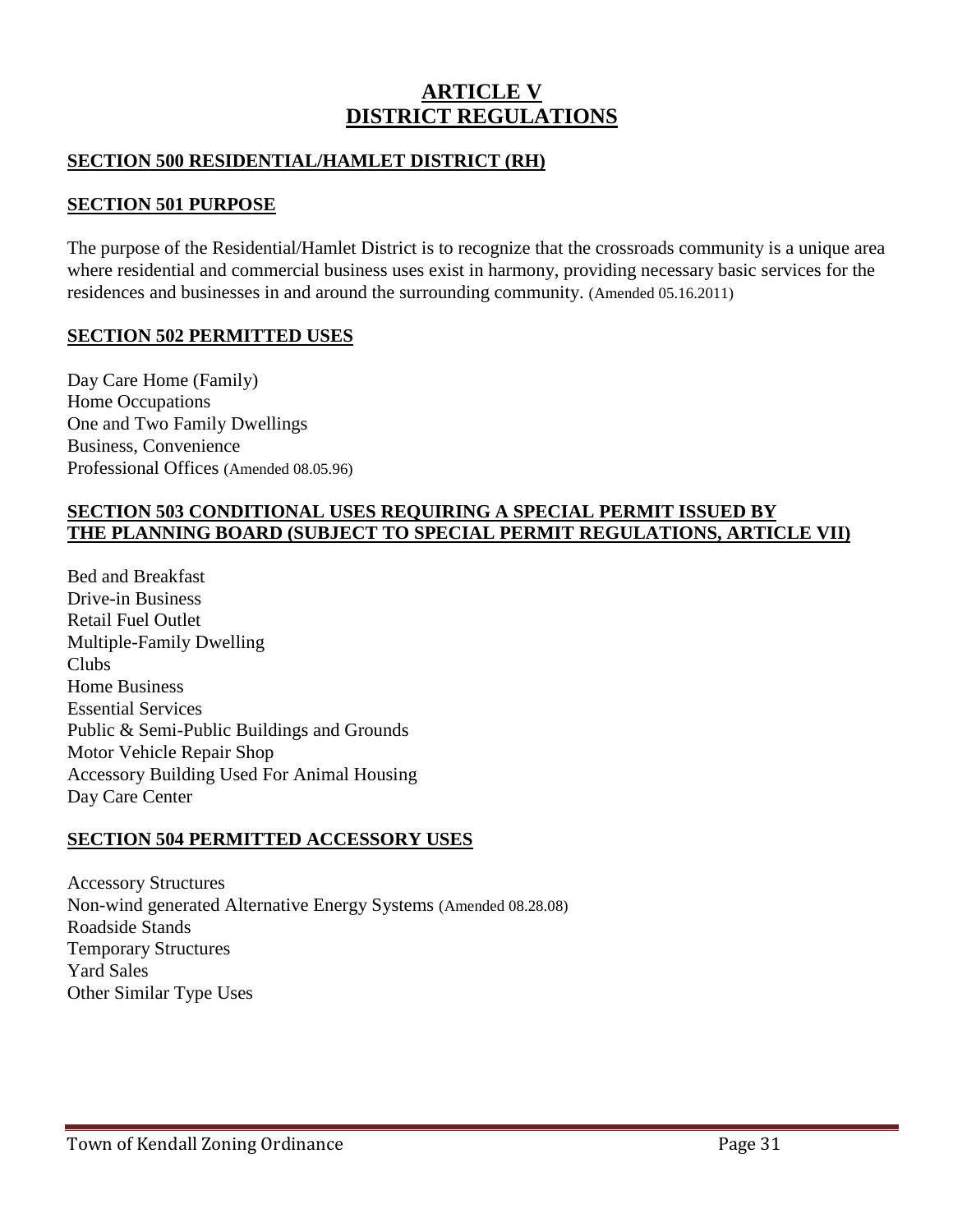# ARTICLE V
# DISTRICT REGULATIONS

## SECTION 500 RESIDENTIAL/HAMLET DISTRICT (RH)

## SECTION 501 PURPOSE

The purpose of the Residential/Hamlet District is to recognize that the crossroads community is a unique area where residential and commercial business uses exist in harmony, providing necessary basic services for the residences and businesses in and around the surrounding community. (Amended 05.16.2011)

## SECTION 502 PERMITTED USES

Day Care Home (Family)
Home Occupations
One and Two Family Dwellings
Business, Convenience
Professional Offices (Amended 08.05.96)

## SECTION 503 CONDITIONAL USES REQUIRING A SPECIAL PERMIT ISSUED BY THE PLANNING BOARD (SUBJECT TO SPECIAL PERMIT REGULATIONS, ARTICLE VII)

Bed and Breakfast
Drive-in Business
Retail Fuel Outlet
Multiple-Family Dwelling
Clubs
Home Business
Essential Services
Public & Semi-Public Buildings and Grounds
Motor Vehicle Repair Shop
Accessory Building Used For Animal Housing
Day Care Center

## SECTION 504 PERMITTED ACCESSORY USES

Accessory Structures
Non-wind generated Alternative Energy Systems (Amended 08.28.08)
Roadside Stands
Temporary Structures
Yard Sales
Other Similar Type Uses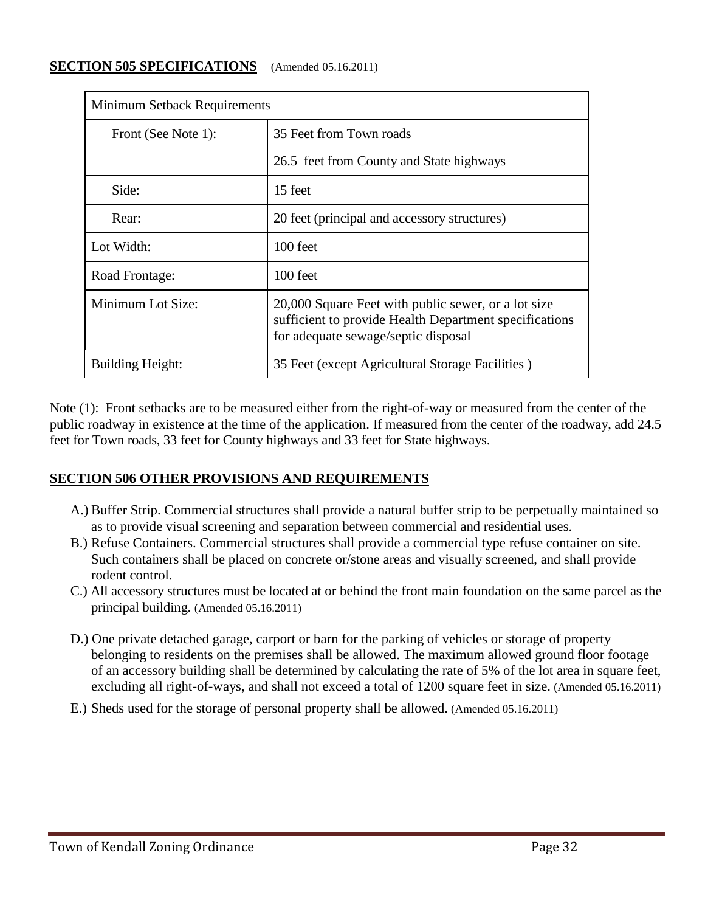## **SECTION 505 SPECIFICATIONS** (Amended 05.16.2011)

| Minimum Setback Requirements | |
|---|---|
| Front (See Note 1): | 35 Feet from Town roads<br>26.5 feet from County and State highways |
| Side: | 15 feet |
| Rear: | 20 feet (principal and accessory structures) |
| Lot Width: | 100 feet |
| Road Frontage: | 100 feet |
| Minimum Lot Size: | 20,000 Square Feet with public sewer, or a lot size sufficient to provide Health Department specifications for adequate sewage/septic disposal |
| Building Height: | 35 Feet (except Agricultural Storage Facilities ) |

Note (1): Front setbacks are to be measured either from the right-of-way or measured from the center of the public roadway in existence at the time of the application. If measured from the center of the roadway, add 24.5 feet for Town roads, 33 feet for County highways and 33 feet for State highways.

## **SECTION 506 OTHER PROVISIONS AND REQUIREMENTS**

A.) Buffer Strip. Commercial structures shall provide a natural buffer strip to be perpetually maintained so as to provide visual screening and separation between commercial and residential uses.

B.) Refuse Containers. Commercial structures shall provide a commercial type refuse container on site. Such containers shall be placed on concrete or/stone areas and visually screened, and shall provide rodent control.

C.) All accessory structures must be located at or behind the front main foundation on the same parcel as the principal building. (Amended 05.16.2011)

D.) One private detached garage, carport or barn for the parking of vehicles or storage of property belonging to residents on the premises shall be allowed. The maximum allowed ground floor footage of an accessory building shall be determined by calculating the rate of 5% of the lot area in square feet, excluding all right-of-ways, and shall not exceed a total of 1200 square feet in size. (Amended 05.16.2011)

E.) Sheds used for the storage of personal property shall be allowed. (Amended 05.16.2011)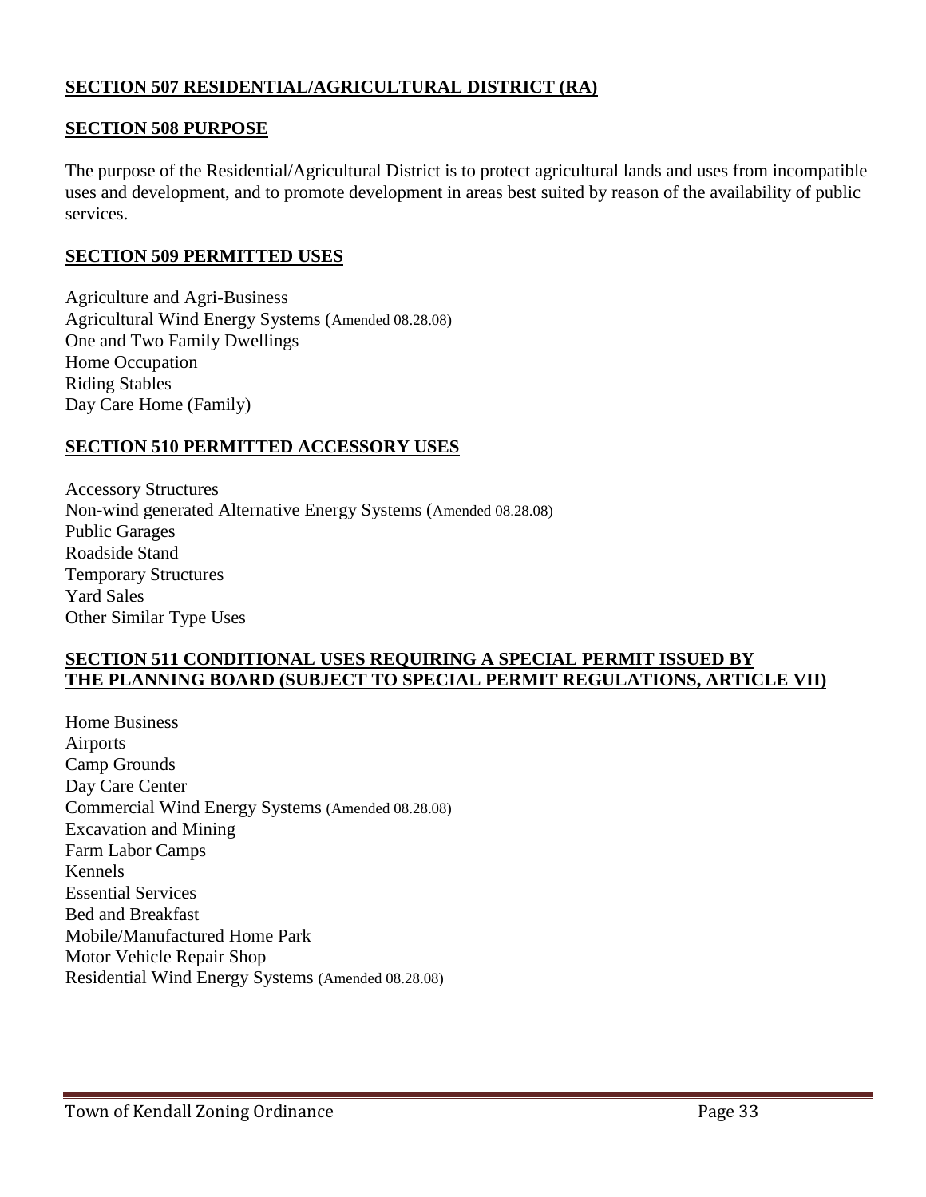## SECTION 507 RESIDENTIAL/AGRICULTURAL DISTRICT (RA)

## SECTION 508 PURPOSE

The purpose of the Residential/Agricultural District is to protect agricultural lands and uses from incompatible uses and development, and to promote development in areas best suited by reason of the availability of public services.

## SECTION 509 PERMITTED USES

Agriculture and Agri-Business
Agricultural Wind Energy Systems (Amended 08.28.08)
One and Two Family Dwellings
Home Occupation
Riding Stables
Day Care Home (Family)

## SECTION 510 PERMITTED ACCESSORY USES

Accessory Structures
Non-wind generated Alternative Energy Systems (Amended 08.28.08)
Public Garages
Roadside Stand
Temporary Structures
Yard Sales
Other Similar Type Uses

## SECTION 511 CONDITIONAL USES REQUIRING A SPECIAL PERMIT ISSUED BY THE PLANNING BOARD (SUBJECT TO SPECIAL PERMIT REGULATIONS, ARTICLE VII)

Home Business
Airports
Camp Grounds
Day Care Center
Commercial Wind Energy Systems (Amended 08.28.08)
Excavation and Mining
Farm Labor Camps
Kennels
Essential Services
Bed and Breakfast
Mobile/Manufactured Home Park
Motor Vehicle Repair Shop
Residential Wind Energy Systems (Amended 08.28.08)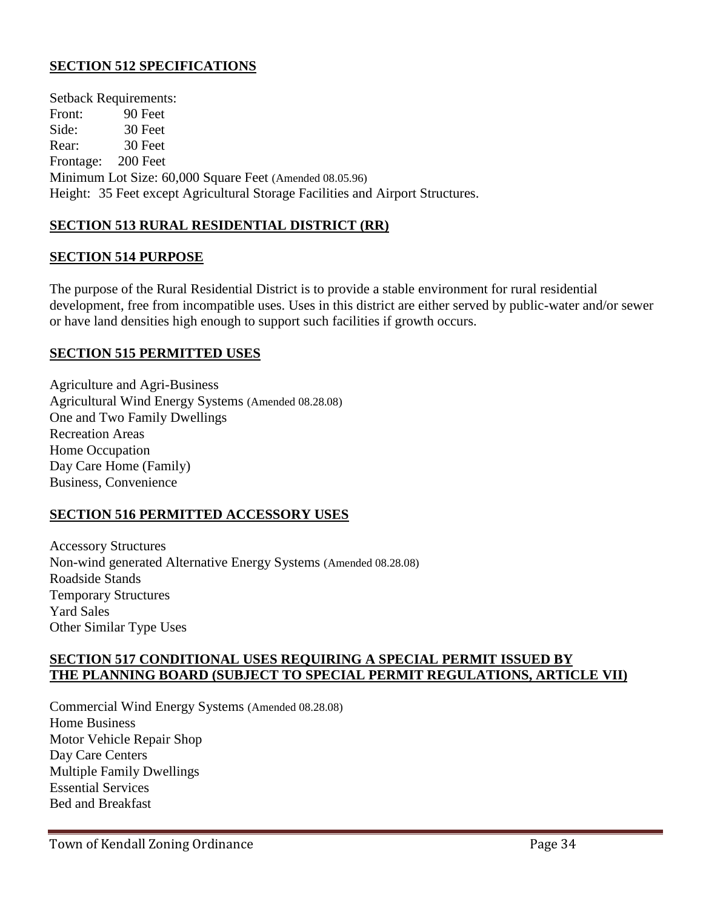## SECTION 512 SPECIFICATIONS

Setback Requirements:
Front: 90 Feet
Side: 30 Feet
Rear: 30 Feet
Frontage: 200 Feet
Minimum Lot Size: 60,000 Square Feet (Amended 08.05.96)
Height: 35 Feet except Agricultural Storage Facilities and Airport Structures.

## SECTION 513 RURAL RESIDENTIAL DISTRICT (RR)

## SECTION 514 PURPOSE

The purpose of the Rural Residential District is to provide a stable environment for rural residential development, free from incompatible uses. Uses in this district are either served by public-water and/or sewer or have land densities high enough to support such facilities if growth occurs.

## SECTION 515 PERMITTED USES

Agriculture and Agri-Business
Agricultural Wind Energy Systems (Amended 08.28.08)
One and Two Family Dwellings
Recreation Areas
Home Occupation
Day Care Home (Family)
Business, Convenience

## SECTION 516 PERMITTED ACCESSORY USES

Accessory Structures
Non-wind generated Alternative Energy Systems (Amended 08.28.08)
Roadside Stands
Temporary Structures
Yard Sales
Other Similar Type Uses

## SECTION 517 CONDITIONAL USES REQUIRING A SPECIAL PERMIT ISSUED BY THE PLANNING BOARD (SUBJECT TO SPECIAL PERMIT REGULATIONS, ARTICLE VII)

Commercial Wind Energy Systems (Amended 08.28.08)
Home Business
Motor Vehicle Repair Shop
Day Care Centers
Multiple Family Dwellings
Essential Services
Bed and Breakfast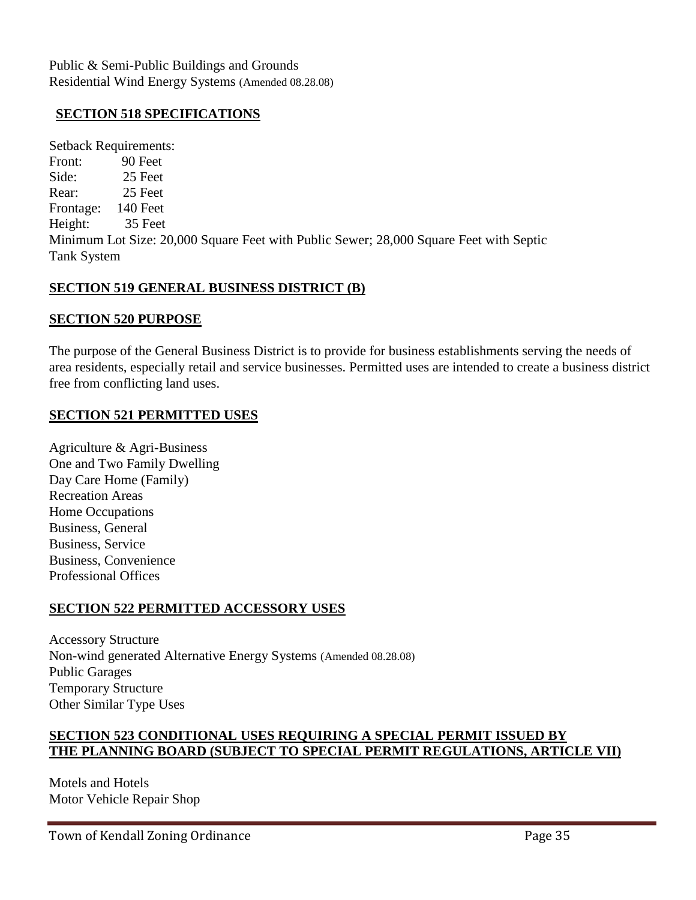Public & Semi-Public Buildings and Grounds
Residential Wind Energy Systems (Amended 08.28.08)

## SECTION 518 SPECIFICATIONS

Setback Requirements:
Front: 90 Feet
Side: 25 Feet
Rear: 25 Feet
Frontage: 140 Feet
Height: 35 Feet
Minimum Lot Size: 20,000 Square Feet with Public Sewer; 28,000 Square Feet with Septic Tank System

## SECTION 519 GENERAL BUSINESS DISTRICT (B)

## SECTION 520 PURPOSE

The purpose of the General Business District is to provide for business establishments serving the needs of area residents, especially retail and service businesses. Permitted uses are intended to create a business district free from conflicting land uses.

## SECTION 521 PERMITTED USES

Agriculture & Agri-Business
One and Two Family Dwelling
Day Care Home (Family)
Recreation Areas
Home Occupations
Business, General
Business, Service
Business, Convenience
Professional Offices

## SECTION 522 PERMITTED ACCESSORY USES

Accessory Structure
Non-wind generated Alternative Energy Systems (Amended 08.28.08)
Public Garages
Temporary Structure
Other Similar Type Uses

## SECTION 523 CONDITIONAL USES REQUIRING A SPECIAL PERMIT ISSUED BY THE PLANNING BOARD (SUBJECT TO SPECIAL PERMIT REGULATIONS, ARTICLE VII)

Motels and Hotels
Motor Vehicle Repair Shop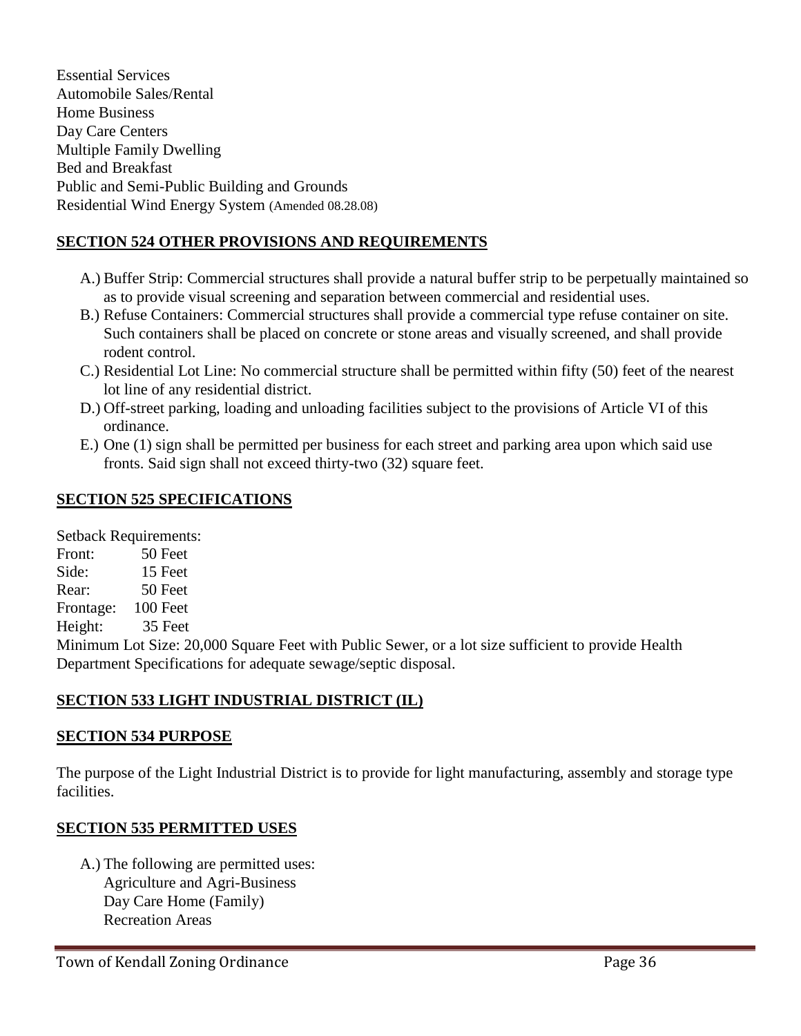Essential Services
Automobile Sales/Rental
Home Business
Day Care Centers
Multiple Family Dwelling
Bed and Breakfast
Public and Semi-Public Building and Grounds
Residential Wind Energy System (Amended 08.28.08)

## SECTION 524 OTHER PROVISIONS AND REQUIREMENTS

A.) Buffer Strip: Commercial structures shall provide a natural buffer strip to be perpetually maintained so as to provide visual screening and separation between commercial and residential uses.
B.) Refuse Containers: Commercial structures shall provide a commercial type refuse container on site. Such containers shall be placed on concrete or stone areas and visually screened, and shall provide rodent control.
C.) Residential Lot Line: No commercial structure shall be permitted within fifty (50) feet of the nearest lot line of any residential district.
D.) Off-street parking, loading and unloading facilities subject to the provisions of Article VI of this ordinance.
E.) One (1) sign shall be permitted per business for each street and parking area upon which said use fronts. Said sign shall not exceed thirty-two (32) square feet.

## SECTION 525 SPECIFICATIONS

Setback Requirements:
Front: 50 Feet
Side: 15 Feet
Rear: 50 Feet
Frontage: 100 Feet
Height: 35 Feet
Minimum Lot Size: 20,000 Square Feet with Public Sewer, or a lot size sufficient to provide Health Department Specifications for adequate sewage/septic disposal.

## SECTION 533 LIGHT INDUSTRIAL DISTRICT (IL)

## SECTION 534 PURPOSE

The purpose of the Light Industrial District is to provide for light manufacturing, assembly and storage type facilities.

## SECTION 535 PERMITTED USES

A.) The following are permitted uses:
Agriculture and Agri-Business
Day Care Home (Family)
Recreation Areas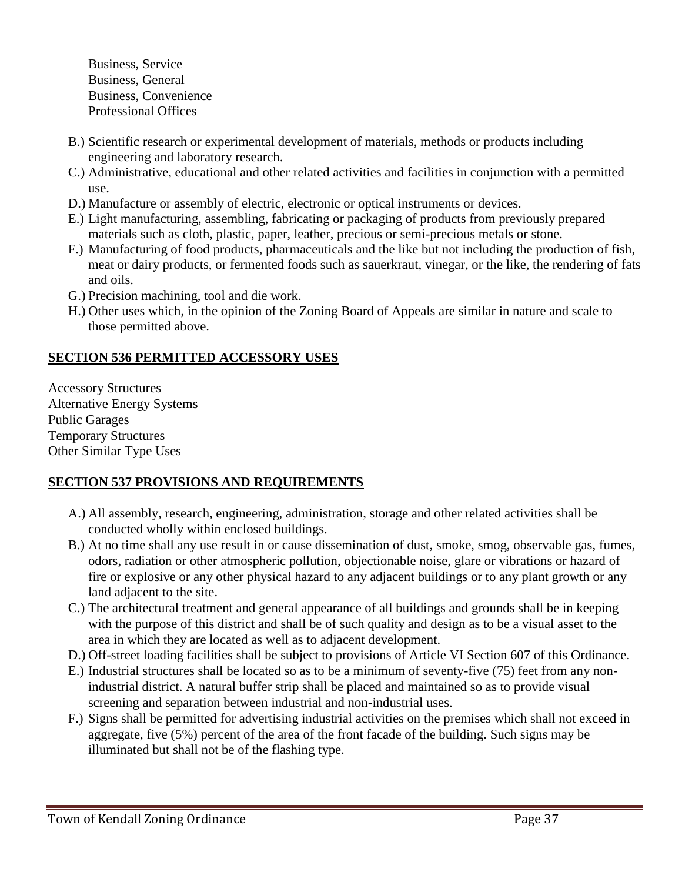Business, Service
Business, General
Business, Convenience
Professional Offices

B.) Scientific research or experimental development of materials, methods or products including engineering and laboratory research.

C.) Administrative, educational and other related activities and facilities in conjunction with a permitted use.

D.) Manufacture or assembly of electric, electronic or optical instruments or devices.

E.) Light manufacturing, assembling, fabricating or packaging of products from previously prepared materials such as cloth, plastic, paper, leather, precious or semi-precious metals or stone.

F.) Manufacturing of food products, pharmaceuticals and the like but not including the production of fish, meat or dairy products, or fermented foods such as sauerkraut, vinegar, or the like, the rendering of fats and oils.

G.) Precision machining, tool and die work.

H.) Other uses which, in the opinion of the Zoning Board of Appeals are similar in nature and scale to those permitted above.

## SECTION 536 PERMITTED ACCESSORY USES

Accessory Structures
Alternative Energy Systems
Public Garages
Temporary Structures
Other Similar Type Uses

## SECTION 537 PROVISIONS AND REQUIREMENTS

A.) All assembly, research, engineering, administration, storage and other related activities shall be conducted wholly within enclosed buildings.

B.) At no time shall any use result in or cause dissemination of dust, smoke, smog, observable gas, fumes, odors, radiation or other atmospheric pollution, objectionable noise, glare or vibrations or hazard of fire or explosive or any other physical hazard to any adjacent buildings or to any plant growth or any land adjacent to the site.

C.) The architectural treatment and general appearance of all buildings and grounds shall be in keeping with the purpose of this district and shall be of such quality and design as to be a visual asset to the area in which they are located as well as to adjacent development.

D.) Off-street loading facilities shall be subject to provisions of Article VI Section 607 of this Ordinance.

E.) Industrial structures shall be located so as to be a minimum of seventy-five (75) feet from any non-industrial district. A natural buffer strip shall be placed and maintained so as to provide visual screening and separation between industrial and non-industrial uses.

F.) Signs shall be permitted for advertising industrial activities on the premises which shall not exceed in aggregate, five (5%) percent of the area of the front facade of the building. Such signs may be illuminated but shall not be of the flashing type.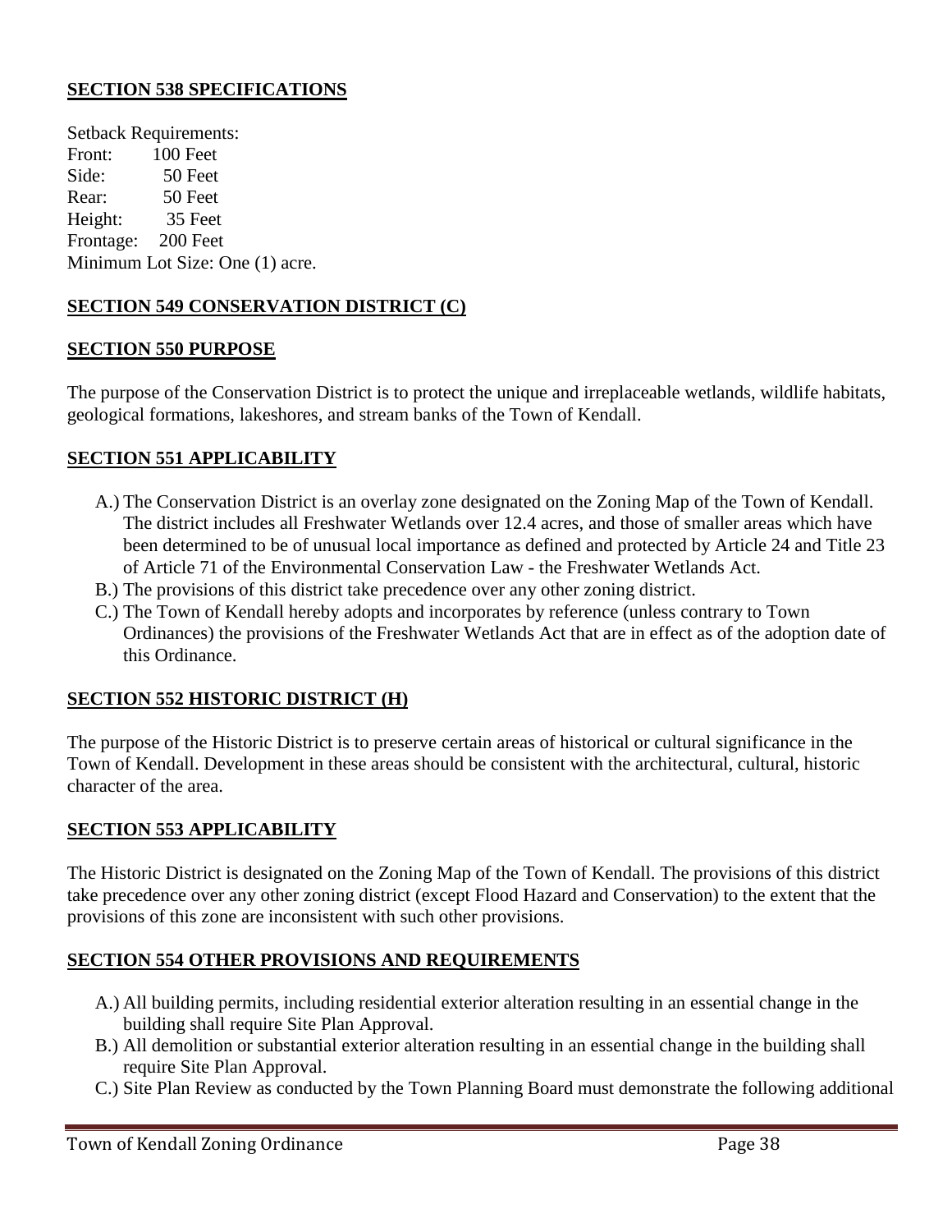**SECTION 538 SPECIFICATIONS**

Setback Requirements:
Front: 100 Feet
Side: 50 Feet
Rear: 50 Feet
Height: 35 Feet
Frontage: 200 Feet
Minimum Lot Size: One (1) acre.

**SECTION 549 CONSERVATION DISTRICT (C)**

**SECTION 550 PURPOSE**

The purpose of the Conservation District is to protect the unique and irreplaceable wetlands, wildlife habitats, geological formations, lakeshores, and stream banks of the Town of Kendall.

**SECTION 551 APPLICABILITY**

A.) The Conservation District is an overlay zone designated on the Zoning Map of the Town of Kendall. The district includes all Freshwater Wetlands over 12.4 acres, and those of smaller areas which have been determined to be of unusual local importance as defined and protected by Article 24 and Title 23 of Article 71 of the Environmental Conservation Law - the Freshwater Wetlands Act.

B.) The provisions of this district take precedence over any other zoning district.

C.) The Town of Kendall hereby adopts and incorporates by reference (unless contrary to Town Ordinances) the provisions of the Freshwater Wetlands Act that are in effect as of the adoption date of this Ordinance.

**SECTION 552 HISTORIC DISTRICT (H)**

The purpose of the Historic District is to preserve certain areas of historical or cultural significance in the Town of Kendall. Development in these areas should be consistent with the architectural, cultural, historic character of the area.

**SECTION 553 APPLICABILITY**

The Historic District is designated on the Zoning Map of the Town of Kendall. The provisions of this district take precedence over any other zoning district (except Flood Hazard and Conservation) to the extent that the provisions of this zone are inconsistent with such other provisions.

**SECTION 554 OTHER PROVISIONS AND REQUIREMENTS**

A.) All building permits, including residential exterior alteration resulting in an essential change in the building shall require Site Plan Approval.

B.) All demolition or substantial exterior alteration resulting in an essential change in the building shall require Site Plan Approval.

C.) Site Plan Review as conducted by the Town Planning Board must demonstrate the following additional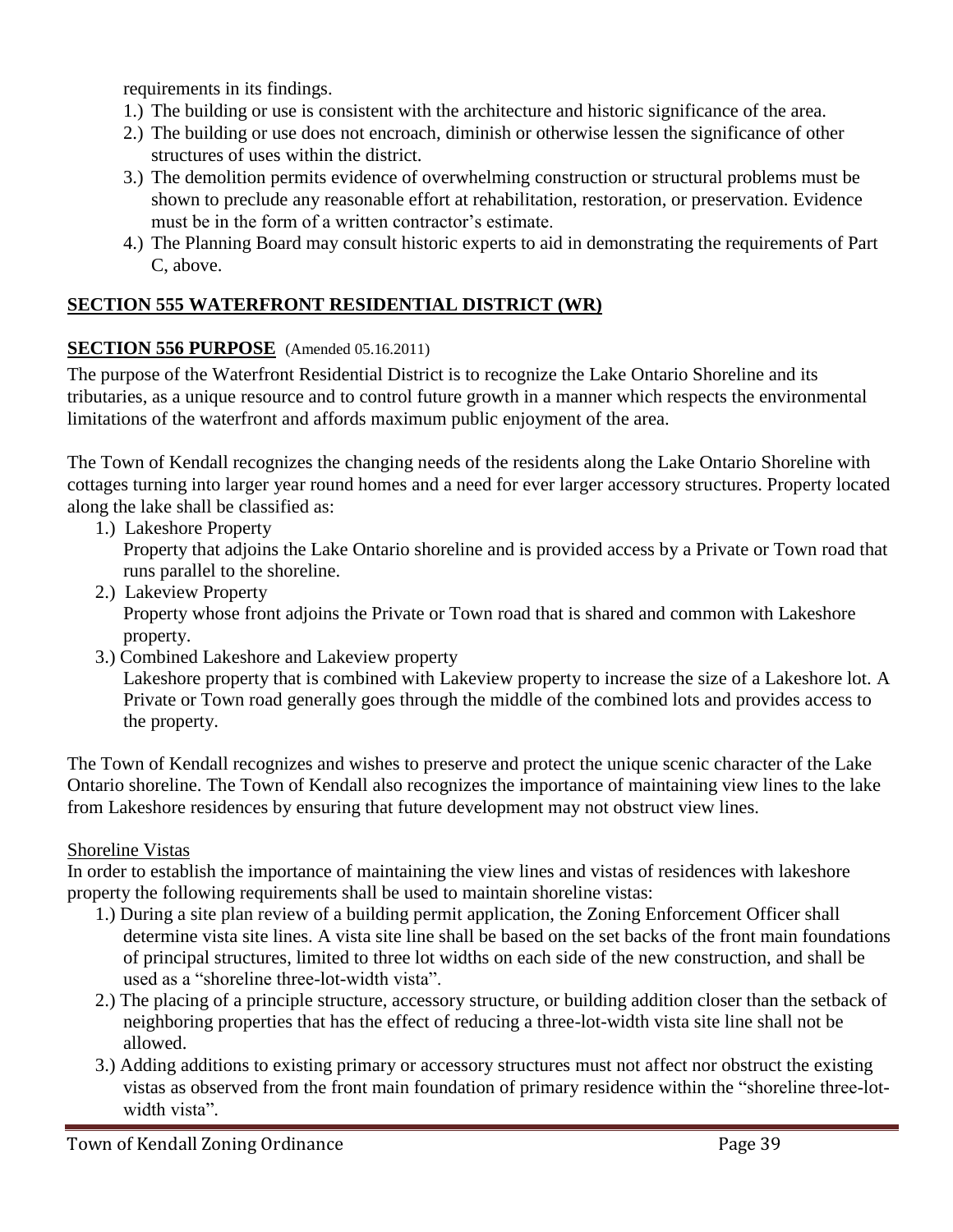requirements in its findings.

1.) The building or use is consistent with the architecture and historic significance of the area.
2.) The building or use does not encroach, diminish or otherwise lessen the significance of other structures of uses within the district.
3.) The demolition permits evidence of overwhelming construction or structural problems must be shown to preclude any reasonable effort at rehabilitation, restoration, or preservation. Evidence must be in the form of a written contractor's estimate.
4.) The Planning Board may consult historic experts to aid in demonstrating the requirements of Part C, above.

## SECTION 555 WATERFRONT RESIDENTIAL DISTRICT (WR)

### SECTION 556 PURPOSE (Amended 05.16.2011)

The purpose of the Waterfront Residential District is to recognize the Lake Ontario Shoreline and its tributaries, as a unique resource and to control future growth in a manner which respects the environmental limitations of the waterfront and affords maximum public enjoyment of the area.

The Town of Kendall recognizes the changing needs of the residents along the Lake Ontario Shoreline with cottages turning into larger year round homes and a need for ever larger accessory structures. Property located along the lake shall be classified as:

1.) Lakeshore Property
   Property that adjoins the Lake Ontario shoreline and is provided access by a Private or Town road that runs parallel to the shoreline.
2.) Lakeview Property
   Property whose front adjoins the Private or Town road that is shared and common with Lakeshore property.
3.) Combined Lakeshore and Lakeview property
   Lakeshore property that is combined with Lakeview property to increase the size of a Lakeshore lot. A Private or Town road generally goes through the middle of the combined lots and provides access to the property.

The Town of Kendall recognizes and wishes to preserve and protect the unique scenic character of the Lake Ontario shoreline. The Town of Kendall also recognizes the importance of maintaining view lines to the lake from Lakeshore residences by ensuring that future development may not obstruct view lines.

Shoreline Vistas

In order to establish the importance of maintaining the view lines and vistas of residences with lakeshore property the following requirements shall be used to maintain shoreline vistas:

1.) During a site plan review of a building permit application, the Zoning Enforcement Officer shall determine vista site lines. A vista site line shall be based on the set backs of the front main foundations of principal structures, limited to three lot widths on each side of the new construction, and shall be used as a "shoreline three-lot-width vista".
2.) The placing of a principle structure, accessory structure, or building addition closer than the setback of neighboring properties that has the effect of reducing a three-lot-width vista site line shall not be allowed.
3.) Adding additions to existing primary or accessory structures must not affect nor obstruct the existing vistas as observed from the front main foundation of primary residence within the "shoreline three-lot-width vista".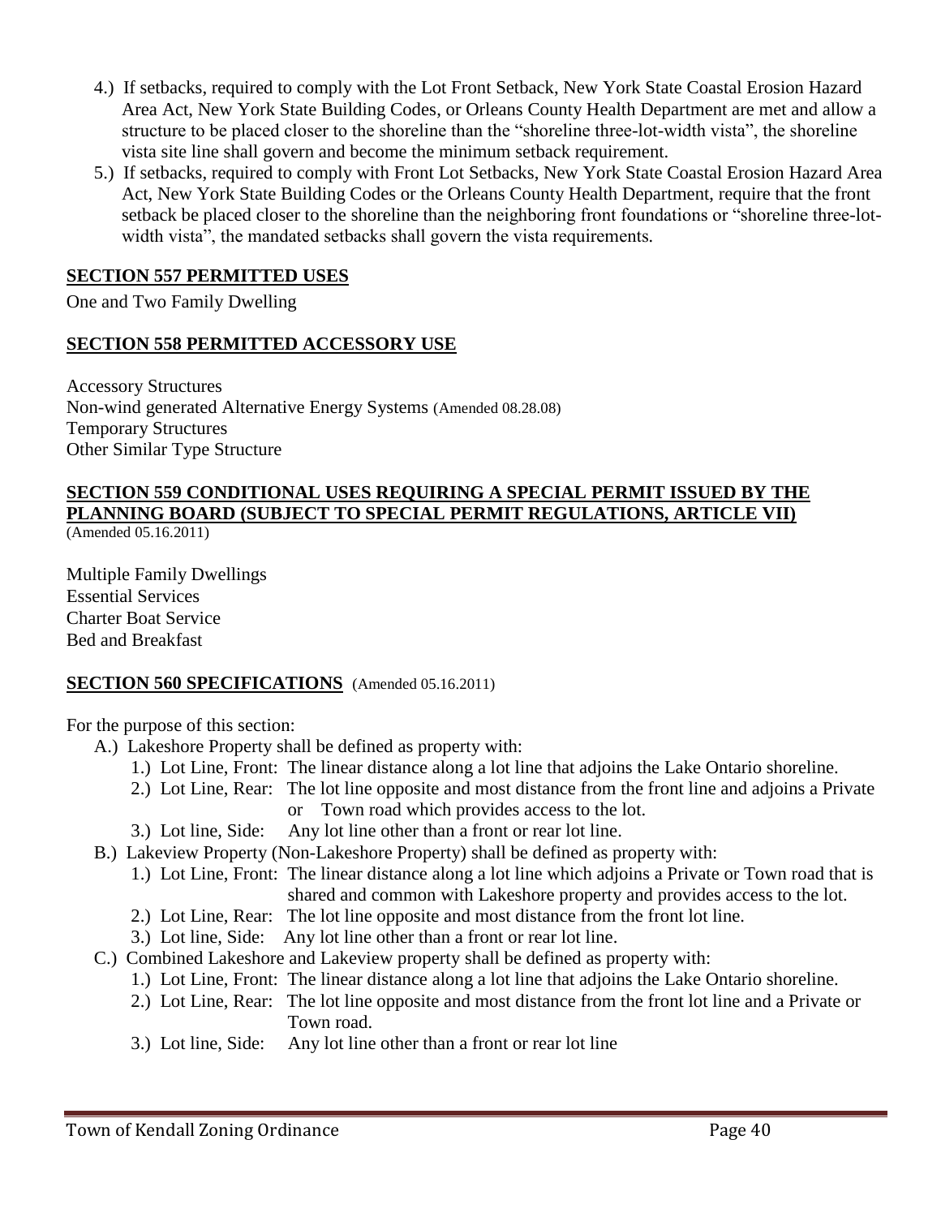4.) If setbacks, required to comply with the Lot Front Setback, New York State Coastal Erosion Hazard Area Act, New York State Building Codes, or Orleans County Health Department are met and allow a structure to be placed closer to the shoreline than the "shoreline three-lot-width vista", the shoreline vista site line shall govern and become the minimum setback requirement.

5.) If setbacks, required to comply with Front Lot Setbacks, New York State Coastal Erosion Hazard Area Act, New York State Building Codes or the Orleans County Health Department, require that the front setback be placed closer to the shoreline than the neighboring front foundations or "shoreline three-lot-width vista", the mandated setbacks shall govern the vista requirements.

## SECTION 557 PERMITTED USES

One and Two Family Dwelling

## SECTION 558 PERMITTED ACCESSORY USE

Accessory Structures
Non-wind generated Alternative Energy Systems (Amended 08.28.08)
Temporary Structures
Other Similar Type Structure

## SECTION 559 CONDITIONAL USES REQUIRING A SPECIAL PERMIT ISSUED BY THE PLANNING BOARD (SUBJECT TO SPECIAL PERMIT REGULATIONS, ARTICLE VII)

(Amended 05.16.2011)

Multiple Family Dwellings
Essential Services
Charter Boat Service
Bed and Breakfast

## SECTION 560 SPECIFICATIONS (Amended 05.16.2011)

For the purpose of this section:

A.) Lakeshore Property shall be defined as property with:
  1.) Lot Line, Front: The linear distance along a lot line that adjoins the Lake Ontario shoreline.
  2.) Lot Line, Rear: The lot line opposite and most distance from the front line and adjoins a Private or Town road which provides access to the lot.
  3.) Lot line, Side: Any lot line other than a front or rear lot line.

B.) Lakeview Property (Non-Lakeshore Property) shall be defined as property with:
  1.) Lot Line, Front: The linear distance along a lot line which adjoins a Private or Town road that is shared and common with Lakeshore property and provides access to the lot.
  2.) Lot Line, Rear: The lot line opposite and most distance from the front lot line.
  3.) Lot line, Side: Any lot line other than a front or rear lot line.

C.) Combined Lakeshore and Lakeview property shall be defined as property with:
  1.) Lot Line, Front: The linear distance along a lot line that adjoins the Lake Ontario shoreline.
  2.) Lot Line, Rear: The lot line opposite and most distance from the front lot line and a Private or Town road.
  3.) Lot line, Side: Any lot line other than a front or rear lot line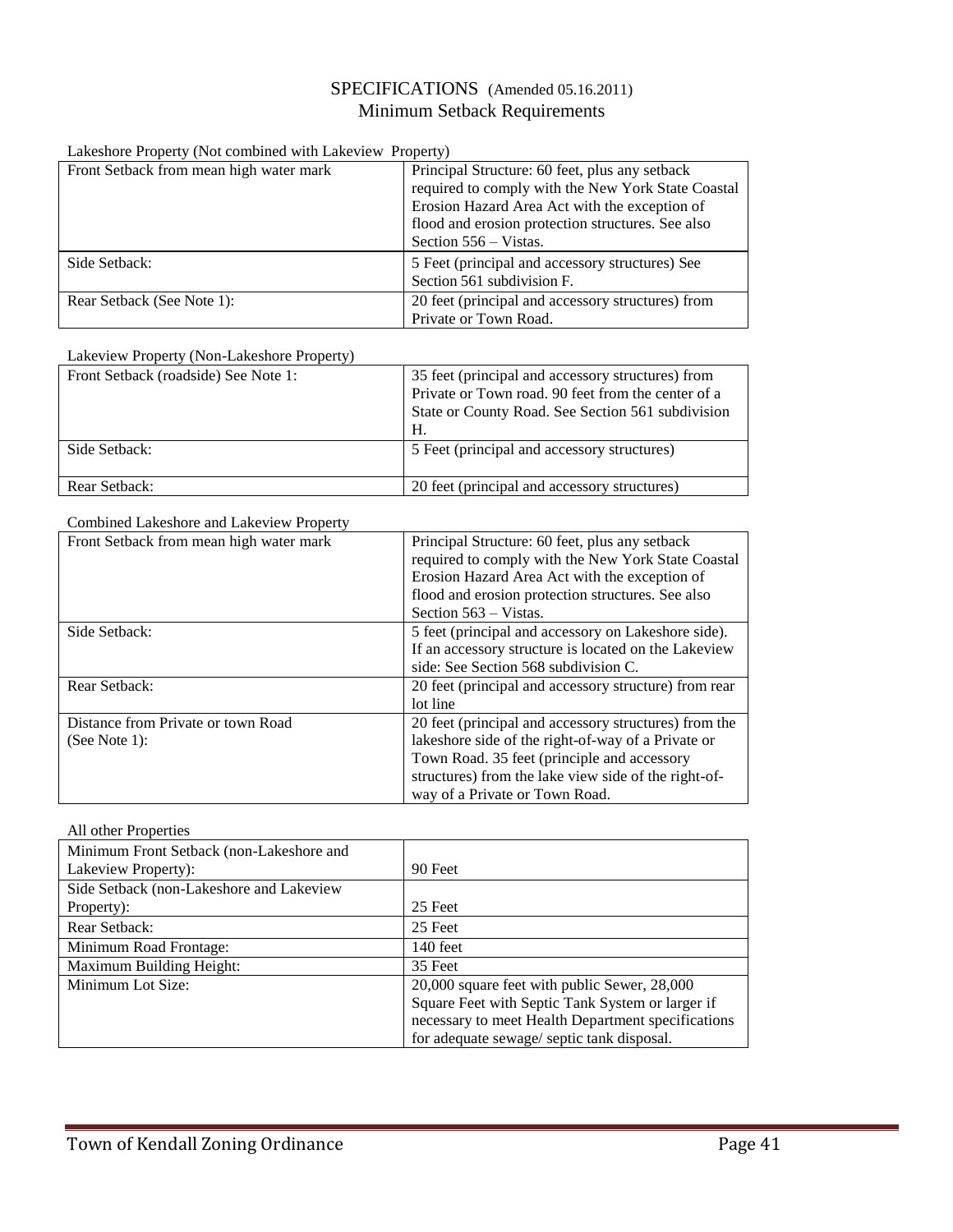# SPECIFICATIONS (Amended 05.16.2011)
## Minimum Setback Requirements

Lakeshore Property (Not combined with Lakeview Property)

| | |
|---|---|
| Front Setback from mean high water mark | Principal Structure: 60 feet, plus any setback required to comply with the New York State Coastal Erosion Hazard Area Act with the exception of flood and erosion protection structures. See also Section 556 – Vistas. |
| Side Setback: | 5 Feet (principal and accessory structures) See Section 561 subdivision F. |
| Rear Setback (See Note 1): | 20 feet (principal and accessory structures) from Private or Town Road. |

Lakeview Property (Non-Lakeshore Property)

| | |
|---|---|
| Front Setback (roadside) See Note 1: | 35 feet (principal and accessory structures) from Private or Town road. 90 feet from the center of a State or County Road. See Section 561 subdivision H. |
| Side Setback: | 5 Feet (principal and accessory structures) |
| Rear Setback: | 20 feet (principal and accessory structures) |

Combined Lakeshore and Lakeview Property

| | |
|---|---|
| Front Setback from mean high water mark | Principal Structure: 60 feet, plus any setback required to comply with the New York State Coastal Erosion Hazard Area Act with the exception of flood and erosion protection structures. See also Section 563 – Vistas. |
| Side Setback: | 5 feet (principal and accessory on Lakeshore side). If an accessory structure is located on the Lakeview side: See Section 568 subdivision C. |
| Rear Setback: | 20 feet (principal and accessory structure) from rear lot line |
| Distance from Private or town Road (See Note 1): | 20 feet (principal and accessory structures) from the lakeshore side of the right-of-way of a Private or Town Road. 35 feet (principle and accessory structures) from the lake view side of the right-of-way of a Private or Town Road. |

All other Properties

| | |
|---|---|
| Minimum Front Setback (non-Lakeshore and Lakeview Property): | 90 Feet |
| Side Setback (non-Lakeshore and Lakeview Property): | 25 Feet |
| Rear Setback: | 25 Feet |
| Minimum Road Frontage: | 140 feet |
| Maximum Building Height: | 35 Feet |
| Minimum Lot Size: | 20,000 square feet with public Sewer, 28,000 Square Feet with Septic Tank System or larger if necessary to meet Health Department specifications for adequate sewage/ septic tank disposal. |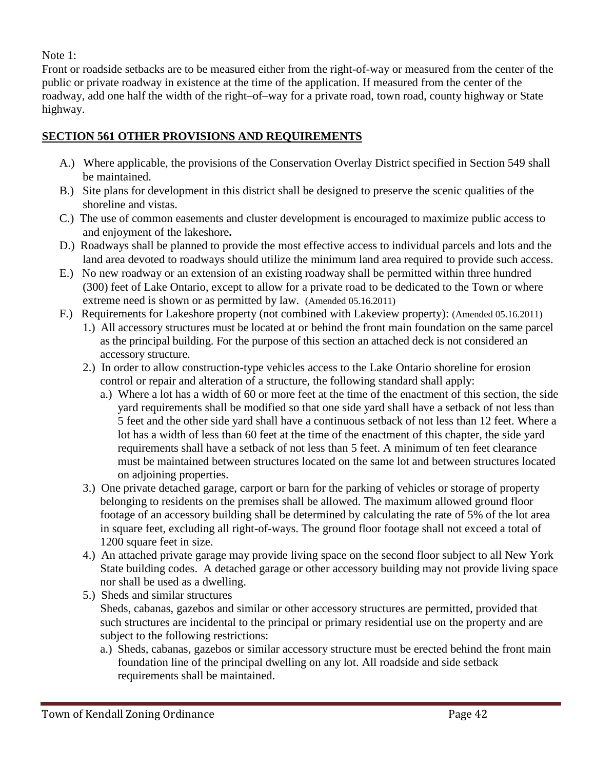Note 1:

Front or roadside setbacks are to be measured either from the right-of-way or measured from the center of the public or private roadway in existence at the time of the application. If measured from the center of the roadway, add one half the width of the right–of–way for a private road, town road, county highway or State highway.

## SECTION 561 OTHER PROVISIONS AND REQUIREMENTS

A.) Where applicable, the provisions of the Conservation Overlay District specified in Section 549 shall be maintained.

B.) Site plans for development in this district shall be designed to preserve the scenic qualities of the shoreline and vistas.

C.) The use of common easements and cluster development is encouraged to maximize public access to and enjoyment of the lakeshore**.**

D.) Roadways shall be planned to provide the most effective access to individual parcels and lots and the land area devoted to roadways should utilize the minimum land area required to provide such access.

E.) No new roadway or an extension of an existing roadway shall be permitted within three hundred (300) feet of Lake Ontario, except to allow for a private road to be dedicated to the Town or where extreme need is shown or as permitted by law. (Amended 05.16.2011)

F.) Requirements for Lakeshore property (not combined with Lakeview property): (Amended 05.16.2011)

1.) All accessory structures must be located at or behind the front main foundation on the same parcel as the principal building. For the purpose of this section an attached deck is not considered an accessory structure.

2.) In order to allow construction-type vehicles access to the Lake Ontario shoreline for erosion control or repair and alteration of a structure, the following standard shall apply:

a.) Where a lot has a width of 60 or more feet at the time of the enactment of this section, the side yard requirements shall be modified so that one side yard shall have a setback of not less than 5 feet and the other side yard shall have a continuous setback of not less than 12 feet. Where a lot has a width of less than 60 feet at the time of the enactment of this chapter, the side yard requirements shall have a setback of not less than 5 feet. A minimum of ten feet clearance must be maintained between structures located on the same lot and between structures located on adjoining properties.

3.) One private detached garage, carport or barn for the parking of vehicles or storage of property belonging to residents on the premises shall be allowed. The maximum allowed ground floor footage of an accessory building shall be determined by calculating the rate of 5% of the lot area in square feet, excluding all right-of-ways. The ground floor footage shall not exceed a total of 1200 square feet in size.

4.) An attached private garage may provide living space on the second floor subject to all New York State building codes. A detached garage or other accessory building may not provide living space nor shall be used as a dwelling.

5.) Sheds and similar structures

Sheds, cabanas, gazebos and similar or other accessory structures are permitted, provided that such structures are incidental to the principal or primary residential use on the property and are subject to the following restrictions:

a.) Sheds, cabanas, gazebos or similar accessory structure must be erected behind the front main foundation line of the principal dwelling on any lot. All roadside and side setback requirements shall be maintained.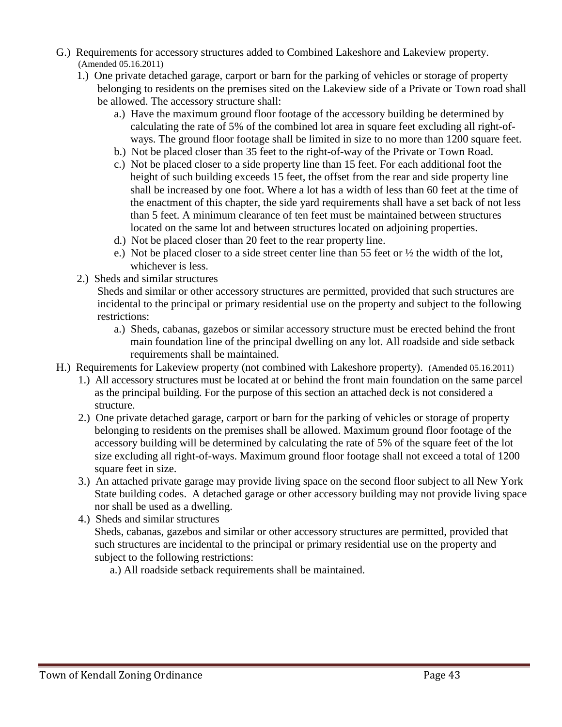G.) Requirements for accessory structures added to Combined Lakeshore and Lakeview property. (Amended 05.16.2011)

1.) One private detached garage, carport or barn for the parking of vehicles or storage of property belonging to residents on the premises sited on the Lakeview side of a Private or Town road shall be allowed. The accessory structure shall:

a.) Have the maximum ground floor footage of the accessory building be determined by calculating the rate of 5% of the combined lot area in square feet excluding all right-of-ways. The ground floor footage shall be limited in size to no more than 1200 square feet.

b.) Not be placed closer than 35 feet to the right-of-way of the Private or Town Road.

c.) Not be placed closer to a side property line than 15 feet. For each additional foot the height of such building exceeds 15 feet, the offset from the rear and side property line shall be increased by one foot. Where a lot has a width of less than 60 feet at the time of the enactment of this chapter, the side yard requirements shall have a set back of not less than 5 feet. A minimum clearance of ten feet must be maintained between structures located on the same lot and between structures located on adjoining properties.

d.) Not be placed closer than 20 feet to the rear property line.

e.) Not be placed closer to a side street center line than 55 feet or ½ the width of the lot, whichever is less.

2.) Sheds and similar structures

Sheds and similar or other accessory structures are permitted, provided that such structures are incidental to the principal or primary residential use on the property and subject to the following restrictions:

a.) Sheds, cabanas, gazebos or similar accessory structure must be erected behind the front main foundation line of the principal dwelling on any lot. All roadside and side setback requirements shall be maintained.

H.) Requirements for Lakeview property (not combined with Lakeshore property). (Amended 05.16.2011)

1.) All accessory structures must be located at or behind the front main foundation on the same parcel as the principal building. For the purpose of this section an attached deck is not considered a structure.

2.) One private detached garage, carport or barn for the parking of vehicles or storage of property belonging to residents on the premises shall be allowed. Maximum ground floor footage of the accessory building will be determined by calculating the rate of 5% of the square feet of the lot size excluding all right-of-ways. Maximum ground floor footage shall not exceed a total of 1200 square feet in size.

3.) An attached private garage may provide living space on the second floor subject to all New York State building codes. A detached garage or other accessory building may not provide living space nor shall be used as a dwelling.

4.) Sheds and similar structures

Sheds, cabanas, gazebos and similar or other accessory structures are permitted, provided that such structures are incidental to the principal or primary residential use on the property and subject to the following restrictions:

a.) All roadside setback requirements shall be maintained.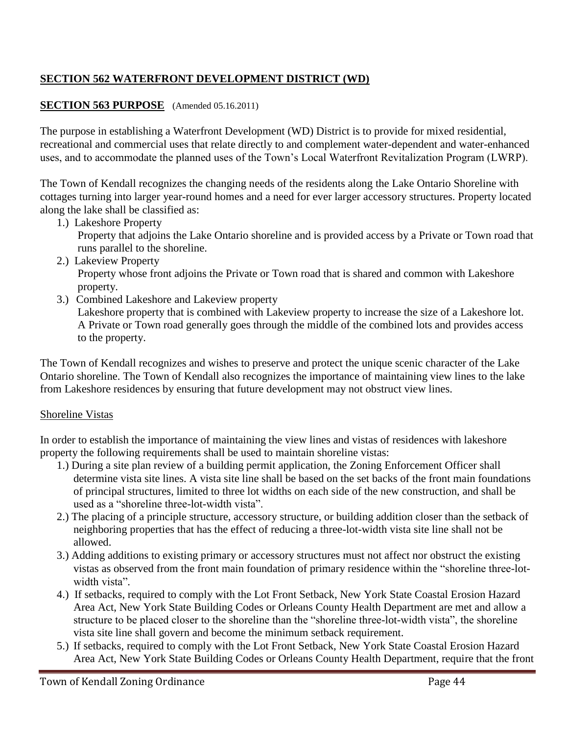## **SECTION 562 WATERFRONT DEVELOPMENT DISTRICT (WD)**

## **SECTION 563 PURPOSE** (Amended 05.16.2011)

The purpose in establishing a Waterfront Development (WD) District is to provide for mixed residential, recreational and commercial uses that relate directly to and complement water-dependent and water-enhanced uses, and to accommodate the planned uses of the Town's Local Waterfront Revitalization Program (LWRP).

The Town of Kendall recognizes the changing needs of the residents along the Lake Ontario Shoreline with cottages turning into larger year-round homes and a need for ever larger accessory structures. Property located along the lake shall be classified as:

1.) Lakeshore Property
    Property that adjoins the Lake Ontario shoreline and is provided access by a Private or Town road that runs parallel to the shoreline.
2.) Lakeview Property
    Property whose front adjoins the Private or Town road that is shared and common with Lakeshore property.
3.) Combined Lakeshore and Lakeview property
    Lakeshore property that is combined with Lakeview property to increase the size of a Lakeshore lot. A Private or Town road generally goes through the middle of the combined lots and provides access to the property.

The Town of Kendall recognizes and wishes to preserve and protect the unique scenic character of the Lake Ontario shoreline. The Town of Kendall also recognizes the importance of maintaining view lines to the lake from Lakeshore residences by ensuring that future development may not obstruct view lines.

Shoreline Vistas

In order to establish the importance of maintaining the view lines and vistas of residences with lakeshore property the following requirements shall be used to maintain shoreline vistas:

1.) During a site plan review of a building permit application, the Zoning Enforcement Officer shall determine vista site lines. A vista site line shall be based on the set backs of the front main foundations of principal structures, limited to three lot widths on each side of the new construction, and shall be used as a "shoreline three-lot-width vista".
2.) The placing of a principle structure, accessory structure, or building addition closer than the setback of neighboring properties that has the effect of reducing a three-lot-width vista site line shall not be allowed.
3.) Adding additions to existing primary or accessory structures must not affect nor obstruct the existing vistas as observed from the front main foundation of primary residence within the "shoreline three-lot-width vista".
4.) If setbacks, required to comply with the Lot Front Setback, New York State Coastal Erosion Hazard Area Act, New York State Building Codes or Orleans County Health Department are met and allow a structure to be placed closer to the shoreline than the "shoreline three-lot-width vista", the shoreline vista site line shall govern and become the minimum setback requirement.
5.) If setbacks, required to comply with the Lot Front Setback, New York State Coastal Erosion Hazard Area Act, New York State Building Codes or Orleans County Health Department, require that the front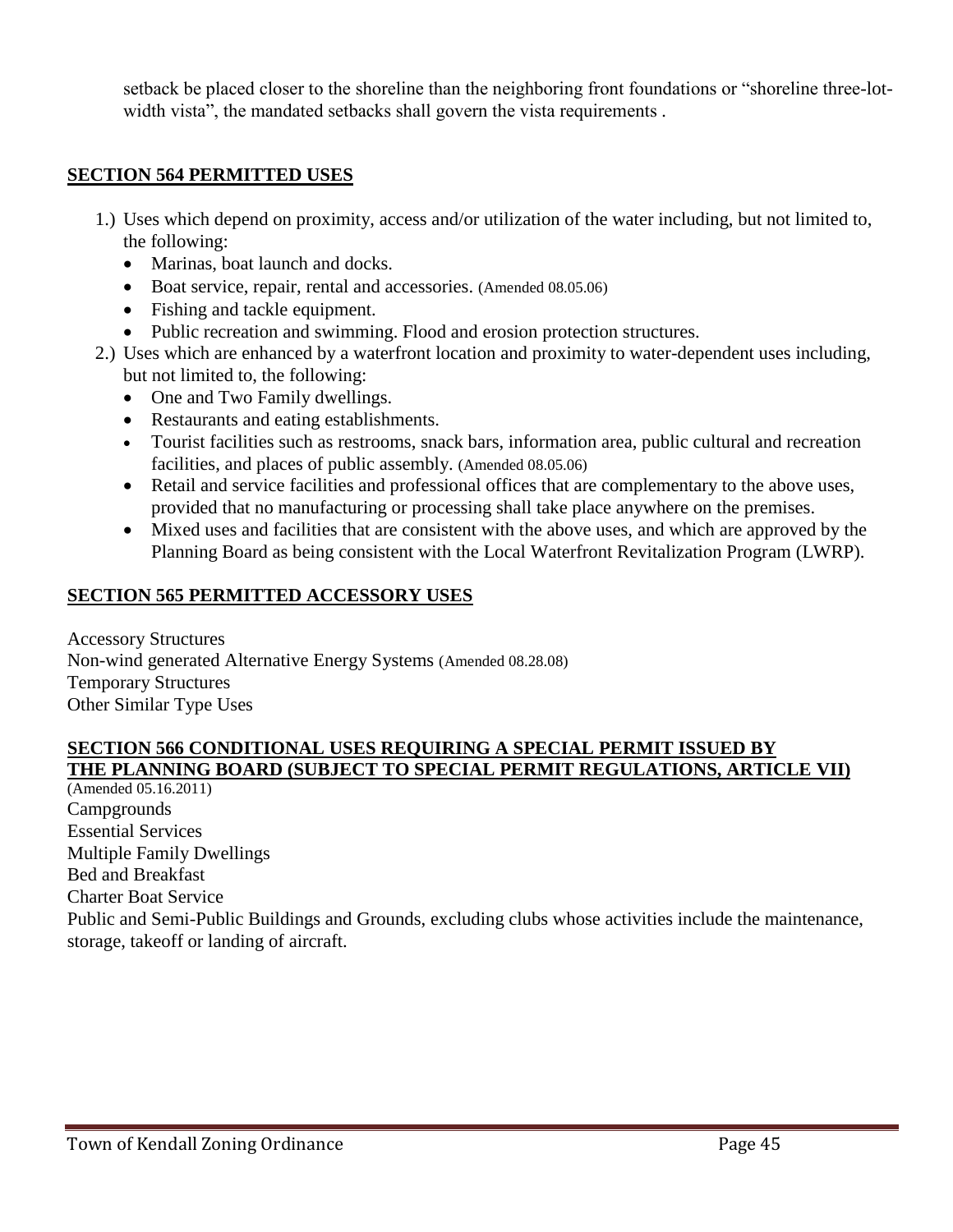setback be placed closer to the shoreline than the neighboring front foundations or "shoreline three-lot-width vista", the mandated setbacks shall govern the vista requirements .

## SECTION 564 PERMITTED USES

1.) Uses which depend on proximity, access and/or utilization of the water including, but not limited to, the following:
    - Marinas, boat launch and docks.
    - Boat service, repair, rental and accessories. (Amended 08.05.06)
    - Fishing and tackle equipment.
    - Public recreation and swimming. Flood and erosion protection structures.
2.) Uses which are enhanced by a waterfront location and proximity to water-dependent uses including, but not limited to, the following:
    - One and Two Family dwellings.
    - Restaurants and eating establishments.
    - Tourist facilities such as restrooms, snack bars, information area, public cultural and recreation facilities, and places of public assembly. (Amended 08.05.06)
    - Retail and service facilities and professional offices that are complementary to the above uses, provided that no manufacturing or processing shall take place anywhere on the premises.
    - Mixed uses and facilities that are consistent with the above uses, and which are approved by the Planning Board as being consistent with the Local Waterfront Revitalization Program (LWRP).

## SECTION 565 PERMITTED ACCESSORY USES

Accessory Structures
Non-wind generated Alternative Energy Systems (Amended 08.28.08)
Temporary Structures
Other Similar Type Uses

## SECTION 566 CONDITIONAL USES REQUIRING A SPECIAL PERMIT ISSUED BY THE PLANNING BOARD (SUBJECT TO SPECIAL PERMIT REGULATIONS, ARTICLE VII)

(Amended 05.16.2011)
Campgrounds
Essential Services
Multiple Family Dwellings
Bed and Breakfast
Charter Boat Service
Public and Semi-Public Buildings and Grounds, excluding clubs whose activities include the maintenance, storage, takeoff or landing of aircraft.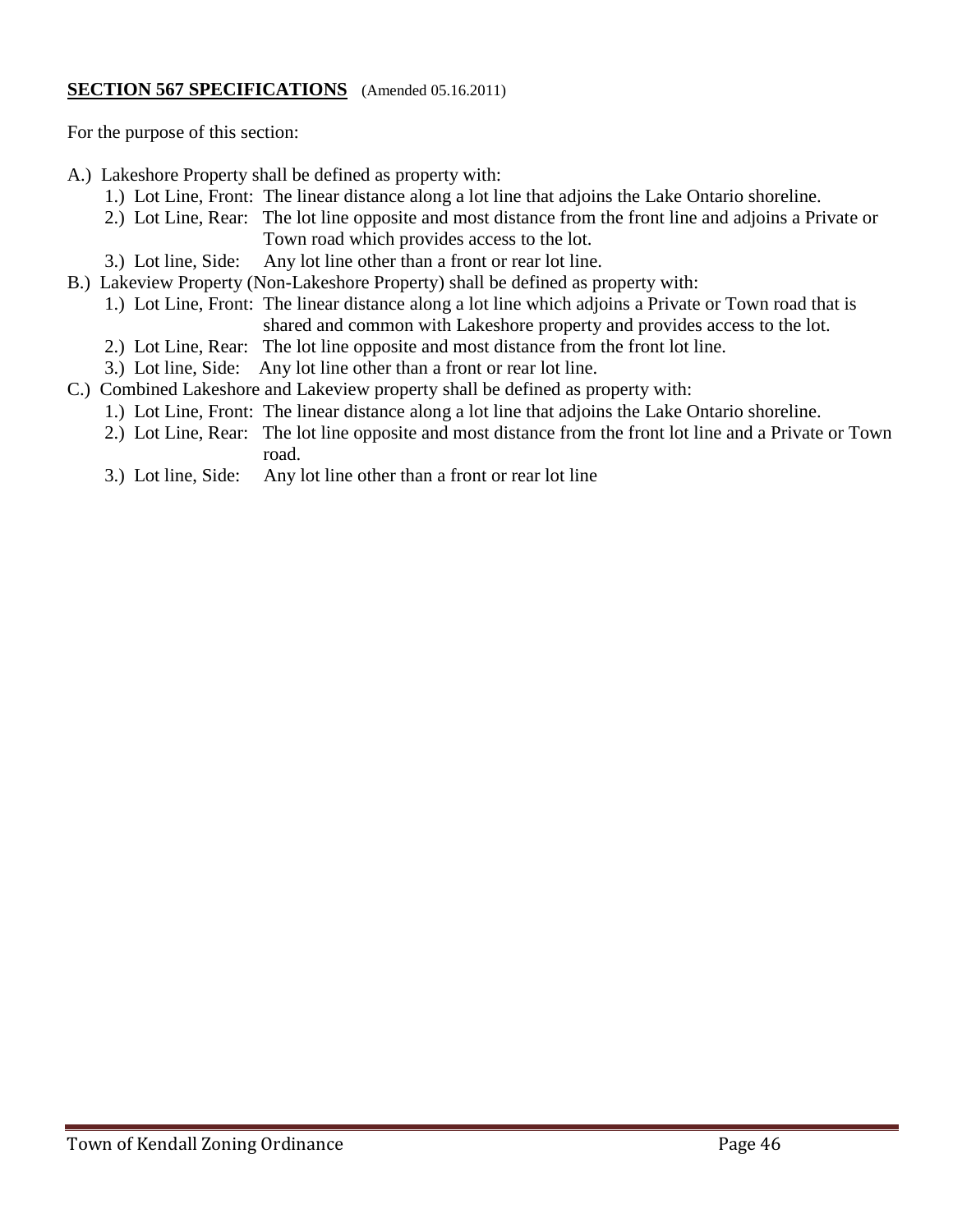## **SECTION 567 SPECIFICATIONS** (Amended 05.16.2011)

For the purpose of this section:

A.) Lakeshore Property shall be defined as property with:
   1.) Lot Line, Front: The linear distance along a lot line that adjoins the Lake Ontario shoreline.
   2.) Lot Line, Rear: The lot line opposite and most distance from the front line and adjoins a Private or Town road which provides access to the lot.
   3.) Lot line, Side: Any lot line other than a front or rear lot line.

B.) Lakeview Property (Non-Lakeshore Property) shall be defined as property with:
   1.) Lot Line, Front: The linear distance along a lot line which adjoins a Private or Town road that is shared and common with Lakeshore property and provides access to the lot.
   2.) Lot Line, Rear: The lot line opposite and most distance from the front lot line.
   3.) Lot line, Side: Any lot line other than a front or rear lot line.

C.) Combined Lakeshore and Lakeview property shall be defined as property with:
   1.) Lot Line, Front: The linear distance along a lot line that adjoins the Lake Ontario shoreline.
   2.) Lot Line, Rear: The lot line opposite and most distance from the front lot line and a Private or Town road.
   3.) Lot line, Side: Any lot line other than a front or rear lot line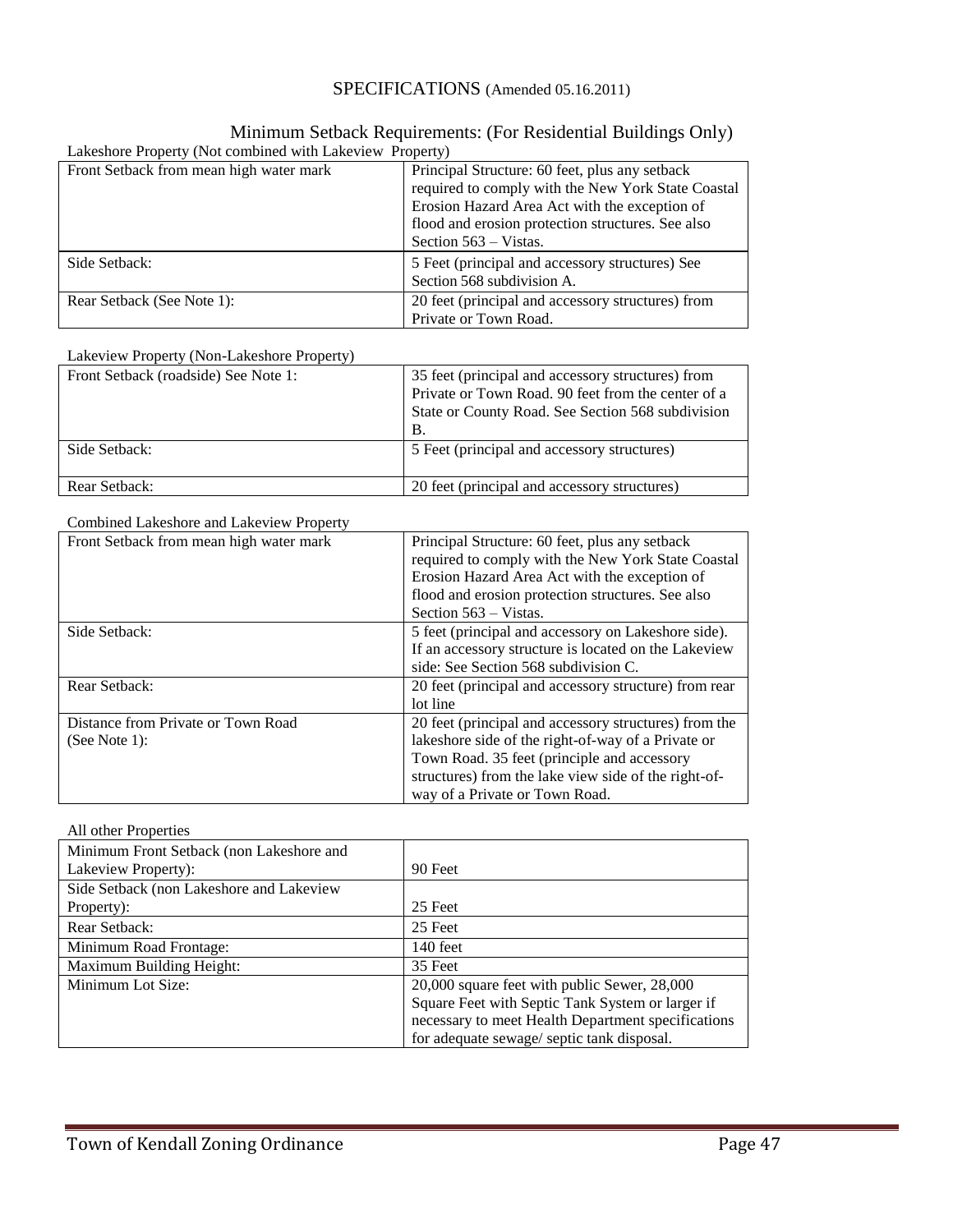# SPECIFICATIONS (Amended 05.16.2011)

## Minimum Setback Requirements: (For Residential Buildings Only)

Lakeshore Property (Not combined with Lakeview Property)

| | |
|---|---|
| Front Setback from mean high water mark | Principal Structure: 60 feet, plus any setback required to comply with the New York State Coastal Erosion Hazard Area Act with the exception of flood and erosion protection structures. See also Section 563 – Vistas. |
| Side Setback: | 5 Feet (principal and accessory structures) See Section 568 subdivision A. |
| Rear Setback (See Note 1): | 20 feet (principal and accessory structures) from Private or Town Road. |

Lakeview Property (Non-Lakeshore Property)

| | |
|---|---|
| Front Setback (roadside) See Note 1: | 35 feet (principal and accessory structures) from Private or Town Road. 90 feet from the center of a State or County Road. See Section 568 subdivision B. |
| Side Setback: | 5 Feet (principal and accessory structures) |
| Rear Setback: | 20 feet (principal and accessory structures) |

Combined Lakeshore and Lakeview Property

| | |
|---|---|
| Front Setback from mean high water mark | Principal Structure: 60 feet, plus any setback required to comply with the New York State Coastal Erosion Hazard Area Act with the exception of flood and erosion protection structures. See also Section 563 – Vistas. |
| Side Setback: | 5 feet (principal and accessory on Lakeshore side). If an accessory structure is located on the Lakeview side: See Section 568 subdivision C. |
| Rear Setback: | 20 feet (principal and accessory structure) from rear lot line |
| Distance from Private or Town Road (See Note 1): | 20 feet (principal and accessory structures) from the lakeshore side of the right-of-way of a Private or Town Road. 35 feet (principle and accessory structures) from the lake view side of the right-of-way of a Private or Town Road. |

All other Properties

| | |
|---|---|
| Minimum Front Setback (non Lakeshore and Lakeview Property): | 90 Feet |
| Side Setback (non Lakeshore and Lakeview Property): | 25 Feet |
| Rear Setback: | 25 Feet |
| Minimum Road Frontage: | 140 feet |
| Maximum Building Height: | 35 Feet |
| Minimum Lot Size: | 20,000 square feet with public Sewer, 28,000 Square Feet with Septic Tank System or larger if necessary to meet Health Department specifications for adequate sewage/ septic tank disposal. |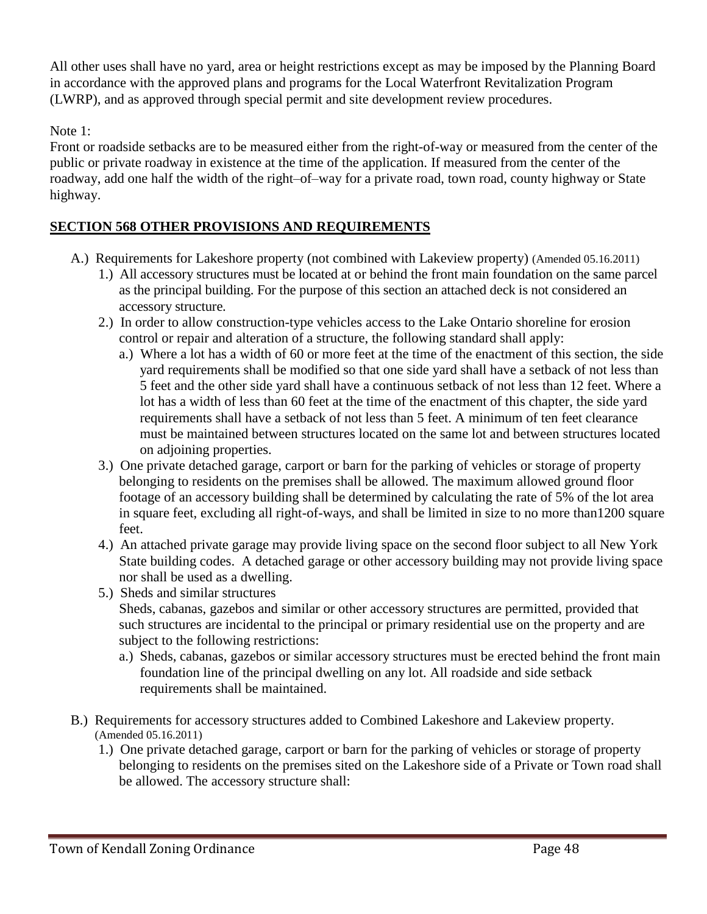All other uses shall have no yard, area or height restrictions except as may be imposed by the Planning Board in accordance with the approved plans and programs for the Local Waterfront Revitalization Program (LWRP), and as approved through special permit and site development review procedures.

Note 1:
Front or roadside setbacks are to be measured either from the right-of-way or measured from the center of the public or private roadway in existence at the time of the application. If measured from the center of the roadway, add one half the width of the right–of–way for a private road, town road, county highway or State highway.

## SECTION 568 OTHER PROVISIONS AND REQUIREMENTS

- A.) Requirements for Lakeshore property (not combined with Lakeview property) (Amended 05.16.2011)
  - 1.) All accessory structures must be located at or behind the front main foundation on the same parcel as the principal building. For the purpose of this section an attached deck is not considered an accessory structure.
  - 2.) In order to allow construction-type vehicles access to the Lake Ontario shoreline for erosion control or repair and alteration of a structure, the following standard shall apply:
    - a.) Where a lot has a width of 60 or more feet at the time of the enactment of this section, the side yard requirements shall be modified so that one side yard shall have a setback of not less than 5 feet and the other side yard shall have a continuous setback of not less than 12 feet. Where a lot has a width of less than 60 feet at the time of the enactment of this chapter, the side yard requirements shall have a setback of not less than 5 feet. A minimum of ten feet clearance must be maintained between structures located on the same lot and between structures located on adjoining properties.
  - 3.) One private detached garage, carport or barn for the parking of vehicles or storage of property belonging to residents on the premises shall be allowed. The maximum allowed ground floor footage of an accessory building shall be determined by calculating the rate of 5% of the lot area in square feet, excluding all right-of-ways, and shall be limited in size to no more than1200 square feet.
  - 4.) An attached private garage may provide living space on the second floor subject to all New York State building codes. A detached garage or other accessory building may not provide living space nor shall be used as a dwelling.
  - 5.) Sheds and similar structures
    Sheds, cabanas, gazebos and similar or other accessory structures are permitted, provided that such structures are incidental to the principal or primary residential use on the property and are subject to the following restrictions:
    - a.) Sheds, cabanas, gazebos or similar accessory structures must be erected behind the front main foundation line of the principal dwelling on any lot. All roadside and side setback requirements shall be maintained.
- B.) Requirements for accessory structures added to Combined Lakeshore and Lakeview property. (Amended 05.16.2011)
  - 1.) One private detached garage, carport or barn for the parking of vehicles or storage of property belonging to residents on the premises sited on the Lakeshore side of a Private or Town road shall be allowed. The accessory structure shall: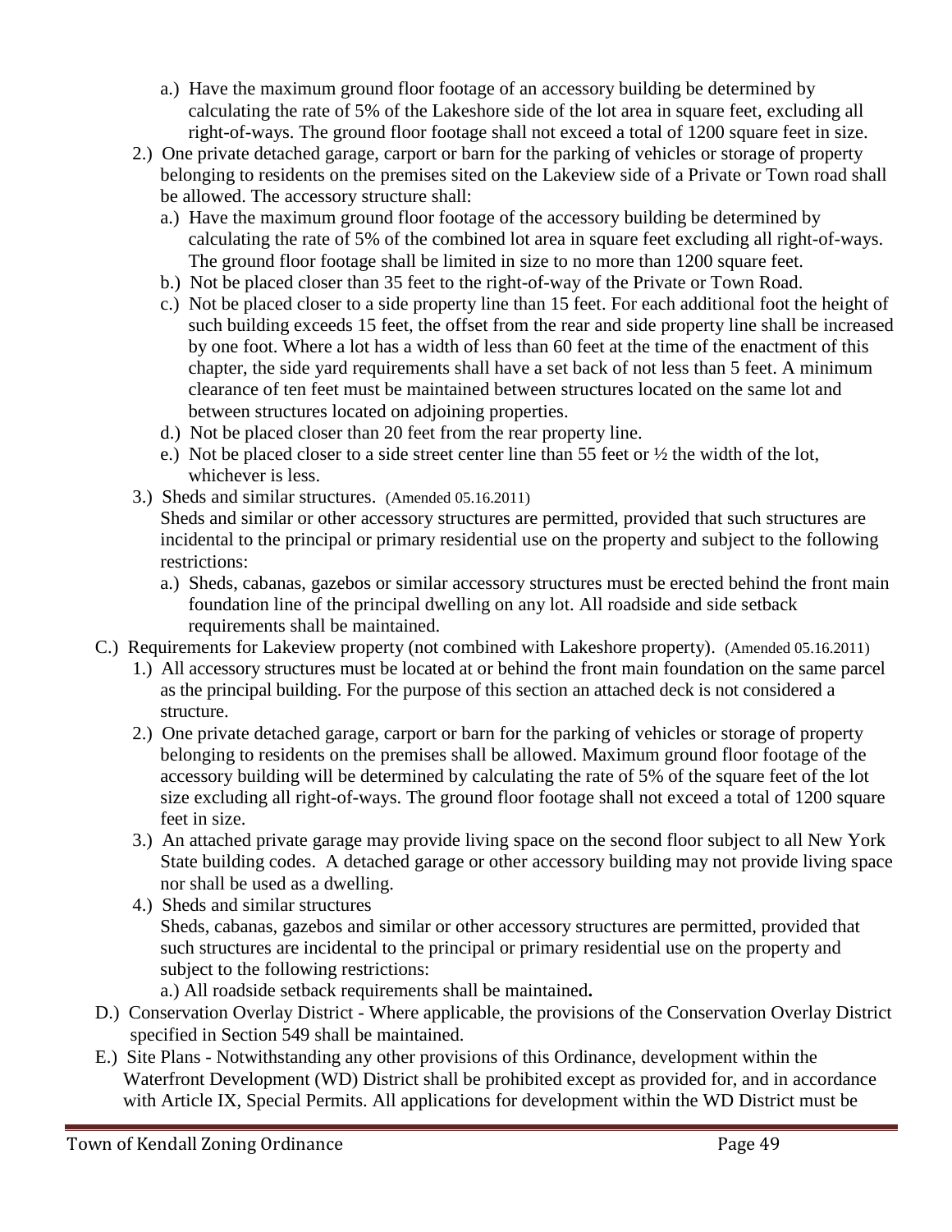- a.) Have the maximum ground floor footage of an accessory building be determined by calculating the rate of 5% of the Lakeshore side of the lot area in square feet, excluding all right-of-ways. The ground floor footage shall not exceed a total of 1200 square feet in size.
2.) One private detached garage, carport or barn for the parking of vehicles or storage of property belonging to residents on the premises sited on the Lakeview side of a Private or Town road shall be allowed. The accessory structure shall:
   - a.) Have the maximum ground floor footage of the accessory building be determined by calculating the rate of 5% of the combined lot area in square feet excluding all right-of-ways. The ground floor footage shall be limited in size to no more than 1200 square feet.
   - b.) Not be placed closer than 35 feet to the right-of-way of the Private or Town Road.
   - c.) Not be placed closer to a side property line than 15 feet. For each additional foot the height of such building exceeds 15 feet, the offset from the rear and side property line shall be increased by one foot. Where a lot has a width of less than 60 feet at the time of the enactment of this chapter, the side yard requirements shall have a set back of not less than 5 feet. A minimum clearance of ten feet must be maintained between structures located on the same lot and between structures located on adjoining properties.
   - d.) Not be placed closer than 20 feet from the rear property line.
   - e.) Not be placed closer to a side street center line than 55 feet or ½ the width of the lot, whichever is less.
3.) Sheds and similar structures. (Amended 05.16.2011)
   Sheds and similar or other accessory structures are permitted, provided that such structures are incidental to the principal or primary residential use on the property and subject to the following restrictions:
   - a.) Sheds, cabanas, gazebos or similar accessory structures must be erected behind the front main foundation line of the principal dwelling on any lot. All roadside and side setback requirements shall be maintained.

C.) Requirements for Lakeview property (not combined with Lakeshore property). (Amended 05.16.2011)

1.) All accessory structures must be located at or behind the front main foundation on the same parcel as the principal building. For the purpose of this section an attached deck is not considered a structure.
2.) One private detached garage, carport or barn for the parking of vehicles or storage of property belonging to residents on the premises shall be allowed. Maximum ground floor footage of the accessory building will be determined by calculating the rate of 5% of the square feet of the lot size excluding all right-of-ways. The ground floor footage shall not exceed a total of 1200 square feet in size.
3.) An attached private garage may provide living space on the second floor subject to all New York State building codes. A detached garage or other accessory building may not provide living space nor shall be used as a dwelling.
4.) Sheds and similar structures
   Sheds, cabanas, gazebos and similar or other accessory structures are permitted, provided that such structures are incidental to the principal or primary residential use on the property and subject to the following restrictions:
   - a.) All roadside setback requirements shall be maintained**.**

D.) Conservation Overlay District - Where applicable, the provisions of the Conservation Overlay District specified in Section 549 shall be maintained.

E.) Site Plans - Notwithstanding any other provisions of this Ordinance, development within the Waterfront Development (WD) District shall be prohibited except as provided for, and in accordance with Article IX, Special Permits. All applications for development within the WD District must be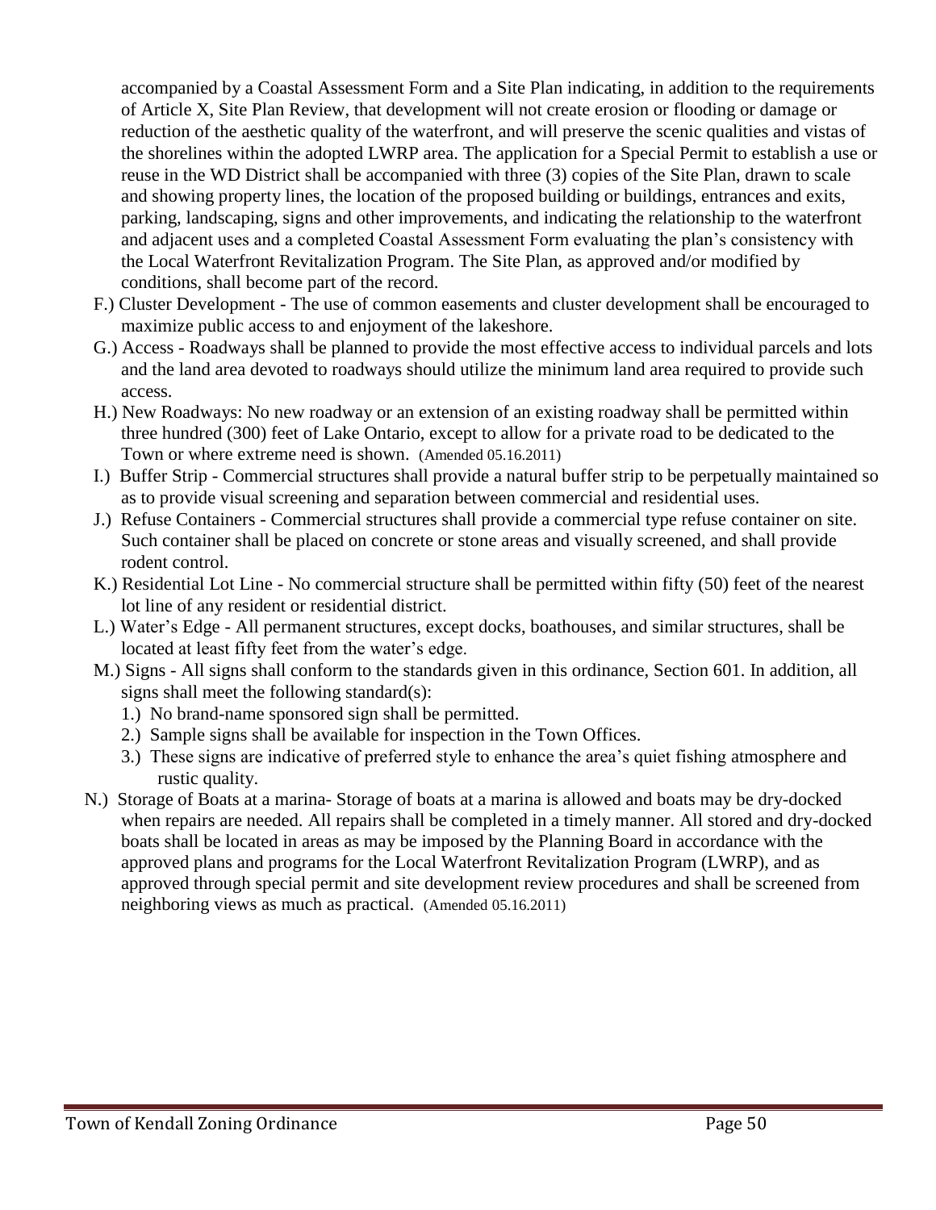accompanied by a Coastal Assessment Form and a Site Plan indicating, in addition to the requirements of Article X, Site Plan Review, that development will not create erosion or flooding or damage or reduction of the aesthetic quality of the waterfront, and will preserve the scenic qualities and vistas of the shorelines within the adopted LWRP area. The application for a Special Permit to establish a use or reuse in the WD District shall be accompanied with three (3) copies of the Site Plan, drawn to scale and showing property lines, the location of the proposed building or buildings, entrances and exits, parking, landscaping, signs and other improvements, and indicating the relationship to the waterfront and adjacent uses and a completed Coastal Assessment Form evaluating the plan's consistency with the Local Waterfront Revitalization Program. The Site Plan, as approved and/or modified by conditions, shall become part of the record.

F.) Cluster Development - The use of common easements and cluster development shall be encouraged to maximize public access to and enjoyment of the lakeshore.

G.) Access - Roadways shall be planned to provide the most effective access to individual parcels and lots and the land area devoted to roadways should utilize the minimum land area required to provide such access.

H.) New Roadways: No new roadway or an extension of an existing roadway shall be permitted within three hundred (300) feet of Lake Ontario, except to allow for a private road to be dedicated to the Town or where extreme need is shown. (Amended 05.16.2011)

I.) Buffer Strip - Commercial structures shall provide a natural buffer strip to be perpetually maintained so as to provide visual screening and separation between commercial and residential uses.

J.) Refuse Containers - Commercial structures shall provide a commercial type refuse container on site. Such container shall be placed on concrete or stone areas and visually screened, and shall provide rodent control.

K.) Residential Lot Line - No commercial structure shall be permitted within fifty (50) feet of the nearest lot line of any resident or residential district.

L.) Water's Edge - All permanent structures, except docks, boathouses, and similar structures, shall be located at least fifty feet from the water's edge.

M.) Signs - All signs shall conform to the standards given in this ordinance, Section 601. In addition, all signs shall meet the following standard(s):

1.) No brand-name sponsored sign shall be permitted.

2.) Sample signs shall be available for inspection in the Town Offices.

3.) These signs are indicative of preferred style to enhance the area's quiet fishing atmosphere and rustic quality.

N.) Storage of Boats at a marina- Storage of boats at a marina is allowed and boats may be dry-docked when repairs are needed. All repairs shall be completed in a timely manner. All stored and dry-docked boats shall be located in areas as may be imposed by the Planning Board in accordance with the approved plans and programs for the Local Waterfront Revitalization Program (LWRP), and as approved through special permit and site development review procedures and shall be screened from neighboring views as much as practical. (Amended 05.16.2011)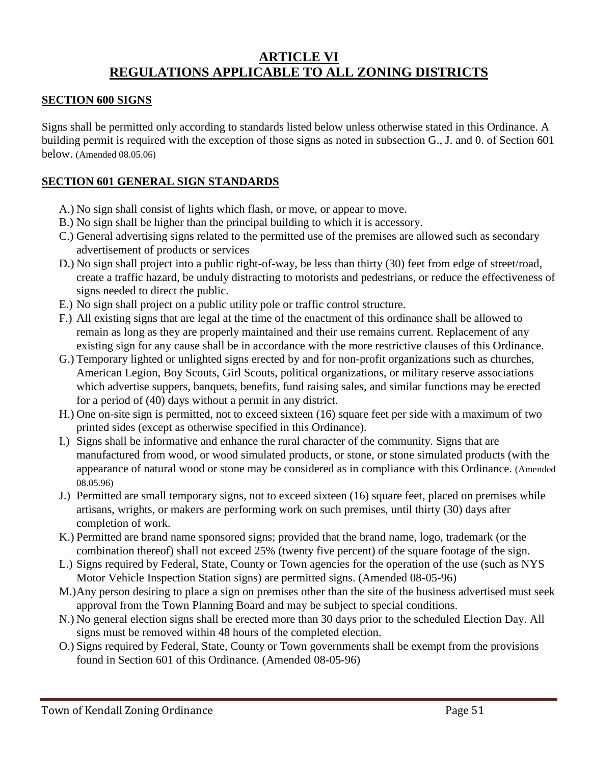# ARTICLE VI
# REGULATIONS APPLICABLE TO ALL ZONING DISTRICTS

## SECTION 600 SIGNS

Signs shall be permitted only according to standards listed below unless otherwise stated in this Ordinance. A building permit is required with the exception of those signs as noted in subsection G., J. and 0. of Section 601 below. (Amended 08.05.06)

## SECTION 601 GENERAL SIGN STANDARDS

A.) No sign shall consist of lights which flash, or move, or appear to move.

B.) No sign shall be higher than the principal building to which it is accessory.

C.) General advertising signs related to the permitted use of the premises are allowed such as secondary advertisement of products or services

D.) No sign shall project into a public right-of-way, be less than thirty (30) feet from edge of street/road, create a traffic hazard, be unduly distracting to motorists and pedestrians, or reduce the effectiveness of signs needed to direct the public.

E.) No sign shall project on a public utility pole or traffic control structure.

F.) All existing signs that are legal at the time of the enactment of this ordinance shall be allowed to remain as long as they are properly maintained and their use remains current. Replacement of any existing sign for any cause shall be in accordance with the more restrictive clauses of this Ordinance.

G.) Temporary lighted or unlighted signs erected by and for non-profit organizations such as churches, American Legion, Boy Scouts, Girl Scouts, political organizations, or military reserve associations which advertise suppers, banquets, benefits, fund raising sales, and similar functions may be erected for a period of (40) days without a permit in any district.

H.) One on-site sign is permitted, not to exceed sixteen (16) square feet per side with a maximum of two printed sides (except as otherwise specified in this Ordinance).

I.) Signs shall be informative and enhance the rural character of the community. Signs that are manufactured from wood, or wood simulated products, or stone, or stone simulated products (with the appearance of natural wood or stone may be considered as in compliance with this Ordinance. (Amended 08.05.96)

J.) Permitted are small temporary signs, not to exceed sixteen (16) square feet, placed on premises while artisans, wrights, or makers are performing work on such premises, until thirty (30) days after completion of work.

K.) Permitted are brand name sponsored signs; provided that the brand name, logo, trademark (or the combination thereof) shall not exceed 25% (twenty five percent) of the square footage of the sign.

L.) Signs required by Federal, State, County or Town agencies for the operation of the use (such as NYS Motor Vehicle Inspection Station signs) are permitted signs. (Amended 08-05-96)

M.) Any person desiring to place a sign on premises other than the site of the business advertised must seek approval from the Town Planning Board and may be subject to special conditions.

N.) No general election signs shall be erected more than 30 days prior to the scheduled Election Day. All signs must be removed within 48 hours of the completed election.

O.) Signs required by Federal, State, County or Town governments shall be exempt from the provisions found in Section 601 of this Ordinance. (Amended 08-05-96)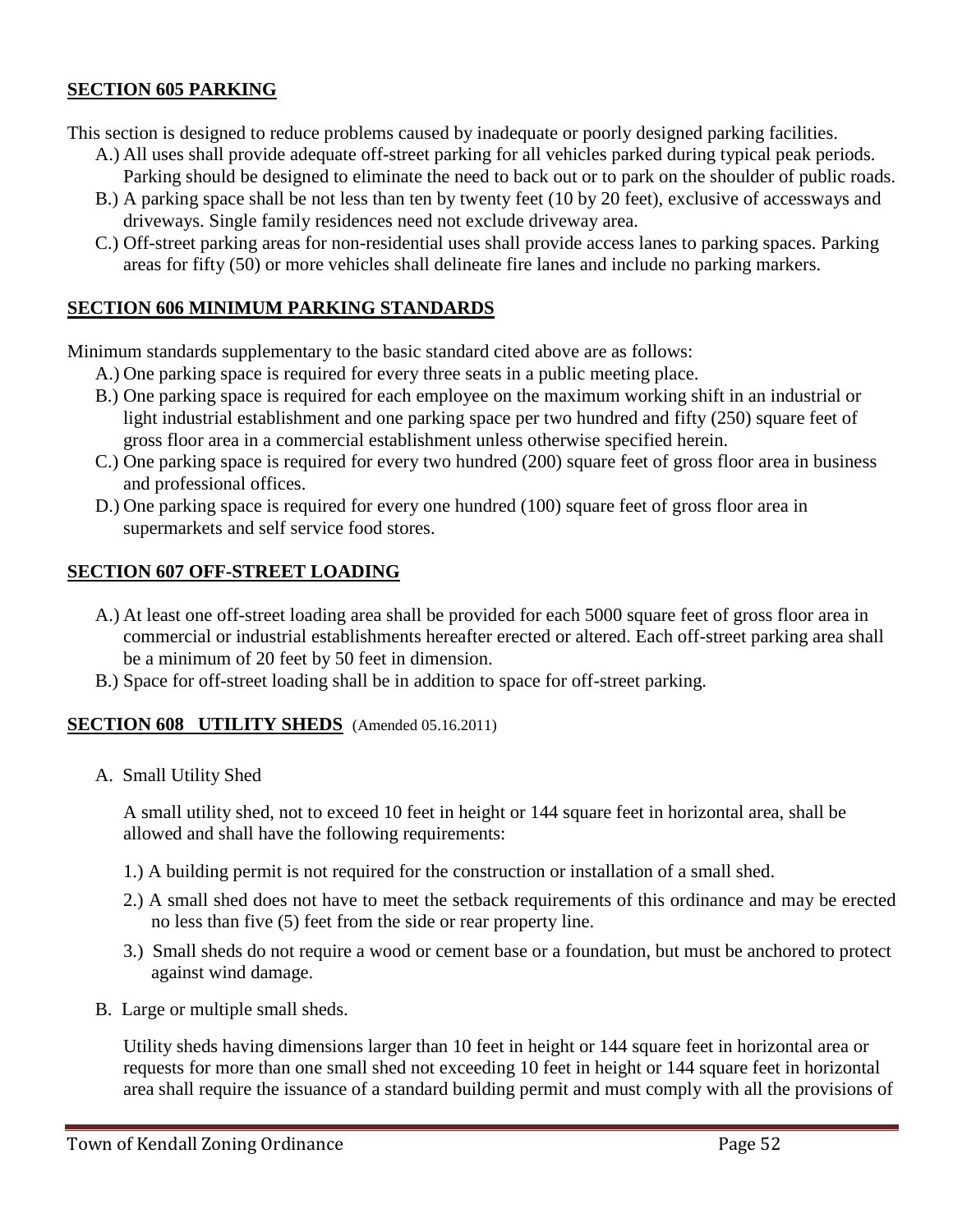## SECTION 605 PARKING

This section is designed to reduce problems caused by inadequate or poorly designed parking facilities.

A.) All uses shall provide adequate off-street parking for all vehicles parked during typical peak periods. Parking should be designed to eliminate the need to back out or to park on the shoulder of public roads.

B.) A parking space shall be not less than ten by twenty feet (10 by 20 feet), exclusive of accessways and driveways. Single family residences need not exclude driveway area.

C.) Off-street parking areas for non-residential uses shall provide access lanes to parking spaces. Parking areas for fifty (50) or more vehicles shall delineate fire lanes and include no parking markers.

## SECTION 606 MINIMUM PARKING STANDARDS

Minimum standards supplementary to the basic standard cited above are as follows:

A.) One parking space is required for every three seats in a public meeting place.

B.) One parking space is required for each employee on the maximum working shift in an industrial or light industrial establishment and one parking space per two hundred and fifty (250) square feet of gross floor area in a commercial establishment unless otherwise specified herein.

C.) One parking space is required for every two hundred (200) square feet of gross floor area in business and professional offices.

D.) One parking space is required for every one hundred (100) square feet of gross floor area in supermarkets and self service food stores.

## SECTION 607 OFF-STREET LOADING

A.) At least one off-street loading area shall be provided for each 5000 square feet of gross floor area in commercial or industrial establishments hereafter erected or altered. Each off-street parking area shall be a minimum of 20 feet by 50 feet in dimension.

B.) Space for off-street loading shall be in addition to space for off-street parking.

## SECTION 608 UTILITY SHEDS (Amended 05.16.2011)

A. Small Utility Shed

A small utility shed, not to exceed 10 feet in height or 144 square feet in horizontal area, shall be allowed and shall have the following requirements:

1.) A building permit is not required for the construction or installation of a small shed.

2.) A small shed does not have to meet the setback requirements of this ordinance and may be erected no less than five (5) feet from the side or rear property line.

3.) Small sheds do not require a wood or cement base or a foundation, but must be anchored to protect against wind damage.

B. Large or multiple small sheds.

Utility sheds having dimensions larger than 10 feet in height or 144 square feet in horizontal area or requests for more than one small shed not exceeding 10 feet in height or 144 square feet in horizontal area shall require the issuance of a standard building permit and must comply with all the provisions of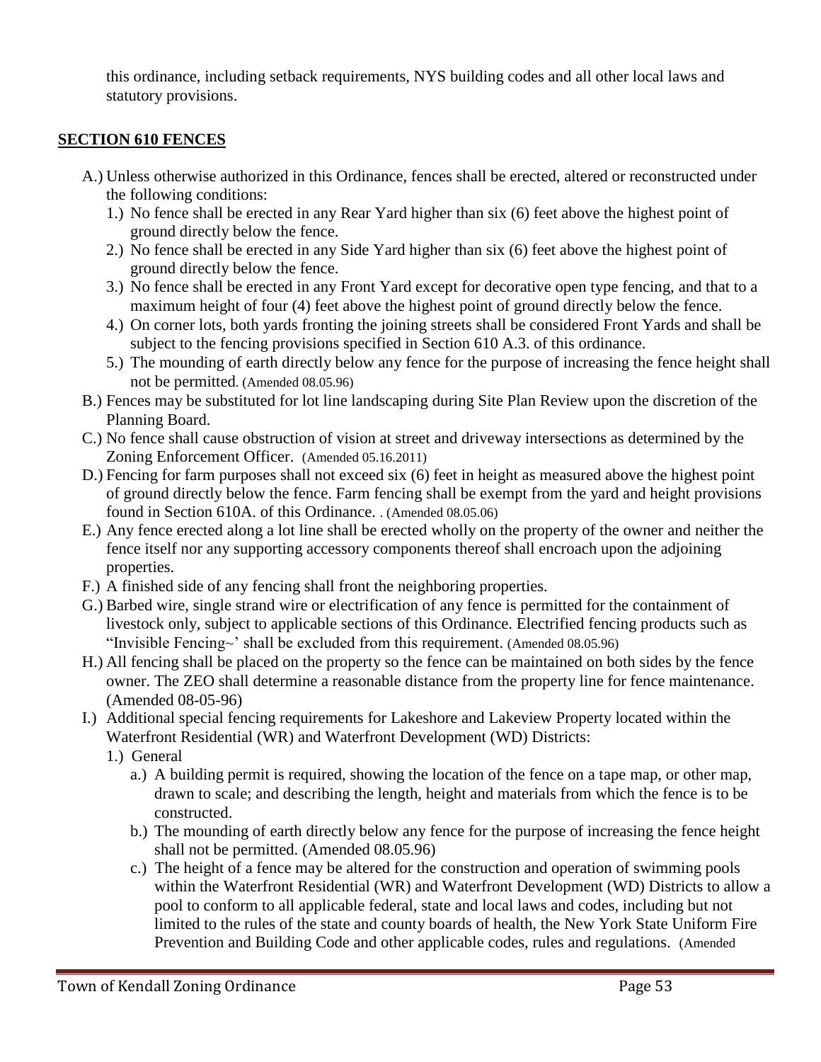this ordinance, including setback requirements, NYS building codes and all other local laws and statutory provisions.

## **SECTION 610 FENCES**

A.) Unless otherwise authorized in this Ordinance, fences shall be erected, altered or reconstructed under the following conditions:

1.) No fence shall be erected in any Rear Yard higher than six (6) feet above the highest point of ground directly below the fence.
2.) No fence shall be erected in any Side Yard higher than six (6) feet above the highest point of ground directly below the fence.
3.) No fence shall be erected in any Front Yard except for decorative open type fencing, and that to a maximum height of four (4) feet above the highest point of ground directly below the fence.
4.) On corner lots, both yards fronting the joining streets shall be considered Front Yards and shall be subject to the fencing provisions specified in Section 610 A.3. of this ordinance.
5.) The mounding of earth directly below any fence for the purpose of increasing the fence height shall not be permitted. (Amended 08.05.96)

B.) Fences may be substituted for lot line landscaping during Site Plan Review upon the discretion of the Planning Board.

C.) No fence shall cause obstruction of vision at street and driveway intersections as determined by the Zoning Enforcement Officer. (Amended 05.16.2011)

D.) Fencing for farm purposes shall not exceed six (6) feet in height as measured above the highest point of ground directly below the fence. Farm fencing shall be exempt from the yard and height provisions found in Section 610A. of this Ordinance. . (Amended 08.05.06)

E.) Any fence erected along a lot line shall be erected wholly on the property of the owner and neither the fence itself nor any supporting accessory components thereof shall encroach upon the adjoining properties.

F.) A finished side of any fencing shall front the neighboring properties.

G.) Barbed wire, single strand wire or electrification of any fence is permitted for the containment of livestock only, subject to applicable sections of this Ordinance. Electrified fencing products such as "Invisible Fencing~' shall be excluded from this requirement. (Amended 08.05.96)

H.) All fencing shall be placed on the property so the fence can be maintained on both sides by the fence owner. The ZEO shall determine a reasonable distance from the property line for fence maintenance. (Amended 08-05-96)

I.) Additional special fencing requirements for Lakeshore and Lakeview Property located within the Waterfront Residential (WR) and Waterfront Development (WD) Districts:

1.) General
   a.) A building permit is required, showing the location of the fence on a tape map, or other map, drawn to scale; and describing the length, height and materials from which the fence is to be constructed.
   b.) The mounding of earth directly below any fence for the purpose of increasing the fence height shall not be permitted. (Amended 08.05.96)
   c.) The height of a fence may be altered for the construction and operation of swimming pools within the Waterfront Residential (WR) and Waterfront Development (WD) Districts to allow a pool to conform to all applicable federal, state and local laws and codes, including but not limited to the rules of the state and county boards of health, the New York State Uniform Fire Prevention and Building Code and other applicable codes, rules and regulations. (Amended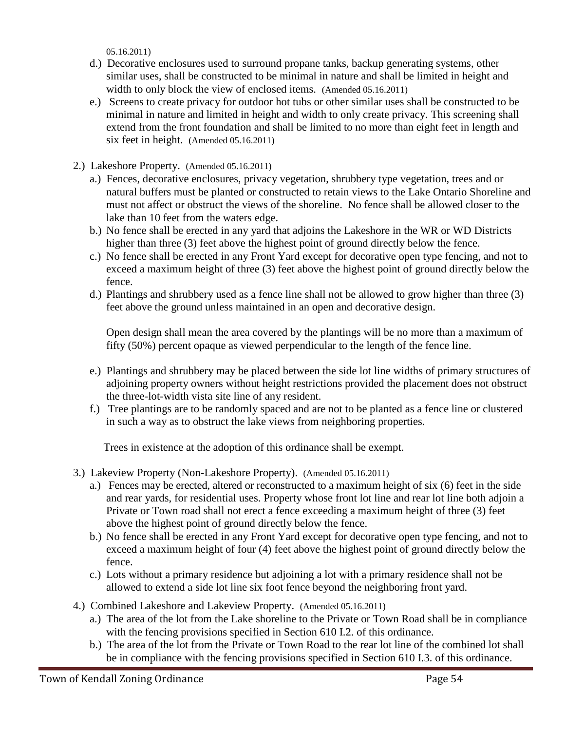05.16.2011)

d.) Decorative enclosures used to surround propane tanks, backup generating systems, other similar uses, shall be constructed to be minimal in nature and shall be limited in height and width to only block the view of enclosed items. (Amended 05.16.2011)

e.) Screens to create privacy for outdoor hot tubs or other similar uses shall be constructed to be minimal in nature and limited in height and width to only create privacy. This screening shall extend from the front foundation and shall be limited to no more than eight feet in length and six feet in height. (Amended 05.16.2011)

2.) Lakeshore Property. (Amended 05.16.2011)

a.) Fences, decorative enclosures, privacy vegetation, shrubbery type vegetation, trees and or natural buffers must be planted or constructed to retain views to the Lake Ontario Shoreline and must not affect or obstruct the views of the shoreline. No fence shall be allowed closer to the lake than 10 feet from the waters edge.

b.) No fence shall be erected in any yard that adjoins the Lakeshore in the WR or WD Districts higher than three (3) feet above the highest point of ground directly below the fence.

c.) No fence shall be erected in any Front Yard except for decorative open type fencing, and not to exceed a maximum height of three (3) feet above the highest point of ground directly below the fence.

d.) Plantings and shrubbery used as a fence line shall not be allowed to grow higher than three (3) feet above the ground unless maintained in an open and decorative design.

Open design shall mean the area covered by the plantings will be no more than a maximum of fifty (50%) percent opaque as viewed perpendicular to the length of the fence line.

e.) Plantings and shrubbery may be placed between the side lot line widths of primary structures of adjoining property owners without height restrictions provided the placement does not obstruct the three-lot-width vista site line of any resident.

f.) Tree plantings are to be randomly spaced and are not to be planted as a fence line or clustered in such a way as to obstruct the lake views from neighboring properties.

Trees in existence at the adoption of this ordinance shall be exempt.

3.) Lakeview Property (Non-Lakeshore Property). (Amended 05.16.2011)

a.) Fences may be erected, altered or reconstructed to a maximum height of six (6) feet in the side and rear yards, for residential uses. Property whose front lot line and rear lot line both adjoin a Private or Town road shall not erect a fence exceeding a maximum height of three (3) feet above the highest point of ground directly below the fence.

b.) No fence shall be erected in any Front Yard except for decorative open type fencing, and not to exceed a maximum height of four (4) feet above the highest point of ground directly below the fence.

c.) Lots without a primary residence but adjoining a lot with a primary residence shall not be allowed to extend a side lot line six foot fence beyond the neighboring front yard.

4.) Combined Lakeshore and Lakeview Property. (Amended 05.16.2011)

a.) The area of the lot from the Lake shoreline to the Private or Town Road shall be in compliance with the fencing provisions specified in Section 610 I.2. of this ordinance.

b.) The area of the lot from the Private or Town Road to the rear lot line of the combined lot shall be in compliance with the fencing provisions specified in Section 610 I.3. of this ordinance.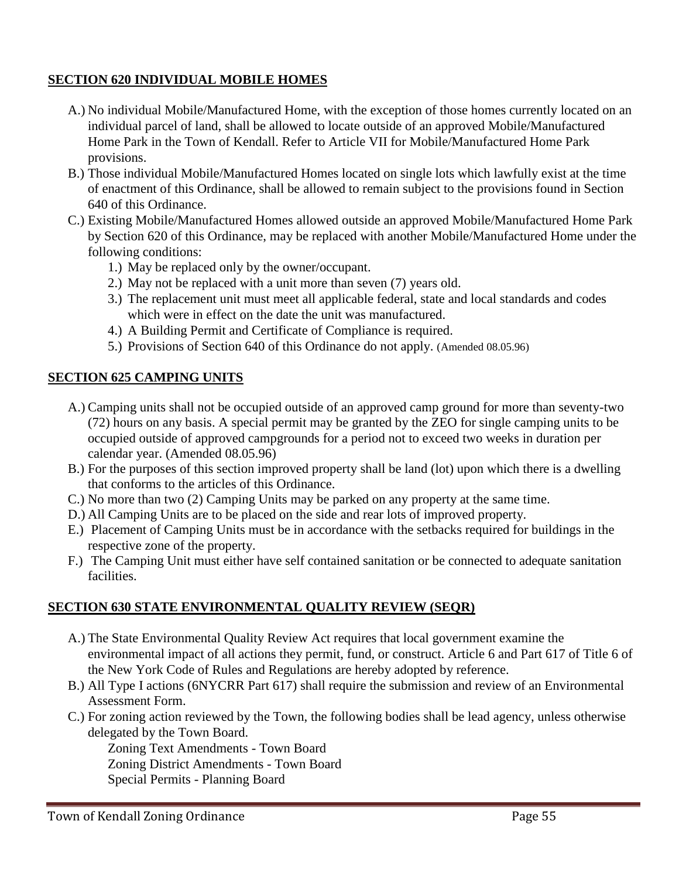## SECTION 620 INDIVIDUAL MOBILE HOMES

A.) No individual Mobile/Manufactured Home, with the exception of those homes currently located on an individual parcel of land, shall be allowed to locate outside of an approved Mobile/Manufactured Home Park in the Town of Kendall. Refer to Article VII for Mobile/Manufactured Home Park provisions.

B.) Those individual Mobile/Manufactured Homes located on single lots which lawfully exist at the time of enactment of this Ordinance, shall be allowed to remain subject to the provisions found in Section 640 of this Ordinance.

C.) Existing Mobile/Manufactured Homes allowed outside an approved Mobile/Manufactured Home Park by Section 620 of this Ordinance, may be replaced with another Mobile/Manufactured Home under the following conditions:

1.) May be replaced only by the owner/occupant.
2.) May not be replaced with a unit more than seven (7) years old.
3.) The replacement unit must meet all applicable federal, state and local standards and codes which were in effect on the date the unit was manufactured.
4.) A Building Permit and Certificate of Compliance is required.
5.) Provisions of Section 640 of this Ordinance do not apply. (Amended 08.05.96)

## SECTION 625 CAMPING UNITS

A.) Camping units shall not be occupied outside of an approved camp ground for more than seventy-two (72) hours on any basis. A special permit may be granted by the ZEO for single camping units to be occupied outside of approved campgrounds for a period not to exceed two weeks in duration per calendar year. (Amended 08.05.96)

B.) For the purposes of this section improved property shall be land (lot) upon which there is a dwelling that conforms to the articles of this Ordinance.

C.) No more than two (2) Camping Units may be parked on any property at the same time.

D.) All Camping Units are to be placed on the side and rear lots of improved property.

E.) Placement of Camping Units must be in accordance with the setbacks required for buildings in the respective zone of the property.

F.) The Camping Unit must either have self contained sanitation or be connected to adequate sanitation facilities.

## SECTION 630 STATE ENVIRONMENTAL QUALITY REVIEW (SEQR)

A.) The State Environmental Quality Review Act requires that local government examine the environmental impact of all actions they permit, fund, or construct. Article 6 and Part 617 of Title 6 of the New York Code of Rules and Regulations are hereby adopted by reference.

B.) All Type I actions (6NYCRR Part 617) shall require the submission and review of an Environmental Assessment Form.

C.) For zoning action reviewed by the Town, the following bodies shall be lead agency, unless otherwise delegated by the Town Board.

Zoning Text Amendments - Town Board
Zoning District Amendments - Town Board
Special Permits - Planning Board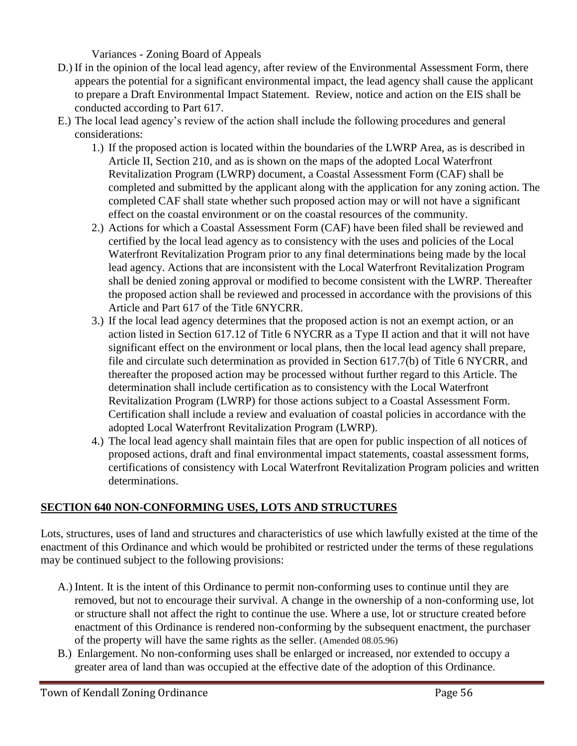Variances - Zoning Board of Appeals

D.) If in the opinion of the local lead agency, after review of the Environmental Assessment Form, there appears the potential for a significant environmental impact, the lead agency shall cause the applicant to prepare a Draft Environmental Impact Statement. Review, notice and action on the EIS shall be conducted according to Part 617.

E.) The local lead agency's review of the action shall include the following procedures and general considerations:

1.) If the proposed action is located within the boundaries of the LWRP Area, as is described in Article II, Section 210, and as is shown on the maps of the adopted Local Waterfront Revitalization Program (LWRP) document, a Coastal Assessment Form (CAF) shall be completed and submitted by the applicant along with the application for any zoning action. The completed CAF shall state whether such proposed action may or will not have a significant effect on the coastal environment or on the coastal resources of the community.

2.) Actions for which a Coastal Assessment Form (CAF) have been filed shall be reviewed and certified by the local lead agency as to consistency with the uses and policies of the Local Waterfront Revitalization Program prior to any final determinations being made by the local lead agency. Actions that are inconsistent with the Local Waterfront Revitalization Program shall be denied zoning approval or modified to become consistent with the LWRP. Thereafter the proposed action shall be reviewed and processed in accordance with the provisions of this Article and Part 617 of the Title 6NYCRR.

3.) If the local lead agency determines that the proposed action is not an exempt action, or an action listed in Section 617.12 of Title 6 NYCRR as a Type II action and that it will not have significant effect on the environment or local plans, then the local lead agency shall prepare, file and circulate such determination as provided in Section 617.7(b) of Title 6 NYCRR, and thereafter the proposed action may be processed without further regard to this Article. The determination shall include certification as to consistency with the Local Waterfront Revitalization Program (LWRP) for those actions subject to a Coastal Assessment Form. Certification shall include a review and evaluation of coastal policies in accordance with the adopted Local Waterfront Revitalization Program (LWRP).

4.) The local lead agency shall maintain files that are open for public inspection of all notices of proposed actions, draft and final environmental impact statements, coastal assessment forms, certifications of consistency with Local Waterfront Revitalization Program policies and written determinations.

## SECTION 640 NON-CONFORMING USES, LOTS AND STRUCTURES

Lots, structures, uses of land and structures and characteristics of use which lawfully existed at the time of the enactment of this Ordinance and which would be prohibited or restricted under the terms of these regulations may be continued subject to the following provisions:

A.) Intent. It is the intent of this Ordinance to permit non-conforming uses to continue until they are removed, but not to encourage their survival. A change in the ownership of a non-conforming use, lot or structure shall not affect the right to continue the use. Where a use, lot or structure created before enactment of this Ordinance is rendered non-conforming by the subsequent enactment, the purchaser of the property will have the same rights as the seller. (Amended 08.05.96)

B.) Enlargement. No non-conforming uses shall be enlarged or increased, nor extended to occupy a greater area of land than was occupied at the effective date of the adoption of this Ordinance.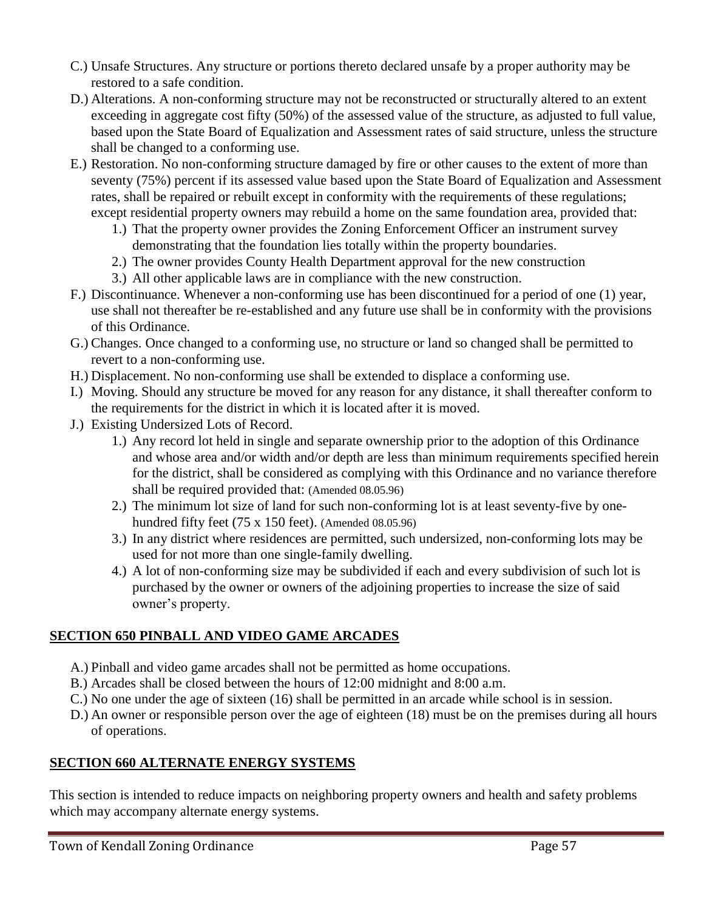C.) Unsafe Structures. Any structure or portions thereto declared unsafe by a proper authority may be restored to a safe condition.

D.) Alterations. A non-conforming structure may not be reconstructed or structurally altered to an extent exceeding in aggregate cost fifty (50%) of the assessed value of the structure, as adjusted to full value, based upon the State Board of Equalization and Assessment rates of said structure, unless the structure shall be changed to a conforming use.

E.) Restoration. No non-conforming structure damaged by fire or other causes to the extent of more than seventy (75%) percent if its assessed value based upon the State Board of Equalization and Assessment rates, shall be repaired or rebuilt except in conformity with the requirements of these regulations; except residential property owners may rebuild a home on the same foundation area, provided that:

1.) That the property owner provides the Zoning Enforcement Officer an instrument survey demonstrating that the foundation lies totally within the property boundaries.
2.) The owner provides County Health Department approval for the new construction
3.) All other applicable laws are in compliance with the new construction.

F.) Discontinuance. Whenever a non-conforming use has been discontinued for a period of one (1) year, use shall not thereafter be re-established and any future use shall be in conformity with the provisions of this Ordinance.

G.) Changes. Once changed to a conforming use, no structure or land so changed shall be permitted to revert to a non-conforming use.

H.) Displacement. No non-conforming use shall be extended to displace a conforming use.

I.) Moving. Should any structure be moved for any reason for any distance, it shall thereafter conform to the requirements for the district in which it is located after it is moved.

J.) Existing Undersized Lots of Record.

1.) Any record lot held in single and separate ownership prior to the adoption of this Ordinance and whose area and/or width and/or depth are less than minimum requirements specified herein for the district, shall be considered as complying with this Ordinance and no variance therefore shall be required provided that: (Amended 08.05.96)
2.) The minimum lot size of land for such non-conforming lot is at least seventy-five by one-hundred fifty feet (75 x 150 feet). (Amended 08.05.96)
3.) In any district where residences are permitted, such undersized, non-conforming lots may be used for not more than one single-family dwelling.
4.) A lot of non-conforming size may be subdivided if each and every subdivision of such lot is purchased by the owner or owners of the adjoining properties to increase the size of said owner's property.

## SECTION 650 PINBALL AND VIDEO GAME ARCADES

A.) Pinball and video game arcades shall not be permitted as home occupations.

B.) Arcades shall be closed between the hours of 12:00 midnight and 8:00 a.m.

C.) No one under the age of sixteen (16) shall be permitted in an arcade while school is in session.

D.) An owner or responsible person over the age of eighteen (18) must be on the premises during all hours of operations.

## SECTION 660 ALTERNATE ENERGY SYSTEMS

This section is intended to reduce impacts on neighboring property owners and health and safety problems which may accompany alternate energy systems.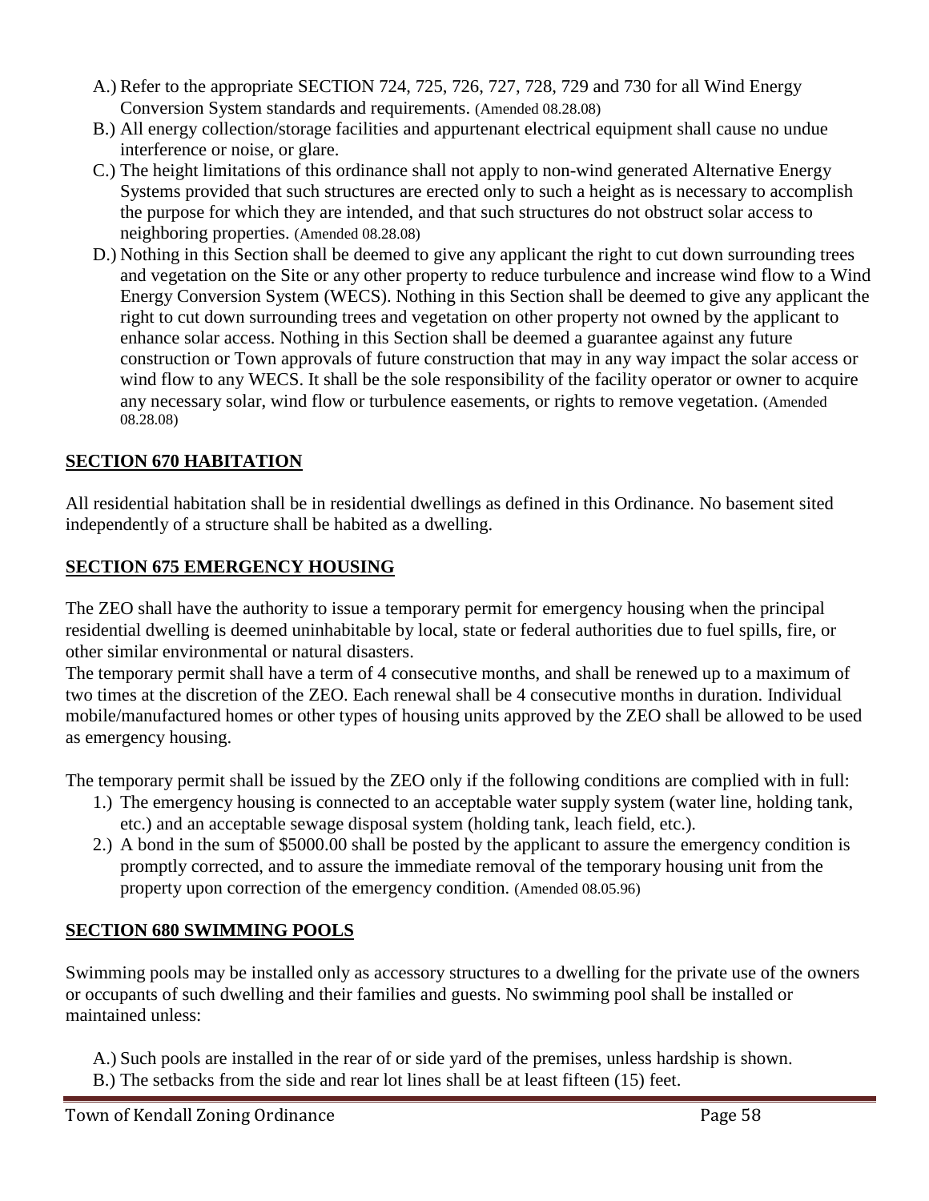A.) Refer to the appropriate SECTION 724, 725, 726, 727, 728, 729 and 730 for all Wind Energy Conversion System standards and requirements. (Amended 08.28.08)

B.) All energy collection/storage facilities and appurtenant electrical equipment shall cause no undue interference or noise, or glare.

C.) The height limitations of this ordinance shall not apply to non-wind generated Alternative Energy Systems provided that such structures are erected only to such a height as is necessary to accomplish the purpose for which they are intended, and that such structures do not obstruct solar access to neighboring properties. (Amended 08.28.08)

D.) Nothing in this Section shall be deemed to give any applicant the right to cut down surrounding trees and vegetation on the Site or any other property to reduce turbulence and increase wind flow to a Wind Energy Conversion System (WECS). Nothing in this Section shall be deemed to give any applicant the right to cut down surrounding trees and vegetation on other property not owned by the applicant to enhance solar access. Nothing in this Section shall be deemed a guarantee against any future construction or Town approvals of future construction that may in any way impact the solar access or wind flow to any WECS. It shall be the sole responsibility of the facility operator or owner to acquire any necessary solar, wind flow or turbulence easements, or rights to remove vegetation. (Amended 08.28.08)

## SECTION 670 HABITATION

All residential habitation shall be in residential dwellings as defined in this Ordinance. No basement sited independently of a structure shall be habited as a dwelling.

## SECTION 675 EMERGENCY HOUSING

The ZEO shall have the authority to issue a temporary permit for emergency housing when the principal residential dwelling is deemed uninhabitable by local, state or federal authorities due to fuel spills, fire, or other similar environmental or natural disasters.

The temporary permit shall have a term of 4 consecutive months, and shall be renewed up to a maximum of two times at the discretion of the ZEO. Each renewal shall be 4 consecutive months in duration. Individual mobile/manufactured homes or other types of housing units approved by the ZEO shall be allowed to be used as emergency housing.

The temporary permit shall be issued by the ZEO only if the following conditions are complied with in full:

1.) The emergency housing is connected to an acceptable water supply system (water line, holding tank, etc.) and an acceptable sewage disposal system (holding tank, leach field, etc.).

2.) A bond in the sum of $5000.00 shall be posted by the applicant to assure the emergency condition is promptly corrected, and to assure the immediate removal of the temporary housing unit from the property upon correction of the emergency condition. (Amended 08.05.96)

## SECTION 680 SWIMMING POOLS

Swimming pools may be installed only as accessory structures to a dwelling for the private use of the owners or occupants of such dwelling and their families and guests. No swimming pool shall be installed or maintained unless:

A.) Such pools are installed in the rear of or side yard of the premises, unless hardship is shown.

B.) The setbacks from the side and rear lot lines shall be at least fifteen (15) feet.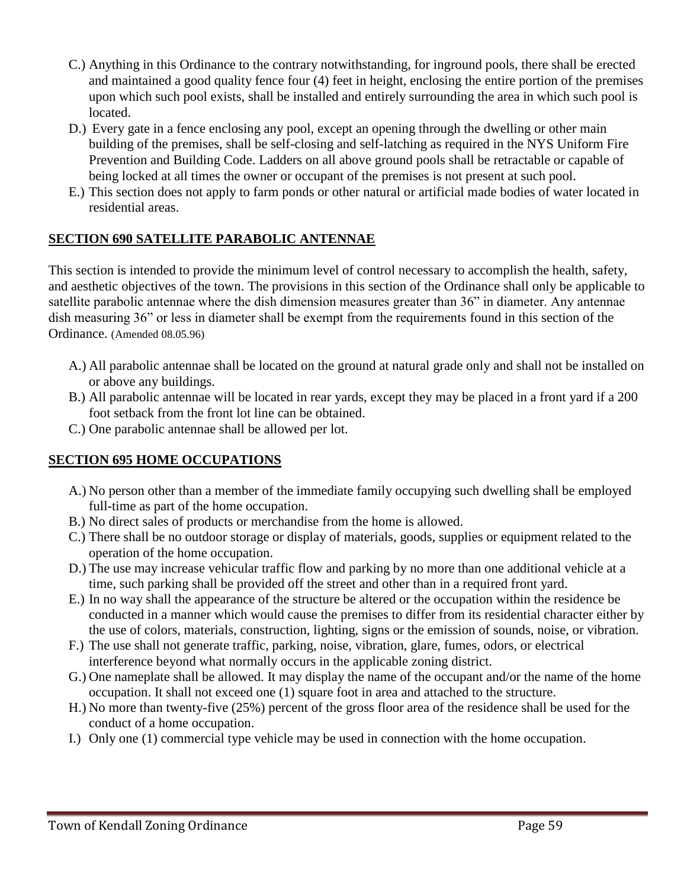C.) Anything in this Ordinance to the contrary notwithstanding, for inground pools, there shall be erected and maintained a good quality fence four (4) feet in height, enclosing the entire portion of the premises upon which such pool exists, shall be installed and entirely surrounding the area in which such pool is located.

D.) Every gate in a fence enclosing any pool, except an opening through the dwelling or other main building of the premises, shall be self-closing and self-latching as required in the NYS Uniform Fire Prevention and Building Code. Ladders on all above ground pools shall be retractable or capable of being locked at all times the owner or occupant of the premises is not present at such pool.

E.) This section does not apply to farm ponds or other natural or artificial made bodies of water located in residential areas.

## SECTION 690 SATELLITE PARABOLIC ANTENNAE

This section is intended to provide the minimum level of control necessary to accomplish the health, safety, and aesthetic objectives of the town. The provisions in this section of the Ordinance shall only be applicable to satellite parabolic antennae where the dish dimension measures greater than 36" in diameter. Any antennae dish measuring 36" or less in diameter shall be exempt from the requirements found in this section of the Ordinance. (Amended 08.05.96)

A.) All parabolic antennae shall be located on the ground at natural grade only and shall not be installed on or above any buildings.

B.) All parabolic antennae will be located in rear yards, except they may be placed in a front yard if a 200 foot setback from the front lot line can be obtained.

C.) One parabolic antennae shall be allowed per lot.

## SECTION 695 HOME OCCUPATIONS

A.) No person other than a member of the immediate family occupying such dwelling shall be employed full-time as part of the home occupation.

B.) No direct sales of products or merchandise from the home is allowed.

C.) There shall be no outdoor storage or display of materials, goods, supplies or equipment related to the operation of the home occupation.

D.) The use may increase vehicular traffic flow and parking by no more than one additional vehicle at a time, such parking shall be provided off the street and other than in a required front yard.

E.) In no way shall the appearance of the structure be altered or the occupation within the residence be conducted in a manner which would cause the premises to differ from its residential character either by the use of colors, materials, construction, lighting, signs or the emission of sounds, noise, or vibration.

F.) The use shall not generate traffic, parking, noise, vibration, glare, fumes, odors, or electrical interference beyond what normally occurs in the applicable zoning district.

G.) One nameplate shall be allowed. It may display the name of the occupant and/or the name of the home occupation. It shall not exceed one (1) square foot in area and attached to the structure.

H.) No more than twenty-five (25%) percent of the gross floor area of the residence shall be used for the conduct of a home occupation.

I.) Only one (1) commercial type vehicle may be used in connection with the home occupation.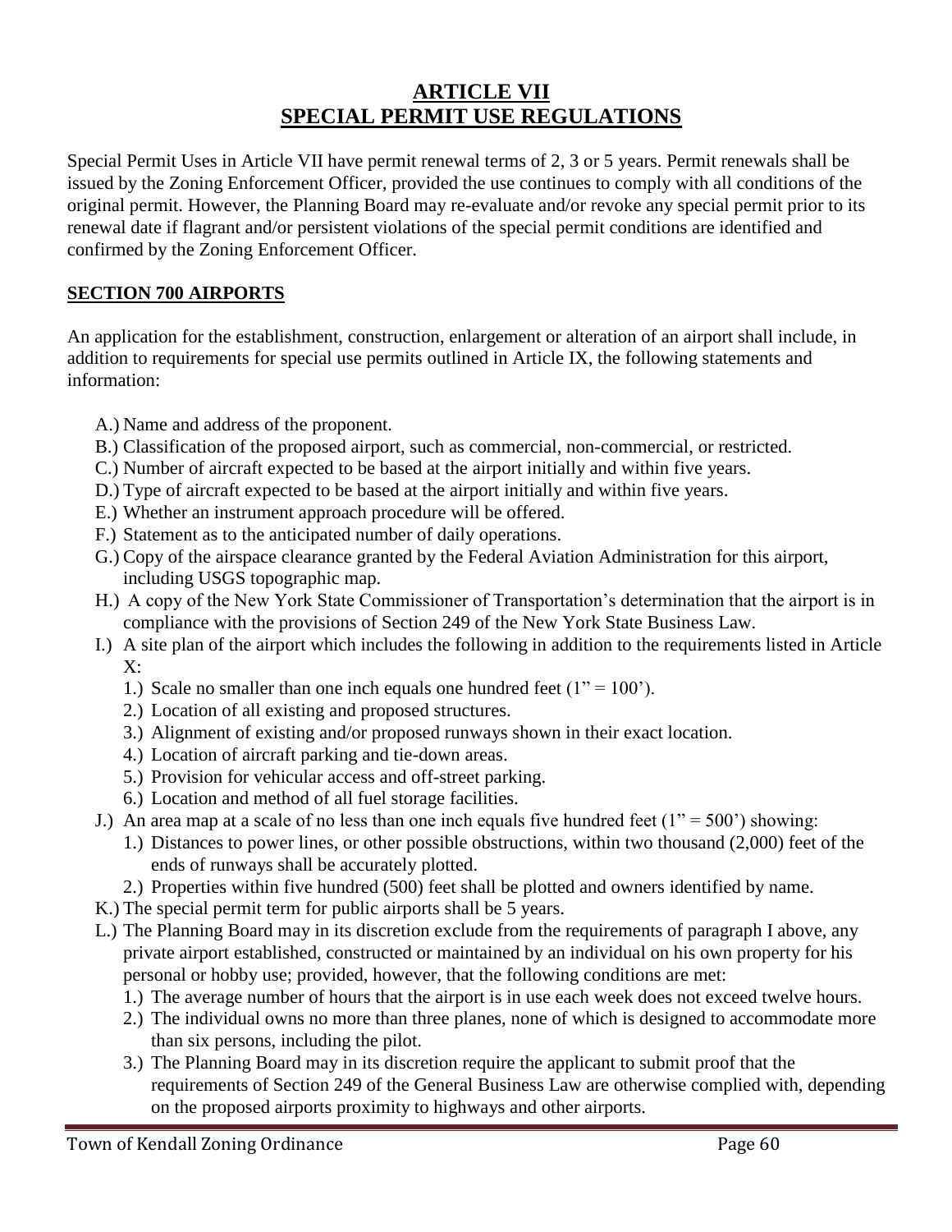# ARTICLE VII
# SPECIAL PERMIT USE REGULATIONS

Special Permit Uses in Article VII have permit renewal terms of 2, 3 or 5 years. Permit renewals shall be issued by the Zoning Enforcement Officer, provided the use continues to comply with all conditions of the original permit. However, the Planning Board may re-evaluate and/or revoke any special permit prior to its renewal date if flagrant and/or persistent violations of the special permit conditions are identified and confirmed by the Zoning Enforcement Officer.

## SECTION 700 AIRPORTS

An application for the establishment, construction, enlargement or alteration of an airport shall include, in addition to requirements for special use permits outlined in Article IX, the following statements and information:

A.) Name and address of the proponent.

B.) Classification of the proposed airport, such as commercial, non-commercial, or restricted.

C.) Number of aircraft expected to be based at the airport initially and within five years.

D.) Type of aircraft expected to be based at the airport initially and within five years.

E.) Whether an instrument approach procedure will be offered.

F.) Statement as to the anticipated number of daily operations.

G.) Copy of the airspace clearance granted by the Federal Aviation Administration for this airport, including USGS topographic map.

H.) A copy of the New York State Commissioner of Transportation's determination that the airport is in compliance with the provisions of Section 249 of the New York State Business Law.

I.) A site plan of the airport which includes the following in addition to the requirements listed in Article X:

   1.) Scale no smaller than one inch equals one hundred feet (1" = 100').
   2.) Location of all existing and proposed structures.
   3.) Alignment of existing and/or proposed runways shown in their exact location.
   4.) Location of aircraft parking and tie-down areas.
   5.) Provision for vehicular access and off-street parking.
   6.) Location and method of all fuel storage facilities.

J.) An area map at a scale of no less than one inch equals five hundred feet (1" = 500') showing:

   1.) Distances to power lines, or other possible obstructions, within two thousand (2,000) feet of the ends of runways shall be accurately plotted.
   2.) Properties within five hundred (500) feet shall be plotted and owners identified by name.

K.) The special permit term for public airports shall be 5 years.

L.) The Planning Board may in its discretion exclude from the requirements of paragraph I above, any private airport established, constructed or maintained by an individual on his own property for his personal or hobby use; provided, however, that the following conditions are met:

   1.) The average number of hours that the airport is in use each week does not exceed twelve hours.
   2.) The individual owns no more than three planes, none of which is designed to accommodate more than six persons, including the pilot.
   3.) The Planning Board may in its discretion require the applicant to submit proof that the requirements of Section 249 of the General Business Law are otherwise complied with, depending on the proposed airports proximity to highways and other airports.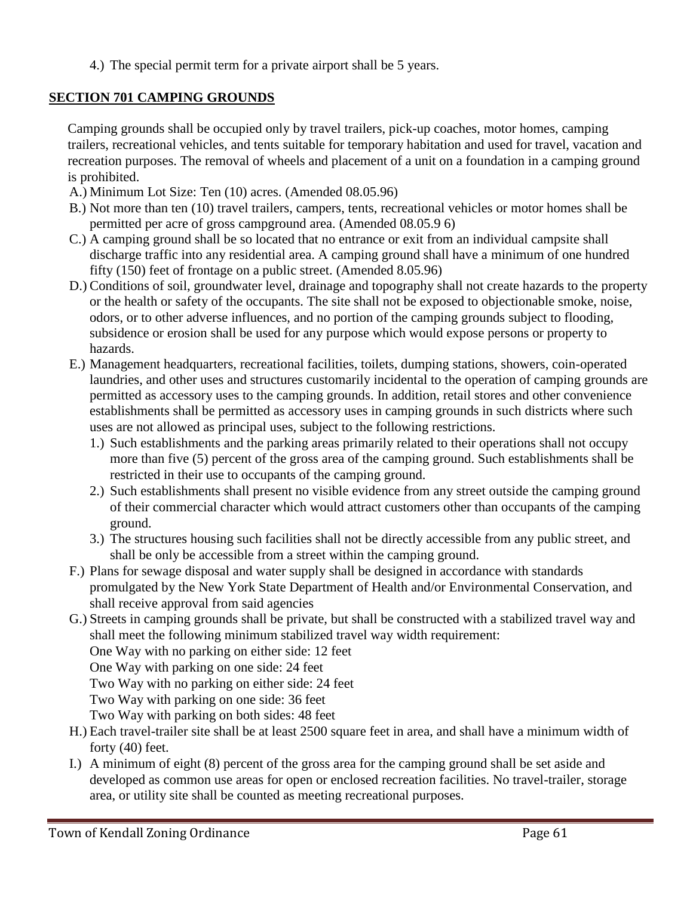4.) The special permit term for a private airport shall be 5 years.

## SECTION 701 CAMPING GROUNDS

Camping grounds shall be occupied only by travel trailers, pick-up coaches, motor homes, camping trailers, recreational vehicles, and tents suitable for temporary habitation and used for travel, vacation and recreation purposes. The removal of wheels and placement of a unit on a foundation in a camping ground is prohibited.

A.) Minimum Lot Size: Ten (10) acres. (Amended 08.05.96)

B.) Not more than ten (10) travel trailers, campers, tents, recreational vehicles or motor homes shall be permitted per acre of gross campground area. (Amended 08.05.9 6)

C.) A camping ground shall be so located that no entrance or exit from an individual campsite shall discharge traffic into any residential area. A camping ground shall have a minimum of one hundred fifty (150) feet of frontage on a public street. (Amended 8.05.96)

D.) Conditions of soil, groundwater level, drainage and topography shall not create hazards to the property or the health or safety of the occupants. The site shall not be exposed to objectionable smoke, noise, odors, or to other adverse influences, and no portion of the camping grounds subject to flooding, subsidence or erosion shall be used for any purpose which would expose persons or property to hazards.

E.) Management headquarters, recreational facilities, toilets, dumping stations, showers, coin-operated laundries, and other uses and structures customarily incidental to the operation of camping grounds are permitted as accessory uses to the camping grounds. In addition, retail stores and other convenience establishments shall be permitted as accessory uses in camping grounds in such districts where such uses are not allowed as principal uses, subject to the following restrictions.

1.) Such establishments and the parking areas primarily related to their operations shall not occupy more than five (5) percent of the gross area of the camping ground. Such establishments shall be restricted in their use to occupants of the camping ground.

2.) Such establishments shall present no visible evidence from any street outside the camping ground of their commercial character which would attract customers other than occupants of the camping ground.

3.) The structures housing such facilities shall not be directly accessible from any public street, and shall be only be accessible from a street within the camping ground.

F.) Plans for sewage disposal and water supply shall be designed in accordance with standards promulgated by the New York State Department of Health and/or Environmental Conservation, and shall receive approval from said agencies

G.) Streets in camping grounds shall be private, but shall be constructed with a stabilized travel way and shall meet the following minimum stabilized travel way width requirement:
One Way with no parking on either side: 12 feet
One Way with parking on one side: 24 feet
Two Way with no parking on either side: 24 feet
Two Way with parking on one side: 36 feet
Two Way with parking on both sides: 48 feet

H.) Each travel-trailer site shall be at least 2500 square feet in area, and shall have a minimum width of forty (40) feet.

I.) A minimum of eight (8) percent of the gross area for the camping ground shall be set aside and developed as common use areas for open or enclosed recreation facilities. No travel-trailer, storage area, or utility site shall be counted as meeting recreational purposes.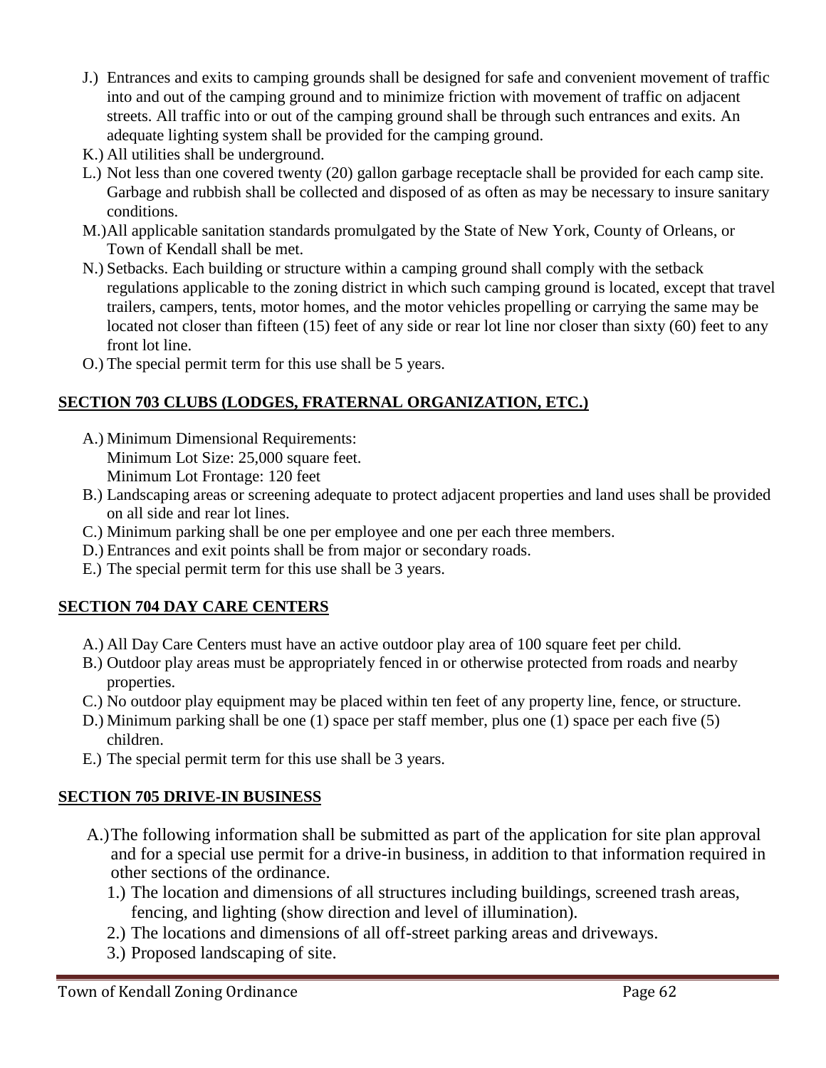J.) Entrances and exits to camping grounds shall be designed for safe and convenient movement of traffic into and out of the camping ground and to minimize friction with movement of traffic on adjacent streets. All traffic into or out of the camping ground shall be through such entrances and exits. An adequate lighting system shall be provided for the camping ground.

K.) All utilities shall be underground.

L.) Not less than one covered twenty (20) gallon garbage receptacle shall be provided for each camp site. Garbage and rubbish shall be collected and disposed of as often as may be necessary to insure sanitary conditions.

M.) All applicable sanitation standards promulgated by the State of New York, County of Orleans, or Town of Kendall shall be met.

N.) Setbacks. Each building or structure within a camping ground shall comply with the setback regulations applicable to the zoning district in which such camping ground is located, except that travel trailers, campers, tents, motor homes, and the motor vehicles propelling or carrying the same may be located not closer than fifteen (15) feet of any side or rear lot line nor closer than sixty (60) feet to any front lot line.

O.) The special permit term for this use shall be 5 years.

## SECTION 703 CLUBS (LODGES, FRATERNAL ORGANIZATION, ETC.)

A.) Minimum Dimensional Requirements:
Minimum Lot Size: 25,000 square feet.
Minimum Lot Frontage: 120 feet

B.) Landscaping areas or screening adequate to protect adjacent properties and land uses shall be provided on all side and rear lot lines.

C.) Minimum parking shall be one per employee and one per each three members.

D.) Entrances and exit points shall be from major or secondary roads.

E.) The special permit term for this use shall be 3 years.

## SECTION 704 DAY CARE CENTERS

A.) All Day Care Centers must have an active outdoor play area of 100 square feet per child.

B.) Outdoor play areas must be appropriately fenced in or otherwise protected from roads and nearby properties.

C.) No outdoor play equipment may be placed within ten feet of any property line, fence, or structure.

D.) Minimum parking shall be one (1) space per staff member, plus one (1) space per each five (5) children.

E.) The special permit term for this use shall be 3 years.

## SECTION 705 DRIVE-IN BUSINESS

A.) The following information shall be submitted as part of the application for site plan approval and for a special use permit for a drive-in business, in addition to that information required in other sections of the ordinance.

1.) The location and dimensions of all structures including buildings, screened trash areas, fencing, and lighting (show direction and level of illumination).

2.) The locations and dimensions of all off-street parking areas and driveways.

3.) Proposed landscaping of site.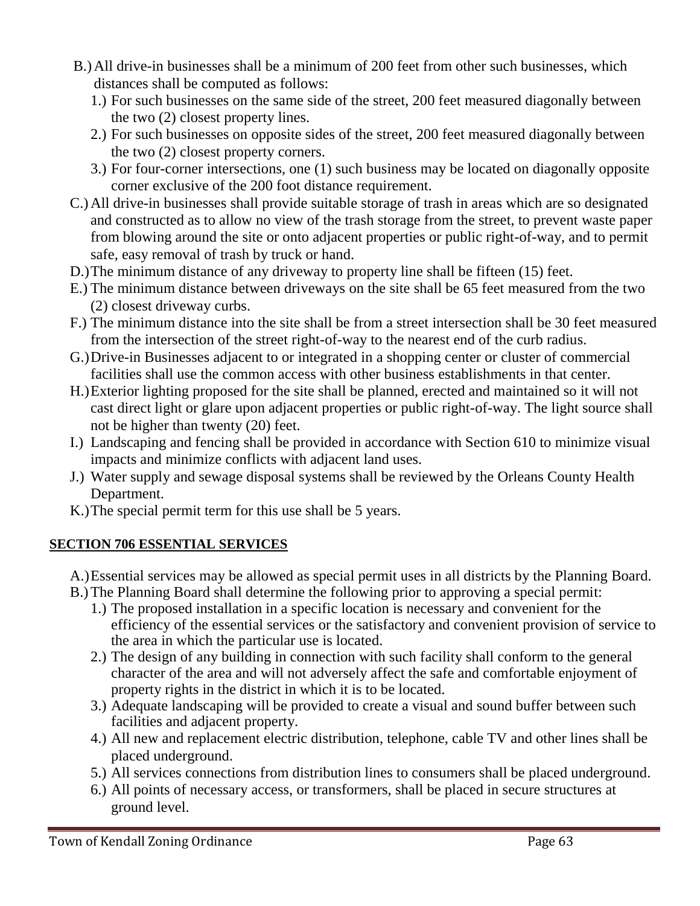B.) All drive-in businesses shall be a minimum of 200 feet from other such businesses, which distances shall be computed as follows:

1.) For such businesses on the same side of the street, 200 feet measured diagonally between the two (2) closest property lines.
2.) For such businesses on opposite sides of the street, 200 feet measured diagonally between the two (2) closest property corners.
3.) For four-corner intersections, one (1) such business may be located on diagonally opposite corner exclusive of the 200 foot distance requirement.

C.) All drive-in businesses shall provide suitable storage of trash in areas which are so designated and constructed as to allow no view of the trash storage from the street, to prevent waste paper from blowing around the site or onto adjacent properties or public right-of-way, and to permit safe, easy removal of trash by truck or hand.

D.) The minimum distance of any driveway to property line shall be fifteen (15) feet.

E.) The minimum distance between driveways on the site shall be 65 feet measured from the two (2) closest driveway curbs.

F.) The minimum distance into the site shall be from a street intersection shall be 30 feet measured from the intersection of the street right-of-way to the nearest end of the curb radius.

G.) Drive-in Businesses adjacent to or integrated in a shopping center or cluster of commercial facilities shall use the common access with other business establishments in that center.

H.) Exterior lighting proposed for the site shall be planned, erected and maintained so it will not cast direct light or glare upon adjacent properties or public right-of-way. The light source shall not be higher than twenty (20) feet.

I.) Landscaping and fencing shall be provided in accordance with Section 610 to minimize visual impacts and minimize conflicts with adjacent land uses.

J.) Water supply and sewage disposal systems shall be reviewed by the Orleans County Health Department.

K.) The special permit term for this use shall be 5 years.

## SECTION 706 ESSENTIAL SERVICES

A.) Essential services may be allowed as special permit uses in all districts by the Planning Board.

B.) The Planning Board shall determine the following prior to approving a special permit:

1.) The proposed installation in a specific location is necessary and convenient for the efficiency of the essential services or the satisfactory and convenient provision of service to the area in which the particular use is located.
2.) The design of any building in connection with such facility shall conform to the general character of the area and will not adversely affect the safe and comfortable enjoyment of property rights in the district in which it is to be located.
3.) Adequate landscaping will be provided to create a visual and sound buffer between such facilities and adjacent property.
4.) All new and replacement electric distribution, telephone, cable TV and other lines shall be placed underground.
5.) All services connections from distribution lines to consumers shall be placed underground.
6.) All points of necessary access, or transformers, shall be placed in secure structures at ground level.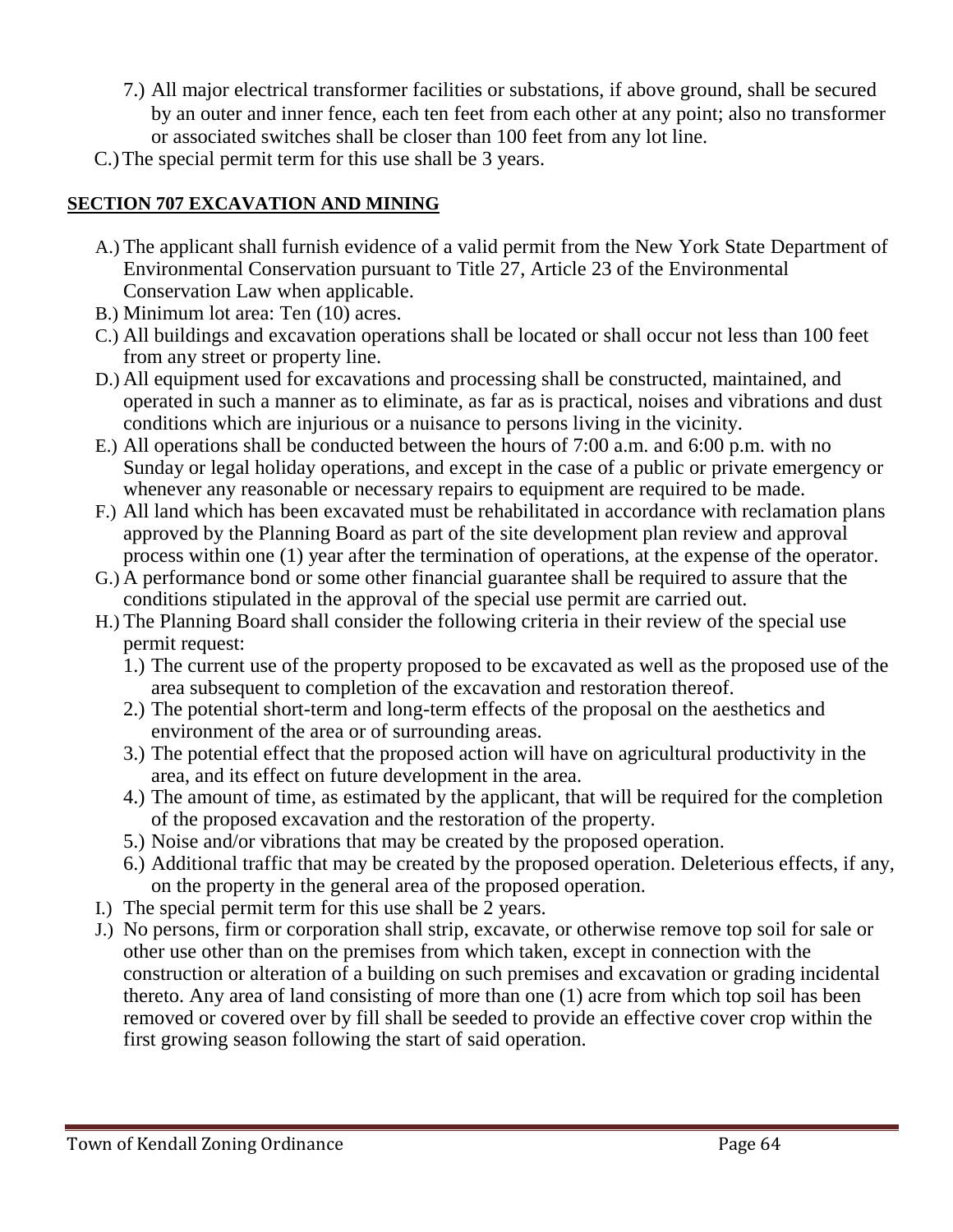7.) All major electrical transformer facilities or substations, if above ground, shall be secured by an outer and inner fence, each ten feet from each other at any point; also no transformer or associated switches shall be closer than 100 feet from any lot line.

C.) The special permit term for this use shall be 3 years.

## SECTION 707 EXCAVATION AND MINING

A.) The applicant shall furnish evidence of a valid permit from the New York State Department of Environmental Conservation pursuant to Title 27, Article 23 of the Environmental Conservation Law when applicable.

B.) Minimum lot area: Ten (10) acres.

C.) All buildings and excavation operations shall be located or shall occur not less than 100 feet from any street or property line.

D.) All equipment used for excavations and processing shall be constructed, maintained, and operated in such a manner as to eliminate, as far as is practical, noises and vibrations and dust conditions which are injurious or a nuisance to persons living in the vicinity.

E.) All operations shall be conducted between the hours of 7:00 a.m. and 6:00 p.m. with no Sunday or legal holiday operations, and except in the case of a public or private emergency or whenever any reasonable or necessary repairs to equipment are required to be made.

F.) All land which has been excavated must be rehabilitated in accordance with reclamation plans approved by the Planning Board as part of the site development plan review and approval process within one (1) year after the termination of operations, at the expense of the operator.

G.) A performance bond or some other financial guarantee shall be required to assure that the conditions stipulated in the approval of the special use permit are carried out.

H.) The Planning Board shall consider the following criteria in their review of the special use permit request:

1.) The current use of the property proposed to be excavated as well as the proposed use of the area subsequent to completion of the excavation and restoration thereof.

2.) The potential short-term and long-term effects of the proposal on the aesthetics and environment of the area or of surrounding areas.

3.) The potential effect that the proposed action will have on agricultural productivity in the area, and its effect on future development in the area.

4.) The amount of time, as estimated by the applicant, that will be required for the completion of the proposed excavation and the restoration of the property.

5.) Noise and/or vibrations that may be created by the proposed operation.

6.) Additional traffic that may be created by the proposed operation. Deleterious effects, if any, on the property in the general area of the proposed operation.

I.) The special permit term for this use shall be 2 years.

J.) No persons, firm or corporation shall strip, excavate, or otherwise remove top soil for sale or other use other than on the premises from which taken, except in connection with the construction or alteration of a building on such premises and excavation or grading incidental thereto. Any area of land consisting of more than one (1) acre from which top soil has been removed or covered over by fill shall be seeded to provide an effective cover crop within the first growing season following the start of said operation.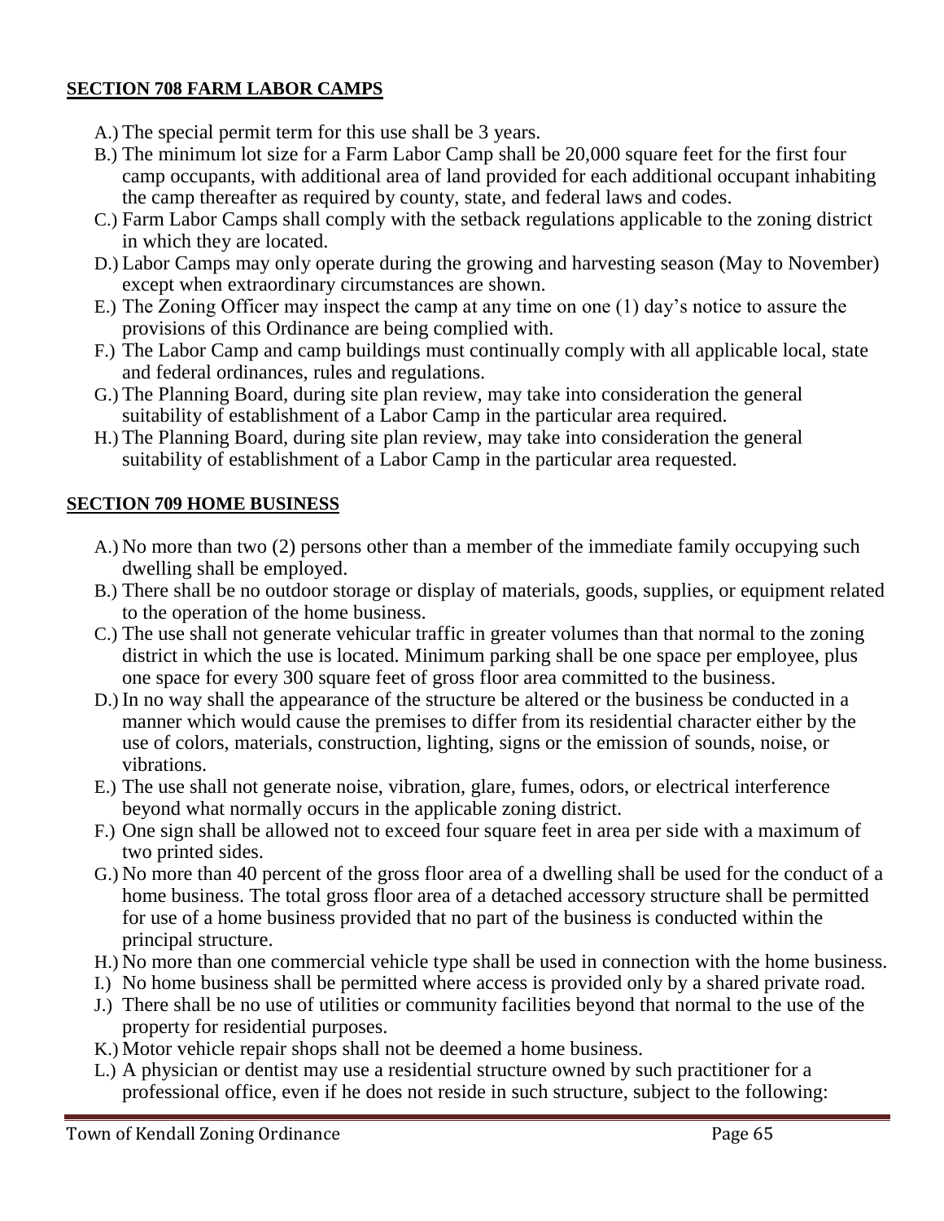**SECTION 708 FARM LABOR CAMPS**

A.) The special permit term for this use shall be 3 years.
B.) The minimum lot size for a Farm Labor Camp shall be 20,000 square feet for the first four camp occupants, with additional area of land provided for each additional occupant inhabiting the camp thereafter as required by county, state, and federal laws and codes.
C.) Farm Labor Camps shall comply with the setback regulations applicable to the zoning district in which they are located.
D.) Labor Camps may only operate during the growing and harvesting season (May to November) except when extraordinary circumstances are shown.
E.) The Zoning Officer may inspect the camp at any time on one (1) day's notice to assure the provisions of this Ordinance are being complied with.
F.) The Labor Camp and camp buildings must continually comply with all applicable local, state and federal ordinances, rules and regulations.
G.) The Planning Board, during site plan review, may take into consideration the general suitability of establishment of a Labor Camp in the particular area required.
H.) The Planning Board, during site plan review, may take into consideration the general suitability of establishment of a Labor Camp in the particular area requested.

**SECTION 709 HOME BUSINESS**

A.) No more than two (2) persons other than a member of the immediate family occupying such dwelling shall be employed.
B.) There shall be no outdoor storage or display of materials, goods, supplies, or equipment related to the operation of the home business.
C.) The use shall not generate vehicular traffic in greater volumes than that normal to the zoning district in which the use is located. Minimum parking shall be one space per employee, plus one space for every 300 square feet of gross floor area committed to the business.
D.) In no way shall the appearance of the structure be altered or the business be conducted in a manner which would cause the premises to differ from its residential character either by the use of colors, materials, construction, lighting, signs or the emission of sounds, noise, or vibrations.
E.) The use shall not generate noise, vibration, glare, fumes, odors, or electrical interference beyond what normally occurs in the applicable zoning district.
F.) One sign shall be allowed not to exceed four square feet in area per side with a maximum of two printed sides.
G.) No more than 40 percent of the gross floor area of a dwelling shall be used for the conduct of a home business. The total gross floor area of a detached accessory structure shall be permitted for use of a home business provided that no part of the business is conducted within the principal structure.
H.) No more than one commercial vehicle type shall be used in connection with the home business.
I.) No home business shall be permitted where access is provided only by a shared private road.
J.) There shall be no use of utilities or community facilities beyond that normal to the use of the property for residential purposes.
K.) Motor vehicle repair shops shall not be deemed a home business.
L.) A physician or dentist may use a residential structure owned by such practitioner for a professional office, even if he does not reside in such structure, subject to the following: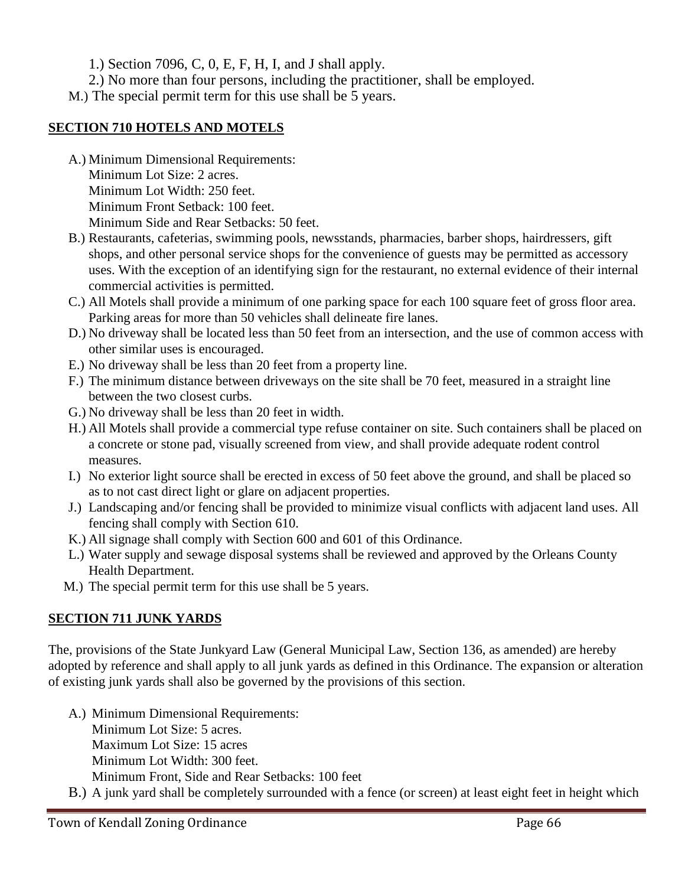1.) Section 7096, C, 0, E, F, H, I, and J shall apply.

2.) No more than four persons, including the practitioner, shall be employed.

M.) The special permit term for this use shall be 5 years.

## SECTION 710 HOTELS AND MOTELS

A.) Minimum Dimensional Requirements:
Minimum Lot Size: 2 acres.
Minimum Lot Width: 250 feet.
Minimum Front Setback: 100 feet.
Minimum Side and Rear Setbacks: 50 feet.

B.) Restaurants, cafeterias, swimming pools, newsstands, pharmacies, barber shops, hairdressers, gift shops, and other personal service shops for the convenience of guests may be permitted as accessory uses. With the exception of an identifying sign for the restaurant, no external evidence of their internal commercial activities is permitted.

C.) All Motels shall provide a minimum of one parking space for each 100 square feet of gross floor area. Parking areas for more than 50 vehicles shall delineate fire lanes.

D.) No driveway shall be located less than 50 feet from an intersection, and the use of common access with other similar uses is encouraged.

E.) No driveway shall be less than 20 feet from a property line.

F.) The minimum distance between driveways on the site shall be 70 feet, measured in a straight line between the two closest curbs.

G.) No driveway shall be less than 20 feet in width.

H.) All Motels shall provide a commercial type refuse container on site. Such containers shall be placed on a concrete or stone pad, visually screened from view, and shall provide adequate rodent control measures.

I.) No exterior light source shall be erected in excess of 50 feet above the ground, and shall be placed so as to not cast direct light or glare on adjacent properties.

J.) Landscaping and/or fencing shall be provided to minimize visual conflicts with adjacent land uses. All fencing shall comply with Section 610.

K.) All signage shall comply with Section 600 and 601 of this Ordinance.

L.) Water supply and sewage disposal systems shall be reviewed and approved by the Orleans County Health Department.

M.) The special permit term for this use shall be 5 years.

## SECTION 711 JUNK YARDS

The, provisions of the State Junkyard Law (General Municipal Law, Section 136, as amended) are hereby adopted by reference and shall apply to all junk yards as defined in this Ordinance. The expansion or alteration of existing junk yards shall also be governed by the provisions of this section.

A.) Minimum Dimensional Requirements:
Minimum Lot Size: 5 acres.
Maximum Lot Size: 15 acres
Minimum Lot Width: 300 feet.
Minimum Front, Side and Rear Setbacks: 100 feet

B.) A junk yard shall be completely surrounded with a fence (or screen) at least eight feet in height which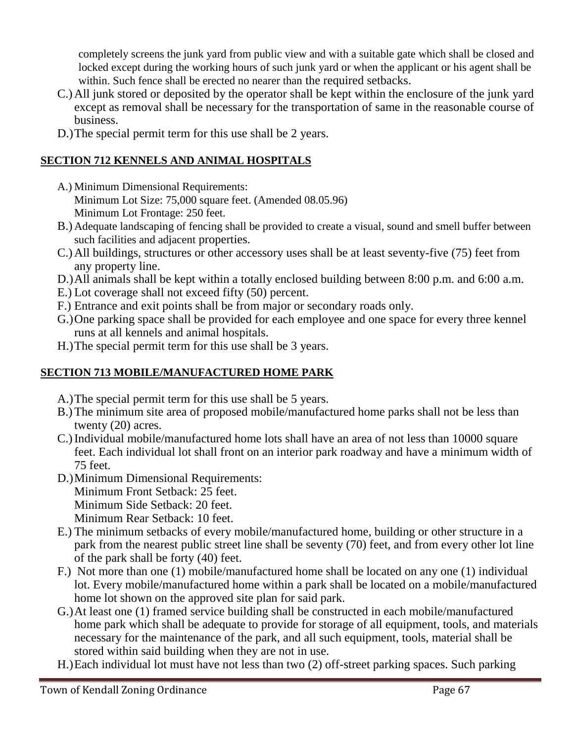completely screens the junk yard from public view and with a suitable gate which shall be closed and locked except during the working hours of such junk yard or when the applicant or his agent shall be within. Such fence shall be erected no nearer than the required setbacks.

C.) All junk stored or deposited by the operator shall be kept within the enclosure of the junk yard except as removal shall be necessary for the transportation of same in the reasonable course of business.

D.) The special permit term for this use shall be 2 years.

## SECTION 712 KENNELS AND ANIMAL HOSPITALS

A.) Minimum Dimensional Requirements:
Minimum Lot Size: 75,000 square feet. (Amended 08.05.96)
Minimum Lot Frontage: 250 feet.

B.) Adequate landscaping of fencing shall be provided to create a visual, sound and smell buffer between such facilities and adjacent properties.

C.) All buildings, structures or other accessory uses shall be at least seventy-five (75) feet from any property line.

D.) All animals shall be kept within a totally enclosed building between 8:00 p.m. and 6:00 a.m.

E.) Lot coverage shall not exceed fifty (50) percent.

F.) Entrance and exit points shall be from major or secondary roads only.

G.) One parking space shall be provided for each employee and one space for every three kennel runs at all kennels and animal hospitals.

H.) The special permit term for this use shall be 3 years.

## SECTION 713 MOBILE/MANUFACTURED HOME PARK

A.) The special permit term for this use shall be 5 years.

B.) The minimum site area of proposed mobile/manufactured home parks shall not be less than twenty (20) acres.

C.) Individual mobile/manufactured home lots shall have an area of not less than 10000 square feet. Each individual lot shall front on an interior park roadway and have a minimum width of 75 feet.

D.) Minimum Dimensional Requirements:
Minimum Front Setback: 25 feet.
Minimum Side Setback: 20 feet.
Minimum Rear Setback: 10 feet.

E.) The minimum setbacks of every mobile/manufactured home, building or other structure in a park from the nearest public street line shall be seventy (70) feet, and from every other lot line of the park shall be forty (40) feet.

F.) Not more than one (1) mobile/manufactured home shall be located on any one (1) individual lot. Every mobile/manufactured home within a park shall be located on a mobile/manufactured home lot shown on the approved site plan for said park.

G.) At least one (1) framed service building shall be constructed in each mobile/manufactured home park which shall be adequate to provide for storage of all equipment, tools, and materials necessary for the maintenance of the park, and all such equipment, tools, material shall be stored within said building when they are not in use.

H.) Each individual lot must have not less than two (2) off-street parking spaces. Such parking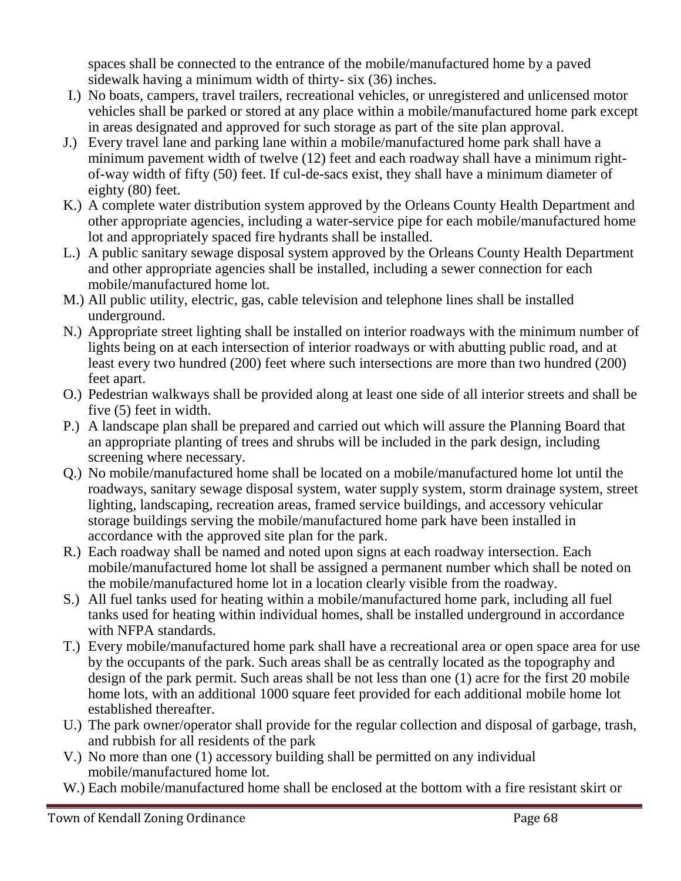spaces shall be connected to the entrance of the mobile/manufactured home by a paved sidewalk having a minimum width of thirty- six (36) inches.

I.) No boats, campers, travel trailers, recreational vehicles, or unregistered and unlicensed motor vehicles shall be parked or stored at any place within a mobile/manufactured home park except in areas designated and approved for such storage as part of the site plan approval.

J.) Every travel lane and parking lane within a mobile/manufactured home park shall have a minimum pavement width of twelve (12) feet and each roadway shall have a minimum right-of-way width of fifty (50) feet. If cul-de-sacs exist, they shall have a minimum diameter of eighty (80) feet.

K.) A complete water distribution system approved by the Orleans County Health Department and other appropriate agencies, including a water-service pipe for each mobile/manufactured home lot and appropriately spaced fire hydrants shall be installed.

L.) A public sanitary sewage disposal system approved by the Orleans County Health Department and other appropriate agencies shall be installed, including a sewer connection for each mobile/manufactured home lot.

M.) All public utility, electric, gas, cable television and telephone lines shall be installed underground.

N.) Appropriate street lighting shall be installed on interior roadways with the minimum number of lights being on at each intersection of interior roadways or with abutting public road, and at least every two hundred (200) feet where such intersections are more than two hundred (200) feet apart.

O.) Pedestrian walkways shall be provided along at least one side of all interior streets and shall be five (5) feet in width.

P.) A landscape plan shall be prepared and carried out which will assure the Planning Board that an appropriate planting of trees and shrubs will be included in the park design, including screening where necessary.

Q.) No mobile/manufactured home shall be located on a mobile/manufactured home lot until the roadways, sanitary sewage disposal system, water supply system, storm drainage system, street lighting, landscaping, recreation areas, framed service buildings, and accessory vehicular storage buildings serving the mobile/manufactured home park have been installed in accordance with the approved site plan for the park.

R.) Each roadway shall be named and noted upon signs at each roadway intersection. Each mobile/manufactured home lot shall be assigned a permanent number which shall be noted on the mobile/manufactured home lot in a location clearly visible from the roadway.

S.) All fuel tanks used for heating within a mobile/manufactured home park, including all fuel tanks used for heating within individual homes, shall be installed underground in accordance with NFPA standards.

T.) Every mobile/manufactured home park shall have a recreational area or open space area for use by the occupants of the park. Such areas shall be as centrally located as the topography and design of the park permit. Such areas shall be not less than one (1) acre for the first 20 mobile home lots, with an additional 1000 square feet provided for each additional mobile home lot established thereafter.

U.) The park owner/operator shall provide for the regular collection and disposal of garbage, trash, and rubbish for all residents of the park

V.) No more than one (1) accessory building shall be permitted on any individual mobile/manufactured home lot.

W.) Each mobile/manufactured home shall be enclosed at the bottom with a fire resistant skirt or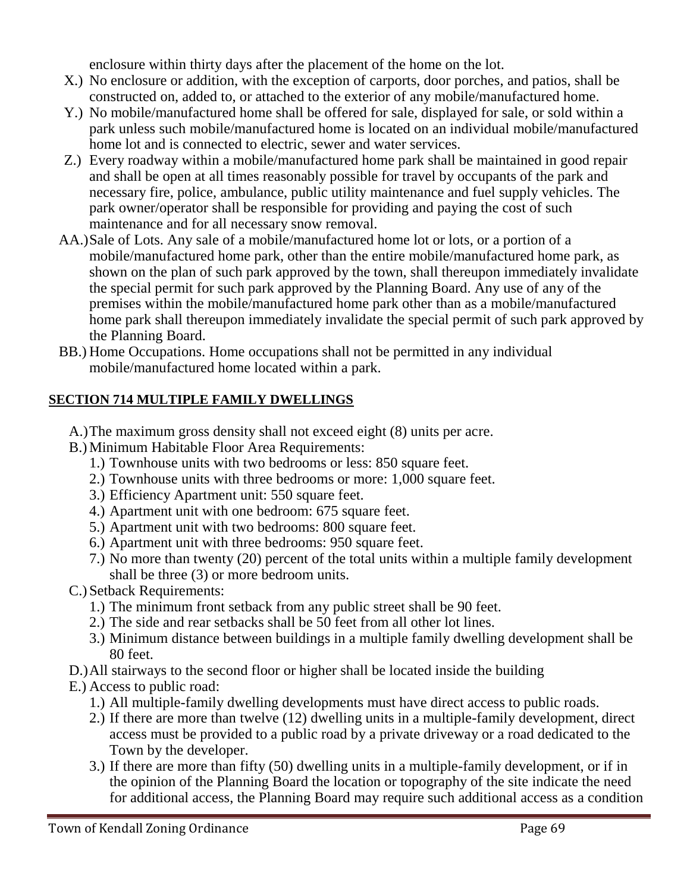enclosure within thirty days after the placement of the home on the lot.

X.) No enclosure or addition, with the exception of carports, door porches, and patios, shall be constructed on, added to, or attached to the exterior of any mobile/manufactured home.

Y.) No mobile/manufactured home shall be offered for sale, displayed for sale, or sold within a park unless such mobile/manufactured home is located on an individual mobile/manufactured home lot and is connected to electric, sewer and water services.

Z.) Every roadway within a mobile/manufactured home park shall be maintained in good repair and shall be open at all times reasonably possible for travel by occupants of the park and necessary fire, police, ambulance, public utility maintenance and fuel supply vehicles. The park owner/operator shall be responsible for providing and paying the cost of such maintenance and for all necessary snow removal.

AA.) Sale of Lots. Any sale of a mobile/manufactured home lot or lots, or a portion of a mobile/manufactured home park, other than the entire mobile/manufactured home park, as shown on the plan of such park approved by the town, shall thereupon immediately invalidate the special permit for such park approved by the Planning Board. Any use of any of the premises within the mobile/manufactured home park other than as a mobile/manufactured home park shall thereupon immediately invalidate the special permit of such park approved by the Planning Board.

BB.) Home Occupations. Home occupations shall not be permitted in any individual mobile/manufactured home located within a park.

## SECTION 714 MULTIPLE FAMILY DWELLINGS

A.) The maximum gross density shall not exceed eight (8) units per acre.

B.) Minimum Habitable Floor Area Requirements:

1.) Townhouse units with two bedrooms or less: 850 square feet.
2.) Townhouse units with three bedrooms or more: 1,000 square feet.
3.) Efficiency Apartment unit: 550 square feet.
4.) Apartment unit with one bedroom: 675 square feet.
5.) Apartment unit with two bedrooms: 800 square feet.
6.) Apartment unit with three bedrooms: 950 square feet.
7.) No more than twenty (20) percent of the total units within a multiple family development shall be three (3) or more bedroom units.

C.) Setback Requirements:

1.) The minimum front setback from any public street shall be 90 feet.
2.) The side and rear setbacks shall be 50 feet from all other lot lines.
3.) Minimum distance between buildings in a multiple family dwelling development shall be 80 feet.

D.) All stairways to the second floor or higher shall be located inside the building

E.) Access to public road:

1.) All multiple-family dwelling developments must have direct access to public roads.
2.) If there are more than twelve (12) dwelling units in a multiple-family development, direct access must be provided to a public road by a private driveway or a road dedicated to the Town by the developer.
3.) If there are more than fifty (50) dwelling units in a multiple-family development, or if in the opinion of the Planning Board the location or topography of the site indicate the need for additional access, the Planning Board may require such additional access as a condition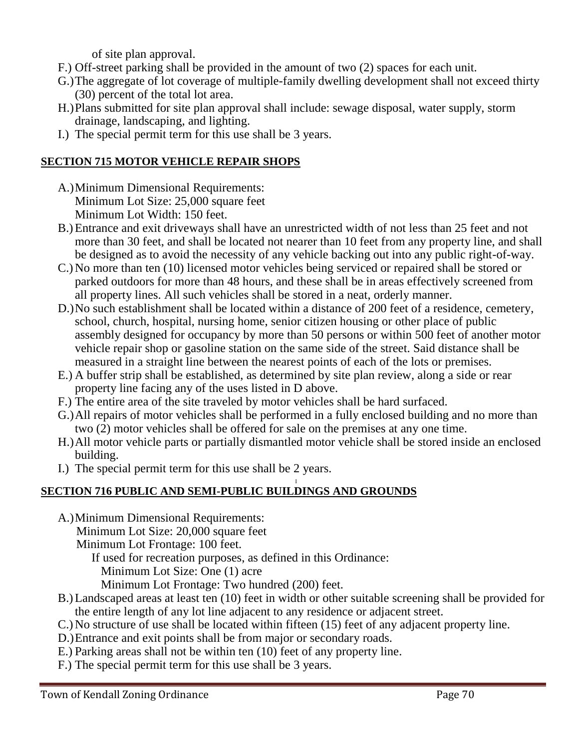of site plan approval.

F.) Off-street parking shall be provided in the amount of two (2) spaces for each unit.

G.) The aggregate of lot coverage of multiple-family dwelling development shall not exceed thirty (30) percent of the total lot area.

H.) Plans submitted for site plan approval shall include: sewage disposal, water supply, storm drainage, landscaping, and lighting.

I.) The special permit term for this use shall be 3 years.

## SECTION 715 MOTOR VEHICLE REPAIR SHOPS

A.) Minimum Dimensional Requirements:
Minimum Lot Size: 25,000 square feet
Minimum Lot Width: 150 feet.

B.) Entrance and exit driveways shall have an unrestricted width of not less than 25 feet and not more than 30 feet, and shall be located not nearer than 10 feet from any property line, and shall be designed as to avoid the necessity of any vehicle backing out into any public right-of-way.

C.) No more than ten (10) licensed motor vehicles being serviced or repaired shall be stored or parked outdoors for more than 48 hours, and these shall be in areas effectively screened from all property lines. All such vehicles shall be stored in a neat, orderly manner.

D.) No such establishment shall be located within a distance of 200 feet of a residence, cemetery, school, church, hospital, nursing home, senior citizen housing or other place of public assembly designed for occupancy by more than 50 persons or within 500 feet of another motor vehicle repair shop or gasoline station on the same side of the street. Said distance shall be measured in a straight line between the nearest points of each of the lots or premises.

E.) A buffer strip shall be established, as determined by site plan review, along a side or rear property line facing any of the uses listed in D above.

F.) The entire area of the site traveled by motor vehicles shall be hard surfaced.

G.) All repairs of motor vehicles shall be performed in a fully enclosed building and no more than two (2) motor vehicles shall be offered for sale on the premises at any one time.

H.) All motor vehicle parts or partially dismantled motor vehicle shall be stored inside an enclosed building.

I.) The special permit term for this use shall be 2 years.

## SECTION 716 PUBLIC AND SEMI-PUBLIC BUILDINGS AND GROUNDS

A.) Minimum Dimensional Requirements:
Minimum Lot Size: 20,000 square feet
Minimum Lot Frontage: 100 feet.
If used for recreation purposes, as defined in this Ordinance:
Minimum Lot Size: One (1) acre
Minimum Lot Frontage: Two hundred (200) feet.

B.) Landscaped areas at least ten (10) feet in width or other suitable screening shall be provided for the entire length of any lot line adjacent to any residence or adjacent street.

C.) No structure of use shall be located within fifteen (15) feet of any adjacent property line.

D.) Entrance and exit points shall be from major or secondary roads.

E.) Parking areas shall not be within ten (10) feet of any property line.

F.) The special permit term for this use shall be 3 years.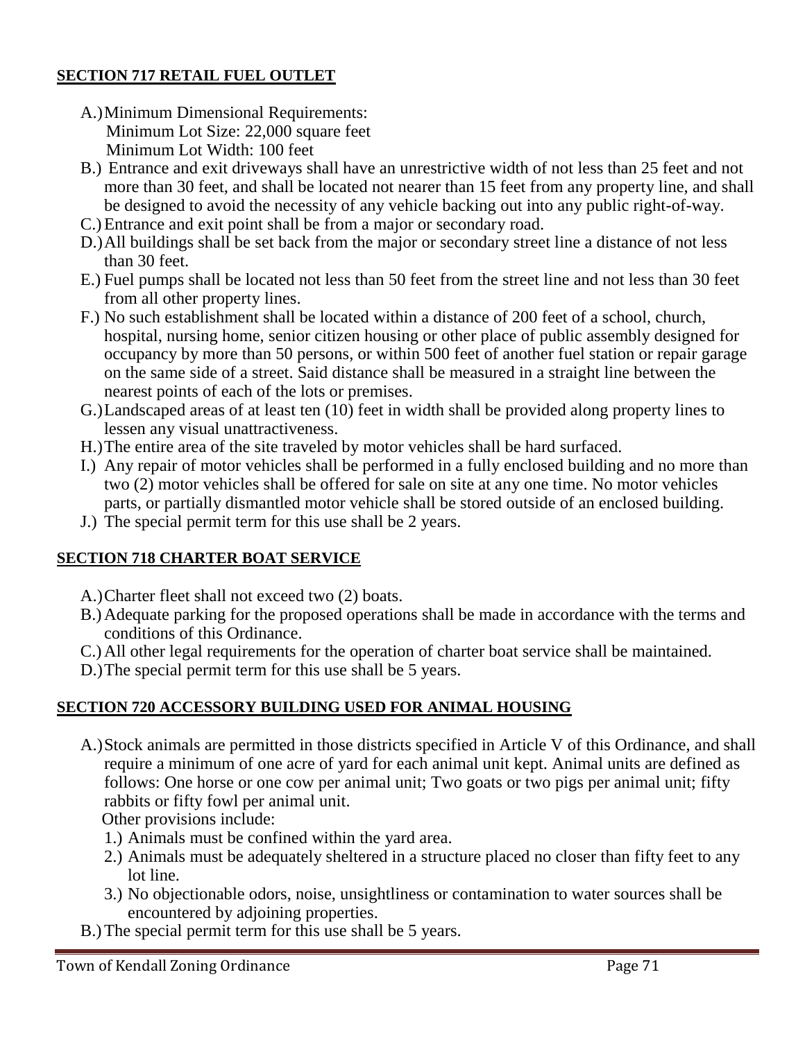## SECTION 717 RETAIL FUEL OUTLET

A.) Minimum Dimensional Requirements:
Minimum Lot Size: 22,000 square feet
Minimum Lot Width: 100 feet

B.) Entrance and exit driveways shall have an unrestrictive width of not less than 25 feet and not more than 30 feet, and shall be located not nearer than 15 feet from any property line, and shall be designed to avoid the necessity of any vehicle backing out into any public right-of-way.

C.) Entrance and exit point shall be from a major or secondary road.

D.) All buildings shall be set back from the major or secondary street line a distance of not less than 30 feet.

E.) Fuel pumps shall be located not less than 50 feet from the street line and not less than 30 feet from all other property lines.

F.) No such establishment shall be located within a distance of 200 feet of a school, church, hospital, nursing home, senior citizen housing or other place of public assembly designed for occupancy by more than 50 persons, or within 500 feet of another fuel station or repair garage on the same side of a street. Said distance shall be measured in a straight line between the nearest points of each of the lots or premises.

G.) Landscaped areas of at least ten (10) feet in width shall be provided along property lines to lessen any visual unattractiveness.

H.) The entire area of the site traveled by motor vehicles shall be hard surfaced.

I.) Any repair of motor vehicles shall be performed in a fully enclosed building and no more than two (2) motor vehicles shall be offered for sale on site at any one time. No motor vehicles parts, or partially dismantled motor vehicle shall be stored outside of an enclosed building.

J.) The special permit term for this use shall be 2 years.

## SECTION 718 CHARTER BOAT SERVICE

A.) Charter fleet shall not exceed two (2) boats.

B.) Adequate parking for the proposed operations shall be made in accordance with the terms and conditions of this Ordinance.

C.) All other legal requirements for the operation of charter boat service shall be maintained.

D.) The special permit term for this use shall be 5 years.

## SECTION 720 ACCESSORY BUILDING USED FOR ANIMAL HOUSING

A.) Stock animals are permitted in those districts specified in Article V of this Ordinance, and shall require a minimum of one acre of yard for each animal unit kept. Animal units are defined as follows: One horse or one cow per animal unit; Two goats or two pigs per animal unit; fifty rabbits or fifty fowl per animal unit.

Other provisions include:

1.) Animals must be confined within the yard area.
2.) Animals must be adequately sheltered in a structure placed no closer than fifty feet to any lot line.
3.) No objectionable odors, noise, unsightliness or contamination to water sources shall be encountered by adjoining properties.

B.) The special permit term for this use shall be 5 years.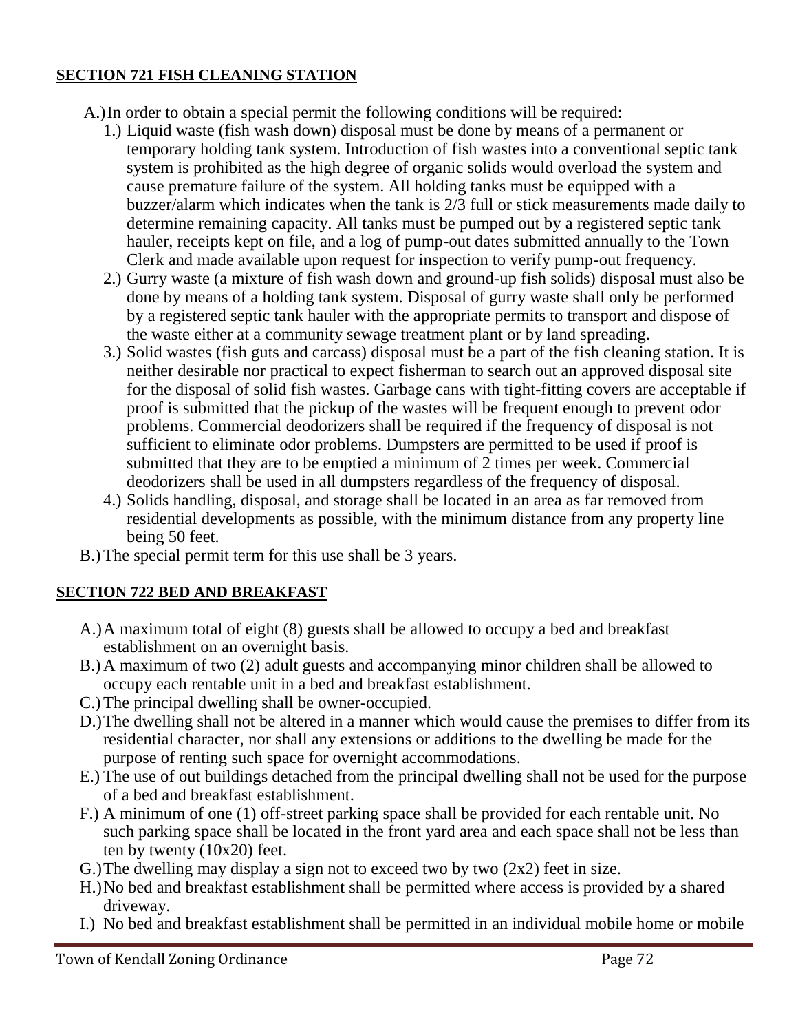## SECTION 721 FISH CLEANING STATION

A.) In order to obtain a special permit the following conditions will be required:

1.) Liquid waste (fish wash down) disposal must be done by means of a permanent or temporary holding tank system. Introduction of fish wastes into a conventional septic tank system is prohibited as the high degree of organic solids would overload the system and cause premature failure of the system. All holding tanks must be equipped with a buzzer/alarm which indicates when the tank is 2/3 full or stick measurements made daily to determine remaining capacity. All tanks must be pumped out by a registered septic tank hauler, receipts kept on file, and a log of pump-out dates submitted annually to the Town Clerk and made available upon request for inspection to verify pump-out frequency.

2.) Gurry waste (a mixture of fish wash down and ground-up fish solids) disposal must also be done by means of a holding tank system. Disposal of gurry waste shall only be performed by a registered septic tank hauler with the appropriate permits to transport and dispose of the waste either at a community sewage treatment plant or by land spreading.

3.) Solid wastes (fish guts and carcass) disposal must be a part of the fish cleaning station. It is neither desirable nor practical to expect fisherman to search out an approved disposal site for the disposal of solid fish wastes. Garbage cans with tight-fitting covers are acceptable if proof is submitted that the pickup of the wastes will be frequent enough to prevent odor problems. Commercial deodorizers shall be required if the frequency of disposal is not sufficient to eliminate odor problems. Dumpsters are permitted to be used if proof is submitted that they are to be emptied a minimum of 2 times per week. Commercial deodorizers shall be used in all dumpsters regardless of the frequency of disposal.

4.) Solids handling, disposal, and storage shall be located in an area as far removed from residential developments as possible, with the minimum distance from any property line being 50 feet.

B.) The special permit term for this use shall be 3 years.

## SECTION 722 BED AND BREAKFAST

A.) A maximum total of eight (8) guests shall be allowed to occupy a bed and breakfast establishment on an overnight basis.

B.) A maximum of two (2) adult guests and accompanying minor children shall be allowed to occupy each rentable unit in a bed and breakfast establishment.

C.) The principal dwelling shall be owner-occupied.

D.) The dwelling shall not be altered in a manner which would cause the premises to differ from its residential character, nor shall any extensions or additions to the dwelling be made for the purpose of renting such space for overnight accommodations.

E.) The use of out buildings detached from the principal dwelling shall not be used for the purpose of a bed and breakfast establishment.

F.) A minimum of one (1) off-street parking space shall be provided for each rentable unit. No such parking space shall be located in the front yard area and each space shall not be less than ten by twenty (10x20) feet.

G.) The dwelling may display a sign not to exceed two by two (2x2) feet in size.

H.) No bed and breakfast establishment shall be permitted where access is provided by a shared driveway.

I.) No bed and breakfast establishment shall be permitted in an individual mobile home or mobile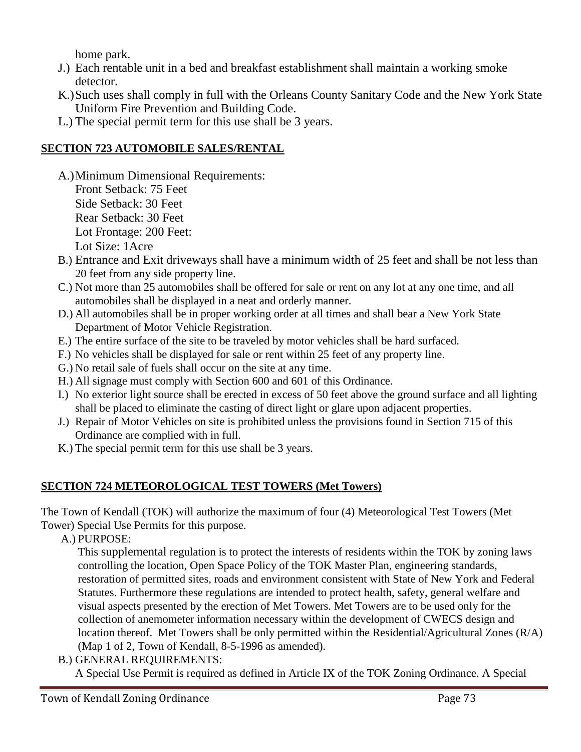home park.

J.) Each rentable unit in a bed and breakfast establishment shall maintain a working smoke detector.

K.) Such uses shall comply in full with the Orleans County Sanitary Code and the New York State Uniform Fire Prevention and Building Code.

L.) The special permit term for this use shall be 3 years.

## SECTION 723 AUTOMOBILE SALES/RENTAL

A.) Minimum Dimensional Requirements:
Front Setback: 75 Feet
Side Setback: 30 Feet
Rear Setback: 30 Feet
Lot Frontage: 200 Feet:
Lot Size: 1Acre

B.) Entrance and Exit driveways shall have a minimum width of 25 feet and shall be not less than 20 feet from any side property line.

C.) Not more than 25 automobiles shall be offered for sale or rent on any lot at any one time, and all automobiles shall be displayed in a neat and orderly manner.

D.) All automobiles shall be in proper working order at all times and shall bear a New York State Department of Motor Vehicle Registration.

E.) The entire surface of the site to be traveled by motor vehicles shall be hard surfaced.

F.) No vehicles shall be displayed for sale or rent within 25 feet of any property line.

G.) No retail sale of fuels shall occur on the site at any time.

H.) All signage must comply with Section 600 and 601 of this Ordinance.

I.) No exterior light source shall be erected in excess of 50 feet above the ground surface and all lighting shall be placed to eliminate the casting of direct light or glare upon adjacent properties.

J.) Repair of Motor Vehicles on site is prohibited unless the provisions found in Section 715 of this Ordinance are complied with in full.

K.) The special permit term for this use shall be 3 years.

## SECTION 724 METEOROLOGICAL TEST TOWERS (Met Towers)

The Town of Kendall (TOK) will authorize the maximum of four (4) Meteorological Test Towers (Met Tower) Special Use Permits for this purpose.

A.) PURPOSE:
This supplemental regulation is to protect the interests of residents within the TOK by zoning laws controlling the location, Open Space Policy of the TOK Master Plan, engineering standards, restoration of permitted sites, roads and environment consistent with State of New York and Federal Statutes. Furthermore these regulations are intended to protect health, safety, general welfare and visual aspects presented by the erection of Met Towers. Met Towers are to be used only for the collection of anemometer information necessary within the development of CWECS design and location thereof. Met Towers shall be only permitted within the Residential/Agricultural Zones (R/A) (Map 1 of 2, Town of Kendall, 8-5-1996 as amended).

B.) GENERAL REQUIREMENTS:
A Special Use Permit is required as defined in Article IX of the TOK Zoning Ordinance. A Special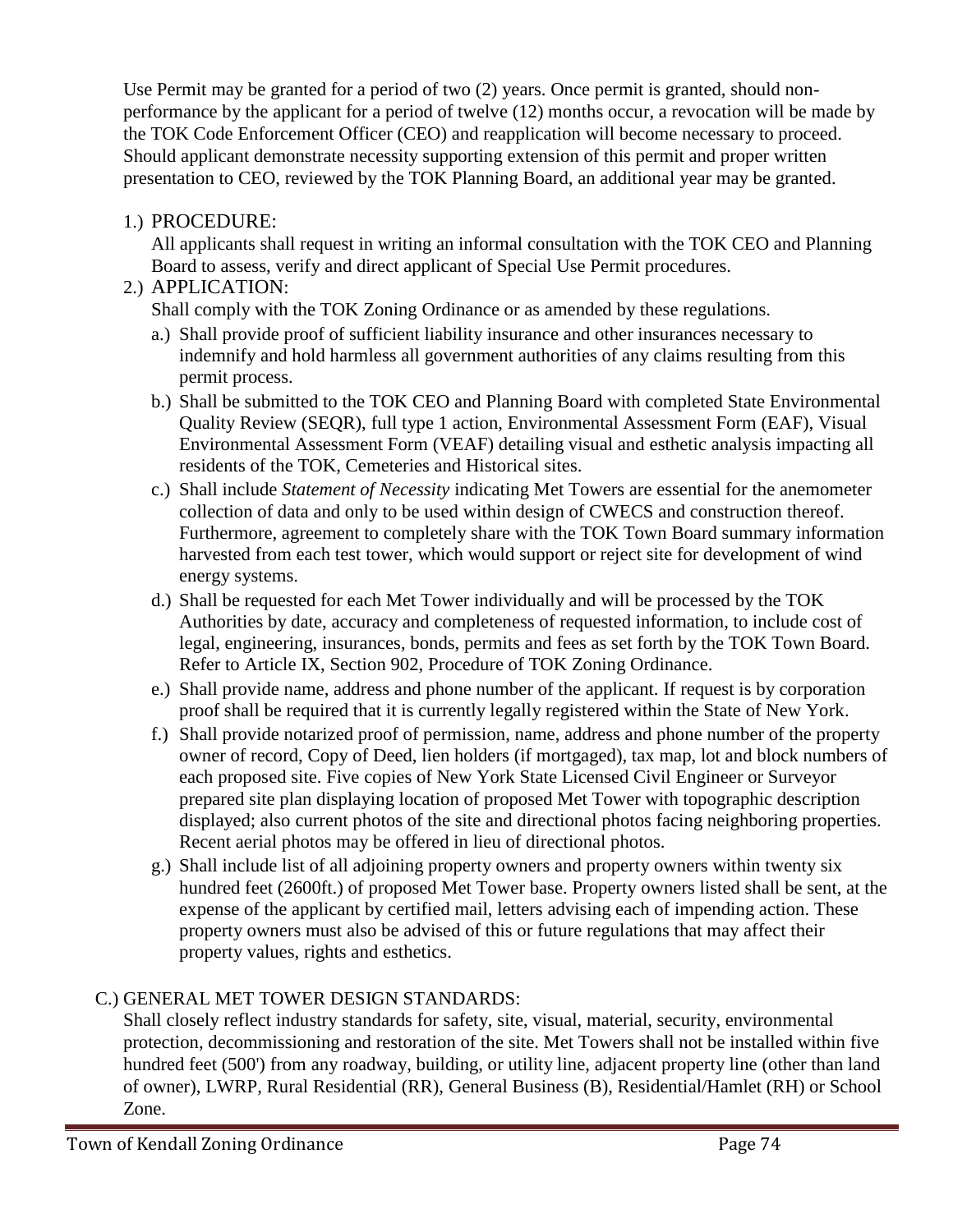Use Permit may be granted for a period of two (2) years. Once permit is granted, should non-performance by the applicant for a period of twelve (12) months occur, a revocation will be made by the TOK Code Enforcement Officer (CEO) and reapplication will become necessary to proceed. Should applicant demonstrate necessity supporting extension of this permit and proper written presentation to CEO, reviewed by the TOK Planning Board, an additional year may be granted.

1.) PROCEDURE:
All applicants shall request in writing an informal consultation with the TOK CEO and Planning Board to assess, verify and direct applicant of Special Use Permit procedures.

2.) APPLICATION:
Shall comply with the TOK Zoning Ordinance or as amended by these regulations.

   a.) Shall provide proof of sufficient liability insurance and other insurances necessary to indemnify and hold harmless all government authorities of any claims resulting from this permit process.
   b.) Shall be submitted to the TOK CEO and Planning Board with completed State Environmental Quality Review (SEQR), full type 1 action, Environmental Assessment Form (EAF), Visual Environmental Assessment Form (VEAF) detailing visual and esthetic analysis impacting all residents of the TOK, Cemeteries and Historical sites.
   c.) Shall include *Statement of Necessity* indicating Met Towers are essential for the anemometer collection of data and only to be used within design of CWECS and construction thereof. Furthermore, agreement to completely share with the TOK Town Board summary information harvested from each test tower, which would support or reject site for development of wind energy systems.
   d.) Shall be requested for each Met Tower individually and will be processed by the TOK Authorities by date, accuracy and completeness of requested information, to include cost of legal, engineering, insurances, bonds, permits and fees as set forth by the TOK Town Board. Refer to Article IX, Section 902, Procedure of TOK Zoning Ordinance.
   e.) Shall provide name, address and phone number of the applicant. If request is by corporation proof shall be required that it is currently legally registered within the State of New York.
   f.) Shall provide notarized proof of permission, name, address and phone number of the property owner of record, Copy of Deed, lien holders (if mortgaged), tax map, lot and block numbers of each proposed site. Five copies of New York State Licensed Civil Engineer or Surveyor prepared site plan displaying location of proposed Met Tower with topographic description displayed; also current photos of the site and directional photos facing neighboring properties. Recent aerial photos may be offered in lieu of directional photos.
   g.) Shall include list of all adjoining property owners and property owners within twenty six hundred feet (2600ft.) of proposed Met Tower base. Property owners listed shall be sent, at the expense of the applicant by certified mail, letters advising each of impending action. These property owners must also be advised of this or future regulations that may affect their property values, rights and esthetics.

C.) GENERAL MET TOWER DESIGN STANDARDS:
Shall closely reflect industry standards for safety, site, visual, material, security, environmental protection, decommissioning and restoration of the site. Met Towers shall not be installed within five hundred feet (500') from any roadway, building, or utility line, adjacent property line (other than land of owner), LWRP, Rural Residential (RR), General Business (B), Residential/Hamlet (RH) or School Zone.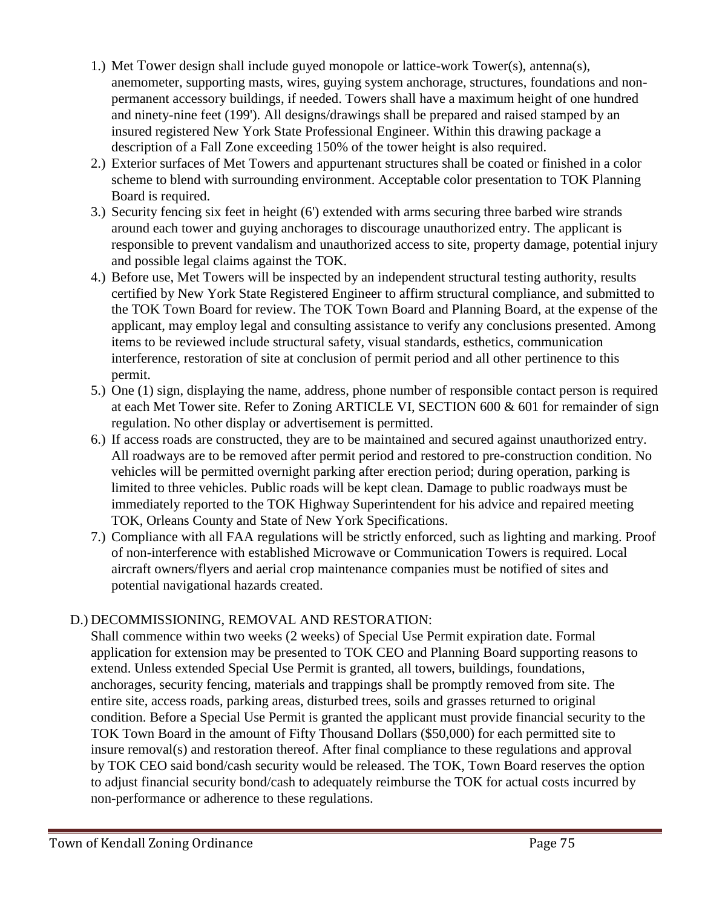1.) Met Tower design shall include guyed monopole or lattice-work Tower(s), antenna(s), anemometer, supporting masts, wires, guying system anchorage, structures, foundations and non-permanent accessory buildings, if needed. Towers shall have a maximum height of one hundred and ninety-nine feet (199'). All designs/drawings shall be prepared and raised stamped by an insured registered New York State Professional Engineer. Within this drawing package a description of a Fall Zone exceeding 150% of the tower height is also required.

2.) Exterior surfaces of Met Towers and appurtenant structures shall be coated or finished in a color scheme to blend with surrounding environment. Acceptable color presentation to TOK Planning Board is required.

3.) Security fencing six feet in height (6') extended with arms securing three barbed wire strands around each tower and guying anchorages to discourage unauthorized entry. The applicant is responsible to prevent vandalism and unauthorized access to site, property damage, potential injury and possible legal claims against the TOK.

4.) Before use, Met Towers will be inspected by an independent structural testing authority, results certified by New York State Registered Engineer to affirm structural compliance, and submitted to the TOK Town Board for review. The TOK Town Board and Planning Board, at the expense of the applicant, may employ legal and consulting assistance to verify any conclusions presented. Among items to be reviewed include structural safety, visual standards, esthetics, communication interference, restoration of site at conclusion of permit period and all other pertinence to this permit.

5.) One (1) sign, displaying the name, address, phone number of responsible contact person is required at each Met Tower site. Refer to Zoning ARTICLE VI, SECTION 600 & 601 for remainder of sign regulation. No other display or advertisement is permitted.

6.) If access roads are constructed, they are to be maintained and secured against unauthorized entry. All roadways are to be removed after permit period and restored to pre-construction condition. No vehicles will be permitted overnight parking after erection period; during operation, parking is limited to three vehicles. Public roads will be kept clean. Damage to public roadways must be immediately reported to the TOK Highway Superintendent for his advice and repaired meeting TOK, Orleans County and State of New York Specifications.

7.) Compliance with all FAA regulations will be strictly enforced, such as lighting and marking. Proof of non-interference with established Microwave or Communication Towers is required. Local aircraft owners/flyers and aerial crop maintenance companies must be notified of sites and potential navigational hazards created.

D.) DECOMMISSIONING, REMOVAL AND RESTORATION:

Shall commence within two weeks (2 weeks) of Special Use Permit expiration date. Formal application for extension may be presented to TOK CEO and Planning Board supporting reasons to extend. Unless extended Special Use Permit is granted, all towers, buildings, foundations, anchorages, security fencing, materials and trappings shall be promptly removed from site. The entire site, access roads, parking areas, disturbed trees, soils and grasses returned to original condition. Before a Special Use Permit is granted the applicant must provide financial security to the TOK Town Board in the amount of Fifty Thousand Dollars ($50,000) for each permitted site to insure removal(s) and restoration thereof. After final compliance to these regulations and approval by TOK CEO said bond/cash security would be released. The TOK, Town Board reserves the option to adjust financial security bond/cash to adequately reimburse the TOK for actual costs incurred by non-performance or adherence to these regulations.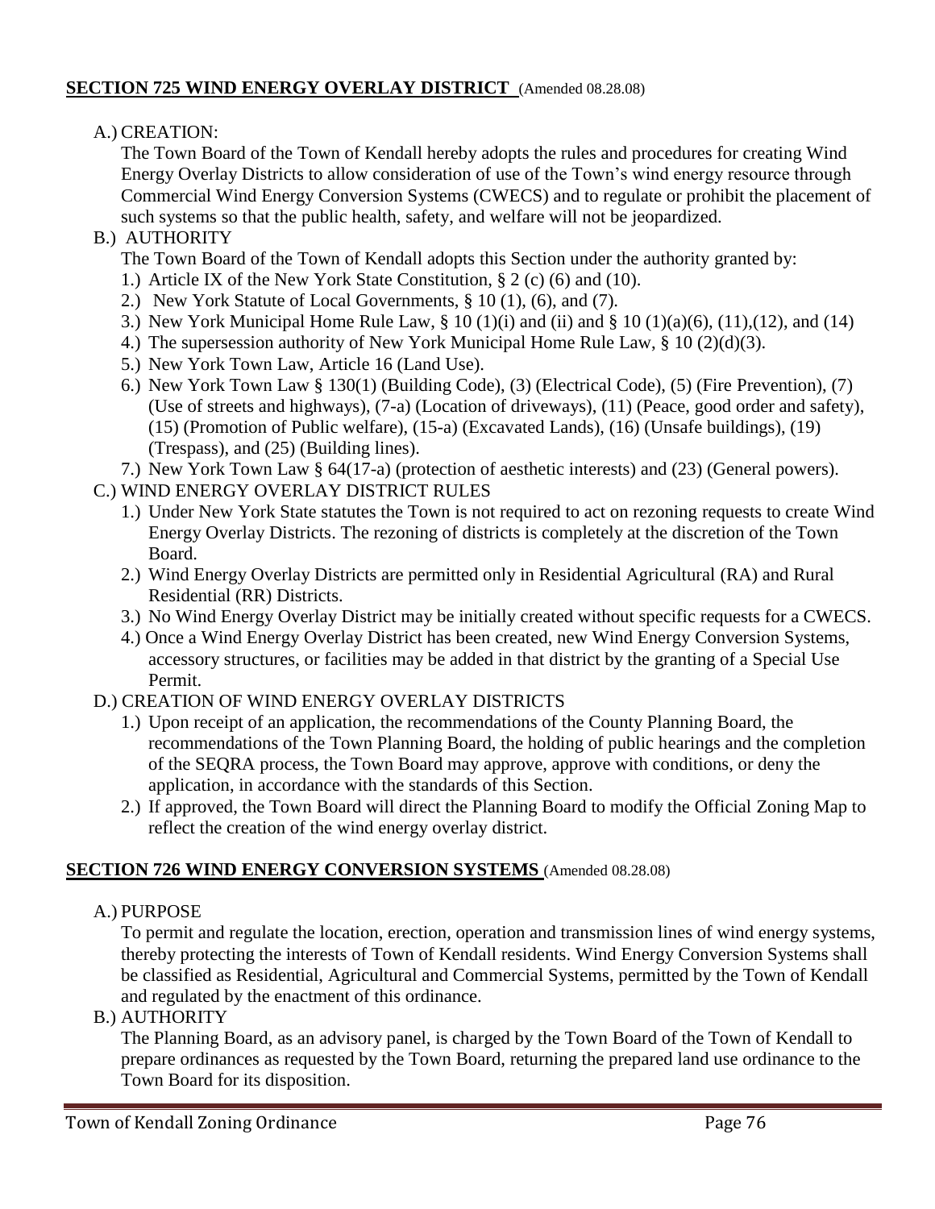## SECTION 725 WIND ENERGY OVERLAY DISTRICT (Amended 08.28.08)

A.) CREATION:

The Town Board of the Town of Kendall hereby adopts the rules and procedures for creating Wind Energy Overlay Districts to allow consideration of use of the Town's wind energy resource through Commercial Wind Energy Conversion Systems (CWECS) and to regulate or prohibit the placement of such systems so that the public health, safety, and welfare will not be jeopardized.

B.) AUTHORITY

The Town Board of the Town of Kendall adopts this Section under the authority granted by:

1.) Article IX of the New York State Constitution, § 2 (c) (6) and (10).
2.) New York Statute of Local Governments, § 10 (1), (6), and (7).
3.) New York Municipal Home Rule Law, § 10 (1)(i) and (ii) and § 10 (1)(a)(6), (11),(12), and (14)
4.) The supersession authority of New York Municipal Home Rule Law, § 10 (2)(d)(3).
5.) New York Town Law, Article 16 (Land Use).
6.) New York Town Law § 130(1) (Building Code), (3) (Electrical Code), (5) (Fire Prevention), (7) (Use of streets and highways), (7-a) (Location of driveways), (11) (Peace, good order and safety), (15) (Promotion of Public welfare), (15-a) (Excavated Lands), (16) (Unsafe buildings), (19) (Trespass), and (25) (Building lines).
7.) New York Town Law § 64(17-a) (protection of aesthetic interests) and (23) (General powers).

C.) WIND ENERGY OVERLAY DISTRICT RULES

1.) Under New York State statutes the Town is not required to act on rezoning requests to create Wind Energy Overlay Districts. The rezoning of districts is completely at the discretion of the Town Board.
2.) Wind Energy Overlay Districts are permitted only in Residential Agricultural (RA) and Rural Residential (RR) Districts.
3.) No Wind Energy Overlay District may be initially created without specific requests for a CWECS.
4.) Once a Wind Energy Overlay District has been created, new Wind Energy Conversion Systems, accessory structures, or facilities may be added in that district by the granting of a Special Use Permit.

D.) CREATION OF WIND ENERGY OVERLAY DISTRICTS

1.) Upon receipt of an application, the recommendations of the County Planning Board, the recommendations of the Town Planning Board, the holding of public hearings and the completion of the SEQRA process, the Town Board may approve, approve with conditions, or deny the application, in accordance with the standards of this Section.
2.) If approved, the Town Board will direct the Planning Board to modify the Official Zoning Map to reflect the creation of the wind energy overlay district.

## SECTION 726 WIND ENERGY CONVERSION SYSTEMS (Amended 08.28.08)

A.) PURPOSE

To permit and regulate the location, erection, operation and transmission lines of wind energy systems, thereby protecting the interests of Town of Kendall residents. Wind Energy Conversion Systems shall be classified as Residential, Agricultural and Commercial Systems, permitted by the Town of Kendall and regulated by the enactment of this ordinance.

B.) AUTHORITY

The Planning Board, as an advisory panel, is charged by the Town Board of the Town of Kendall to prepare ordinances as requested by the Town Board, returning the prepared land use ordinance to the Town Board for its disposition.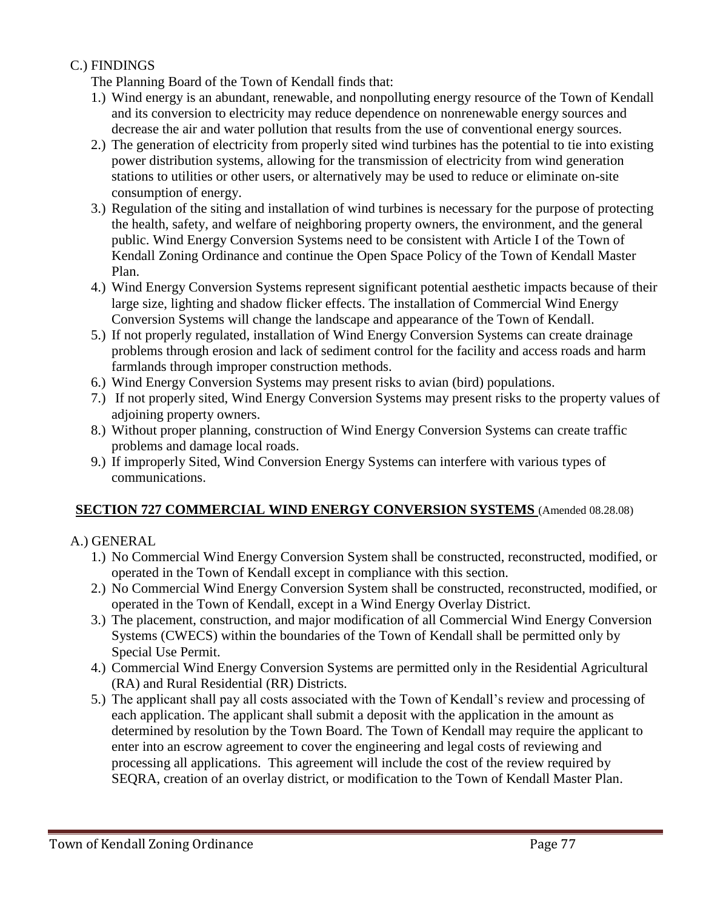C.) FINDINGS

The Planning Board of the Town of Kendall finds that:

1.) Wind energy is an abundant, renewable, and nonpolluting energy resource of the Town of Kendall and its conversion to electricity may reduce dependence on nonrenewable energy sources and decrease the air and water pollution that results from the use of conventional energy sources.
2.) The generation of electricity from properly sited wind turbines has the potential to tie into existing power distribution systems, allowing for the transmission of electricity from wind generation stations to utilities or other users, or alternatively may be used to reduce or eliminate on-site consumption of energy.
3.) Regulation of the siting and installation of wind turbines is necessary for the purpose of protecting the health, safety, and welfare of neighboring property owners, the environment, and the general public. Wind Energy Conversion Systems need to be consistent with Article I of the Town of Kendall Zoning Ordinance and continue the Open Space Policy of the Town of Kendall Master Plan.
4.) Wind Energy Conversion Systems represent significant potential aesthetic impacts because of their large size, lighting and shadow flicker effects. The installation of Commercial Wind Energy Conversion Systems will change the landscape and appearance of the Town of Kendall.
5.) If not properly regulated, installation of Wind Energy Conversion Systems can create drainage problems through erosion and lack of sediment control for the facility and access roads and harm farmlands through improper construction methods.
6.) Wind Energy Conversion Systems may present risks to avian (bird) populations.
7.) If not properly sited, Wind Energy Conversion Systems may present risks to the property values of adjoining property owners.
8.) Without proper planning, construction of Wind Energy Conversion Systems can create traffic problems and damage local roads.
9.) If improperly Sited, Wind Conversion Energy Systems can interfere with various types of communications.

## SECTION 727 COMMERCIAL WIND ENERGY CONVERSION SYSTEMS (Amended 08.28.08)

A.) GENERAL

1.) No Commercial Wind Energy Conversion System shall be constructed, reconstructed, modified, or operated in the Town of Kendall except in compliance with this section.
2.) No Commercial Wind Energy Conversion System shall be constructed, reconstructed, modified, or operated in the Town of Kendall, except in a Wind Energy Overlay District.
3.) The placement, construction, and major modification of all Commercial Wind Energy Conversion Systems (CWECS) within the boundaries of the Town of Kendall shall be permitted only by Special Use Permit.
4.) Commercial Wind Energy Conversion Systems are permitted only in the Residential Agricultural (RA) and Rural Residential (RR) Districts.
5.) The applicant shall pay all costs associated with the Town of Kendall's review and processing of each application. The applicant shall submit a deposit with the application in the amount as determined by resolution by the Town Board. The Town of Kendall may require the applicant to enter into an escrow agreement to cover the engineering and legal costs of reviewing and processing all applications. This agreement will include the cost of the review required by SEQRA, creation of an overlay district, or modification to the Town of Kendall Master Plan.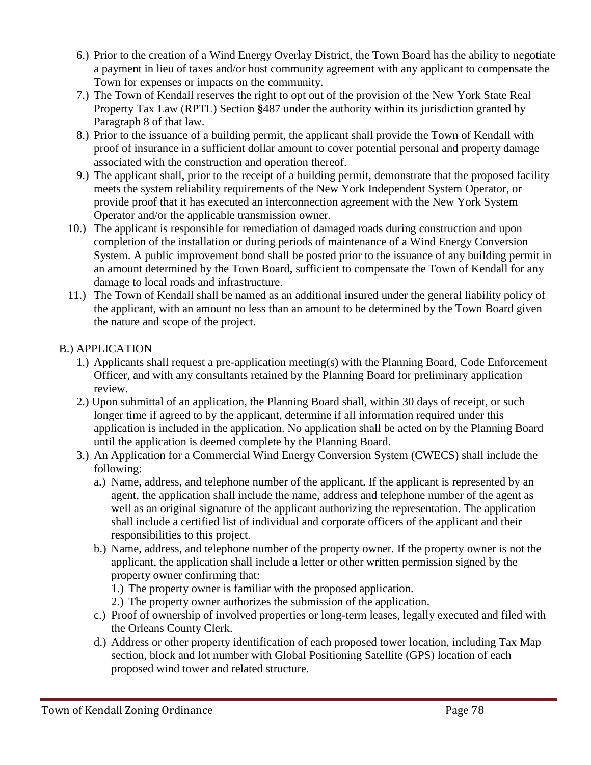6.) Prior to the creation of a Wind Energy Overlay District, the Town Board has the ability to negotiate a payment in lieu of taxes and/or host community agreement with any applicant to compensate the Town for expenses or impacts on the community.

7.) The Town of Kendall reserves the right to opt out of the provision of the New York State Real Property Tax Law (RPTL) Section §487 under the authority within its jurisdiction granted by Paragraph 8 of that law.

8.) Prior to the issuance of a building permit, the applicant shall provide the Town of Kendall with proof of insurance in a sufficient dollar amount to cover potential personal and property damage associated with the construction and operation thereof.

9.) The applicant shall, prior to the receipt of a building permit, demonstrate that the proposed facility meets the system reliability requirements of the New York Independent System Operator, or provide proof that it has executed an interconnection agreement with the New York System Operator and/or the applicable transmission owner.

10.) The applicant is responsible for remediation of damaged roads during construction and upon completion of the installation or during periods of maintenance of a Wind Energy Conversion System. A public improvement bond shall be posted prior to the issuance of any building permit in an amount determined by the Town Board, sufficient to compensate the Town of Kendall for any damage to local roads and infrastructure.

11.) The Town of Kendall shall be named as an additional insured under the general liability policy of the applicant, with an amount no less than an amount to be determined by the Town Board given the nature and scope of the project.

B.) APPLICATION

1.) Applicants shall request a pre-application meeting(s) with the Planning Board, Code Enforcement Officer, and with any consultants retained by the Planning Board for preliminary application review.

2.) Upon submittal of an application, the Planning Board shall, within 30 days of receipt, or such longer time if agreed to by the applicant, determine if all information required under this application is included in the application. No application shall be acted on by the Planning Board until the application is deemed complete by the Planning Board.

3.) An Application for a Commercial Wind Energy Conversion System (CWECS) shall include the following:

a.) Name, address, and telephone number of the applicant. If the applicant is represented by an agent, the application shall include the name, address and telephone number of the agent as well as an original signature of the applicant authorizing the representation. The application shall include a certified list of individual and corporate officers of the applicant and their responsibilities to this project.

b.) Name, address, and telephone number of the property owner. If the property owner is not the applicant, the application shall include a letter or other written permission signed by the property owner confirming that:

1.) The property owner is familiar with the proposed application.

2.) The property owner authorizes the submission of the application.

c.) Proof of ownership of involved properties or long-term leases, legally executed and filed with the Orleans County Clerk.

d.) Address or other property identification of each proposed tower location, including Tax Map section, block and lot number with Global Positioning Satellite (GPS) location of each proposed wind tower and related structure.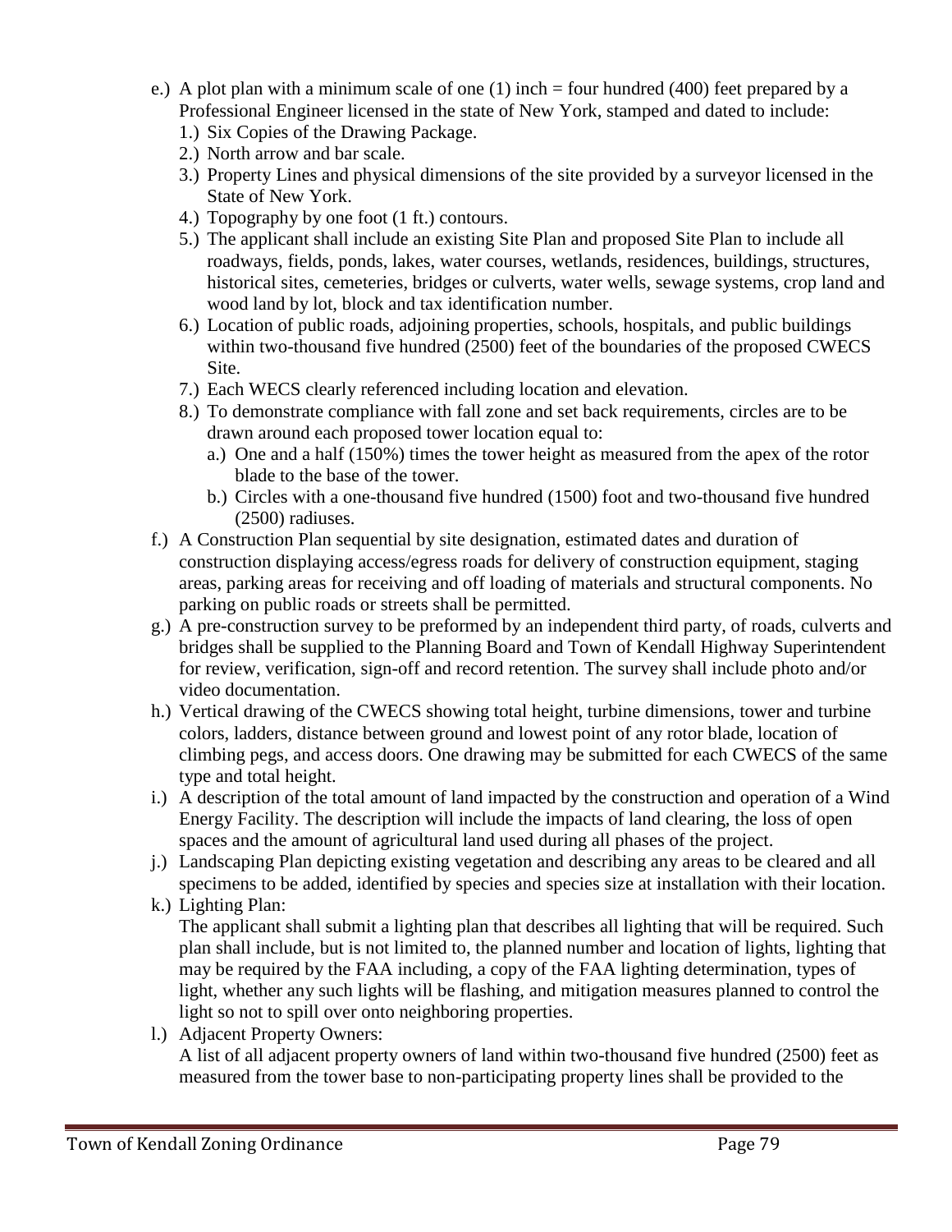- e.) A plot plan with a minimum scale of one (1) inch = four hundred (400) feet prepared by a Professional Engineer licensed in the state of New York, stamped and dated to include:
  - 1.) Six Copies of the Drawing Package.
  - 2.) North arrow and bar scale.
  - 3.) Property Lines and physical dimensions of the site provided by a surveyor licensed in the State of New York.
  - 4.) Topography by one foot (1 ft.) contours.
  - 5.) The applicant shall include an existing Site Plan and proposed Site Plan to include all roadways, fields, ponds, lakes, water courses, wetlands, residences, buildings, structures, historical sites, cemeteries, bridges or culverts, water wells, sewage systems, crop land and wood land by lot, block and tax identification number.
  - 6.) Location of public roads, adjoining properties, schools, hospitals, and public buildings within two-thousand five hundred (2500) feet of the boundaries of the proposed CWECS Site.
  - 7.) Each WECS clearly referenced including location and elevation.
  - 8.) To demonstrate compliance with fall zone and set back requirements, circles are to be drawn around each proposed tower location equal to:
    - a.) One and a half (150%) times the tower height as measured from the apex of the rotor blade to the base of the tower.
    - b.) Circles with a one-thousand five hundred (1500) foot and two-thousand five hundred (2500) radiuses.
- f.) A Construction Plan sequential by site designation, estimated dates and duration of construction displaying access/egress roads for delivery of construction equipment, staging areas, parking areas for receiving and off loading of materials and structural components. No parking on public roads or streets shall be permitted.
- g.) A pre-construction survey to be preformed by an independent third party, of roads, culverts and bridges shall be supplied to the Planning Board and Town of Kendall Highway Superintendent for review, verification, sign-off and record retention. The survey shall include photo and/or video documentation.
- h.) Vertical drawing of the CWECS showing total height, turbine dimensions, tower and turbine colors, ladders, distance between ground and lowest point of any rotor blade, location of climbing pegs, and access doors. One drawing may be submitted for each CWECS of the same type and total height.
- i.) A description of the total amount of land impacted by the construction and operation of a Wind Energy Facility. The description will include the impacts of land clearing, the loss of open spaces and the amount of agricultural land used during all phases of the project.
- j.) Landscaping Plan depicting existing vegetation and describing any areas to be cleared and all specimens to be added, identified by species and species size at installation with their location.
- k.) Lighting Plan:

  The applicant shall submit a lighting plan that describes all lighting that will be required. Such plan shall include, but is not limited to, the planned number and location of lights, lighting that may be required by the FAA including, a copy of the FAA lighting determination, types of light, whether any such lights will be flashing, and mitigation measures planned to control the light so not to spill over onto neighboring properties.
- l.) Adjacent Property Owners:

  A list of all adjacent property owners of land within two-thousand five hundred (2500) feet as measured from the tower base to non-participating property lines shall be provided to the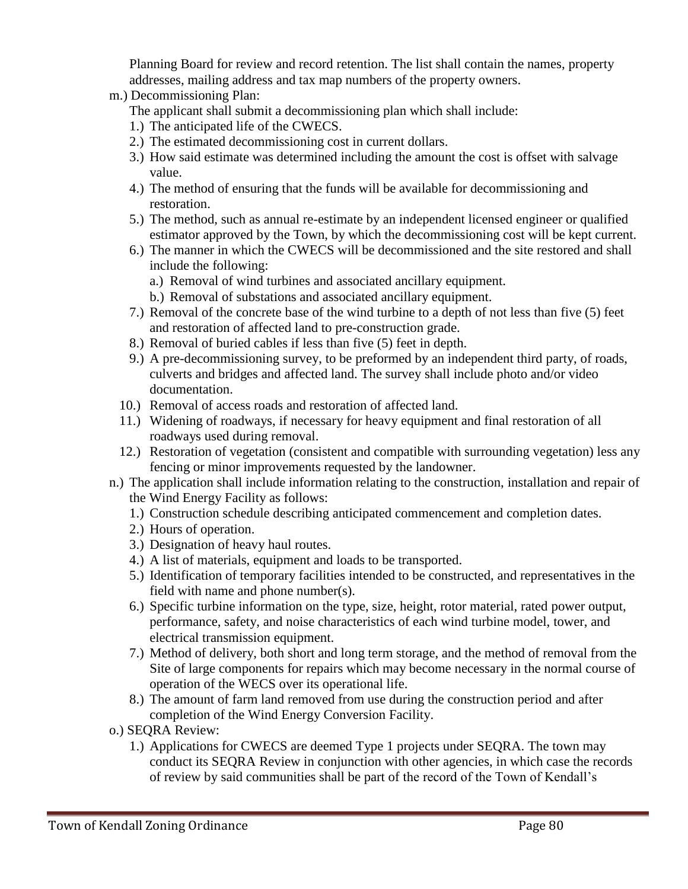Planning Board for review and record retention. The list shall contain the names, property addresses, mailing address and tax map numbers of the property owners.

m.) Decommissioning Plan:

The applicant shall submit a decommissioning plan which shall include:

1.) The anticipated life of the CWECS.
2.) The estimated decommissioning cost in current dollars.
3.) How said estimate was determined including the amount the cost is offset with salvage value.
4.) The method of ensuring that the funds will be available for decommissioning and restoration.
5.) The method, such as annual re-estimate by an independent licensed engineer or qualified estimator approved by the Town, by which the decommissioning cost will be kept current.
6.) The manner in which the CWECS will be decommissioned and the site restored and shall include the following:
   a.) Removal of wind turbines and associated ancillary equipment.
   b.) Removal of substations and associated ancillary equipment.
7.) Removal of the concrete base of the wind turbine to a depth of not less than five (5) feet and restoration of affected land to pre-construction grade.
8.) Removal of buried cables if less than five (5) feet in depth.
9.) A pre-decommissioning survey, to be preformed by an independent third party, of roads, culverts and bridges and affected land. The survey shall include photo and/or video documentation.
10.) Removal of access roads and restoration of affected land.
11.) Widening of roadways, if necessary for heavy equipment and final restoration of all roadways used during removal.
12.) Restoration of vegetation (consistent and compatible with surrounding vegetation) less any fencing or minor improvements requested by the landowner.

n.) The application shall include information relating to the construction, installation and repair of the Wind Energy Facility as follows:

1.) Construction schedule describing anticipated commencement and completion dates.
2.) Hours of operation.
3.) Designation of heavy haul routes.
4.) A list of materials, equipment and loads to be transported.
5.) Identification of temporary facilities intended to be constructed, and representatives in the field with name and phone number(s).
6.) Specific turbine information on the type, size, height, rotor material, rated power output, performance, safety, and noise characteristics of each wind turbine model, tower, and electrical transmission equipment.
7.) Method of delivery, both short and long term storage, and the method of removal from the Site of large components for repairs which may become necessary in the normal course of operation of the WECS over its operational life.
8.) The amount of farm land removed from use during the construction period and after completion of the Wind Energy Conversion Facility.

o.) SEQRA Review:

1.) Applications for CWECS are deemed Type 1 projects under SEQRA. The town may conduct its SEQRA Review in conjunction with other agencies, in which case the records of review by said communities shall be part of the record of the Town of Kendall's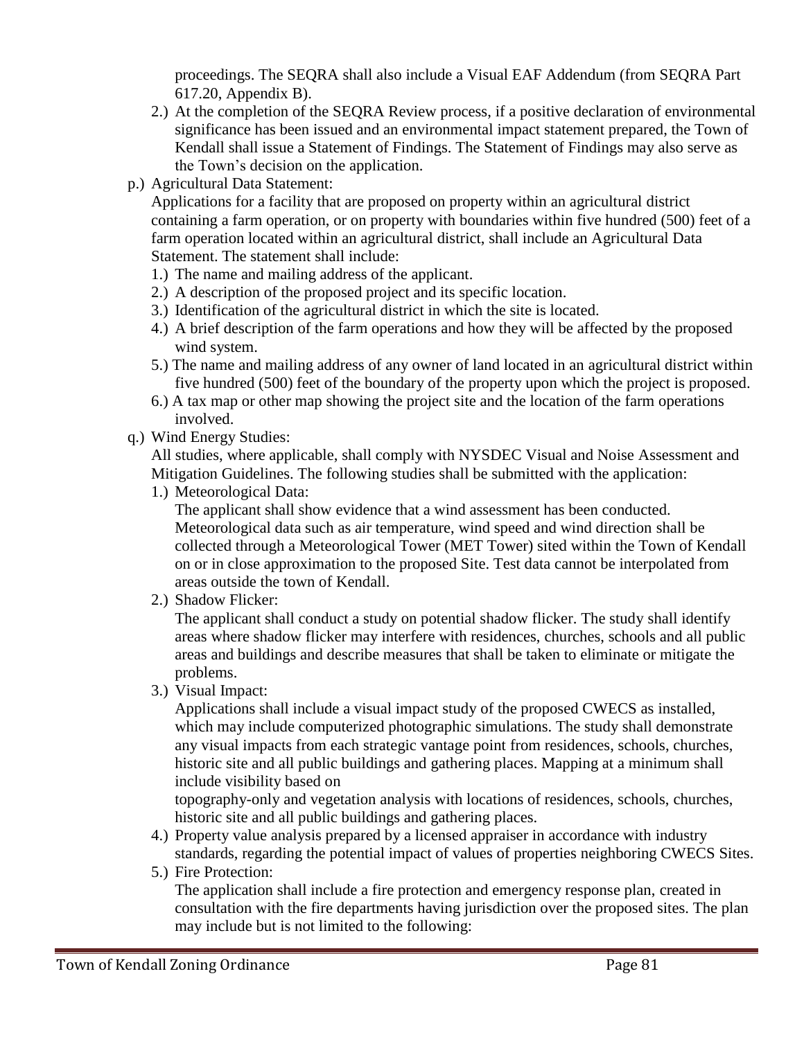proceedings. The SEQRA shall also include a Visual EAF Addendum (from SEQRA Part 617.20, Appendix B).

2.) At the completion of the SEQRA Review process, if a positive declaration of environmental significance has been issued and an environmental impact statement prepared, the Town of Kendall shall issue a Statement of Findings. The Statement of Findings may also serve as the Town's decision on the application.

p.) Agricultural Data Statement:

Applications for a facility that are proposed on property within an agricultural district containing a farm operation, or on property with boundaries within five hundred (500) feet of a farm operation located within an agricultural district, shall include an Agricultural Data Statement. The statement shall include:

1.) The name and mailing address of the applicant.
2.) A description of the proposed project and its specific location.
3.) Identification of the agricultural district in which the site is located.
4.) A brief description of the farm operations and how they will be affected by the proposed wind system.
5.) The name and mailing address of any owner of land located in an agricultural district within five hundred (500) feet of the boundary of the property upon which the project is proposed.
6.) A tax map or other map showing the project site and the location of the farm operations involved.

q.) Wind Energy Studies:

All studies, where applicable, shall comply with NYSDEC Visual and Noise Assessment and Mitigation Guidelines. The following studies shall be submitted with the application:

1.) Meteorological Data:

The applicant shall show evidence that a wind assessment has been conducted. Meteorological data such as air temperature, wind speed and wind direction shall be collected through a Meteorological Tower (MET Tower) sited within the Town of Kendall on or in close approximation to the proposed Site. Test data cannot be interpolated from areas outside the town of Kendall.

2.) Shadow Flicker:

The applicant shall conduct a study on potential shadow flicker. The study shall identify areas where shadow flicker may interfere with residences, churches, schools and all public areas and buildings and describe measures that shall be taken to eliminate or mitigate the problems.

3.) Visual Impact:

Applications shall include a visual impact study of the proposed CWECS as installed, which may include computerized photographic simulations. The study shall demonstrate any visual impacts from each strategic vantage point from residences, schools, churches, historic site and all public buildings and gathering places. Mapping at a minimum shall include visibility based on

topography-only and vegetation analysis with locations of residences, schools, churches, historic site and all public buildings and gathering places.

4.) Property value analysis prepared by a licensed appraiser in accordance with industry standards, regarding the potential impact of values of properties neighboring CWECS Sites.

5.) Fire Protection:

The application shall include a fire protection and emergency response plan, created in consultation with the fire departments having jurisdiction over the proposed sites. The plan may include but is not limited to the following: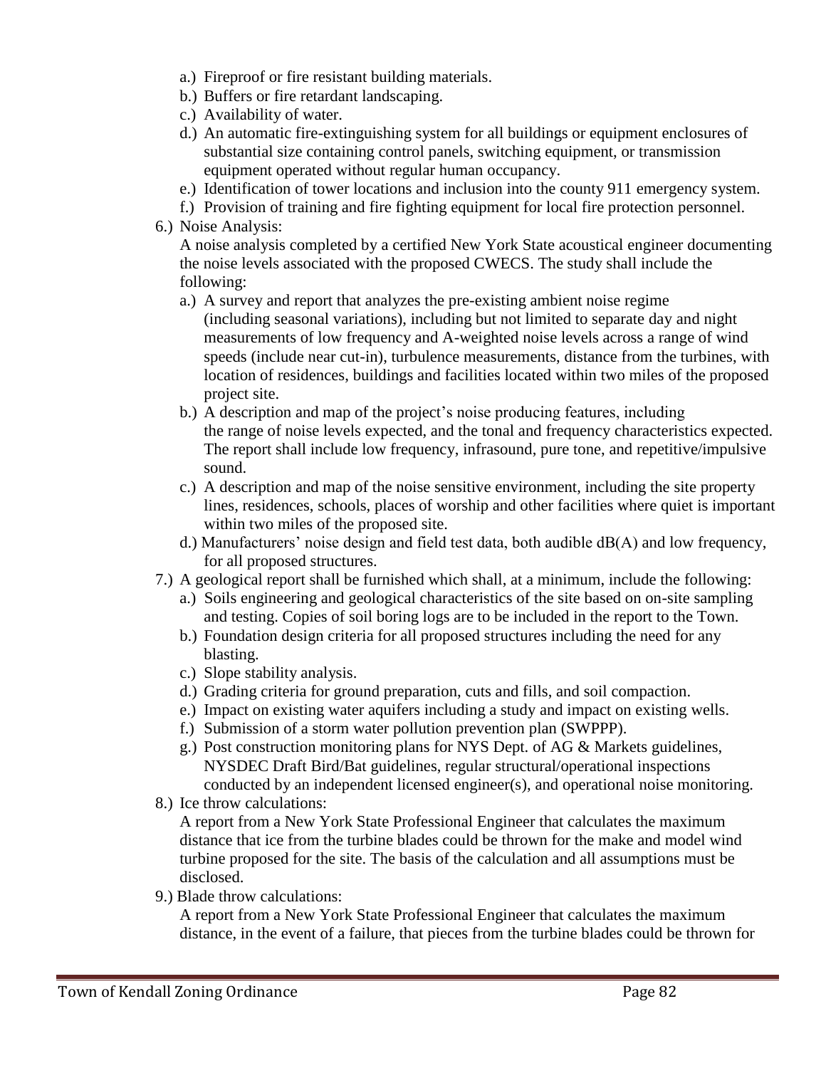- a.) Fireproof or fire resistant building materials.
- b.) Buffers or fire retardant landscaping.
- c.) Availability of water.
- d.) An automatic fire-extinguishing system for all buildings or equipment enclosures of substantial size containing control panels, switching equipment, or transmission equipment operated without regular human occupancy.
- e.) Identification of tower locations and inclusion into the county 911 emergency system.
- f.) Provision of training and fire fighting equipment for local fire protection personnel.

6.) Noise Analysis:

A noise analysis completed by a certified New York State acoustical engineer documenting the noise levels associated with the proposed CWECS. The study shall include the following:

- a.) A survey and report that analyzes the pre-existing ambient noise regime (including seasonal variations), including but not limited to separate day and night measurements of low frequency and A-weighted noise levels across a range of wind speeds (include near cut-in), turbulence measurements, distance from the turbines, with location of residences, buildings and facilities located within two miles of the proposed project site.
- b.) A description and map of the project's noise producing features, including the range of noise levels expected, and the tonal and frequency characteristics expected. The report shall include low frequency, infrasound, pure tone, and repetitive/impulsive sound.
- c.) A description and map of the noise sensitive environment, including the site property lines, residences, schools, places of worship and other facilities where quiet is important within two miles of the proposed site.
- d.) Manufacturers' noise design and field test data, both audible dB(A) and low frequency, for all proposed structures.

7.) A geological report shall be furnished which shall, at a minimum, include the following:

- a.) Soils engineering and geological characteristics of the site based on on-site sampling and testing. Copies of soil boring logs are to be included in the report to the Town.
- b.) Foundation design criteria for all proposed structures including the need for any blasting.
- c.) Slope stability analysis.
- d.) Grading criteria for ground preparation, cuts and fills, and soil compaction.
- e.) Impact on existing water aquifers including a study and impact on existing wells.
- f.) Submission of a storm water pollution prevention plan (SWPPP).
- g.) Post construction monitoring plans for NYS Dept. of AG & Markets guidelines, NYSDEC Draft Bird/Bat guidelines, regular structural/operational inspections conducted by an independent licensed engineer(s), and operational noise monitoring.

8.) Ice throw calculations:

A report from a New York State Professional Engineer that calculates the maximum distance that ice from the turbine blades could be thrown for the make and model wind turbine proposed for the site. The basis of the calculation and all assumptions must be disclosed.

9.) Blade throw calculations:

A report from a New York State Professional Engineer that calculates the maximum distance, in the event of a failure, that pieces from the turbine blades could be thrown for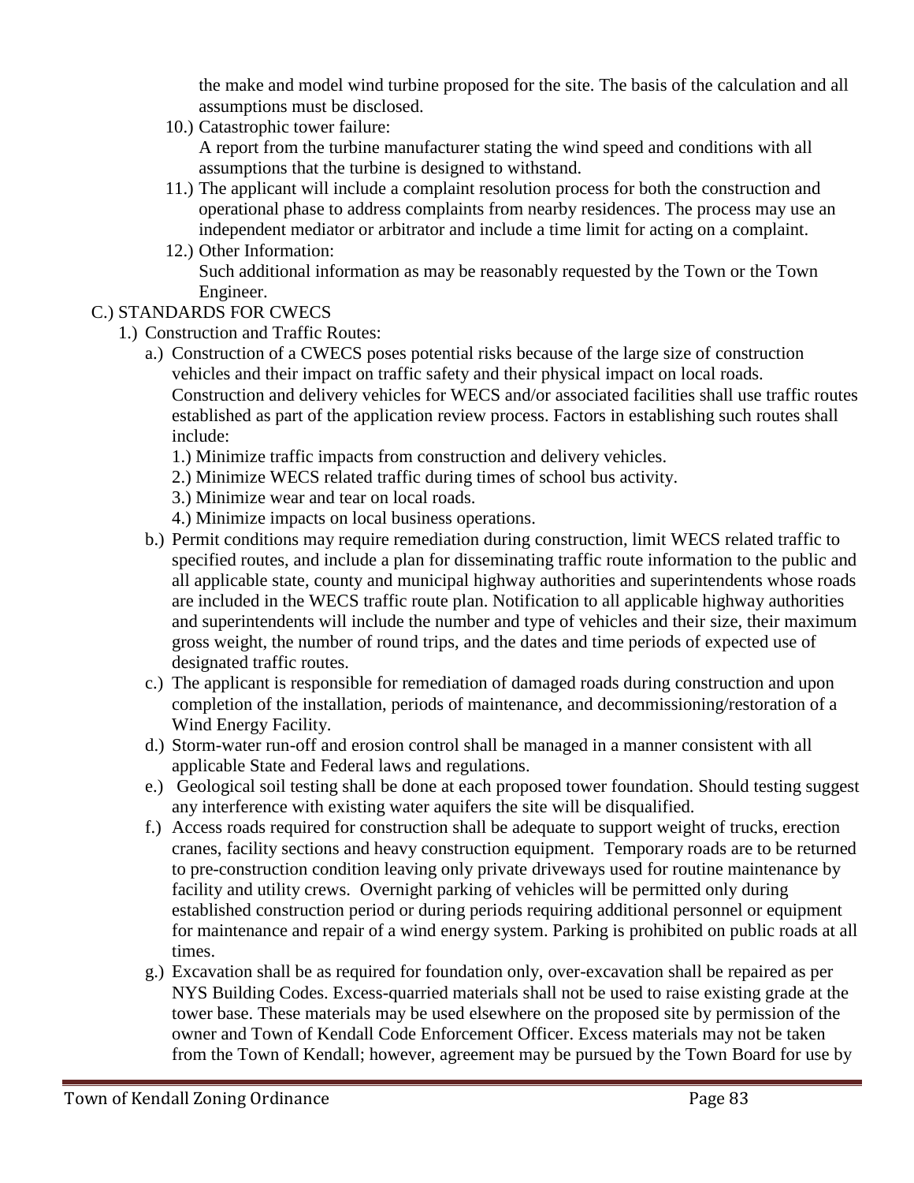the make and model wind turbine proposed for the site. The basis of the calculation and all assumptions must be disclosed.

10.) Catastrophic tower failure:
A report from the turbine manufacturer stating the wind speed and conditions with all assumptions that the turbine is designed to withstand.

11.) The applicant will include a complaint resolution process for both the construction and operational phase to address complaints from nearby residences. The process may use an independent mediator or arbitrator and include a time limit for acting on a complaint.

12.) Other Information:
Such additional information as may be reasonably requested by the Town or the Town Engineer.

C.) STANDARDS FOR CWECS

1.) Construction and Traffic Routes:

a.) Construction of a CWECS poses potential risks because of the large size of construction vehicles and their impact on traffic safety and their physical impact on local roads. Construction and delivery vehicles for WECS and/or associated facilities shall use traffic routes established as part of the application review process. Factors in establishing such routes shall include:

1.) Minimize traffic impacts from construction and delivery vehicles.
2.) Minimize WECS related traffic during times of school bus activity.
3.) Minimize wear and tear on local roads.
4.) Minimize impacts on local business operations.

b.) Permit conditions may require remediation during construction, limit WECS related traffic to specified routes, and include a plan for disseminating traffic route information to the public and all applicable state, county and municipal highway authorities and superintendents whose roads are included in the WECS traffic route plan. Notification to all applicable highway authorities and superintendents will include the number and type of vehicles and their size, their maximum gross weight, the number of round trips, and the dates and time periods of expected use of designated traffic routes.

c.) The applicant is responsible for remediation of damaged roads during construction and upon completion of the installation, periods of maintenance, and decommissioning/restoration of a Wind Energy Facility.

d.) Storm-water run-off and erosion control shall be managed in a manner consistent with all applicable State and Federal laws and regulations.

e.) Geological soil testing shall be done at each proposed tower foundation. Should testing suggest any interference with existing water aquifers the site will be disqualified.

f.) Access roads required for construction shall be adequate to support weight of trucks, erection cranes, facility sections and heavy construction equipment. Temporary roads are to be returned to pre-construction condition leaving only private driveways used for routine maintenance by facility and utility crews. Overnight parking of vehicles will be permitted only during established construction period or during periods requiring additional personnel or equipment for maintenance and repair of a wind energy system. Parking is prohibited on public roads at all times.

g.) Excavation shall be as required for foundation only, over-excavation shall be repaired as per NYS Building Codes. Excess-quarried materials shall not be used to raise existing grade at the tower base. These materials may be used elsewhere on the proposed site by permission of the owner and Town of Kendall Code Enforcement Officer. Excess materials may not be taken from the Town of Kendall; however, agreement may be pursued by the Town Board for use by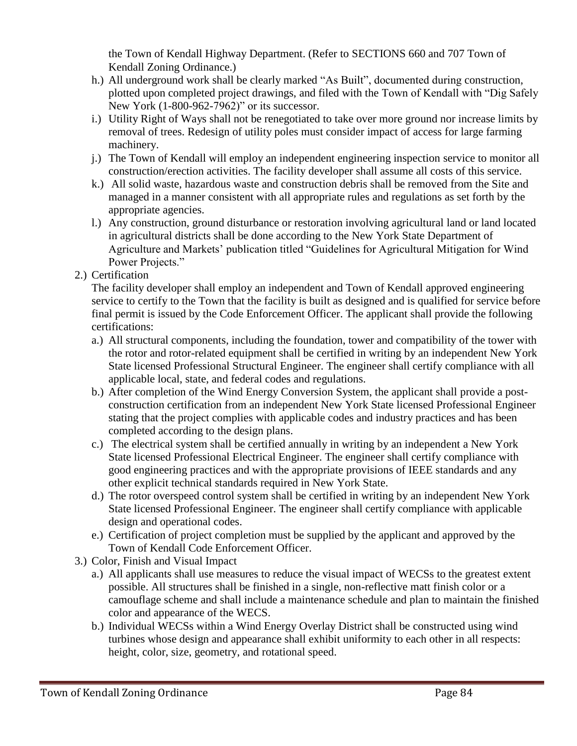the Town of Kendall Highway Department. (Refer to SECTIONS 660 and 707 Town of Kendall Zoning Ordinance.)

h.) All underground work shall be clearly marked "As Built", documented during construction, plotted upon completed project drawings, and filed with the Town of Kendall with "Dig Safely New York (1-800-962-7962)" or its successor.

i.) Utility Right of Ways shall not be renegotiated to take over more ground nor increase limits by removal of trees. Redesign of utility poles must consider impact of access for large farming machinery.

j.) The Town of Kendall will employ an independent engineering inspection service to monitor all construction/erection activities. The facility developer shall assume all costs of this service.

k.) All solid waste, hazardous waste and construction debris shall be removed from the Site and managed in a manner consistent with all appropriate rules and regulations as set forth by the appropriate agencies.

l.) Any construction, ground disturbance or restoration involving agricultural land or land located in agricultural districts shall be done according to the New York State Department of Agriculture and Markets' publication titled "Guidelines for Agricultural Mitigation for Wind Power Projects."

2.) Certification

The facility developer shall employ an independent and Town of Kendall approved engineering service to certify to the Town that the facility is built as designed and is qualified for service before final permit is issued by the Code Enforcement Officer. The applicant shall provide the following certifications:

a.) All structural components, including the foundation, tower and compatibility of the tower with the rotor and rotor-related equipment shall be certified in writing by an independent New York State licensed Professional Structural Engineer. The engineer shall certify compliance with all applicable local, state, and federal codes and regulations.

b.) After completion of the Wind Energy Conversion System, the applicant shall provide a post-construction certification from an independent New York State licensed Professional Engineer stating that the project complies with applicable codes and industry practices and has been completed according to the design plans.

c.) The electrical system shall be certified annually in writing by an independent a New York State licensed Professional Electrical Engineer. The engineer shall certify compliance with good engineering practices and with the appropriate provisions of IEEE standards and any other explicit technical standards required in New York State.

d.) The rotor overspeed control system shall be certified in writing by an independent New York State licensed Professional Engineer. The engineer shall certify compliance with applicable design and operational codes.

e.) Certification of project completion must be supplied by the applicant and approved by the Town of Kendall Code Enforcement Officer.

3.) Color, Finish and Visual Impact

a.) All applicants shall use measures to reduce the visual impact of WECSs to the greatest extent possible. All structures shall be finished in a single, non-reflective matt finish color or a camouflage scheme and shall include a maintenance schedule and plan to maintain the finished color and appearance of the WECS.

b.) Individual WECSs within a Wind Energy Overlay District shall be constructed using wind turbines whose design and appearance shall exhibit uniformity to each other in all respects: height, color, size, geometry, and rotational speed.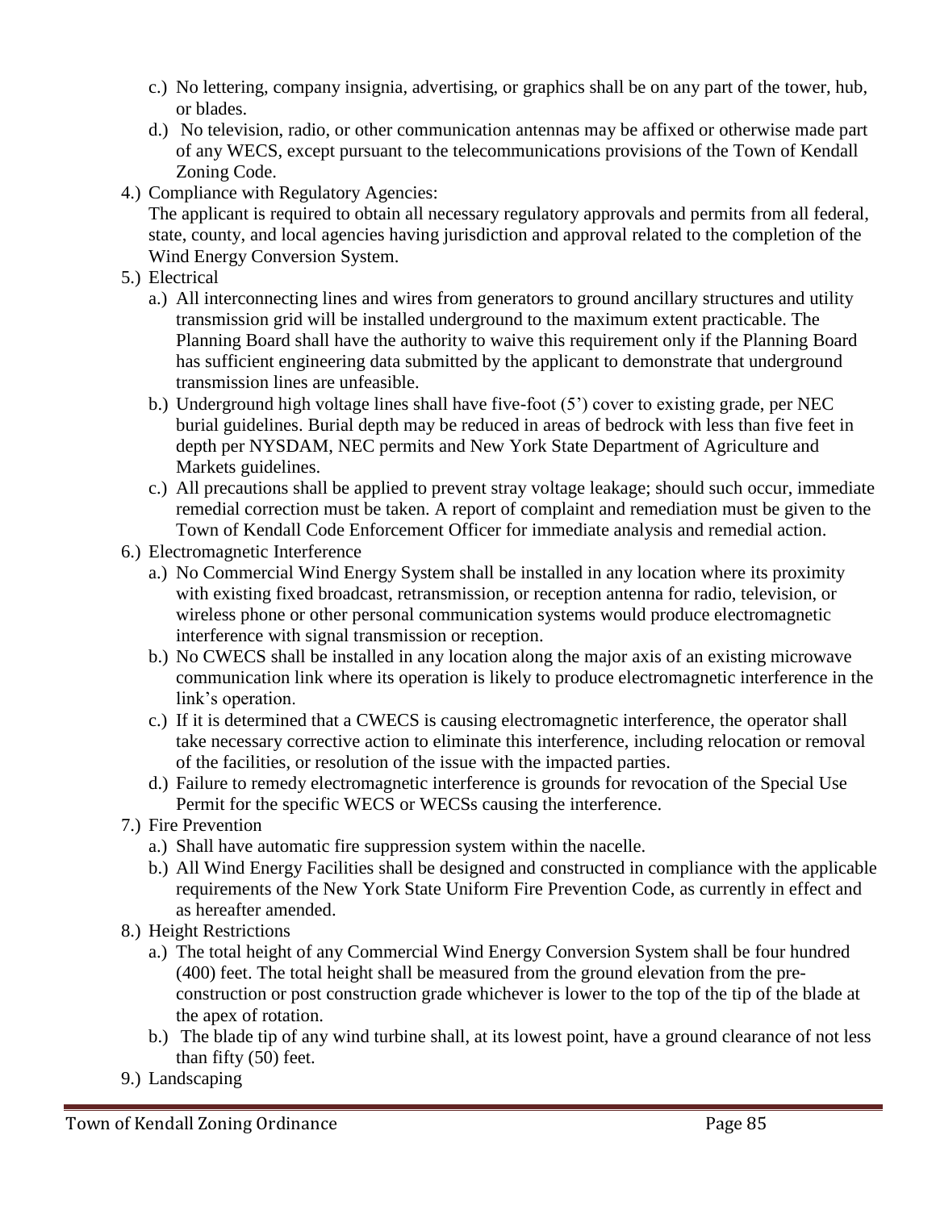c.) No lettering, company insignia, advertising, or graphics shall be on any part of the tower, hub, or blades.

d.) No television, radio, or other communication antennas may be affixed or otherwise made part of any WECS, except pursuant to the telecommunications provisions of the Town of Kendall Zoning Code.

4.) Compliance with Regulatory Agencies:
The applicant is required to obtain all necessary regulatory approvals and permits from all federal, state, county, and local agencies having jurisdiction and approval related to the completion of the Wind Energy Conversion System.

5.) Electrical

a.) All interconnecting lines and wires from generators to ground ancillary structures and utility transmission grid will be installed underground to the maximum extent practicable. The Planning Board shall have the authority to waive this requirement only if the Planning Board has sufficient engineering data submitted by the applicant to demonstrate that underground transmission lines are unfeasible.

b.) Underground high voltage lines shall have five-foot (5') cover to existing grade, per NEC burial guidelines. Burial depth may be reduced in areas of bedrock with less than five feet in depth per NYSDAM, NEC permits and New York State Department of Agriculture and Markets guidelines.

c.) All precautions shall be applied to prevent stray voltage leakage; should such occur, immediate remedial correction must be taken. A report of complaint and remediation must be given to the Town of Kendall Code Enforcement Officer for immediate analysis and remedial action.

6.) Electromagnetic Interference

a.) No Commercial Wind Energy System shall be installed in any location where its proximity with existing fixed broadcast, retransmission, or reception antenna for radio, television, or wireless phone or other personal communication systems would produce electromagnetic interference with signal transmission or reception.

b.) No CWECS shall be installed in any location along the major axis of an existing microwave communication link where its operation is likely to produce electromagnetic interference in the link's operation.

c.) If it is determined that a CWECS is causing electromagnetic interference, the operator shall take necessary corrective action to eliminate this interference, including relocation or removal of the facilities, or resolution of the issue with the impacted parties.

d.) Failure to remedy electromagnetic interference is grounds for revocation of the Special Use Permit for the specific WECS or WECSs causing the interference.

7.) Fire Prevention

a.) Shall have automatic fire suppression system within the nacelle.

b.) All Wind Energy Facilities shall be designed and constructed in compliance with the applicable requirements of the New York State Uniform Fire Prevention Code, as currently in effect and as hereafter amended.

8.) Height Restrictions

a.) The total height of any Commercial Wind Energy Conversion System shall be four hundred (400) feet. The total height shall be measured from the ground elevation from the pre-construction or post construction grade whichever is lower to the top of the tip of the blade at the apex of rotation.

b.) The blade tip of any wind turbine shall, at its lowest point, have a ground clearance of not less than fifty (50) feet.

9.) Landscaping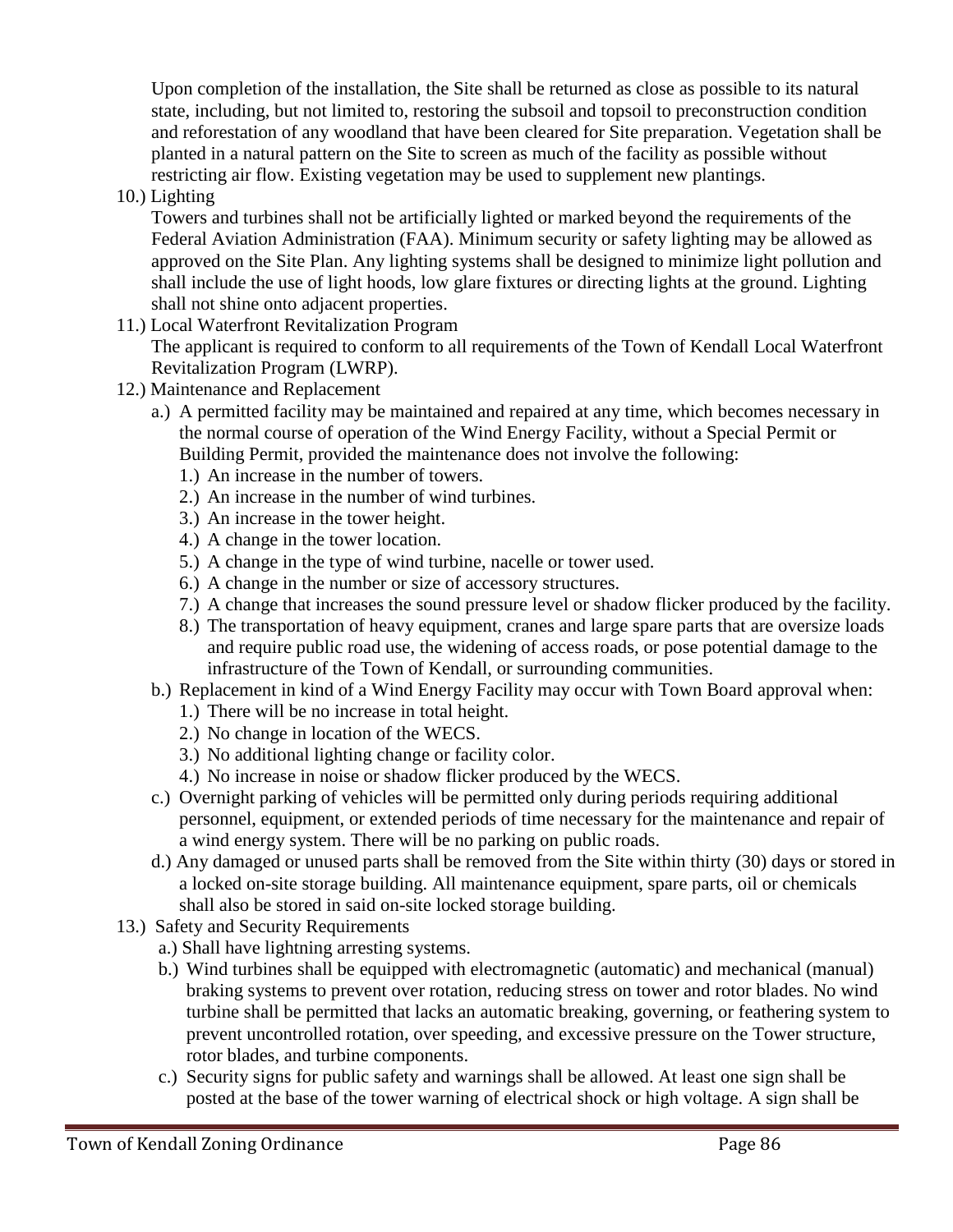Upon completion of the installation, the Site shall be returned as close as possible to its natural state, including, but not limited to, restoring the subsoil and topsoil to preconstruction condition and reforestation of any woodland that have been cleared for Site preparation. Vegetation shall be planted in a natural pattern on the Site to screen as much of the facility as possible without restricting air flow. Existing vegetation may be used to supplement new plantings.

10.) Lighting

Towers and turbines shall not be artificially lighted or marked beyond the requirements of the Federal Aviation Administration (FAA). Minimum security or safety lighting may be allowed as approved on the Site Plan. Any lighting systems shall be designed to minimize light pollution and shall include the use of light hoods, low glare fixtures or directing lights at the ground. Lighting shall not shine onto adjacent properties.

11.) Local Waterfront Revitalization Program

The applicant is required to conform to all requirements of the Town of Kendall Local Waterfront Revitalization Program (LWRP).

12.) Maintenance and Replacement

- a.) A permitted facility may be maintained and repaired at any time, which becomes necessary in the normal course of operation of the Wind Energy Facility, without a Special Permit or Building Permit, provided the maintenance does not involve the following:
  - 1.) An increase in the number of towers.
  - 2.) An increase in the number of wind turbines.
  - 3.) An increase in the tower height.
  - 4.) A change in the tower location.
  - 5.) A change in the type of wind turbine, nacelle or tower used.
  - 6.) A change in the number or size of accessory structures.
  - 7.) A change that increases the sound pressure level or shadow flicker produced by the facility.
  - 8.) The transportation of heavy equipment, cranes and large spare parts that are oversize loads and require public road use, the widening of access roads, or pose potential damage to the infrastructure of the Town of Kendall, or surrounding communities.
- b.) Replacement in kind of a Wind Energy Facility may occur with Town Board approval when:
  - 1.) There will be no increase in total height.
  - 2.) No change in location of the WECS.
  - 3.) No additional lighting change or facility color.
  - 4.) No increase in noise or shadow flicker produced by the WECS.
- c.) Overnight parking of vehicles will be permitted only during periods requiring additional personnel, equipment, or extended periods of time necessary for the maintenance and repair of a wind energy system. There will be no parking on public roads.
- d.) Any damaged or unused parts shall be removed from the Site within thirty (30) days or stored in a locked on-site storage building. All maintenance equipment, spare parts, oil or chemicals shall also be stored in said on-site locked storage building.

13.) Safety and Security Requirements

- a.) Shall have lightning arresting systems.
- b.) Wind turbines shall be equipped with electromagnetic (automatic) and mechanical (manual) braking systems to prevent over rotation, reducing stress on tower and rotor blades. No wind turbine shall be permitted that lacks an automatic breaking, governing, or feathering system to prevent uncontrolled rotation, over speeding, and excessive pressure on the Tower structure, rotor blades, and turbine components.
- c.) Security signs for public safety and warnings shall be allowed. At least one sign shall be posted at the base of the tower warning of electrical shock or high voltage. A sign shall be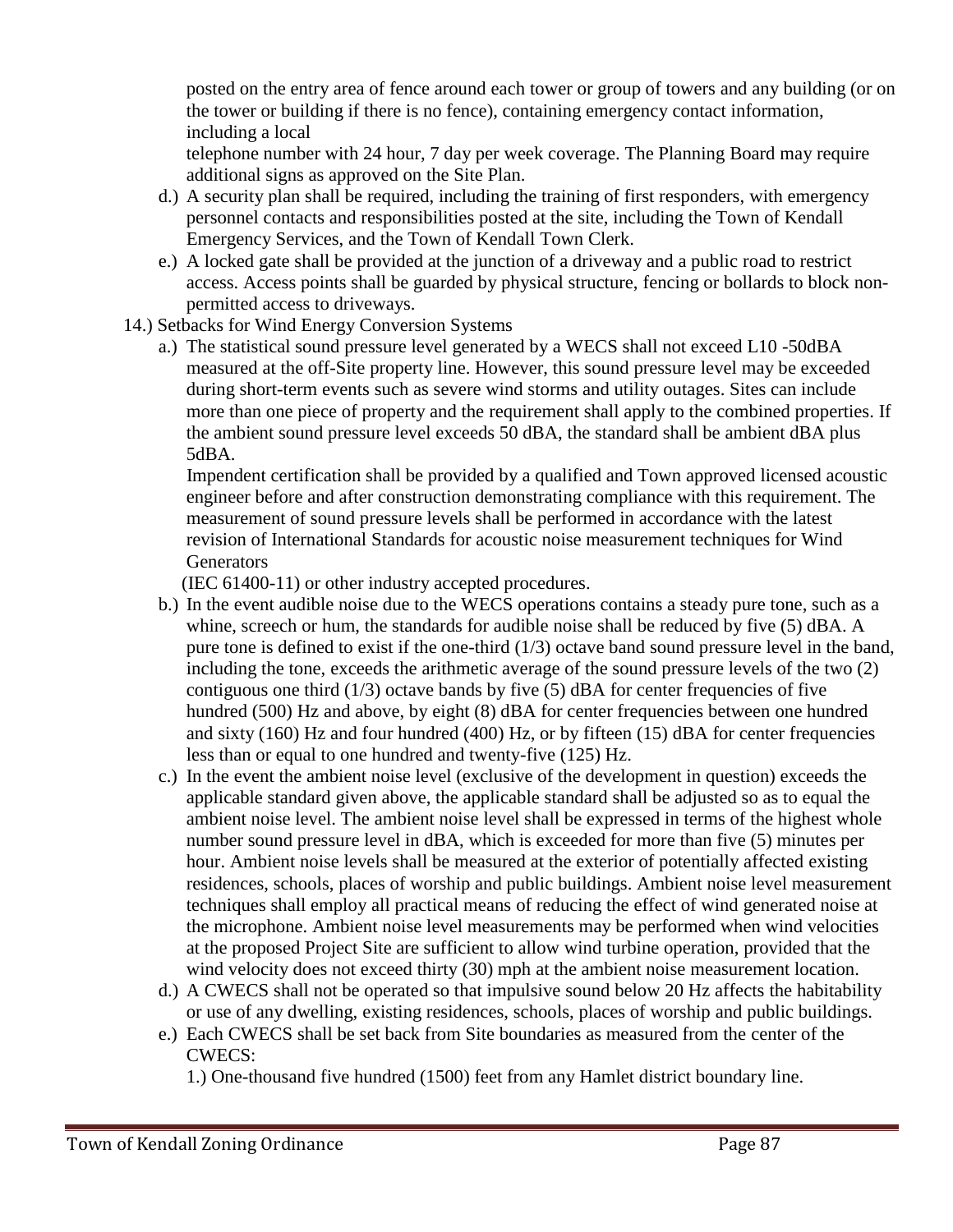posted on the entry area of fence around each tower or group of towers and any building (or on the tower or building if there is no fence), containing emergency contact information, including a local telephone number with 24 hour, 7 day per week coverage. The Planning Board may require additional signs as approved on the Site Plan.

d.) A security plan shall be required, including the training of first responders, with emergency personnel contacts and responsibilities posted at the site, including the Town of Kendall Emergency Services, and the Town of Kendall Town Clerk.

e.) A locked gate shall be provided at the junction of a driveway and a public road to restrict access. Access points shall be guarded by physical structure, fencing or bollards to block non-permitted access to driveways.

14.) Setbacks for Wind Energy Conversion Systems

a.) The statistical sound pressure level generated by a WECS shall not exceed L10 -50dBA measured at the off-Site property line. However, this sound pressure level may be exceeded during short-term events such as severe wind storms and utility outages. Sites can include more than one piece of property and the requirement shall apply to the combined properties. If the ambient sound pressure level exceeds 50 dBA, the standard shall be ambient dBA plus 5dBA.

Impendent certification shall be provided by a qualified and Town approved licensed acoustic engineer before and after construction demonstrating compliance with this requirement. The measurement of sound pressure levels shall be performed in accordance with the latest revision of International Standards for acoustic noise measurement techniques for Wind Generators (IEC 61400-11) or other industry accepted procedures.

b.) In the event audible noise due to the WECS operations contains a steady pure tone, such as a whine, screech or hum, the standards for audible noise shall be reduced by five (5) dBA. A pure tone is defined to exist if the one-third (1/3) octave band sound pressure level in the band, including the tone, exceeds the arithmetic average of the sound pressure levels of the two (2) contiguous one third (1/3) octave bands by five (5) dBA for center frequencies of five hundred (500) Hz and above, by eight (8) dBA for center frequencies between one hundred and sixty (160) Hz and four hundred (400) Hz, or by fifteen (15) dBA for center frequencies less than or equal to one hundred and twenty-five (125) Hz.

c.) In the event the ambient noise level (exclusive of the development in question) exceeds the applicable standard given above, the applicable standard shall be adjusted so as to equal the ambient noise level. The ambient noise level shall be expressed in terms of the highest whole number sound pressure level in dBA, which is exceeded for more than five (5) minutes per hour. Ambient noise levels shall be measured at the exterior of potentially affected existing residences, schools, places of worship and public buildings. Ambient noise level measurement techniques shall employ all practical means of reducing the effect of wind generated noise at the microphone. Ambient noise level measurements may be performed when wind velocities at the proposed Project Site are sufficient to allow wind turbine operation, provided that the wind velocity does not exceed thirty (30) mph at the ambient noise measurement location.

d.) A CWECS shall not be operated so that impulsive sound below 20 Hz affects the habitability or use of any dwelling, existing residences, schools, places of worship and public buildings.

e.) Each CWECS shall be set back from Site boundaries as measured from the center of the CWECS:

1.) One-thousand five hundred (1500) feet from any Hamlet district boundary line.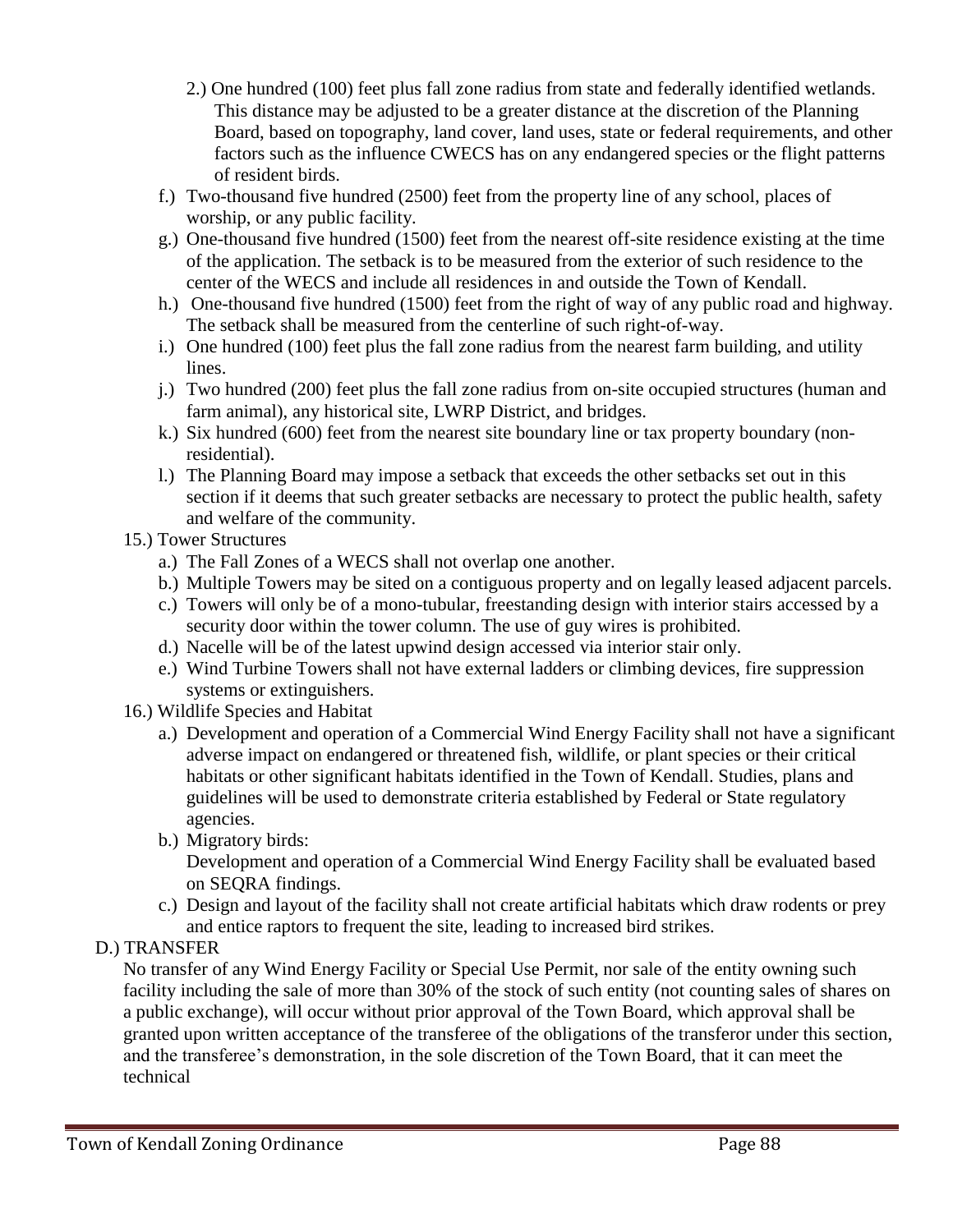2.) One hundred (100) feet plus fall zone radius from state and federally identified wetlands. This distance may be adjusted to be a greater distance at the discretion of the Planning Board, based on topography, land cover, land uses, state or federal requirements, and other factors such as the influence CWECS has on any endangered species or the flight patterns of resident birds.

f.) Two-thousand five hundred (2500) feet from the property line of any school, places of worship, or any public facility.

g.) One-thousand five hundred (1500) feet from the nearest off-site residence existing at the time of the application. The setback is to be measured from the exterior of such residence to the center of the WECS and include all residences in and outside the Town of Kendall.

h.) One-thousand five hundred (1500) feet from the right of way of any public road and highway. The setback shall be measured from the centerline of such right-of-way.

i.) One hundred (100) feet plus the fall zone radius from the nearest farm building, and utility lines.

j.) Two hundred (200) feet plus the fall zone radius from on-site occupied structures (human and farm animal), any historical site, LWRP District, and bridges.

k.) Six hundred (600) feet from the nearest site boundary line or tax property boundary (non-residential).

l.) The Planning Board may impose a setback that exceeds the other setbacks set out in this section if it deems that such greater setbacks are necessary to protect the public health, safety and welfare of the community.

15.) Tower Structures

a.) The Fall Zones of a WECS shall not overlap one another.

b.) Multiple Towers may be sited on a contiguous property and on legally leased adjacent parcels.

c.) Towers will only be of a mono-tubular, freestanding design with interior stairs accessed by a security door within the tower column. The use of guy wires is prohibited.

d.) Nacelle will be of the latest upwind design accessed via interior stair only.

e.) Wind Turbine Towers shall not have external ladders or climbing devices, fire suppression systems or extinguishers.

16.) Wildlife Species and Habitat

a.) Development and operation of a Commercial Wind Energy Facility shall not have a significant adverse impact on endangered or threatened fish, wildlife, or plant species or their critical habitats or other significant habitats identified in the Town of Kendall. Studies, plans and guidelines will be used to demonstrate criteria established by Federal or State regulatory agencies.

b.) Migratory birds:
Development and operation of a Commercial Wind Energy Facility shall be evaluated based on SEQRA findings.

c.) Design and layout of the facility shall not create artificial habitats which draw rodents or prey and entice raptors to frequent the site, leading to increased bird strikes.

D.) TRANSFER

No transfer of any Wind Energy Facility or Special Use Permit, nor sale of the entity owning such facility including the sale of more than 30% of the stock of such entity (not counting sales of shares on a public exchange), will occur without prior approval of the Town Board, which approval shall be granted upon written acceptance of the transferee of the obligations of the transferor under this section, and the transferee's demonstration, in the sole discretion of the Town Board, that it can meet the technical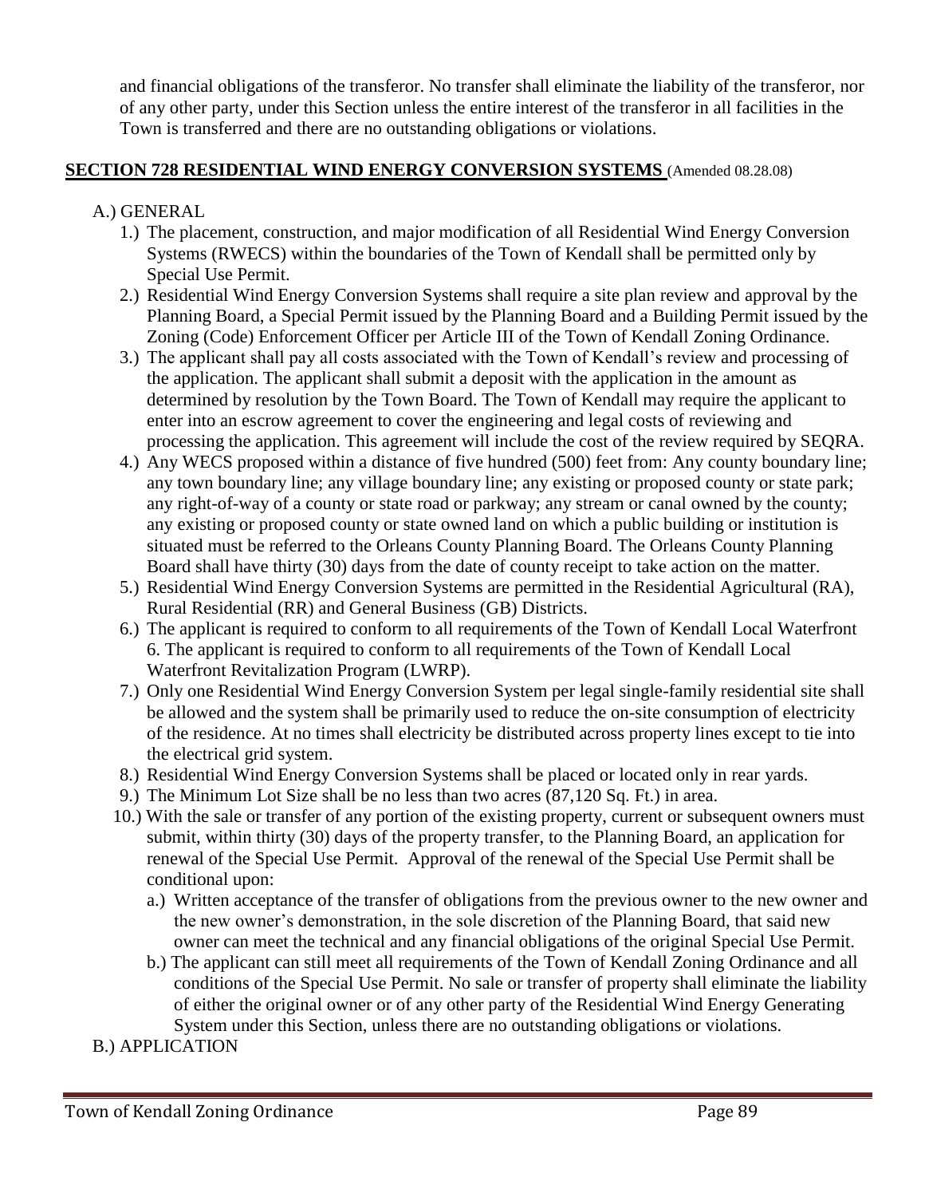and financial obligations of the transferor. No transfer shall eliminate the liability of the transferor, nor of any other party, under this Section unless the entire interest of the transferor in all facilities in the Town is transferred and there are no outstanding obligations or violations.

## **SECTION 728 RESIDENTIAL WIND ENERGY CONVERSION SYSTEMS** (Amended 08.28.08)

A.) GENERAL

1.) The placement, construction, and major modification of all Residential Wind Energy Conversion Systems (RWECS) within the boundaries of the Town of Kendall shall be permitted only by Special Use Permit.

2.) Residential Wind Energy Conversion Systems shall require a site plan review and approval by the Planning Board, a Special Permit issued by the Planning Board and a Building Permit issued by the Zoning (Code) Enforcement Officer per Article III of the Town of Kendall Zoning Ordinance.

3.) The applicant shall pay all costs associated with the Town of Kendall's review and processing of the application. The applicant shall submit a deposit with the application in the amount as determined by resolution by the Town Board. The Town of Kendall may require the applicant to enter into an escrow agreement to cover the engineering and legal costs of reviewing and processing the application. This agreement will include the cost of the review required by SEQRA.

4.) Any WECS proposed within a distance of five hundred (500) feet from: Any county boundary line; any town boundary line; any village boundary line; any existing or proposed county or state park; any right-of-way of a county or state road or parkway; any stream or canal owned by the county; any existing or proposed county or state owned land on which a public building or institution is situated must be referred to the Orleans County Planning Board. The Orleans County Planning Board shall have thirty (30) days from the date of county receipt to take action on the matter.

5.) Residential Wind Energy Conversion Systems are permitted in the Residential Agricultural (RA), Rural Residential (RR) and General Business (GB) Districts.

6.) The applicant is required to conform to all requirements of the Town of Kendall Local Waterfront 6. The applicant is required to conform to all requirements of the Town of Kendall Local Waterfront Revitalization Program (LWRP).

7.) Only one Residential Wind Energy Conversion System per legal single-family residential site shall be allowed and the system shall be primarily used to reduce the on-site consumption of electricity of the residence. At no times shall electricity be distributed across property lines except to tie into the electrical grid system.

8.) Residential Wind Energy Conversion Systems shall be placed or located only in rear yards.

9.) The Minimum Lot Size shall be no less than two acres (87,120 Sq. Ft.) in area.

10.) With the sale or transfer of any portion of the existing property, current or subsequent owners must submit, within thirty (30) days of the property transfer, to the Planning Board, an application for renewal of the Special Use Permit. Approval of the renewal of the Special Use Permit shall be conditional upon:

   a.) Written acceptance of the transfer of obligations from the previous owner to the new owner and the new owner's demonstration, in the sole discretion of the Planning Board, that said new owner can meet the technical and any financial obligations of the original Special Use Permit.

   b.) The applicant can still meet all requirements of the Town of Kendall Zoning Ordinance and all conditions of the Special Use Permit. No sale or transfer of property shall eliminate the liability of either the original owner or of any other party of the Residential Wind Energy Generating System under this Section, unless there are no outstanding obligations or violations.

B.) APPLICATION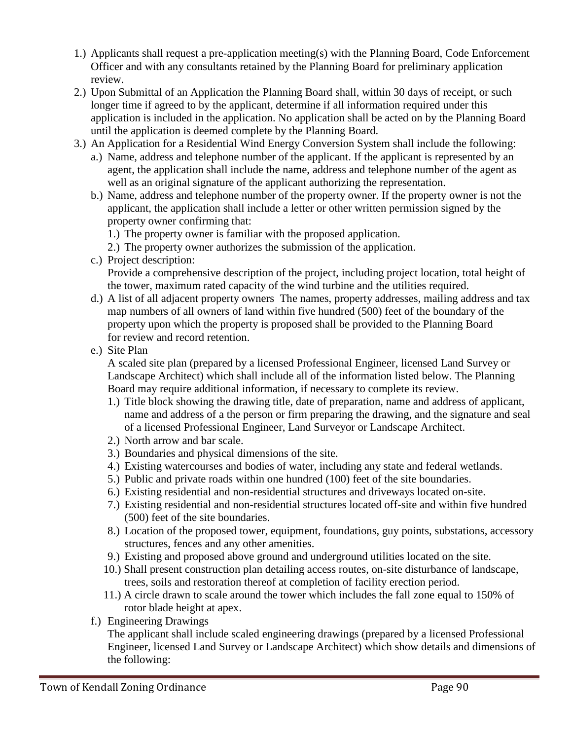1.) Applicants shall request a pre-application meeting(s) with the Planning Board, Code Enforcement Officer and with any consultants retained by the Planning Board for preliminary application review.

2.) Upon Submittal of an Application the Planning Board shall, within 30 days of receipt, or such longer time if agreed to by the applicant, determine if all information required under this application is included in the application. No application shall be acted on by the Planning Board until the application is deemed complete by the Planning Board.

3.) An Application for a Residential Wind Energy Conversion System shall include the following:

   a.) Name, address and telephone number of the applicant. If the applicant is represented by an agent, the application shall include the name, address and telephone number of the agent as well as an original signature of the applicant authorizing the representation.

   b.) Name, address and telephone number of the property owner. If the property owner is not the applicant, the application shall include a letter or other written permission signed by the property owner confirming that:

      1.) The property owner is familiar with the proposed application.

      2.) The property owner authorizes the submission of the application.

   c.) Project description:
   Provide a comprehensive description of the project, including project location, total height of the tower, maximum rated capacity of the wind turbine and the utilities required.

   d.) A list of all adjacent property owners The names, property addresses, mailing address and tax map numbers of all owners of land within five hundred (500) feet of the boundary of the property upon which the property is proposed shall be provided to the Planning Board for review and record retention.

   e.) Site Plan
   A scaled site plan (prepared by a licensed Professional Engineer, licensed Land Survey or Landscape Architect) which shall include all of the information listed below. The Planning Board may require additional information, if necessary to complete its review.

      1.) Title block showing the drawing title, date of preparation, name and address of applicant, name and address of a the person or firm preparing the drawing, and the signature and seal of a licensed Professional Engineer, Land Surveyor or Landscape Architect.

      2.) North arrow and bar scale.

      3.) Boundaries and physical dimensions of the site.

      4.) Existing watercourses and bodies of water, including any state and federal wetlands.

      5.) Public and private roads within one hundred (100) feet of the site boundaries.

      6.) Existing residential and non-residential structures and driveways located on-site.

      7.) Existing residential and non-residential structures located off-site and within five hundred (500) feet of the site boundaries.

      8.) Location of the proposed tower, equipment, foundations, guy points, substations, accessory structures, fences and any other amenities.

      9.) Existing and proposed above ground and underground utilities located on the site.

      10.) Shall present construction plan detailing access routes, on-site disturbance of landscape, trees, soils and restoration thereof at completion of facility erection period.

      11.) A circle drawn to scale around the tower which includes the fall zone equal to 150% of rotor blade height at apex.

   f.) Engineering Drawings
   The applicant shall include scaled engineering drawings (prepared by a licensed Professional Engineer, licensed Land Survey or Landscape Architect) which show details and dimensions of the following: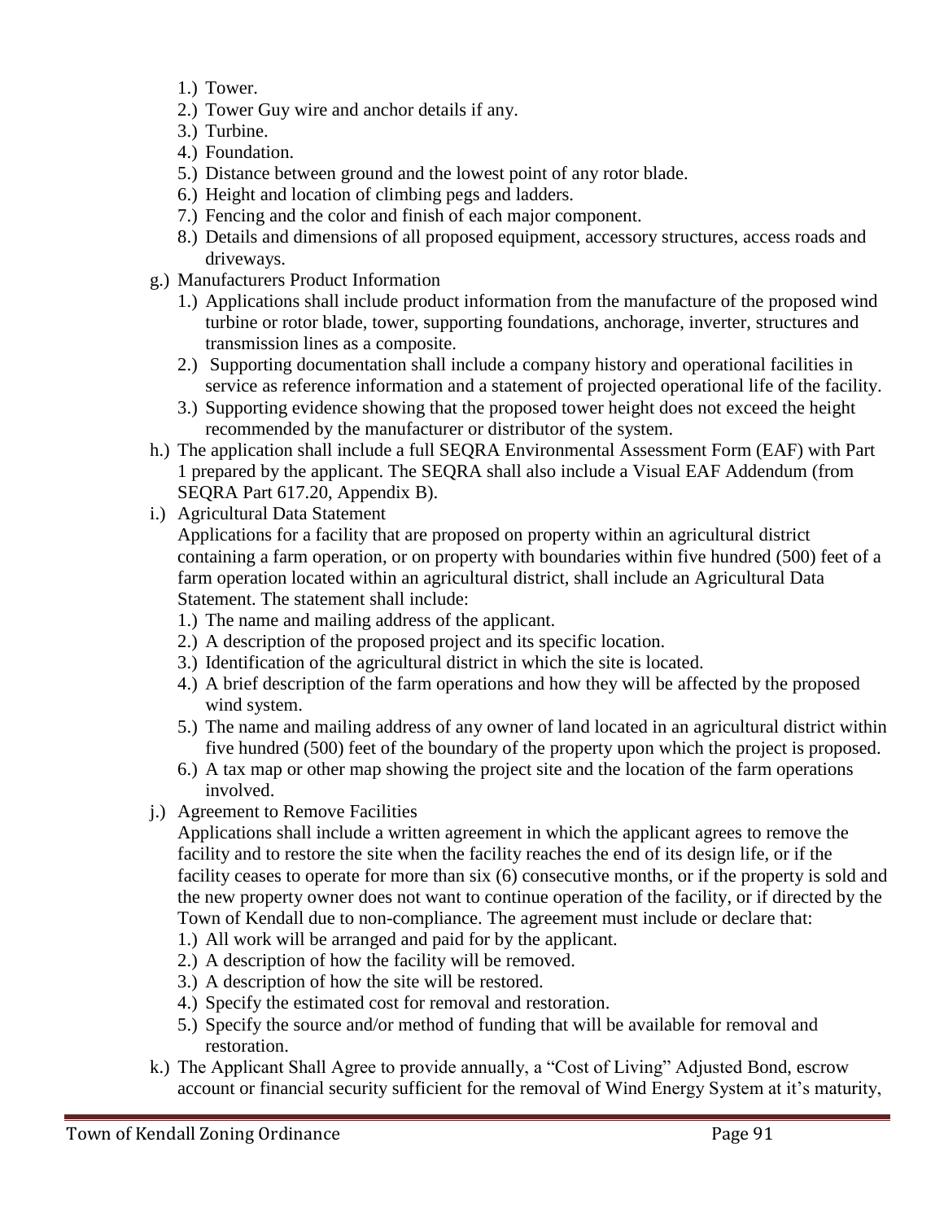1.) Tower.
2.) Tower Guy wire and anchor details if any.
3.) Turbine.
4.) Foundation.
5.) Distance between ground and the lowest point of any rotor blade.
6.) Height and location of climbing pegs and ladders.
7.) Fencing and the color and finish of each major component.
8.) Details and dimensions of all proposed equipment, accessory structures, access roads and driveways.

g.) Manufacturers Product Information

1.) Applications shall include product information from the manufacture of the proposed wind turbine or rotor blade, tower, supporting foundations, anchorage, inverter, structures and transmission lines as a composite.
2.) Supporting documentation shall include a company history and operational facilities in service as reference information and a statement of projected operational life of the facility.
3.) Supporting evidence showing that the proposed tower height does not exceed the height recommended by the manufacturer or distributor of the system.

h.) The application shall include a full SEQRA Environmental Assessment Form (EAF) with Part 1 prepared by the applicant. The SEQRA shall also include a Visual EAF Addendum (from SEQRA Part 617.20, Appendix B).

i.) Agricultural Data Statement

Applications for a facility that are proposed on property within an agricultural district containing a farm operation, or on property with boundaries within five hundred (500) feet of a farm operation located within an agricultural district, shall include an Agricultural Data Statement. The statement shall include:

1.) The name and mailing address of the applicant.
2.) A description of the proposed project and its specific location.
3.) Identification of the agricultural district in which the site is located.
4.) A brief description of the farm operations and how they will be affected by the proposed wind system.
5.) The name and mailing address of any owner of land located in an agricultural district within five hundred (500) feet of the boundary of the property upon which the project is proposed.
6.) A tax map or other map showing the project site and the location of the farm operations involved.

j.) Agreement to Remove Facilities

Applications shall include a written agreement in which the applicant agrees to remove the facility and to restore the site when the facility reaches the end of its design life, or if the facility ceases to operate for more than six (6) consecutive months, or if the property is sold and the new property owner does not want to continue operation of the facility, or if directed by the Town of Kendall due to non-compliance. The agreement must include or declare that:

1.) All work will be arranged and paid for by the applicant.
2.) A description of how the facility will be removed.
3.) A description of how the site will be restored.
4.) Specify the estimated cost for removal and restoration.
5.) Specify the source and/or method of funding that will be available for removal and restoration.

k.) The Applicant Shall Agree to provide annually, a "Cost of Living" Adjusted Bond, escrow account or financial security sufficient for the removal of Wind Energy System at it's maturity,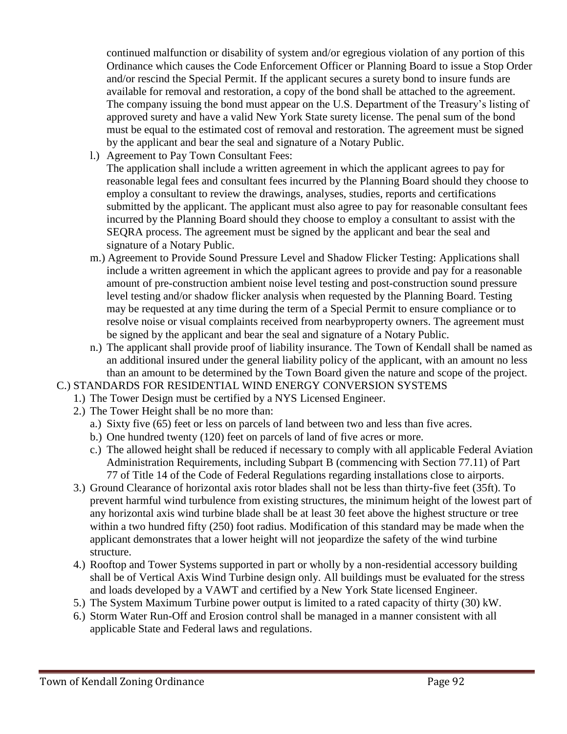continued malfunction or disability of system and/or egregious violation of any portion of this Ordinance which causes the Code Enforcement Officer or Planning Board to issue a Stop Order and/or rescind the Special Permit. If the applicant secures a surety bond to insure funds are available for removal and restoration, a copy of the bond shall be attached to the agreement. The company issuing the bond must appear on the U.S. Department of the Treasury's listing of approved surety and have a valid New York State surety license. The penal sum of the bond must be equal to the estimated cost of removal and restoration. The agreement must be signed by the applicant and bear the seal and signature of a Notary Public.

l.) Agreement to Pay Town Consultant Fees:
The application shall include a written agreement in which the applicant agrees to pay for reasonable legal fees and consultant fees incurred by the Planning Board should they choose to employ a consultant to review the drawings, analyses, studies, reports and certifications submitted by the applicant. The applicant must also agree to pay for reasonable consultant fees incurred by the Planning Board should they choose to employ a consultant to assist with the SEQRA process. The agreement must be signed by the applicant and bear the seal and signature of a Notary Public.

m.) Agreement to Provide Sound Pressure Level and Shadow Flicker Testing: Applications shall include a written agreement in which the applicant agrees to provide and pay for a reasonable amount of pre-construction ambient noise level testing and post-construction sound pressure level testing and/or shadow flicker analysis when requested by the Planning Board. Testing may be requested at any time during the term of a Special Permit to ensure compliance or to resolve noise or visual complaints received from nearbyproperty owners. The agreement must be signed by the applicant and bear the seal and signature of a Notary Public.

n.) The applicant shall provide proof of liability insurance. The Town of Kendall shall be named as an additional insured under the general liability policy of the applicant, with an amount no less than an amount to be determined by the Town Board given the nature and scope of the project.

C.) STANDARDS FOR RESIDENTIAL WIND ENERGY CONVERSION SYSTEMS

1.) The Tower Design must be certified by a NYS Licensed Engineer.

2.) The Tower Height shall be no more than:

a.) Sixty five (65) feet or less on parcels of land between two and less than five acres.

b.) One hundred twenty (120) feet on parcels of land of five acres or more.

c.) The allowed height shall be reduced if necessary to comply with all applicable Federal Aviation Administration Requirements, including Subpart B (commencing with Section 77.11) of Part 77 of Title 14 of the Code of Federal Regulations regarding installations close to airports.

3.) Ground Clearance of horizontal axis rotor blades shall not be less than thirty-five feet (35ft). To prevent harmful wind turbulence from existing structures, the minimum height of the lowest part of any horizontal axis wind turbine blade shall be at least 30 feet above the highest structure or tree within a two hundred fifty (250) foot radius. Modification of this standard may be made when the applicant demonstrates that a lower height will not jeopardize the safety of the wind turbine structure.

4.) Rooftop and Tower Systems supported in part or wholly by a non-residential accessory building shall be of Vertical Axis Wind Turbine design only. All buildings must be evaluated for the stress and loads developed by a VAWT and certified by a New York State licensed Engineer.

5.) The System Maximum Turbine power output is limited to a rated capacity of thirty (30) kW.

6.) Storm Water Run-Off and Erosion control shall be managed in a manner consistent with all applicable State and Federal laws and regulations.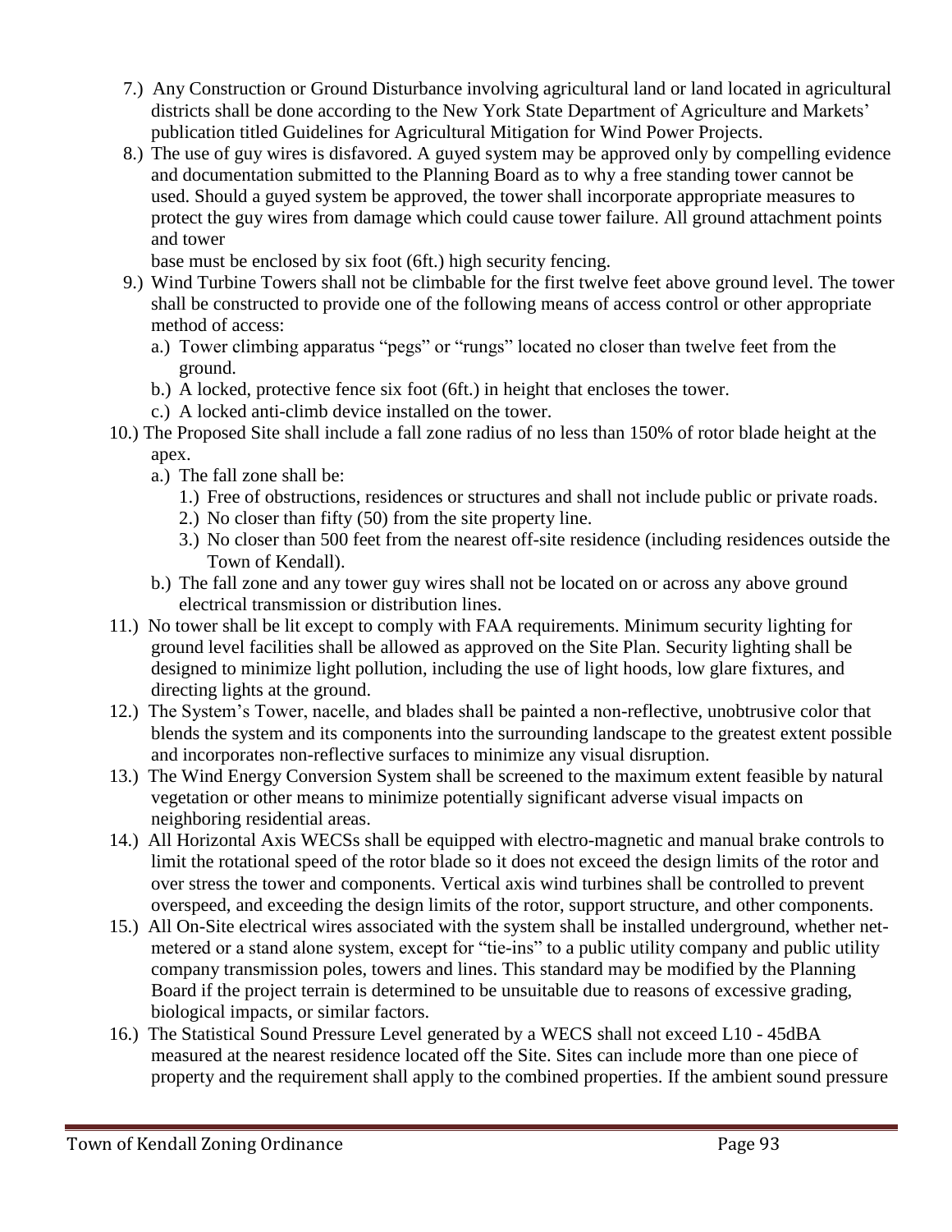7.) Any Construction or Ground Disturbance involving agricultural land or land located in agricultural districts shall be done according to the New York State Department of Agriculture and Markets' publication titled Guidelines for Agricultural Mitigation for Wind Power Projects.

8.) The use of guy wires is disfavored. A guyed system may be approved only by compelling evidence and documentation submitted to the Planning Board as to why a free standing tower cannot be used. Should a guyed system be approved, the tower shall incorporate appropriate measures to protect the guy wires from damage which could cause tower failure. All ground attachment points and tower

base must be enclosed by six foot (6ft.) high security fencing.

9.) Wind Turbine Towers shall not be climbable for the first twelve feet above ground level. The tower shall be constructed to provide one of the following means of access control or other appropriate method of access:

   a.) Tower climbing apparatus "pegs" or "rungs" located no closer than twelve feet from the ground.

   b.) A locked, protective fence six foot (6ft.) in height that encloses the tower.

   c.) A locked anti-climb device installed on the tower.

10.) The Proposed Site shall include a fall zone radius of no less than 150% of rotor blade height at the apex.

   a.) The fall zone shall be:

      1.) Free of obstructions, residences or structures and shall not include public or private roads.

      2.) No closer than fifty (50) from the site property line.

      3.) No closer than 500 feet from the nearest off-site residence (including residences outside the Town of Kendall).

   b.) The fall zone and any tower guy wires shall not be located on or across any above ground electrical transmission or distribution lines.

11.) No tower shall be lit except to comply with FAA requirements. Minimum security lighting for ground level facilities shall be allowed as approved on the Site Plan. Security lighting shall be designed to minimize light pollution, including the use of light hoods, low glare fixtures, and directing lights at the ground.

12.) The System's Tower, nacelle, and blades shall be painted a non-reflective, unobtrusive color that blends the system and its components into the surrounding landscape to the greatest extent possible and incorporates non-reflective surfaces to minimize any visual disruption.

13.) The Wind Energy Conversion System shall be screened to the maximum extent feasible by natural vegetation or other means to minimize potentially significant adverse visual impacts on neighboring residential areas.

14.) All Horizontal Axis WECSs shall be equipped with electro-magnetic and manual brake controls to limit the rotational speed of the rotor blade so it does not exceed the design limits of the rotor and over stress the tower and components. Vertical axis wind turbines shall be controlled to prevent overspeed, and exceeding the design limits of the rotor, support structure, and other components.

15.) All On-Site electrical wires associated with the system shall be installed underground, whether net-metered or a stand alone system, except for "tie-ins" to a public utility company and public utility company transmission poles, towers and lines. This standard may be modified by the Planning Board if the project terrain is determined to be unsuitable due to reasons of excessive grading, biological impacts, or similar factors.

16.) The Statistical Sound Pressure Level generated by a WECS shall not exceed L10 - 45dBA measured at the nearest residence located off the Site. Sites can include more than one piece of property and the requirement shall apply to the combined properties. If the ambient sound pressure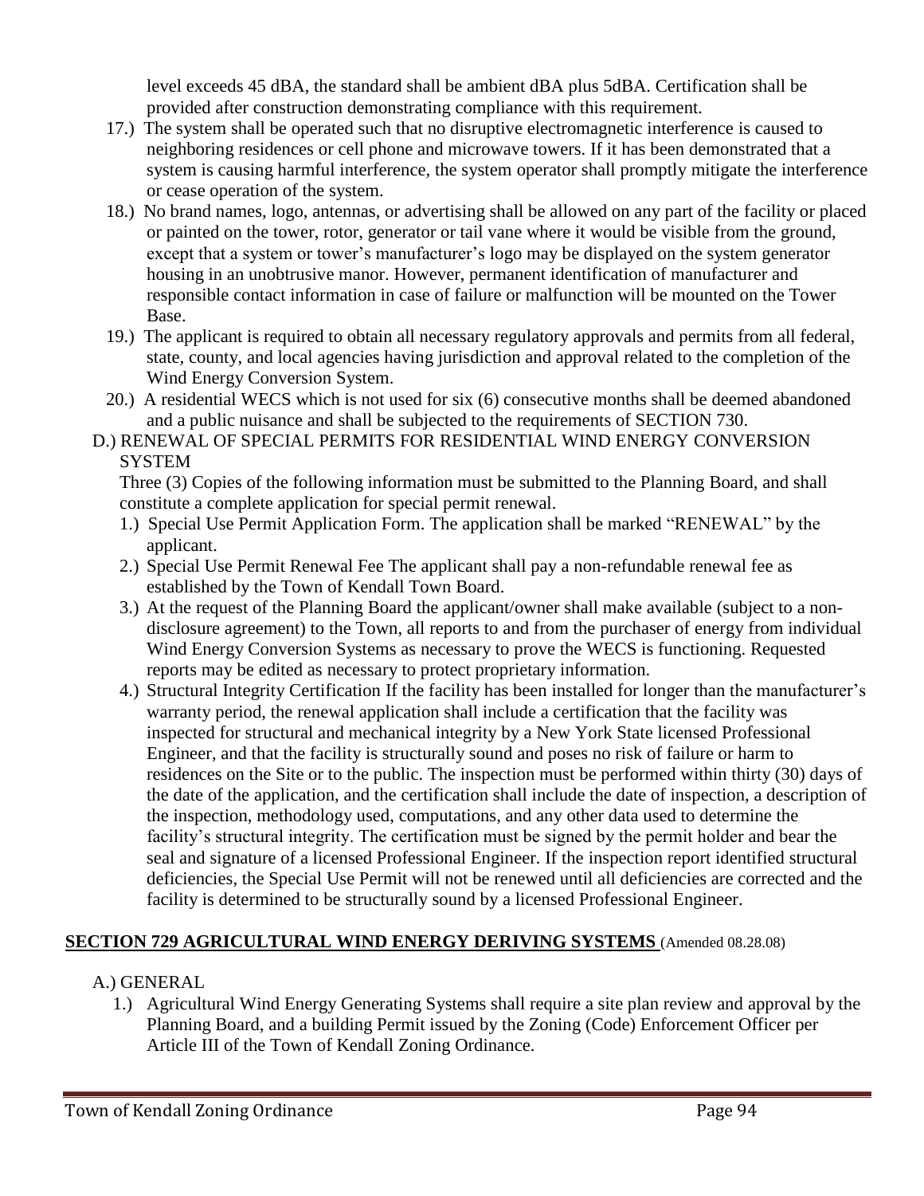level exceeds 45 dBA, the standard shall be ambient dBA plus 5dBA. Certification shall be provided after construction demonstrating compliance with this requirement.

17.) The system shall be operated such that no disruptive electromagnetic interference is caused to neighboring residences or cell phone and microwave towers. If it has been demonstrated that a system is causing harmful interference, the system operator shall promptly mitigate the interference or cease operation of the system.

18.) No brand names, logo, antennas, or advertising shall be allowed on any part of the facility or placed or painted on the tower, rotor, generator or tail vane where it would be visible from the ground, except that a system or tower's manufacturer's logo may be displayed on the system generator housing in an unobtrusive manor. However, permanent identification of manufacturer and responsible contact information in case of failure or malfunction will be mounted on the Tower Base.

19.) The applicant is required to obtain all necessary regulatory approvals and permits from all federal, state, county, and local agencies having jurisdiction and approval related to the completion of the Wind Energy Conversion System.

20.) A residential WECS which is not used for six (6) consecutive months shall be deemed abandoned and a public nuisance and shall be subjected to the requirements of SECTION 730.

D.) RENEWAL OF SPECIAL PERMITS FOR RESIDENTIAL WIND ENERGY CONVERSION SYSTEM

Three (3) Copies of the following information must be submitted to the Planning Board, and shall constitute a complete application for special permit renewal.

1.) Special Use Permit Application Form. The application shall be marked "RENEWAL" by the applicant.

2.) Special Use Permit Renewal Fee The applicant shall pay a non-refundable renewal fee as established by the Town of Kendall Town Board.

3.) At the request of the Planning Board the applicant/owner shall make available (subject to a non-disclosure agreement) to the Town, all reports to and from the purchaser of energy from individual Wind Energy Conversion Systems as necessary to prove the WECS is functioning. Requested reports may be edited as necessary to protect proprietary information.

4.) Structural Integrity Certification If the facility has been installed for longer than the manufacturer's warranty period, the renewal application shall include a certification that the facility was inspected for structural and mechanical integrity by a New York State licensed Professional Engineer, and that the facility is structurally sound and poses no risk of failure or harm to residences on the Site or to the public. The inspection must be performed within thirty (30) days of the date of the application, and the certification shall include the date of inspection, a description of the inspection, methodology used, computations, and any other data used to determine the facility's structural integrity. The certification must be signed by the permit holder and bear the seal and signature of a licensed Professional Engineer. If the inspection report identified structural deficiencies, the Special Use Permit will not be renewed until all deficiencies are corrected and the facility is determined to be structurally sound by a licensed Professional Engineer.

## SECTION 729 AGRICULTURAL WIND ENERGY DERIVING SYSTEMS (Amended 08.28.08)

A.) GENERAL

1.) Agricultural Wind Energy Generating Systems shall require a site plan review and approval by the Planning Board, and a building Permit issued by the Zoning (Code) Enforcement Officer per Article III of the Town of Kendall Zoning Ordinance.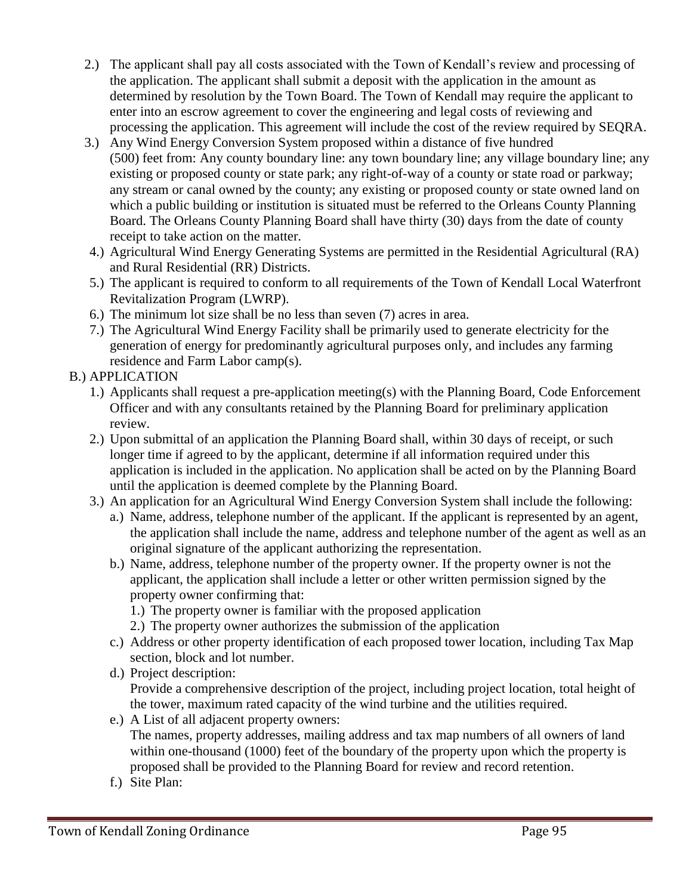2.) The applicant shall pay all costs associated with the Town of Kendall's review and processing of the application. The applicant shall submit a deposit with the application in the amount as determined by resolution by the Town Board. The Town of Kendall may require the applicant to enter into an escrow agreement to cover the engineering and legal costs of reviewing and processing the application. This agreement will include the cost of the review required by SEQRA.

3.) Any Wind Energy Conversion System proposed within a distance of five hundred (500) feet from: Any county boundary line: any town boundary line; any village boundary line; any existing or proposed county or state park; any right-of-way of a county or state road or parkway; any stream or canal owned by the county; any existing or proposed county or state owned land on which a public building or institution is situated must be referred to the Orleans County Planning Board. The Orleans County Planning Board shall have thirty (30) days from the date of county receipt to take action on the matter.

4.) Agricultural Wind Energy Generating Systems are permitted in the Residential Agricultural (RA) and Rural Residential (RR) Districts.

5.) The applicant is required to conform to all requirements of the Town of Kendall Local Waterfront Revitalization Program (LWRP).

6.) The minimum lot size shall be no less than seven (7) acres in area.

7.) The Agricultural Wind Energy Facility shall be primarily used to generate electricity for the generation of energy for predominantly agricultural purposes only, and includes any farming residence and Farm Labor camp(s).

B.) APPLICATION

1.) Applicants shall request a pre-application meeting(s) with the Planning Board, Code Enforcement Officer and with any consultants retained by the Planning Board for preliminary application review.

2.) Upon submittal of an application the Planning Board shall, within 30 days of receipt, or such longer time if agreed to by the applicant, determine if all information required under this application is included in the application. No application shall be acted on by the Planning Board until the application is deemed complete by the Planning Board.

3.) An application for an Agricultural Wind Energy Conversion System shall include the following:

a.) Name, address, telephone number of the applicant. If the applicant is represented by an agent, the application shall include the name, address and telephone number of the agent as well as an original signature of the applicant authorizing the representation.

b.) Name, address, telephone number of the property owner. If the property owner is not the applicant, the application shall include a letter or other written permission signed by the property owner confirming that:

1.) The property owner is familiar with the proposed application

2.) The property owner authorizes the submission of the application

c.) Address or other property identification of each proposed tower location, including Tax Map section, block and lot number.

d.) Project description:
Provide a comprehensive description of the project, including project location, total height of the tower, maximum rated capacity of the wind turbine and the utilities required.

e.) A List of all adjacent property owners:
The names, property addresses, mailing address and tax map numbers of all owners of land within one-thousand (1000) feet of the boundary of the property upon which the property is proposed shall be provided to the Planning Board for review and record retention.

f.) Site Plan: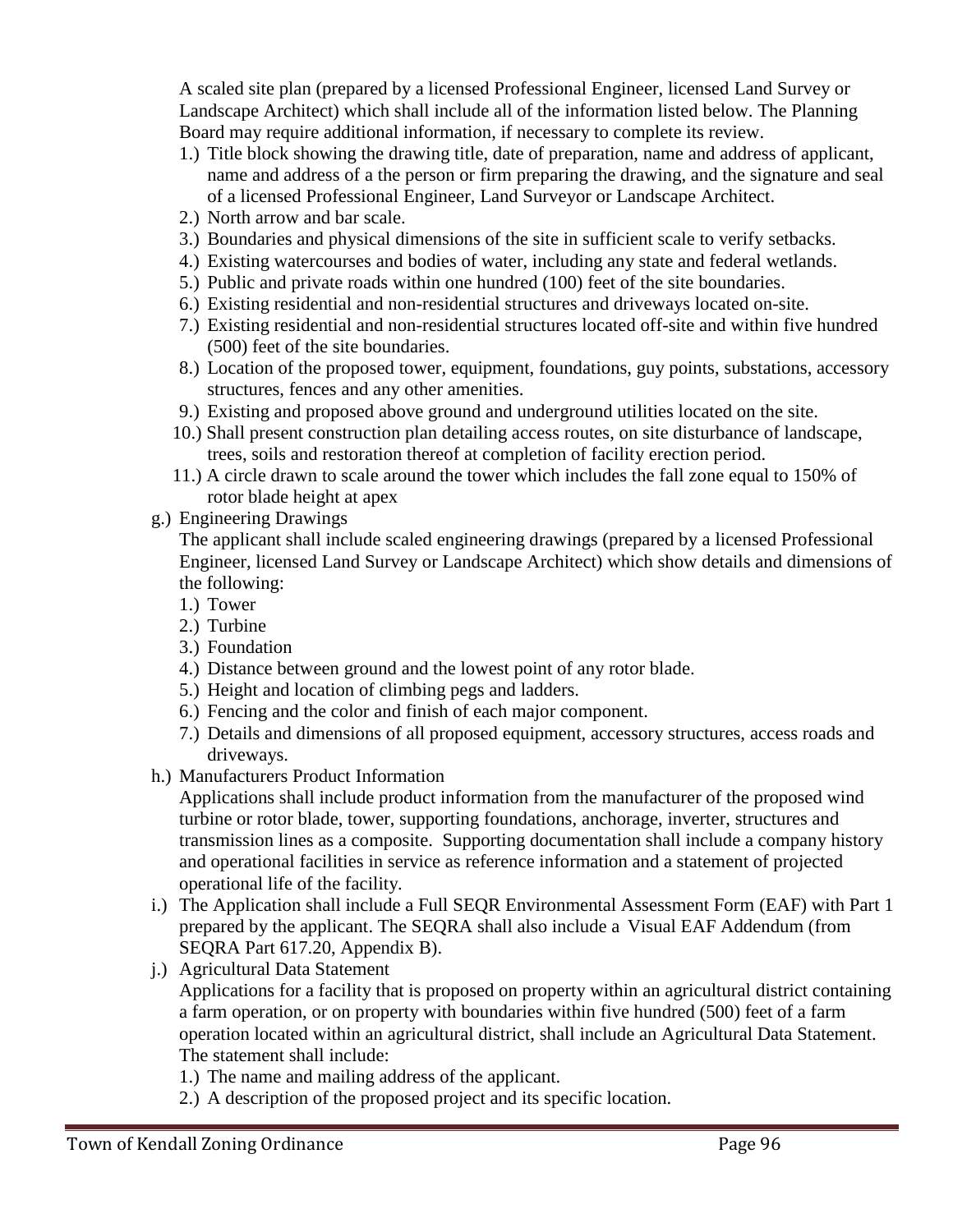A scaled site plan (prepared by a licensed Professional Engineer, licensed Land Survey or Landscape Architect) which shall include all of the information listed below. The Planning Board may require additional information, if necessary to complete its review.

1.) Title block showing the drawing title, date of preparation, name and address of applicant, name and address of a the person or firm preparing the drawing, and the signature and seal of a licensed Professional Engineer, Land Surveyor or Landscape Architect.
2.) North arrow and bar scale.
3.) Boundaries and physical dimensions of the site in sufficient scale to verify setbacks.
4.) Existing watercourses and bodies of water, including any state and federal wetlands.
5.) Public and private roads within one hundred (100) feet of the site boundaries.
6.) Existing residential and non-residential structures and driveways located on-site.
7.) Existing residential and non-residential structures located off-site and within five hundred (500) feet of the site boundaries.
8.) Location of the proposed tower, equipment, foundations, guy points, substations, accessory structures, fences and any other amenities.
9.) Existing and proposed above ground and underground utilities located on the site.
10.) Shall present construction plan detailing access routes, on site disturbance of landscape, trees, soils and restoration thereof at completion of facility erection period.
11.) A circle drawn to scale around the tower which includes the fall zone equal to 150% of rotor blade height at apex

g.) Engineering Drawings

The applicant shall include scaled engineering drawings (prepared by a licensed Professional Engineer, licensed Land Survey or Landscape Architect) which show details and dimensions of the following:

1.) Tower
2.) Turbine
3.) Foundation
4.) Distance between ground and the lowest point of any rotor blade.
5.) Height and location of climbing pegs and ladders.
6.) Fencing and the color and finish of each major component.
7.) Details and dimensions of all proposed equipment, accessory structures, access roads and driveways.

h.) Manufacturers Product Information

Applications shall include product information from the manufacturer of the proposed wind turbine or rotor blade, tower, supporting foundations, anchorage, inverter, structures and transmission lines as a composite. Supporting documentation shall include a company history and operational facilities in service as reference information and a statement of projected operational life of the facility.

i.) The Application shall include a Full SEQR Environmental Assessment Form (EAF) with Part 1 prepared by the applicant. The SEQRA shall also include a Visual EAF Addendum (from SEQRA Part 617.20, Appendix B).

j.) Agricultural Data Statement

Applications for a facility that is proposed on property within an agricultural district containing a farm operation, or on property with boundaries within five hundred (500) feet of a farm operation located within an agricultural district, shall include an Agricultural Data Statement. The statement shall include:

1.) The name and mailing address of the applicant.
2.) A description of the proposed project and its specific location.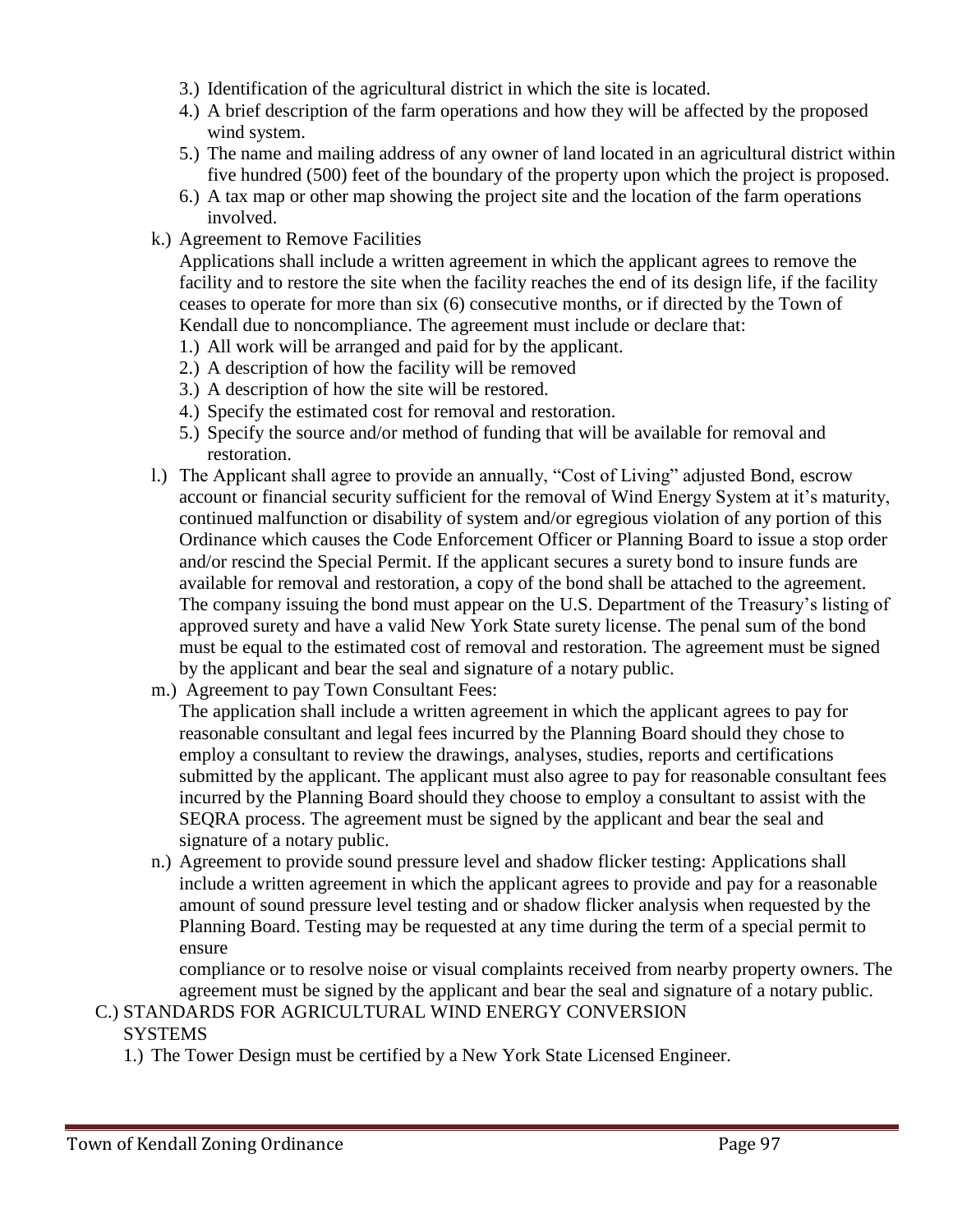3.) Identification of the agricultural district in which the site is located.

4.) A brief description of the farm operations and how they will be affected by the proposed wind system.

5.) The name and mailing address of any owner of land located in an agricultural district within five hundred (500) feet of the boundary of the property upon which the project is proposed.

6.) A tax map or other map showing the project site and the location of the farm operations involved.

k.) Agreement to Remove Facilities

Applications shall include a written agreement in which the applicant agrees to remove the facility and to restore the site when the facility reaches the end of its design life, if the facility ceases to operate for more than six (6) consecutive months, or if directed by the Town of Kendall due to noncompliance. The agreement must include or declare that:

1.) All work will be arranged and paid for by the applicant.

2.) A description of how the facility will be removed

3.) A description of how the site will be restored.

4.) Specify the estimated cost for removal and restoration.

5.) Specify the source and/or method of funding that will be available for removal and restoration.

l.) The Applicant shall agree to provide an annually, "Cost of Living" adjusted Bond, escrow account or financial security sufficient for the removal of Wind Energy System at it's maturity, continued malfunction or disability of system and/or egregious violation of any portion of this Ordinance which causes the Code Enforcement Officer or Planning Board to issue a stop order and/or rescind the Special Permit. If the applicant secures a surety bond to insure funds are available for removal and restoration, a copy of the bond shall be attached to the agreement. The company issuing the bond must appear on the U.S. Department of the Treasury's listing of approved surety and have a valid New York State surety license. The penal sum of the bond must be equal to the estimated cost of removal and restoration. The agreement must be signed by the applicant and bear the seal and signature of a notary public.

m.) Agreement to pay Town Consultant Fees:

The application shall include a written agreement in which the applicant agrees to pay for reasonable consultant and legal fees incurred by the Planning Board should they chose to employ a consultant to review the drawings, analyses, studies, reports and certifications submitted by the applicant. The applicant must also agree to pay for reasonable consultant fees incurred by the Planning Board should they choose to employ a consultant to assist with the SEQRA process. The agreement must be signed by the applicant and bear the seal and signature of a notary public.

n.) Agreement to provide sound pressure level and shadow flicker testing: Applications shall include a written agreement in which the applicant agrees to provide and pay for a reasonable amount of sound pressure level testing and or shadow flicker analysis when requested by the Planning Board. Testing may be requested at any time during the term of a special permit to ensure compliance or to resolve noise or visual complaints received from nearby property owners. The agreement must be signed by the applicant and bear the seal and signature of a notary public.

C.) STANDARDS FOR AGRICULTURAL WIND ENERGY CONVERSION SYSTEMS

1.) The Tower Design must be certified by a New York State Licensed Engineer.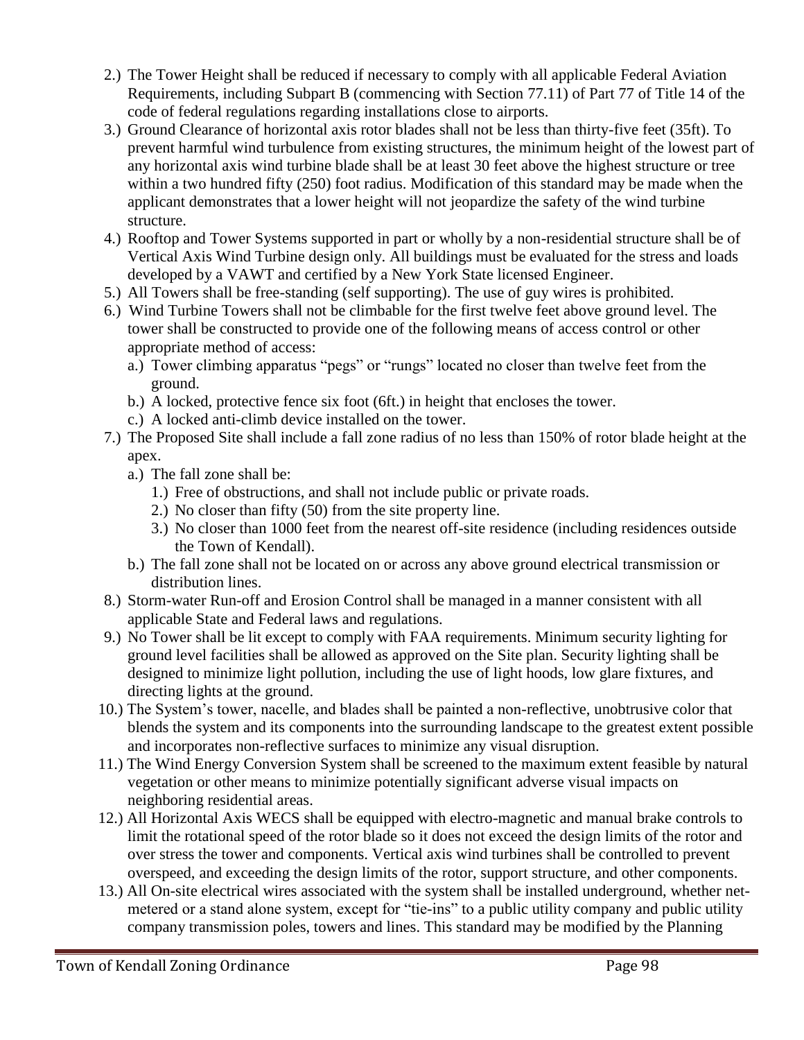2.) The Tower Height shall be reduced if necessary to comply with all applicable Federal Aviation Requirements, including Subpart B (commencing with Section 77.11) of Part 77 of Title 14 of the code of federal regulations regarding installations close to airports.

3.) Ground Clearance of horizontal axis rotor blades shall not be less than thirty-five feet (35ft). To prevent harmful wind turbulence from existing structures, the minimum height of the lowest part of any horizontal axis wind turbine blade shall be at least 30 feet above the highest structure or tree within a two hundred fifty (250) foot radius. Modification of this standard may be made when the applicant demonstrates that a lower height will not jeopardize the safety of the wind turbine structure.

4.) Rooftop and Tower Systems supported in part or wholly by a non-residential structure shall be of Vertical Axis Wind Turbine design only. All buildings must be evaluated for the stress and loads developed by a VAWT and certified by a New York State licensed Engineer.

5.) All Towers shall be free-standing (self supporting). The use of guy wires is prohibited.

6.) Wind Turbine Towers shall not be climbable for the first twelve feet above ground level. The tower shall be constructed to provide one of the following means of access control or other appropriate method of access:

   a.) Tower climbing apparatus "pegs" or "rungs" located no closer than twelve feet from the ground.

   b.) A locked, protective fence six foot (6ft.) in height that encloses the tower.

   c.) A locked anti-climb device installed on the tower.

7.) The Proposed Site shall include a fall zone radius of no less than 150% of rotor blade height at the apex.

   a.) The fall zone shall be:

      1.) Free of obstructions, and shall not include public or private roads.

      2.) No closer than fifty (50) from the site property line.

      3.) No closer than 1000 feet from the nearest off-site residence (including residences outside the Town of Kendall).

   b.) The fall zone shall not be located on or across any above ground electrical transmission or distribution lines.

8.) Storm-water Run-off and Erosion Control shall be managed in a manner consistent with all applicable State and Federal laws and regulations.

9.) No Tower shall be lit except to comply with FAA requirements. Minimum security lighting for ground level facilities shall be allowed as approved on the Site plan. Security lighting shall be designed to minimize light pollution, including the use of light hoods, low glare fixtures, and directing lights at the ground.

10.) The System's tower, nacelle, and blades shall be painted a non-reflective, unobtrusive color that blends the system and its components into the surrounding landscape to the greatest extent possible and incorporates non-reflective surfaces to minimize any visual disruption.

11.) The Wind Energy Conversion System shall be screened to the maximum extent feasible by natural vegetation or other means to minimize potentially significant adverse visual impacts on neighboring residential areas.

12.) All Horizontal Axis WECS shall be equipped with electro-magnetic and manual brake controls to limit the rotational speed of the rotor blade so it does not exceed the design limits of the rotor and over stress the tower and components. Vertical axis wind turbines shall be controlled to prevent overspeed, and exceeding the design limits of the rotor, support structure, and other components.

13.) All On-site electrical wires associated with the system shall be installed underground, whether net-metered or a stand alone system, except for "tie-ins" to a public utility company and public utility company transmission poles, towers and lines. This standard may be modified by the Planning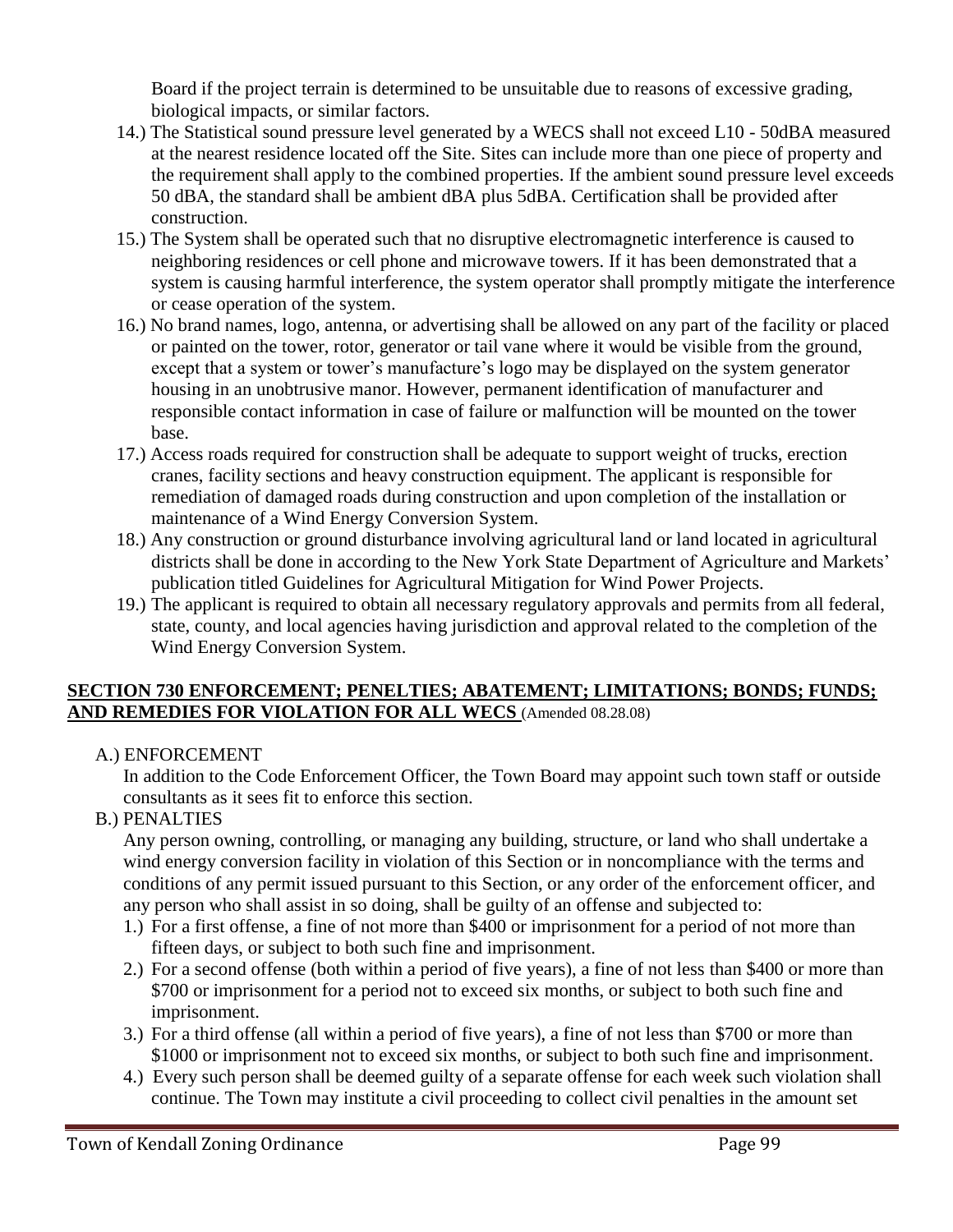Board if the project terrain is determined to be unsuitable due to reasons of excessive grading, biological impacts, or similar factors.

14.) The Statistical sound pressure level generated by a WECS shall not exceed L10 - 50dBA measured at the nearest residence located off the Site. Sites can include more than one piece of property and the requirement shall apply to the combined properties. If the ambient sound pressure level exceeds 50 dBA, the standard shall be ambient dBA plus 5dBA. Certification shall be provided after construction.

15.) The System shall be operated such that no disruptive electromagnetic interference is caused to neighboring residences or cell phone and microwave towers. If it has been demonstrated that a system is causing harmful interference, the system operator shall promptly mitigate the interference or cease operation of the system.

16.) No brand names, logo, antenna, or advertising shall be allowed on any part of the facility or placed or painted on the tower, rotor, generator or tail vane where it would be visible from the ground, except that a system or tower's manufacture's logo may be displayed on the system generator housing in an unobtrusive manor. However, permanent identification of manufacturer and responsible contact information in case of failure or malfunction will be mounted on the tower base.

17.) Access roads required for construction shall be adequate to support weight of trucks, erection cranes, facility sections and heavy construction equipment. The applicant is responsible for remediation of damaged roads during construction and upon completion of the installation or maintenance of a Wind Energy Conversion System.

18.) Any construction or ground disturbance involving agricultural land or land located in agricultural districts shall be done in according to the New York State Department of Agriculture and Markets' publication titled Guidelines for Agricultural Mitigation for Wind Power Projects.

19.) The applicant is required to obtain all necessary regulatory approvals and permits from all federal, state, county, and local agencies having jurisdiction and approval related to the completion of the Wind Energy Conversion System.

## SECTION 730 ENFORCEMENT; PENELTIES; ABATEMENT; LIMITATIONS; BONDS; FUNDS; AND REMEDIES FOR VIOLATION FOR ALL WECS (Amended 08.28.08)

A.) ENFORCEMENT

In addition to the Code Enforcement Officer, the Town Board may appoint such town staff or outside consultants as it sees fit to enforce this section.

B.) PENALTIES

Any person owning, controlling, or managing any building, structure, or land who shall undertake a wind energy conversion facility in violation of this Section or in noncompliance with the terms and conditions of any permit issued pursuant to this Section, or any order of the enforcement officer, and any person who shall assist in so doing, shall be guilty of an offense and subjected to:

1.) For a first offense, a fine of not more than $400 or imprisonment for a period of not more than fifteen days, or subject to both such fine and imprisonment.

2.) For a second offense (both within a period of five years), a fine of not less than $400 or more than $700 or imprisonment for a period not to exceed six months, or subject to both such fine and imprisonment.

3.) For a third offense (all within a period of five years), a fine of not less than $700 or more than $1000 or imprisonment not to exceed six months, or subject to both such fine and imprisonment.

4.) Every such person shall be deemed guilty of a separate offense for each week such violation shall continue. The Town may institute a civil proceeding to collect civil penalties in the amount set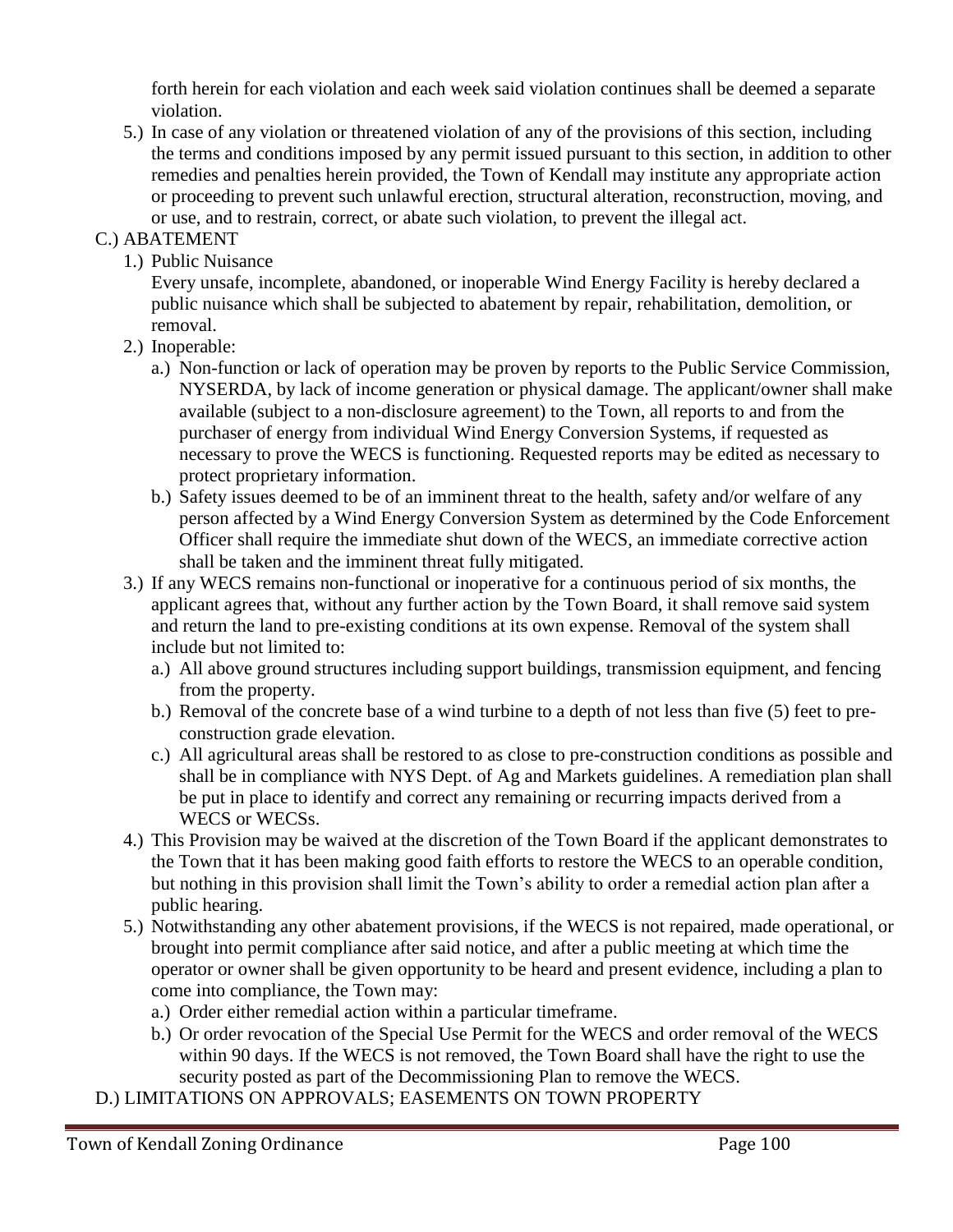forth herein for each violation and each week said violation continues shall be deemed a separate violation.

5.) In case of any violation or threatened violation of any of the provisions of this section, including the terms and conditions imposed by any permit issued pursuant to this section, in addition to other remedies and penalties herein provided, the Town of Kendall may institute any appropriate action or proceeding to prevent such unlawful erection, structural alteration, reconstruction, moving, and or use, and to restrain, correct, or abate such violation, to prevent the illegal act.

C.) ABATEMENT

1.) Public Nuisance

Every unsafe, incomplete, abandoned, or inoperable Wind Energy Facility is hereby declared a public nuisance which shall be subjected to abatement by repair, rehabilitation, demolition, or removal.

2.) Inoperable:

a.) Non-function or lack of operation may be proven by reports to the Public Service Commission, NYSERDA, by lack of income generation or physical damage. The applicant/owner shall make available (subject to a non-disclosure agreement) to the Town, all reports to and from the purchaser of energy from individual Wind Energy Conversion Systems, if requested as necessary to prove the WECS is functioning. Requested reports may be edited as necessary to protect proprietary information.

b.) Safety issues deemed to be of an imminent threat to the health, safety and/or welfare of any person affected by a Wind Energy Conversion System as determined by the Code Enforcement Officer shall require the immediate shut down of the WECS, an immediate corrective action shall be taken and the imminent threat fully mitigated.

3.) If any WECS remains non-functional or inoperative for a continuous period of six months, the applicant agrees that, without any further action by the Town Board, it shall remove said system and return the land to pre-existing conditions at its own expense. Removal of the system shall include but not limited to:

a.) All above ground structures including support buildings, transmission equipment, and fencing from the property.

b.) Removal of the concrete base of a wind turbine to a depth of not less than five (5) feet to pre-construction grade elevation.

c.) All agricultural areas shall be restored to as close to pre-construction conditions as possible and shall be in compliance with NYS Dept. of Ag and Markets guidelines. A remediation plan shall be put in place to identify and correct any remaining or recurring impacts derived from a WECS or WECSs.

4.) This Provision may be waived at the discretion of the Town Board if the applicant demonstrates to the Town that it has been making good faith efforts to restore the WECS to an operable condition, but nothing in this provision shall limit the Town's ability to order a remedial action plan after a public hearing.

5.) Notwithstanding any other abatement provisions, if the WECS is not repaired, made operational, or brought into permit compliance after said notice, and after a public meeting at which time the operator or owner shall be given opportunity to be heard and present evidence, including a plan to come into compliance, the Town may:

a.) Order either remedial action within a particular timeframe.

b.) Or order revocation of the Special Use Permit for the WECS and order removal of the WECS within 90 days. If the WECS is not removed, the Town Board shall have the right to use the security posted as part of the Decommissioning Plan to remove the WECS.

D.) LIMITATIONS ON APPROVALS; EASEMENTS ON TOWN PROPERTY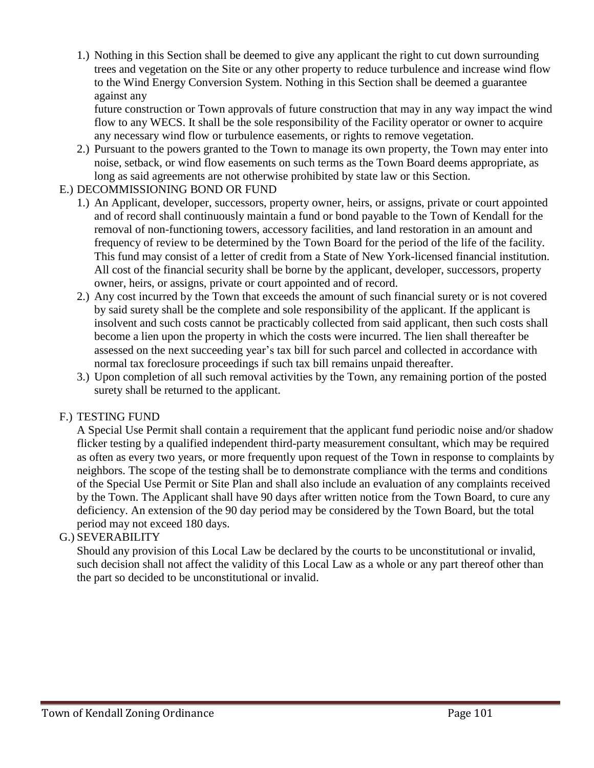1.) Nothing in this Section shall be deemed to give any applicant the right to cut down surrounding trees and vegetation on the Site or any other property to reduce turbulence and increase wind flow to the Wind Energy Conversion System. Nothing in this Section shall be deemed a guarantee against any future construction or Town approvals of future construction that may in any way impact the wind flow to any WECS. It shall be the sole responsibility of the Facility operator or owner to acquire any necessary wind flow or turbulence easements, or rights to remove vegetation.

2.) Pursuant to the powers granted to the Town to manage its own property, the Town may enter into noise, setback, or wind flow easements on such terms as the Town Board deems appropriate, as long as said agreements are not otherwise prohibited by state law or this Section.

E.) DECOMMISSIONING BOND OR FUND

1.) An Applicant, developer, successors, property owner, heirs, or assigns, private or court appointed and of record shall continuously maintain a fund or bond payable to the Town of Kendall for the removal of non-functioning towers, accessory facilities, and land restoration in an amount and frequency of review to be determined by the Town Board for the period of the life of the facility. This fund may consist of a letter of credit from a State of New York-licensed financial institution. All cost of the financial security shall be borne by the applicant, developer, successors, property owner, heirs, or assigns, private or court appointed and of record.

2.) Any cost incurred by the Town that exceeds the amount of such financial surety or is not covered by said surety shall be the complete and sole responsibility of the applicant. If the applicant is insolvent and such costs cannot be practicably collected from said applicant, then such costs shall become a lien upon the property in which the costs were incurred. The lien shall thereafter be assessed on the next succeeding year's tax bill for such parcel and collected in accordance with normal tax foreclosure proceedings if such tax bill remains unpaid thereafter.

3.) Upon completion of all such removal activities by the Town, any remaining portion of the posted surety shall be returned to the applicant.

F.) TESTING FUND

A Special Use Permit shall contain a requirement that the applicant fund periodic noise and/or shadow flicker testing by a qualified independent third-party measurement consultant, which may be required as often as every two years, or more frequently upon request of the Town in response to complaints by neighbors. The scope of the testing shall be to demonstrate compliance with the terms and conditions of the Special Use Permit or Site Plan and shall also include an evaluation of any complaints received by the Town. The Applicant shall have 90 days after written notice from the Town Board, to cure any deficiency. An extension of the 90 day period may be considered by the Town Board, but the total period may not exceed 180 days.

G.) SEVERABILITY

Should any provision of this Local Law be declared by the courts to be unconstitutional or invalid, such decision shall not affect the validity of this Local Law as a whole or any part thereof other than the part so decided to be unconstitutional or invalid.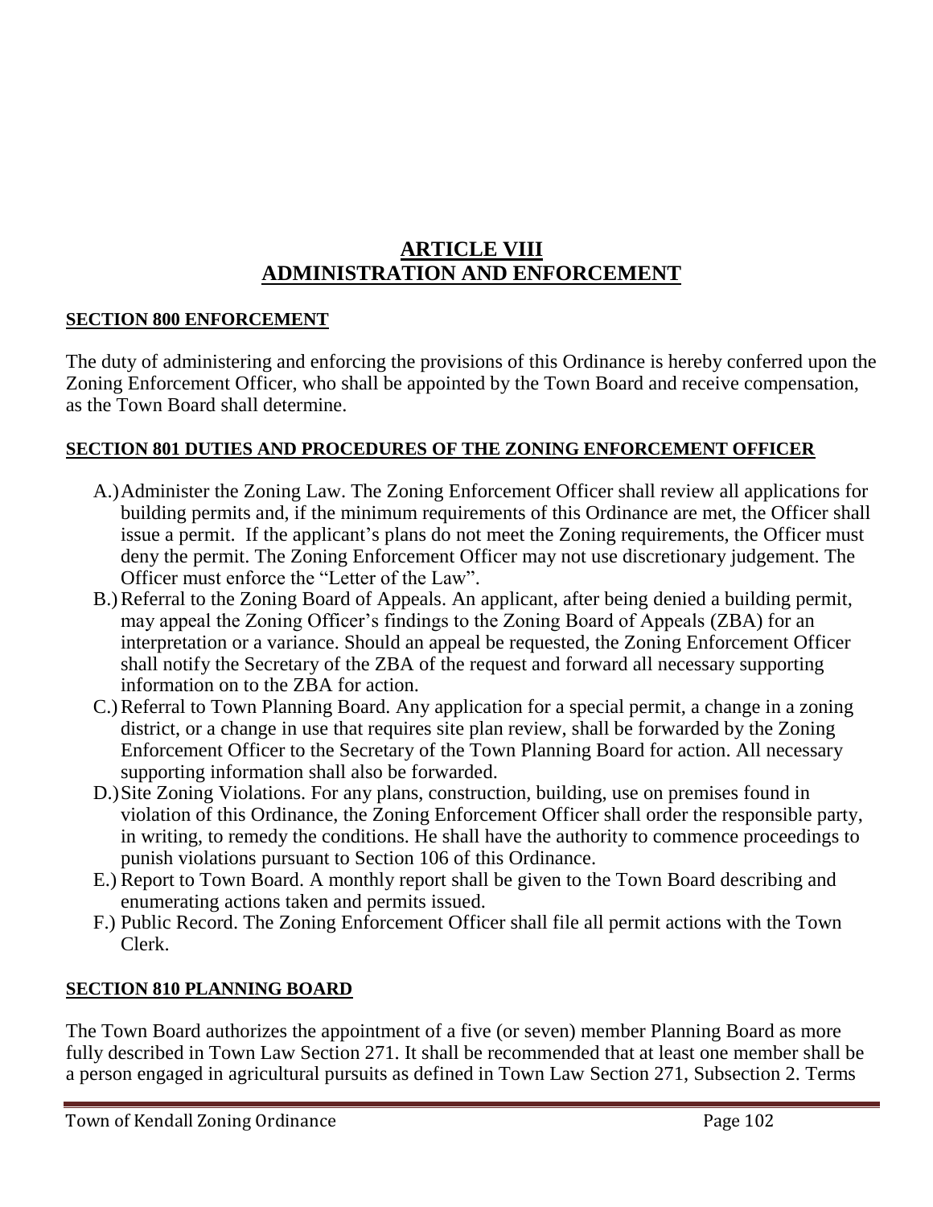# ARTICLE VIII
# ADMINISTRATION AND ENFORCEMENT

## SECTION 800 ENFORCEMENT

The duty of administering and enforcing the provisions of this Ordinance is hereby conferred upon the Zoning Enforcement Officer, who shall be appointed by the Town Board and receive compensation, as the Town Board shall determine.

## SECTION 801 DUTIES AND PROCEDURES OF THE ZONING ENFORCEMENT OFFICER

A.) Administer the Zoning Law. The Zoning Enforcement Officer shall review all applications for building permits and, if the minimum requirements of this Ordinance are met, the Officer shall issue a permit. If the applicant's plans do not meet the Zoning requirements, the Officer must deny the permit. The Zoning Enforcement Officer may not use discretionary judgement. The Officer must enforce the "Letter of the Law".

B.) Referral to the Zoning Board of Appeals. An applicant, after being denied a building permit, may appeal the Zoning Officer's findings to the Zoning Board of Appeals (ZBA) for an interpretation or a variance. Should an appeal be requested, the Zoning Enforcement Officer shall notify the Secretary of the ZBA of the request and forward all necessary supporting information on to the ZBA for action.

C.) Referral to Town Planning Board. Any application for a special permit, a change in a zoning district, or a change in use that requires site plan review, shall be forwarded by the Zoning Enforcement Officer to the Secretary of the Town Planning Board for action. All necessary supporting information shall also be forwarded.

D.) Site Zoning Violations. For any plans, construction, building, use on premises found in violation of this Ordinance, the Zoning Enforcement Officer shall order the responsible party, in writing, to remedy the conditions. He shall have the authority to commence proceedings to punish violations pursuant to Section 106 of this Ordinance.

E.) Report to Town Board. A monthly report shall be given to the Town Board describing and enumerating actions taken and permits issued.

F.) Public Record. The Zoning Enforcement Officer shall file all permit actions with the Town Clerk.

## SECTION 810 PLANNING BOARD

The Town Board authorizes the appointment of a five (or seven) member Planning Board as more fully described in Town Law Section 271. It shall be recommended that at least one member shall be a person engaged in agricultural pursuits as defined in Town Law Section 271, Subsection 2. Terms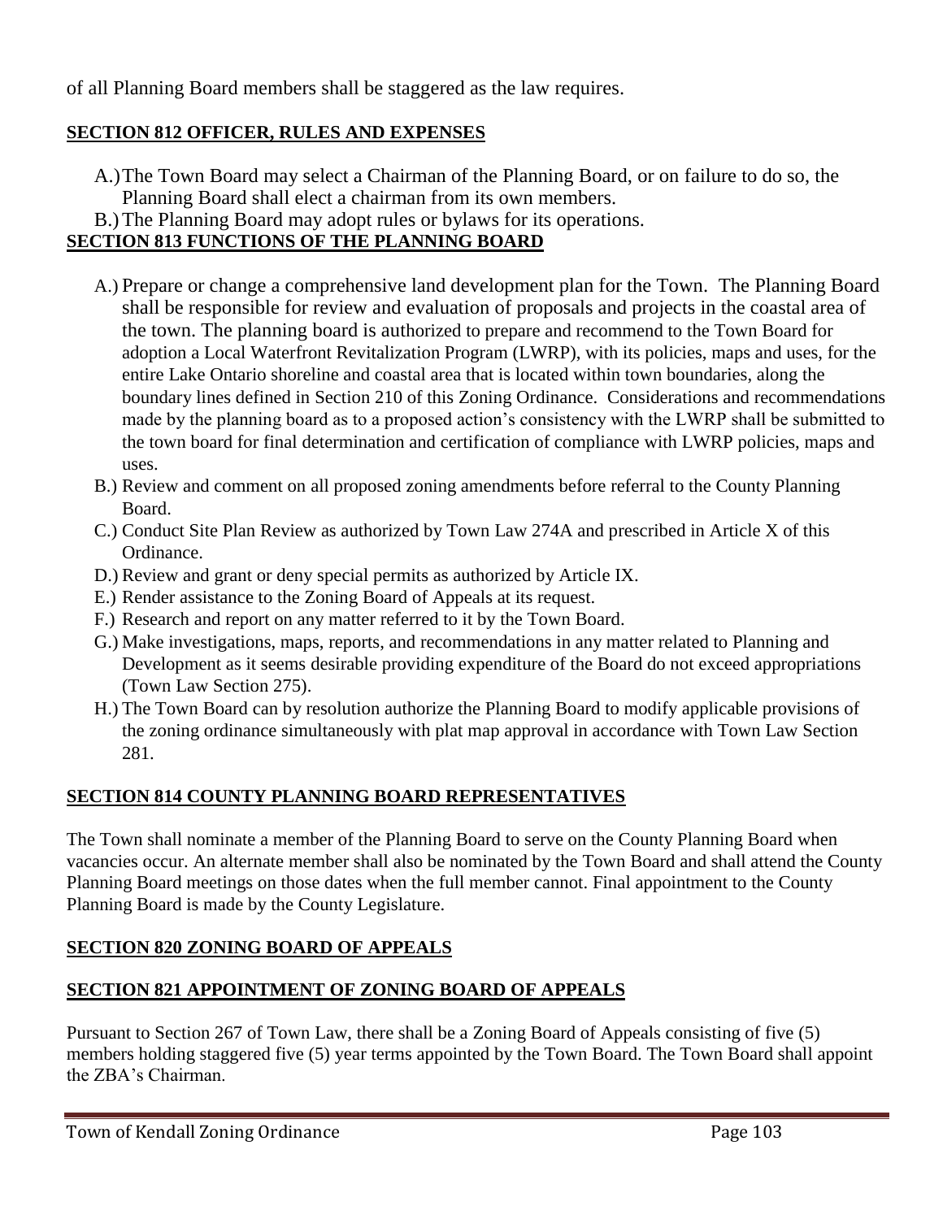of all Planning Board members shall be staggered as the law requires.

## SECTION 812 OFFICER, RULES AND EXPENSES

A.) The Town Board may select a Chairman of the Planning Board, or on failure to do so, the Planning Board shall elect a chairman from its own members.

B.) The Planning Board may adopt rules or bylaws for its operations.

## SECTION 813 FUNCTIONS OF THE PLANNING BOARD

A.) Prepare or change a comprehensive land development plan for the Town. The Planning Board shall be responsible for review and evaluation of proposals and projects in the coastal area of the town. The planning board is authorized to prepare and recommend to the Town Board for adoption a Local Waterfront Revitalization Program (LWRP), with its policies, maps and uses, for the entire Lake Ontario shoreline and coastal area that is located within town boundaries, along the boundary lines defined in Section 210 of this Zoning Ordinance. Considerations and recommendations made by the planning board as to a proposed action's consistency with the LWRP shall be submitted to the town board for final determination and certification of compliance with LWRP policies, maps and uses.

B.) Review and comment on all proposed zoning amendments before referral to the County Planning Board.

C.) Conduct Site Plan Review as authorized by Town Law 274A and prescribed in Article X of this Ordinance.

D.) Review and grant or deny special permits as authorized by Article IX.

E.) Render assistance to the Zoning Board of Appeals at its request.

F.) Research and report on any matter referred to it by the Town Board.

G.) Make investigations, maps, reports, and recommendations in any matter related to Planning and Development as it seems desirable providing expenditure of the Board do not exceed appropriations (Town Law Section 275).

H.) The Town Board can by resolution authorize the Planning Board to modify applicable provisions of the zoning ordinance simultaneously with plat map approval in accordance with Town Law Section 281.

## SECTION 814 COUNTY PLANNING BOARD REPRESENTATIVES

The Town shall nominate a member of the Planning Board to serve on the County Planning Board when vacancies occur. An alternate member shall also be nominated by the Town Board and shall attend the County Planning Board meetings on those dates when the full member cannot. Final appointment to the County Planning Board is made by the County Legislature.

## SECTION 820 ZONING BOARD OF APPEALS

## SECTION 821 APPOINTMENT OF ZONING BOARD OF APPEALS

Pursuant to Section 267 of Town Law, there shall be a Zoning Board of Appeals consisting of five (5) members holding staggered five (5) year terms appointed by the Town Board. The Town Board shall appoint the ZBA's Chairman.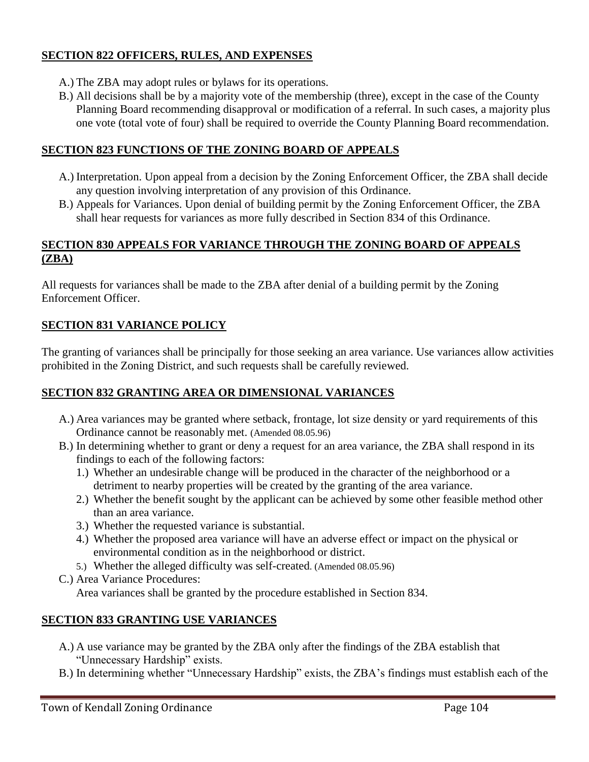## SECTION 822 OFFICERS, RULES, AND EXPENSES

A.) The ZBA may adopt rules or bylaws for its operations.

B.) All decisions shall be by a majority vote of the membership (three), except in the case of the County Planning Board recommending disapproval or modification of a referral. In such cases, a majority plus one vote (total vote of four) shall be required to override the County Planning Board recommendation.

## SECTION 823 FUNCTIONS OF THE ZONING BOARD OF APPEALS

A.) Interpretation. Upon appeal from a decision by the Zoning Enforcement Officer, the ZBA shall decide any question involving interpretation of any provision of this Ordinance.

B.) Appeals for Variances. Upon denial of building permit by the Zoning Enforcement Officer, the ZBA shall hear requests for variances as more fully described in Section 834 of this Ordinance.

## SECTION 830 APPEALS FOR VARIANCE THROUGH THE ZONING BOARD OF APPEALS (ZBA)

All requests for variances shall be made to the ZBA after denial of a building permit by the Zoning Enforcement Officer.

## SECTION 831 VARIANCE POLICY

The granting of variances shall be principally for those seeking an area variance. Use variances allow activities prohibited in the Zoning District, and such requests shall be carefully reviewed.

## SECTION 832 GRANTING AREA OR DIMENSIONAL VARIANCES

A.) Area variances may be granted where setback, frontage, lot size density or yard requirements of this Ordinance cannot be reasonably met. (Amended 08.05.96)

B.) In determining whether to grant or deny a request for an area variance, the ZBA shall respond in its findings to each of the following factors:

1.) Whether an undesirable change will be produced in the character of the neighborhood or a detriment to nearby properties will be created by the granting of the area variance.

2.) Whether the benefit sought by the applicant can be achieved by some other feasible method other than an area variance.

3.) Whether the requested variance is substantial.

4.) Whether the proposed area variance will have an adverse effect or impact on the physical or environmental condition as in the neighborhood or district.

5.) Whether the alleged difficulty was self-created. (Amended 08.05.96)

C.) Area Variance Procedures:
Area variances shall be granted by the procedure established in Section 834.

## SECTION 833 GRANTING USE VARIANCES

A.) A use variance may be granted by the ZBA only after the findings of the ZBA establish that "Unnecessary Hardship" exists.

B.) In determining whether "Unnecessary Hardship" exists, the ZBA's findings must establish each of the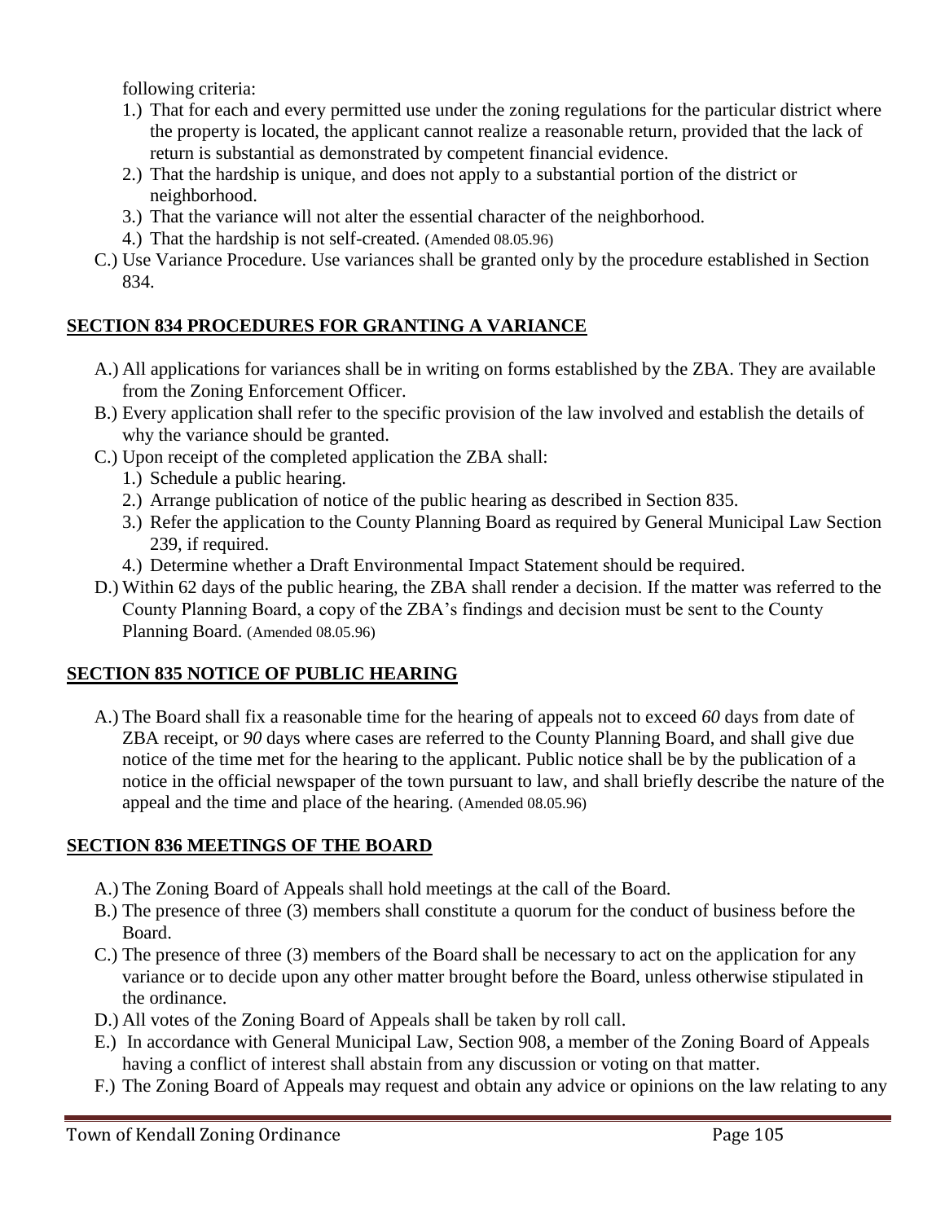following criteria:

1.) That for each and every permitted use under the zoning regulations for the particular district where the property is located, the applicant cannot realize a reasonable return, provided that the lack of return is substantial as demonstrated by competent financial evidence.
2.) That the hardship is unique, and does not apply to a substantial portion of the district or neighborhood.
3.) That the variance will not alter the essential character of the neighborhood.
4.) That the hardship is not self-created. (Amended 08.05.96)

C.) Use Variance Procedure. Use variances shall be granted only by the procedure established in Section 834.

## SECTION 834 PROCEDURES FOR GRANTING A VARIANCE

A.) All applications for variances shall be in writing on forms established by the ZBA. They are available from the Zoning Enforcement Officer.

B.) Every application shall refer to the specific provision of the law involved and establish the details of why the variance should be granted.

C.) Upon receipt of the completed application the ZBA shall:

1.) Schedule a public hearing.
2.) Arrange publication of notice of the public hearing as described in Section 835.
3.) Refer the application to the County Planning Board as required by General Municipal Law Section 239, if required.
4.) Determine whether a Draft Environmental Impact Statement should be required.

D.) Within 62 days of the public hearing, the ZBA shall render a decision. If the matter was referred to the County Planning Board, a copy of the ZBA's findings and decision must be sent to the County Planning Board. (Amended 08.05.96)

## SECTION 835 NOTICE OF PUBLIC HEARING

A.) The Board shall fix a reasonable time for the hearing of appeals not to exceed *60* days from date of ZBA receipt, or *90* days where cases are referred to the County Planning Board, and shall give due notice of the time met for the hearing to the applicant. Public notice shall be by the publication of a notice in the official newspaper of the town pursuant to law, and shall briefly describe the nature of the appeal and the time and place of the hearing. (Amended 08.05.96)

## SECTION 836 MEETINGS OF THE BOARD

A.) The Zoning Board of Appeals shall hold meetings at the call of the Board.

B.) The presence of three (3) members shall constitute a quorum for the conduct of business before the Board.

C.) The presence of three (3) members of the Board shall be necessary to act on the application for any variance or to decide upon any other matter brought before the Board, unless otherwise stipulated in the ordinance.

D.) All votes of the Zoning Board of Appeals shall be taken by roll call.

E.) In accordance with General Municipal Law, Section 908, a member of the Zoning Board of Appeals having a conflict of interest shall abstain from any discussion or voting on that matter.

F.) The Zoning Board of Appeals may request and obtain any advice or opinions on the law relating to any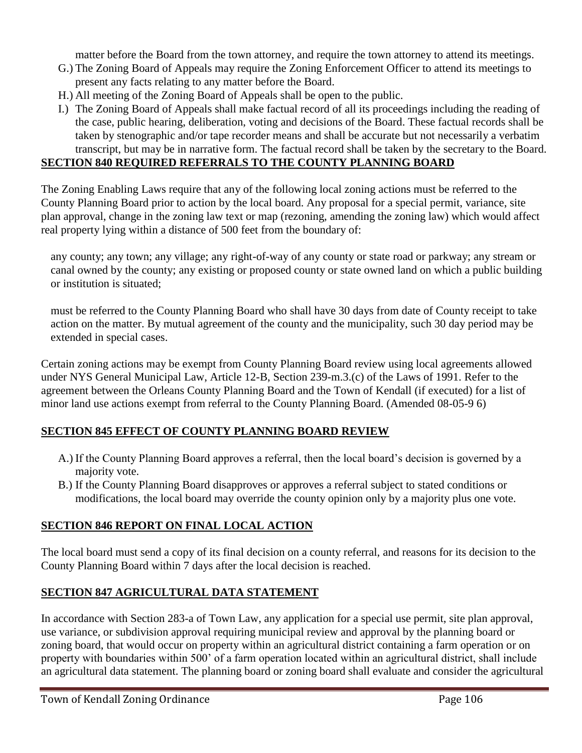matter before the Board from the town attorney, and require the town attorney to attend its meetings.

G.) The Zoning Board of Appeals may require the Zoning Enforcement Officer to attend its meetings to present any facts relating to any matter before the Board.

H.) All meeting of the Zoning Board of Appeals shall be open to the public.

I.) The Zoning Board of Appeals shall make factual record of all its proceedings including the reading of the case, public hearing, deliberation, voting and decisions of the Board. These factual records shall be taken by stenographic and/or tape recorder means and shall be accurate but not necessarily a verbatim transcript, but may be in narrative form. The factual record shall be taken by the secretary to the Board.

## SECTION 840 REQUIRED REFERRALS TO THE COUNTY PLANNING BOARD

The Zoning Enabling Laws require that any of the following local zoning actions must be referred to the County Planning Board prior to action by the local board. Any proposal for a special permit, variance, site plan approval, change in the zoning law text or map (rezoning, amending the zoning law) which would affect real property lying within a distance of 500 feet from the boundary of:

any county; any town; any village; any right-of-way of any county or state road or parkway; any stream or canal owned by the county; any existing or proposed county or state owned land on which a public building or institution is situated;

must be referred to the County Planning Board who shall have 30 days from date of County receipt to take action on the matter. By mutual agreement of the county and the municipality, such 30 day period may be extended in special cases.

Certain zoning actions may be exempt from County Planning Board review using local agreements allowed under NYS General Municipal Law, Article 12-B, Section 239-m.3.(c) of the Laws of 1991. Refer to the agreement between the Orleans County Planning Board and the Town of Kendall (if executed) for a list of minor land use actions exempt from referral to the County Planning Board. (Amended 08-05-9 6)

## SECTION 845 EFFECT OF COUNTY PLANNING BOARD REVIEW

A.) If the County Planning Board approves a referral, then the local board's decision is governed by a majority vote.

B.) If the County Planning Board disapproves or approves a referral subject to stated conditions or modifications, the local board may override the county opinion only by a majority plus one vote.

## SECTION 846 REPORT ON FINAL LOCAL ACTION

The local board must send a copy of its final decision on a county referral, and reasons for its decision to the County Planning Board within 7 days after the local decision is reached.

## SECTION 847 AGRICULTURAL DATA STATEMENT

In accordance with Section 283-a of Town Law, any application for a special use permit, site plan approval, use variance, or subdivision approval requiring municipal review and approval by the planning board or zoning board, that would occur on property within an agricultural district containing a farm operation or on property with boundaries within 500' of a farm operation located within an agricultural district, shall include an agricultural data statement. The planning board or zoning board shall evaluate and consider the agricultural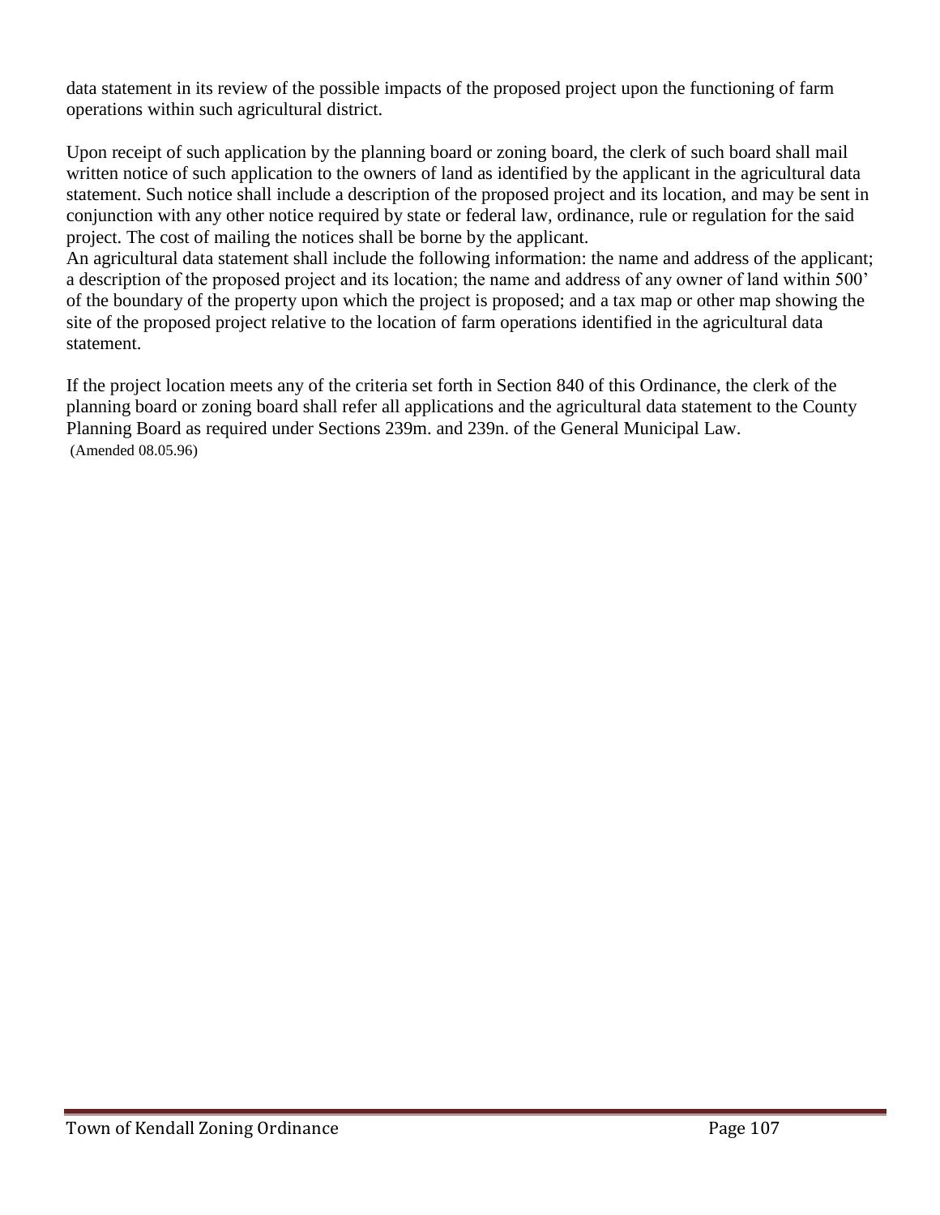data statement in its review of the possible impacts of the proposed project upon the functioning of farm operations within such agricultural district.

Upon receipt of such application by the planning board or zoning board, the clerk of such board shall mail written notice of such application to the owners of land as identified by the applicant in the agricultural data statement. Such notice shall include a description of the proposed project and its location, and may be sent in conjunction with any other notice required by state or federal law, ordinance, rule or regulation for the said project. The cost of mailing the notices shall be borne by the applicant.
An agricultural data statement shall include the following information: the name and address of the applicant; a description of the proposed project and its location; the name and address of any owner of land within 500' of the boundary of the property upon which the project is proposed; and a tax map or other map showing the site of the proposed project relative to the location of farm operations identified in the agricultural data statement.

If the project location meets any of the criteria set forth in Section 840 of this Ordinance, the clerk of the planning board or zoning board shall refer all applications and the agricultural data statement to the County Planning Board as required under Sections 239m. and 239n. of the General Municipal Law.
(Amended 08.05.96)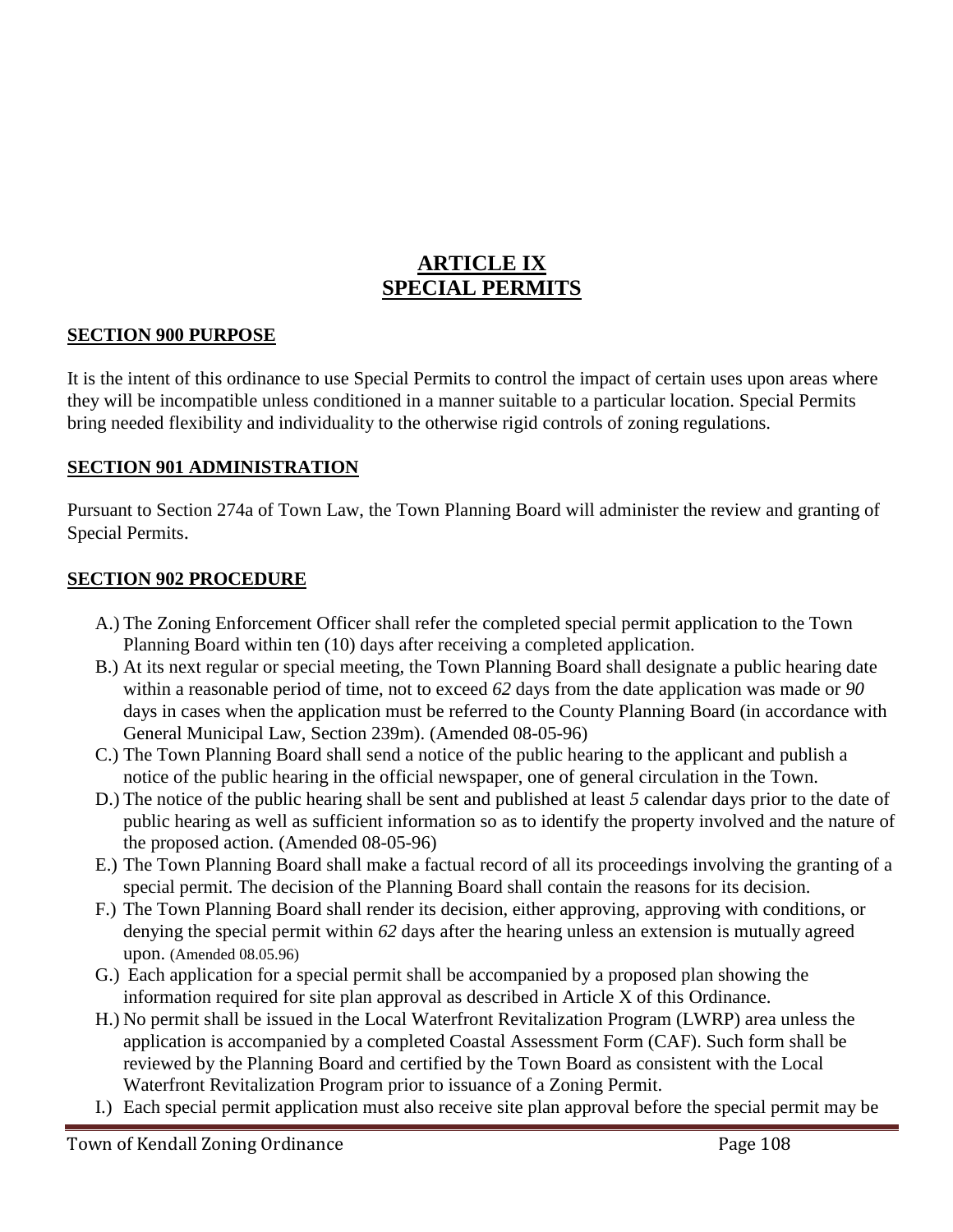# ARTICLE IX
# SPECIAL PERMITS

## SECTION 900 PURPOSE

It is the intent of this ordinance to use Special Permits to control the impact of certain uses upon areas where they will be incompatible unless conditioned in a manner suitable to a particular location. Special Permits bring needed flexibility and individuality to the otherwise rigid controls of zoning regulations.

## SECTION 901 ADMINISTRATION

Pursuant to Section 274a of Town Law, the Town Planning Board will administer the review and granting of Special Permits.

## SECTION 902 PROCEDURE

A.) The Zoning Enforcement Officer shall refer the completed special permit application to the Town Planning Board within ten (10) days after receiving a completed application.

B.) At its next regular or special meeting, the Town Planning Board shall designate a public hearing date within a reasonable period of time, not to exceed *62* days from the date application was made or *90* days in cases when the application must be referred to the County Planning Board (in accordance with General Municipal Law, Section 239m). (Amended 08-05-96)

C.) The Town Planning Board shall send a notice of the public hearing to the applicant and publish a notice of the public hearing in the official newspaper, one of general circulation in the Town.

D.) The notice of the public hearing shall be sent and published at least *5* calendar days prior to the date of public hearing as well as sufficient information so as to identify the property involved and the nature of the proposed action. (Amended 08-05-96)

E.) The Town Planning Board shall make a factual record of all its proceedings involving the granting of a special permit. The decision of the Planning Board shall contain the reasons for its decision.

F.) The Town Planning Board shall render its decision, either approving, approving with conditions, or denying the special permit within *62* days after the hearing unless an extension is mutually agreed upon. (Amended 08.05.96)

G.) Each application for a special permit shall be accompanied by a proposed plan showing the information required for site plan approval as described in Article X of this Ordinance.

H.) No permit shall be issued in the Local Waterfront Revitalization Program (LWRP) area unless the application is accompanied by a completed Coastal Assessment Form (CAF). Such form shall be reviewed by the Planning Board and certified by the Town Board as consistent with the Local Waterfront Revitalization Program prior to issuance of a Zoning Permit.

I.) Each special permit application must also receive site plan approval before the special permit may be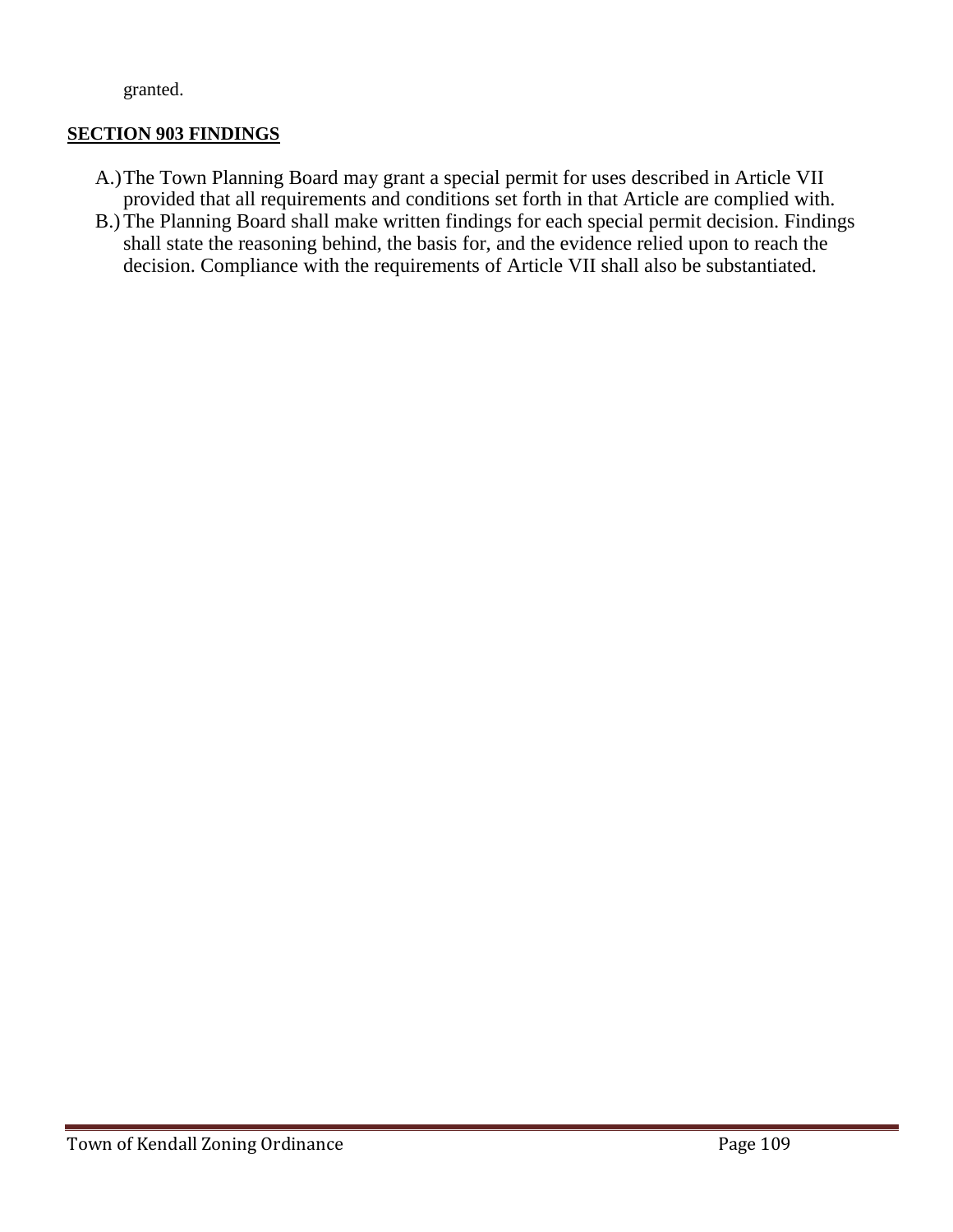granted.

## SECTION 903 FINDINGS

A.) The Town Planning Board may grant a special permit for uses described in Article VII provided that all requirements and conditions set forth in that Article are complied with.

B.) The Planning Board shall make written findings for each special permit decision. Findings shall state the reasoning behind, the basis for, and the evidence relied upon to reach the decision. Compliance with the requirements of Article VII shall also be substantiated.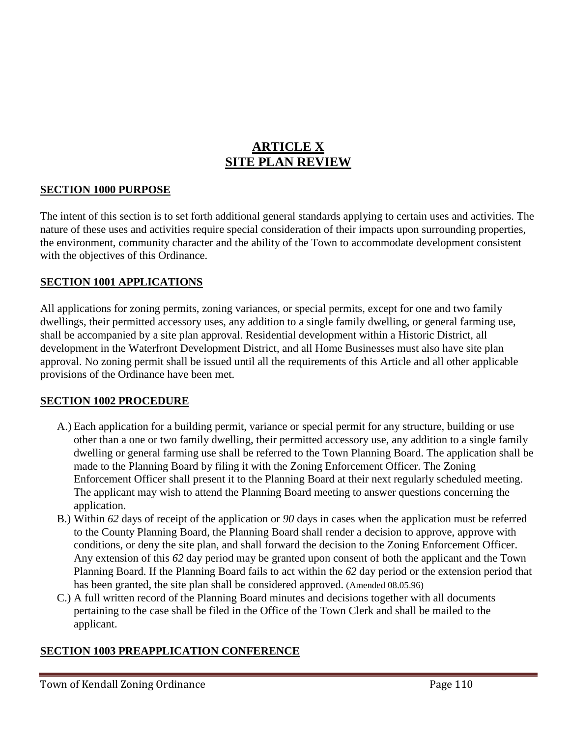# ARTICLE X
# SITE PLAN REVIEW

## SECTION 1000 PURPOSE

The intent of this section is to set forth additional general standards applying to certain uses and activities. The nature of these uses and activities require special consideration of their impacts upon surrounding properties, the environment, community character and the ability of the Town to accommodate development consistent with the objectives of this Ordinance.

## SECTION 1001 APPLICATIONS

All applications for zoning permits, zoning variances, or special permits, except for one and two family dwellings, their permitted accessory uses, any addition to a single family dwelling, or general farming use, shall be accompanied by a site plan approval. Residential development within a Historic District, all development in the Waterfront Development District, and all Home Businesses must also have site plan approval. No zoning permit shall be issued until all the requirements of this Article and all other applicable provisions of the Ordinance have been met.

## SECTION 1002 PROCEDURE

A.) Each application for a building permit, variance or special permit for any structure, building or use other than a one or two family dwelling, their permitted accessory use, any addition to a single family dwelling or general farming use shall be referred to the Town Planning Board. The application shall be made to the Planning Board by filing it with the Zoning Enforcement Officer. The Zoning Enforcement Officer shall present it to the Planning Board at their next regularly scheduled meeting. The applicant may wish to attend the Planning Board meeting to answer questions concerning the application.

B.) Within *62* days of receipt of the application or *90* days in cases when the application must be referred to the County Planning Board, the Planning Board shall render a decision to approve, approve with conditions, or deny the site plan, and shall forward the decision to the Zoning Enforcement Officer. Any extension of this *62* day period may be granted upon consent of both the applicant and the Town Planning Board. If the Planning Board fails to act within the *62* day period or the extension period that has been granted, the site plan shall be considered approved. (Amended 08.05.96)

C.) A full written record of the Planning Board minutes and decisions together with all documents pertaining to the case shall be filed in the Office of the Town Clerk and shall be mailed to the applicant.

## SECTION 1003 PREAPPLICATION CONFERENCE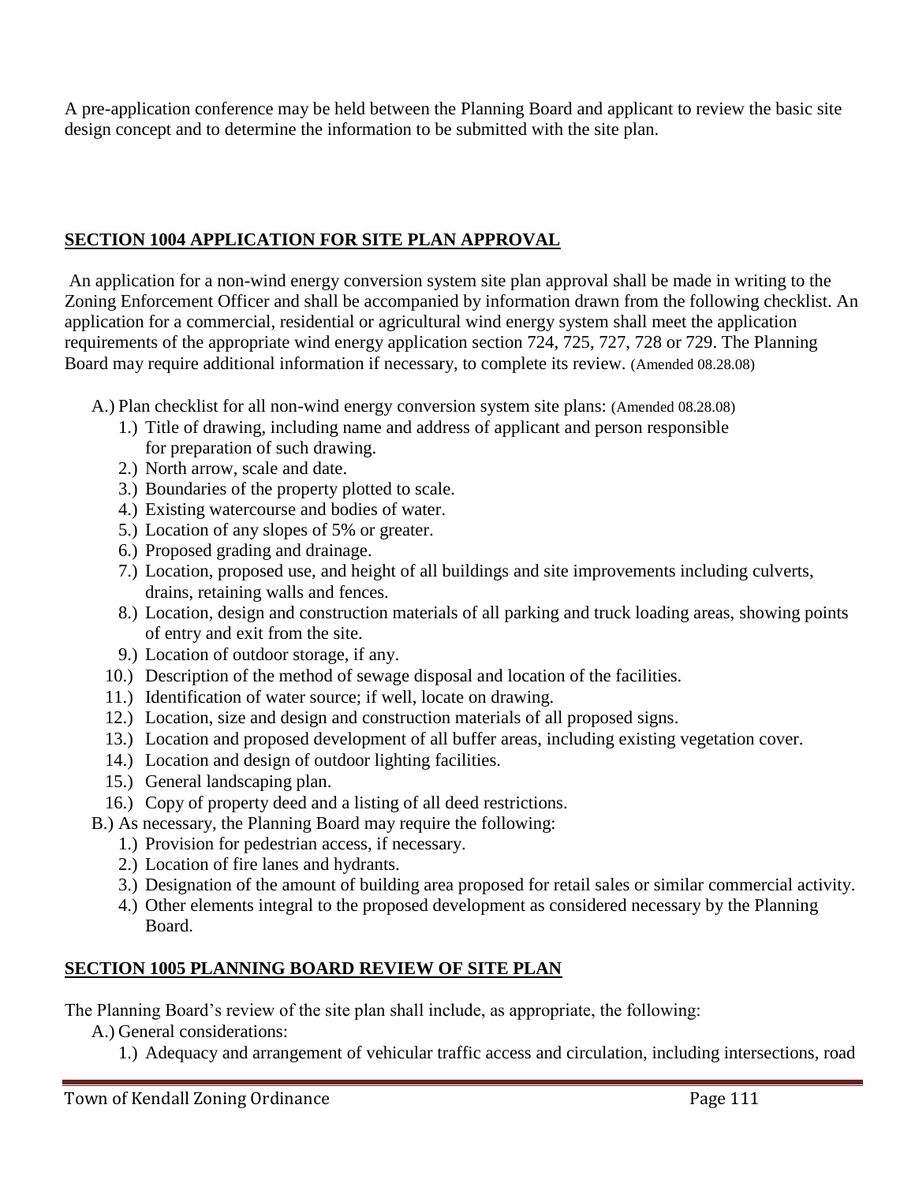A pre-application conference may be held between the Planning Board and applicant to review the basic site design concept and to determine the information to be submitted with the site plan.

## SECTION 1004 APPLICATION FOR SITE PLAN APPROVAL

An application for a non-wind energy conversion system site plan approval shall be made in writing to the Zoning Enforcement Officer and shall be accompanied by information drawn from the following checklist. An application for a commercial, residential or agricultural wind energy system shall meet the application requirements of the appropriate wind energy application section 724, 725, 727, 728 or 729. The Planning Board may require additional information if necessary, to complete its review. (Amended 08.28.08)

A.) Plan checklist for all non-wind energy conversion system site plans: (Amended 08.28.08)

1.) Title of drawing, including name and address of applicant and person responsible for preparation of such drawing.
2.) North arrow, scale and date.
3.) Boundaries of the property plotted to scale.
4.) Existing watercourse and bodies of water.
5.) Location of any slopes of 5% or greater.
6.) Proposed grading and drainage.
7.) Location, proposed use, and height of all buildings and site improvements including culverts, drains, retaining walls and fences.
8.) Location, design and construction materials of all parking and truck loading areas, showing points of entry and exit from the site.
9.) Location of outdoor storage, if any.
10.) Description of the method of sewage disposal and location of the facilities.
11.) Identification of water source; if well, locate on drawing.
12.) Location, size and design and construction materials of all proposed signs.
13.) Location and proposed development of all buffer areas, including existing vegetation cover.
14.) Location and design of outdoor lighting facilities.
15.) General landscaping plan.
16.) Copy of property deed and a listing of all deed restrictions.

B.) As necessary, the Planning Board may require the following:

1.) Provision for pedestrian access, if necessary.
2.) Location of fire lanes and hydrants.
3.) Designation of the amount of building area proposed for retail sales or similar commercial activity.
4.) Other elements integral to the proposed development as considered necessary by the Planning Board.

## SECTION 1005 PLANNING BOARD REVIEW OF SITE PLAN

The Planning Board's review of the site plan shall include, as appropriate, the following:

A.) General considerations:

1.) Adequacy and arrangement of vehicular traffic access and circulation, including intersections, road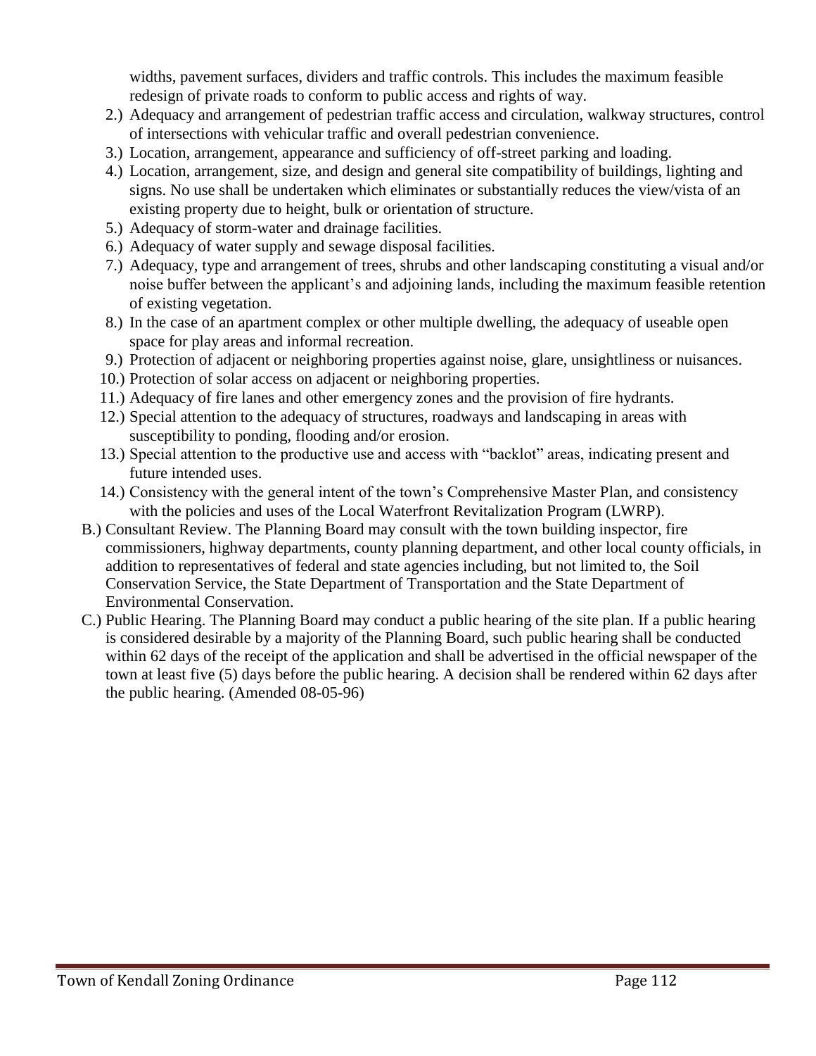widths, pavement surfaces, dividers and traffic controls. This includes the maximum feasible redesign of private roads to conform to public access and rights of way.

2.) Adequacy and arrangement of pedestrian traffic access and circulation, walkway structures, control of intersections with vehicular traffic and overall pedestrian convenience.
3.) Location, arrangement, appearance and sufficiency of off-street parking and loading.
4.) Location, arrangement, size, and design and general site compatibility of buildings, lighting and signs. No use shall be undertaken which eliminates or substantially reduces the view/vista of an existing property due to height, bulk or orientation of structure.
5.) Adequacy of storm-water and drainage facilities.
6.) Adequacy of water supply and sewage disposal facilities.
7.) Adequacy, type and arrangement of trees, shrubs and other landscaping constituting a visual and/or noise buffer between the applicant's and adjoining lands, including the maximum feasible retention of existing vegetation.
8.) In the case of an apartment complex or other multiple dwelling, the adequacy of useable open space for play areas and informal recreation.
9.) Protection of adjacent or neighboring properties against noise, glare, unsightliness or nuisances.
10.) Protection of solar access on adjacent or neighboring properties.
11.) Adequacy of fire lanes and other emergency zones and the provision of fire hydrants.
12.) Special attention to the adequacy of structures, roadways and landscaping in areas with susceptibility to ponding, flooding and/or erosion.
13.) Special attention to the productive use and access with "backlot" areas, indicating present and future intended uses.
14.) Consistency with the general intent of the town's Comprehensive Master Plan, and consistency with the policies and uses of the Local Waterfront Revitalization Program (LWRP).

B.) Consultant Review. The Planning Board may consult with the town building inspector, fire commissioners, highway departments, county planning department, and other local county officials, in addition to representatives of federal and state agencies including, but not limited to, the Soil Conservation Service, the State Department of Transportation and the State Department of Environmental Conservation.

C.) Public Hearing. The Planning Board may conduct a public hearing of the site plan. If a public hearing is considered desirable by a majority of the Planning Board, such public hearing shall be conducted within 62 days of the receipt of the application and shall be advertised in the official newspaper of the town at least five (5) days before the public hearing. A decision shall be rendered within 62 days after the public hearing. (Amended 08-05-96)